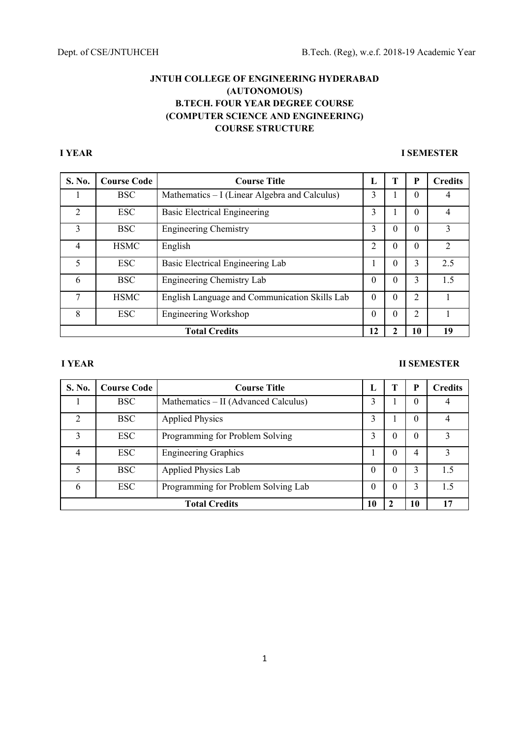# JNTUH COLLEGE OF ENGINEERING HYDERABAD (AUTONOMOUS)

## B.TECH. FOUR YEAR DEGREE COURSE (COMPUTER SCIENCE AND ENGINEERING)

## COURSE STRUCTURE

**I YEAR** **I SEMESTER**

| S. No. | Course Code | Course Title | L | T | P | Credits |
|---|---|---|---|---|---|---|
| 1 | BSC | Mathematics – I (Linear Algebra and Calculus) | 3 | 1 | 0 | 4 |
| 2 | ESC | Basic Electrical Engineering | 3 | 1 | 0 | 4 |
| 3 | BSC | Engineering Chemistry | 3 | 0 | 0 | 3 |
| 4 | HSMC | English | 2 | 0 | 0 | 2 |
| 5 | ESC | Basic Electrical Engineering Lab | 1 | 0 | 3 | 2.5 |
| 6 | BSC | Engineering Chemistry Lab | 0 | 0 | 3 | 1.5 |
| 7 | HSMC | English Language and Communication Skills Lab | 0 | 0 | 2 | 1 |
| 8 | ESC | Engineering Workshop | 0 | 0 | 2 | 1 |
| | | **Total Credits** | **12** | **2** | **10** | **19** |

**I YEAR** **II SEMESTER**

| S. No. | Course Code | Course Title | L | T | P | Credits |
|---|---|---|---|---|---|---|
| 1 | BSC | Mathematics – II (Advanced Calculus) | 3 | 1 | 0 | 4 |
| 2 | BSC | Applied Physics | 3 | 1 | 0 | 4 |
| 3 | ESC | Programming for Problem Solving | 3 | 0 | 0 | 3 |
| 4 | ESC | Engineering Graphics | 1 | 0 | 4 | 3 |
| 5 | BSC | Applied Physics Lab | 0 | 0 | 3 | 1.5 |
| 6 | ESC | Programming for Problem Solving Lab | 0 | 0 | 3 | 1.5 |
| | | **Total Credits** | **10** | **2** | **10** | **17** |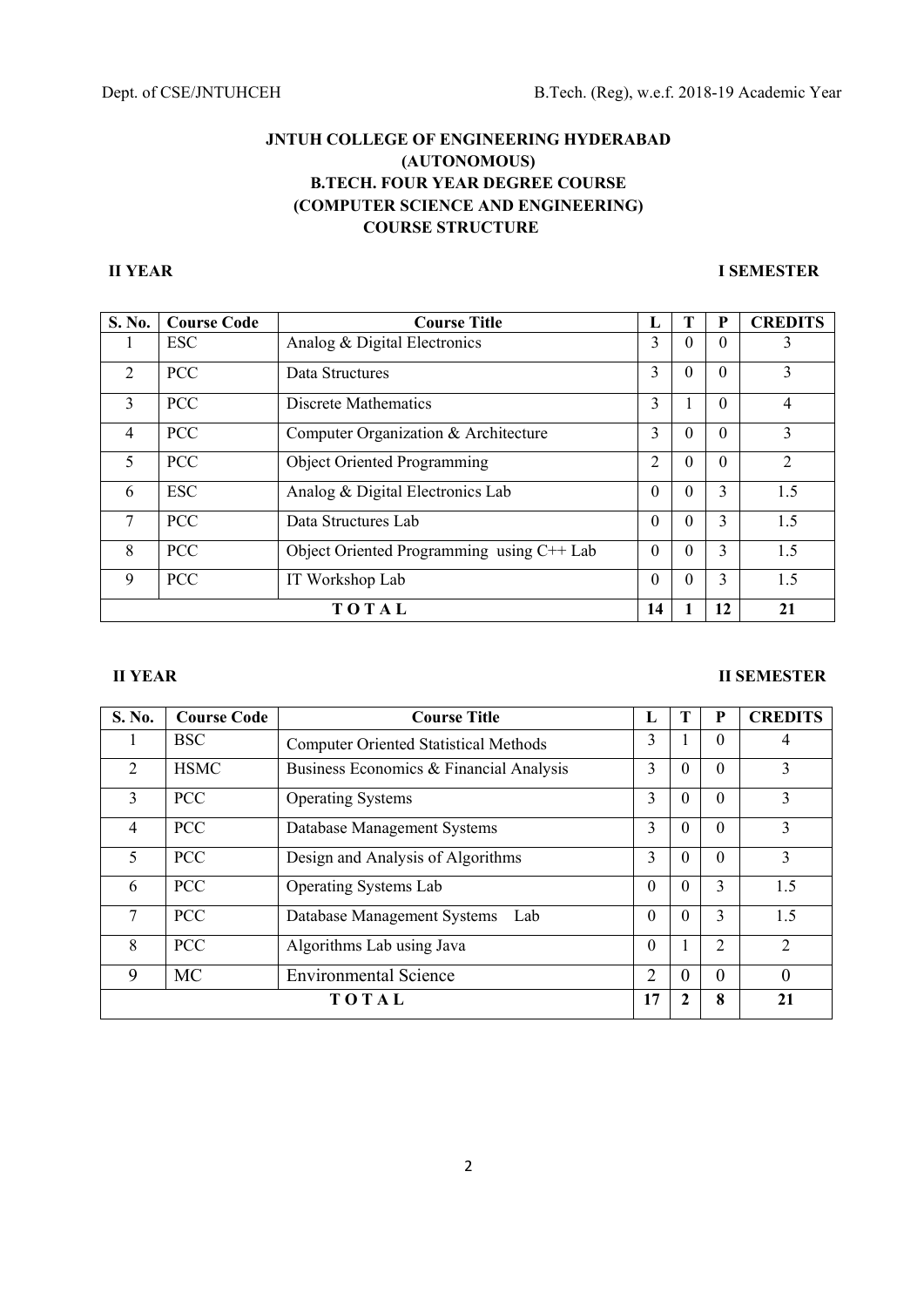# JNTUH COLLEGE OF ENGINEERING HYDERABAD
## (AUTONOMOUS)
## B.TECH. FOUR YEAR DEGREE COURSE
## (COMPUTER SCIENCE AND ENGINEERING)
## COURSE STRUCTURE

**II YEAR** **I SEMESTER**

| S. No. | Course Code | Course Title | L | T | P | CREDITS |
|---|---|---|---|---|---|---|
| 1 | ESC | Analog & Digital Electronics | 3 | 0 | 0 | 3 |
| 2 | PCC | Data Structures | 3 | 0 | 0 | 3 |
| 3 | PCC | Discrete Mathematics | 3 | 1 | 0 | 4 |
| 4 | PCC | Computer Organization & Architecture | 3 | 0 | 0 | 3 |
| 5 | PCC | Object Oriented Programming | 2 | 0 | 0 | 2 |
| 6 | ESC | Analog & Digital Electronics Lab | 0 | 0 | 3 | 1.5 |
| 7 | PCC | Data Structures Lab | 0 | 0 | 3 | 1.5 |
| 8 | PCC | Object Oriented Programming using C++ Lab | 0 | 0 | 3 | 1.5 |
| 9 | PCC | IT Workshop Lab | 0 | 0 | 3 | 1.5 |
| **TOTAL** | | | **14** | **1** | **12** | **21** |

**II YEAR** **II SEMESTER**

| S. No. | Course Code | Course Title | L | T | P | CREDITS |
|---|---|---|---|---|---|---|
| 1 | BSC | Computer Oriented Statistical Methods | 3 | 1 | 0 | 4 |
| 2 | HSMC | Business Economics & Financial Analysis | 3 | 0 | 0 | 3 |
| 3 | PCC | Operating Systems | 3 | 0 | 0 | 3 |
| 4 | PCC | Database Management Systems | 3 | 0 | 0 | 3 |
| 5 | PCC | Design and Analysis of Algorithms | 3 | 0 | 0 | 3 |
| 6 | PCC | Operating Systems Lab | 0 | 0 | 3 | 1.5 |
| 7 | PCC | Database Management Systems Lab | 0 | 0 | 3 | 1.5 |
| 8 | PCC | Algorithms Lab using Java | 0 | 1 | 2 | 2 |
| 9 | MC | Environmental Science | 2 | 0 | 0 | 0 |
| **TOTAL** | | | **17** | **2** | **8** | **21** |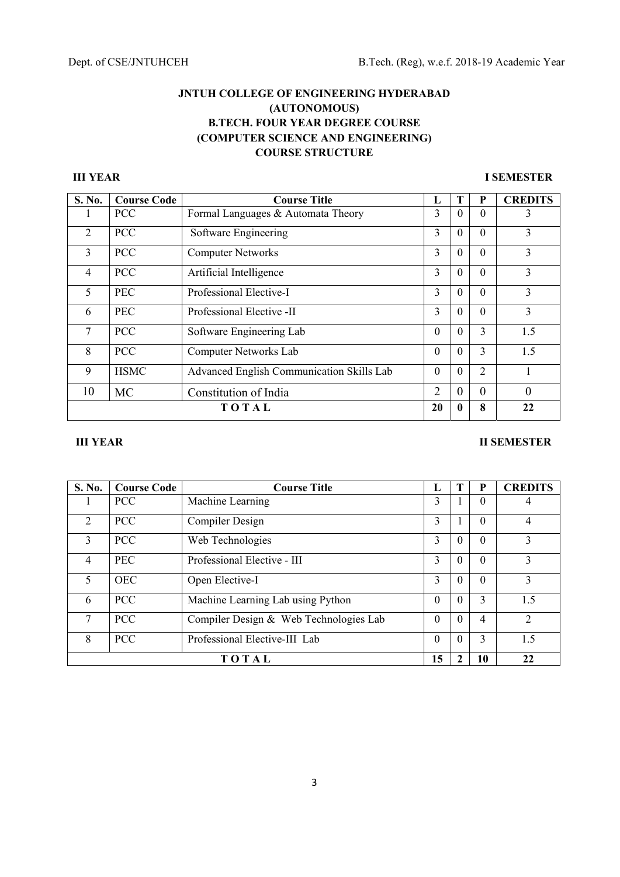**JNTUH COLLEGE OF ENGINEERING HYDERABAD**
**(AUTONOMOUS)**
**B.TECH. FOUR YEAR DEGREE COURSE**
**(COMPUTER SCIENCE AND ENGINEERING)**
**COURSE STRUCTURE**

**III YEAR** **I SEMESTER**

| S. No. | Course Code | Course Title | L | T | P | CREDITS |
|---|---|---|---|---|---|---|
| 1 | PCC | Formal Languages & Automata Theory | 3 | 0 | 0 | 3 |
| 2 | PCC | Software Engineering | 3 | 0 | 0 | 3 |
| 3 | PCC | Computer Networks | 3 | 0 | 0 | 3 |
| 4 | PCC | Artificial Intelligence | 3 | 0 | 0 | 3 |
| 5 | PEC | Professional Elective-I | 3 | 0 | 0 | 3 |
| 6 | PEC | Professional Elective -II | 3 | 0 | 0 | 3 |
| 7 | PCC | Software Engineering Lab | 0 | 0 | 3 | 1.5 |
| 8 | PCC | Computer Networks Lab | 0 | 0 | 3 | 1.5 |
| 9 | HSMC | Advanced English Communication Skills Lab | 0 | 0 | 2 | 1 |
| 10 | MC | Constitution of India | 2 | 0 | 0 | 0 |
| | | **TOTAL** | **20** | **0** | **8** | **22** |

**III YEAR** **II SEMESTER**

| S. No. | Course Code | Course Title | L | T | P | CREDITS |
|---|---|---|---|---|---|---|
| 1 | PCC | Machine Learning | 3 | 1 | 0 | 4 |
| 2 | PCC | Compiler Design | 3 | 1 | 0 | 4 |
| 3 | PCC | Web Technologies | 3 | 0 | 0 | 3 |
| 4 | PEC | Professional Elective - III | 3 | 0 | 0 | 3 |
| 5 | OEC | Open Elective-I | 3 | 0 | 0 | 3 |
| 6 | PCC | Machine Learning Lab using Python | 0 | 0 | 3 | 1.5 |
| 7 | PCC | Compiler Design & Web Technologies Lab | 0 | 0 | 4 | 2 |
| 8 | PCC | Professional Elective-III Lab | 0 | 0 | 3 | 1.5 |
| | | **TOTAL** | **15** | **2** | **10** | **22** |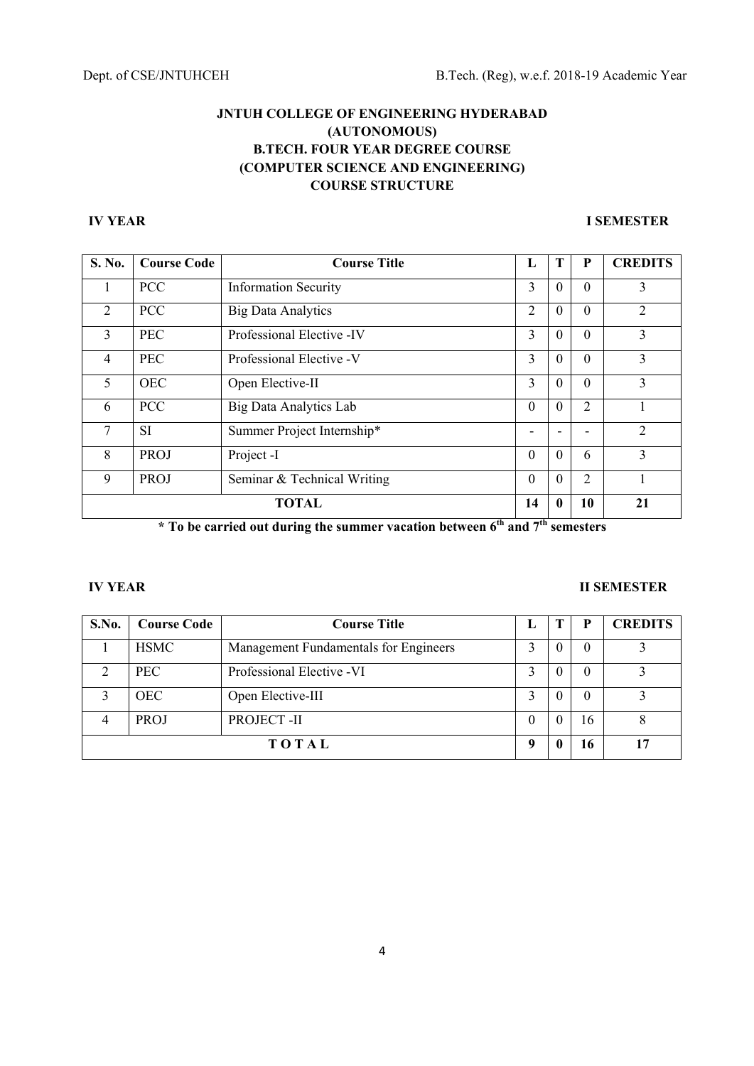# JNTUH COLLEGE OF ENGINEERING HYDERABAD
## (AUTONOMOUS)
## B.TECH. FOUR YEAR DEGREE COURSE
## (COMPUTER SCIENCE AND ENGINEERING)
## COURSE STRUCTURE

**IV YEAR** **I SEMESTER**

| S. No. | Course Code | Course Title | L | T | P | CREDITS |
|---|---|---|---|---|---|---|
| 1 | PCC | Information Security | 3 | 0 | 0 | 3 |
| 2 | PCC | Big Data Analytics | 2 | 0 | 0 | 2 |
| 3 | PEC | Professional Elective -IV | 3 | 0 | 0 | 3 |
| 4 | PEC | Professional Elective -V | 3 | 0 | 0 | 3 |
| 5 | OEC | Open Elective-II | 3 | 0 | 0 | 3 |
| 6 | PCC | Big Data Analytics Lab | 0 | 0 | 2 | 1 |
| 7 | SI | Summer Project Internship* | - | - | - | 2 |
| 8 | PROJ | Project -I | 0 | 0 | 6 | 3 |
| 9 | PROJ | Seminar & Technical Writing | 0 | 0 | 2 | 1 |
| **TOTAL** | | | **14** | **0** | **10** | **21** |

**\* To be carried out during the summer vacation between 6th and 7th semesters**

**IV YEAR** **II SEMESTER**

| S.No. | Course Code | Course Title | L | T | P | CREDITS |
|---|---|---|---|---|---|---|
| 1 | HSMC | Management Fundamentals for Engineers | 3 | 0 | 0 | 3 |
| 2 | PEC | Professional Elective -VI | 3 | 0 | 0 | 3 |
| 3 | OEC | Open Elective-III | 3 | 0 | 0 | 3 |
| 4 | PROJ | PROJECT -II | 0 | 0 | 16 | 8 |
| **TOTAL** | | | **9** | **0** | **16** | **17** |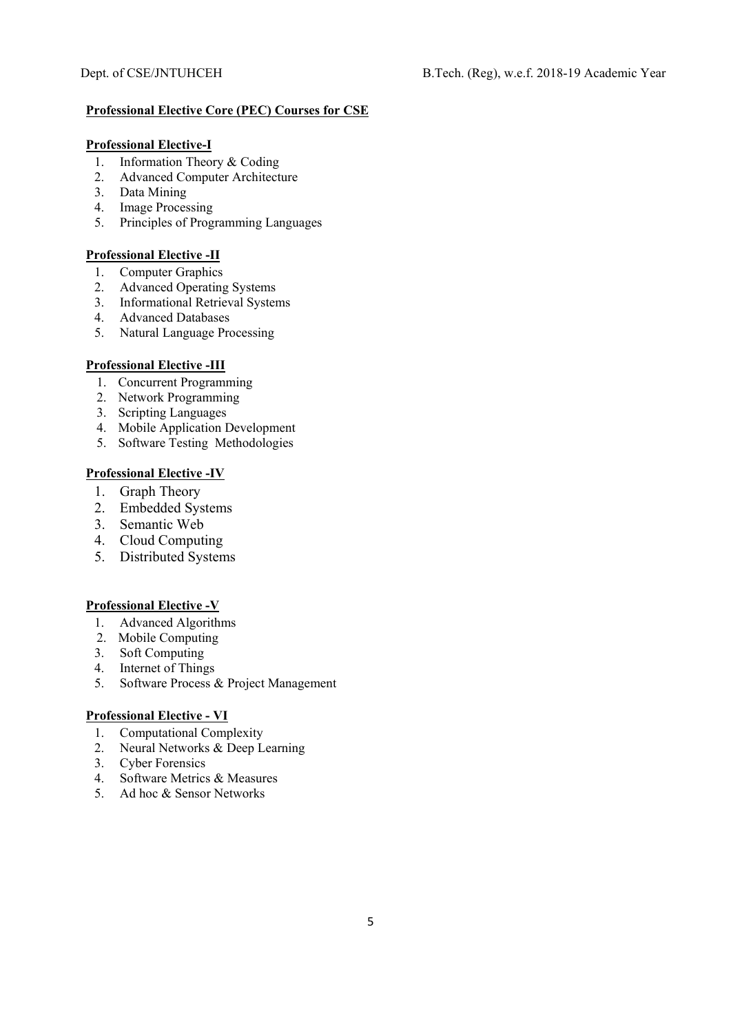**Professional Elective Core (PEC) Courses for CSE**

**Professional Elective-I**

1. Information Theory & Coding
2. Advanced Computer Architecture
3. Data Mining
4. Image Processing
5. Principles of Programming Languages

**Professional Elective -II**

1. Computer Graphics
2. Advanced Operating Systems
3. Informational Retrieval Systems
4. Advanced Databases
5. Natural Language Processing

**Professional Elective -III**

1. Concurrent Programming
2. Network Programming
3. Scripting Languages
4. Mobile Application Development
5. Software Testing Methodologies

**Professional Elective -IV**

1. Graph Theory
2. Embedded Systems
3. Semantic Web
4. Cloud Computing
5. Distributed Systems

**Professional Elective -V**

1. Advanced Algorithms
2. Mobile Computing
3. Soft Computing
4. Internet of Things
5. Software Process & Project Management

**Professional Elective - VI**

1. Computational Complexity
2. Neural Networks & Deep Learning
3. Cyber Forensics
4. Software Metrics & Measures
5. Ad hoc & Sensor Networks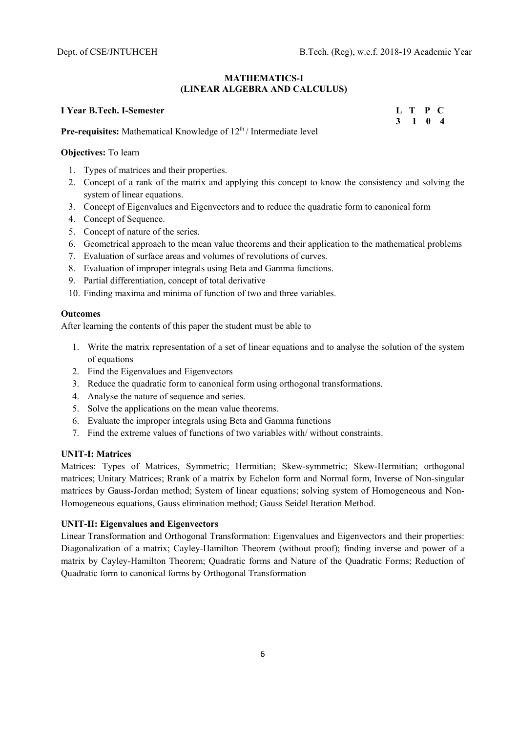## MATHEMATICS-I
## (LINEAR ALGEBRA AND CALCULUS)

**I Year B.Tech. I-Semester**

| L | T | P | C |
|---|---|---|---|
| 3 | 1 | 0 | 4 |

**Pre-requisites:** Mathematical Knowledge of 12th / Intermediate level

**Objectives:** To learn

1. Types of matrices and their properties.
2. Concept of a rank of the matrix and applying this concept to know the consistency and solving the system of linear equations.
3. Concept of Eigenvalues and Eigenvectors and to reduce the quadratic form to canonical form
4. Concept of Sequence.
5. Concept of nature of the series.
6. Geometrical approach to the mean value theorems and their application to the mathematical problems
7. Evaluation of surface areas and volumes of revolutions of curves.
8. Evaluation of improper integrals using Beta and Gamma functions.
9. Partial differentiation, concept of total derivative
10. Finding maxima and minima of function of two and three variables.

**Outcomes**

After learning the contents of this paper the student must be able to

1. Write the matrix representation of a set of linear equations and to analyse the solution of the system of equations
2. Find the Eigenvalues and Eigenvectors
3. Reduce the quadratic form to canonical form using orthogonal transformations.
4. Analyse the nature of sequence and series.
5. Solve the applications on the mean value theorems.
6. Evaluate the improper integrals using Beta and Gamma functions
7. Find the extreme values of functions of two variables with/ without constraints.

**UNIT-I: Matrices**

Matrices: Types of Matrices, Symmetric; Hermitian; Skew-symmetric; Skew-Hermitian; orthogonal matrices; Unitary Matrices; Rrank of a matrix by Echelon form and Normal form, Inverse of Non-singular matrices by Gauss-Jordan method; System of linear equations; solving system of Homogeneous and Non-Homogeneous equations, Gauss elimination method; Gauss Seidel Iteration Method.

**UNIT-II: Eigenvalues and Eigenvectors**

Linear Transformation and Orthogonal Transformation: Eigenvalues and Eigenvectors and their properties: Diagonalization of a matrix; Cayley-Hamilton Theorem (without proof); finding inverse and power of a matrix by Cayley-Hamilton Theorem; Quadratic forms and Nature of the Quadratic Forms; Reduction of Quadratic form to canonical forms by Orthogonal Transformation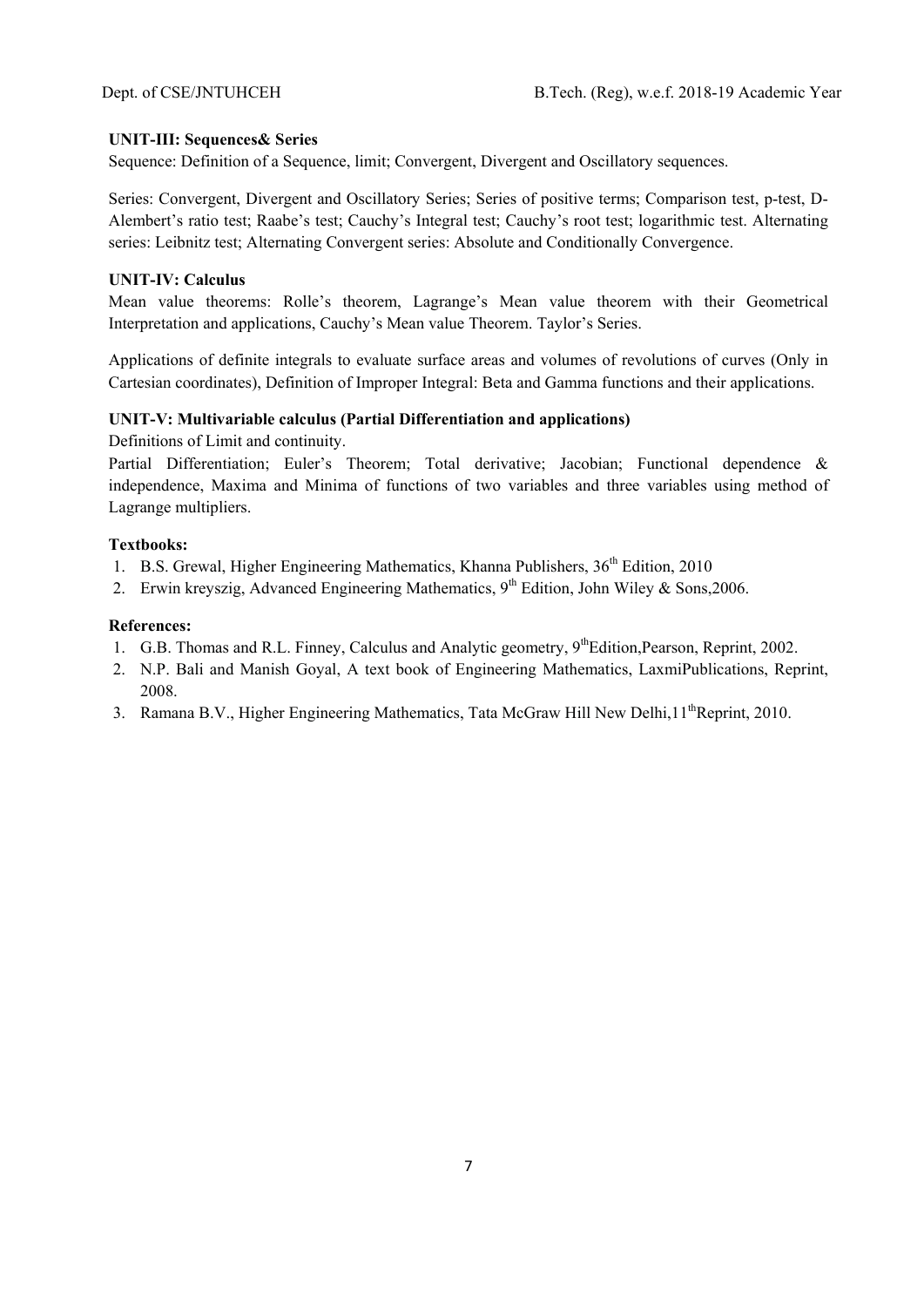**UNIT-III: Sequences& Series**

Sequence: Definition of a Sequence, limit; Convergent, Divergent and Oscillatory sequences.

Series: Convergent, Divergent and Oscillatory Series; Series of positive terms; Comparison test, p-test, D-Alembert's ratio test; Raabe's test; Cauchy's Integral test; Cauchy's root test; logarithmic test. Alternating series: Leibnitz test; Alternating Convergent series: Absolute and Conditionally Convergence.

**UNIT-IV: Calculus**

Mean value theorems: Rolle's theorem, Lagrange's Mean value theorem with their Geometrical Interpretation and applications, Cauchy's Mean value Theorem. Taylor's Series.

Applications of definite integrals to evaluate surface areas and volumes of revolutions of curves (Only in Cartesian coordinates), Definition of Improper Integral: Beta and Gamma functions and their applications.

**UNIT-V: Multivariable calculus (Partial Differentiation and applications)**

Definitions of Limit and continuity.

Partial Differentiation; Euler's Theorem; Total derivative; Jacobian; Functional dependence & independence, Maxima and Minima of functions of two variables and three variables using method of Lagrange multipliers.

**Textbooks:**

1. B.S. Grewal, Higher Engineering Mathematics, Khanna Publishers, $36^{th}$ Edition, 2010
2. Erwin kreyszig, Advanced Engineering Mathematics, $9^{th}$ Edition, John Wiley & Sons,2006.

**References:**

1. G.B. Thomas and R.L. Finney, Calculus and Analytic geometry, $9^{th}$Edition,Pearson, Reprint, 2002.
2. N.P. Bali and Manish Goyal, A text book of Engineering Mathematics, LaxmiPublications, Reprint, 2008.
3. Ramana B.V., Higher Engineering Mathematics, Tata McGraw Hill New Delhi,$11^{th}$Reprint, 2010.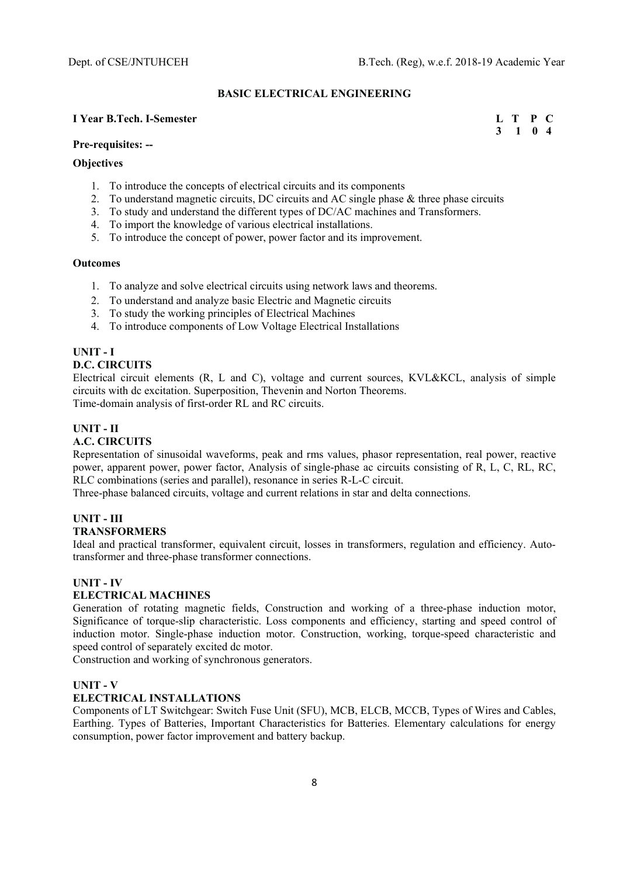# BASIC ELECTRICAL ENGINEERING

**I Year B.Tech. I-Semester**

| L | T | P | C |
|---|---|---|---|
| 3 | 1 | 0 | 4 |

**Pre-requisites: --**

**Objectives**

1. To introduce the concepts of electrical circuits and its components
2. To understand magnetic circuits, DC circuits and AC single phase & three phase circuits
3. To study and understand the different types of DC/AC machines and Transformers.
4. To import the knowledge of various electrical installations.
5. To introduce the concept of power, power factor and its improvement.

**Outcomes**

1. To analyze and solve electrical circuits using network laws and theorems.
2. To understand and analyze basic Electric and Magnetic circuits
3. To study the working principles of Electrical Machines
4. To introduce components of Low Voltage Electrical Installations

**UNIT - I**

**D.C. CIRCUITS**

Electrical circuit elements (R, L and C), voltage and current sources, KVL&KCL, analysis of simple circuits with dc excitation. Superposition, Thevenin and Norton Theorems.

Time-domain analysis of first-order RL and RC circuits.

**UNIT - II**

**A.C. CIRCUITS**

Representation of sinusoidal waveforms, peak and rms values, phasor representation, real power, reactive power, apparent power, power factor, Analysis of single-phase ac circuits consisting of R, L, C, RL, RC, RLC combinations (series and parallel), resonance in series R-L-C circuit.

Three-phase balanced circuits, voltage and current relations in star and delta connections.

**UNIT - III**

**TRANSFORMERS**

Ideal and practical transformer, equivalent circuit, losses in transformers, regulation and efficiency. Auto-transformer and three-phase transformer connections.

**UNIT - IV**

**ELECTRICAL MACHINES**

Generation of rotating magnetic fields, Construction and working of a three-phase induction motor, Significance of torque-slip characteristic. Loss components and efficiency, starting and speed control of induction motor. Single-phase induction motor. Construction, working, torque-speed characteristic and speed control of separately excited dc motor.

Construction and working of synchronous generators.

**UNIT - V**

**ELECTRICAL INSTALLATIONS**

Components of LT Switchgear: Switch Fuse Unit (SFU), MCB, ELCB, MCCB, Types of Wires and Cables, Earthing. Types of Batteries, Important Characteristics for Batteries. Elementary calculations for energy consumption, power factor improvement and battery backup.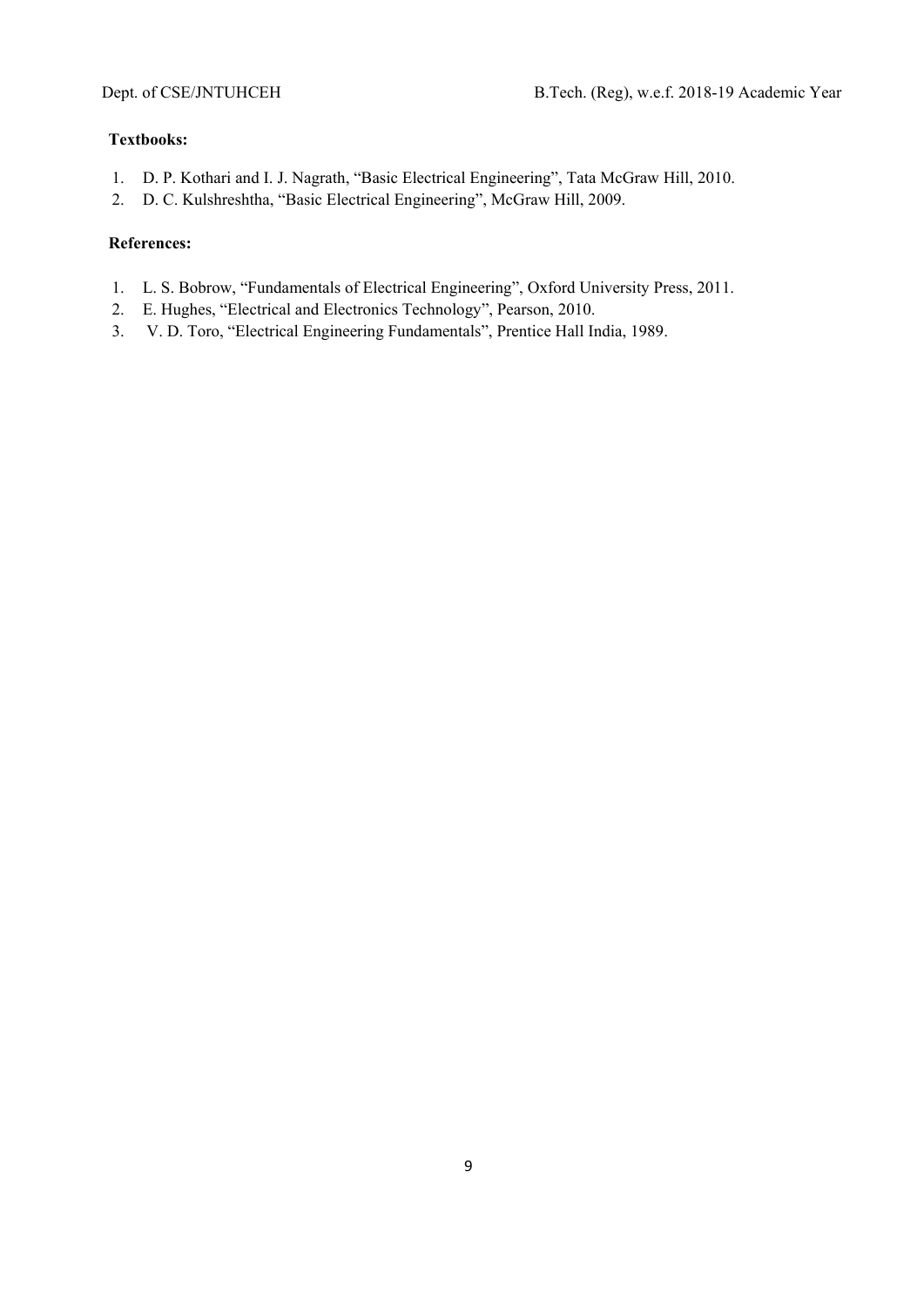**Textbooks:**

1. D. P. Kothari and I. J. Nagrath, "Basic Electrical Engineering", Tata McGraw Hill, 2010.
2. D. C. Kulshreshtha, "Basic Electrical Engineering", McGraw Hill, 2009.

**References:**

1. L. S. Bobrow, "Fundamentals of Electrical Engineering", Oxford University Press, 2011.
2. E. Hughes, "Electrical and Electronics Technology", Pearson, 2010.
3. V. D. Toro, "Electrical Engineering Fundamentals", Prentice Hall India, 1989.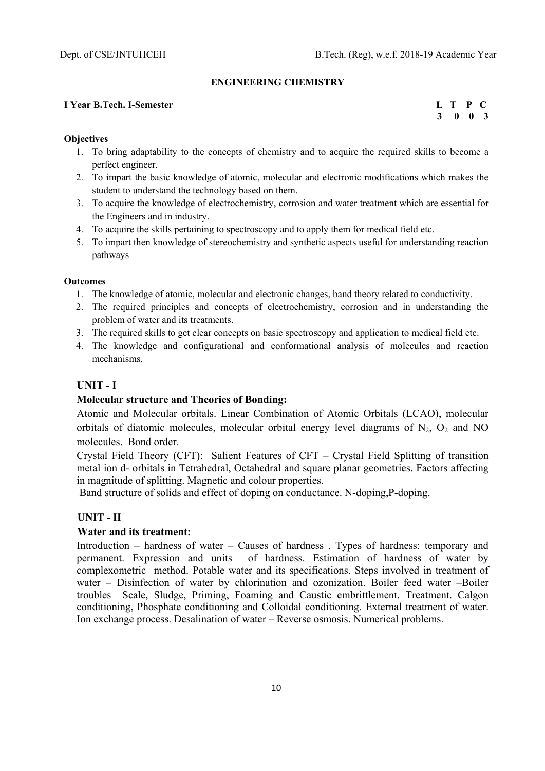## ENGINEERING CHEMISTRY

**I Year B.Tech. I-Semester**

| L | T | P | C |
|---|---|---|---|
| 3 | 0 | 0 | 3 |

**Objectives**

1. To bring adaptability to the concepts of chemistry and to acquire the required skills to become a perfect engineer.
2. To impart the basic knowledge of atomic, molecular and electronic modifications which makes the student to understand the technology based on them.
3. To acquire the knowledge of electrochemistry, corrosion and water treatment which are essential for the Engineers and in industry.
4. To acquire the skills pertaining to spectroscopy and to apply them for medical field etc.
5. To impart then knowledge of stereochemistry and synthetic aspects useful for understanding reaction pathways

**Outcomes**

1. The knowledge of atomic, molecular and electronic changes, band theory related to conductivity.
2. The required principles and concepts of electrochemistry, corrosion and in understanding the problem of water and its treatments.
3. The required skills to get clear concepts on basic spectroscopy and application to medical field etc.
4. The knowledge and configurational and conformational analysis of molecules and reaction mechanisms.

### UNIT - I

**Molecular structure and Theories of Bonding:**

Atomic and Molecular orbitals. Linear Combination of Atomic Orbitals (LCAO), molecular orbitals of diatomic molecules, molecular orbital energy level diagrams of $N_2$, $O_2$ and NO molecules. Bond order.

Crystal Field Theory (CFT): Salient Features of CFT – Crystal Field Splitting of transition metal ion d- orbitals in Tetrahedral, Octahedral and square planar geometries. Factors affecting in magnitude of splitting. Magnetic and colour properties.

Band structure of solids and effect of doping on conductance. N-doping,P-doping.

### UNIT - II

**Water and its treatment:**

Introduction – hardness of water – Causes of hardness . Types of hardness: temporary and permanent. Expression and units of hardness. Estimation of hardness of water by complexometric method. Potable water and its specifications. Steps involved in treatment of water – Disinfection of water by chlorination and ozonization. Boiler feed water –Boiler troubles Scale, Sludge, Priming, Foaming and Caustic embrittlement. Treatment. Calgon conditioning, Phosphate conditioning and Colloidal conditioning. External treatment of water. Ion exchange process. Desalination of water – Reverse osmosis. Numerical problems.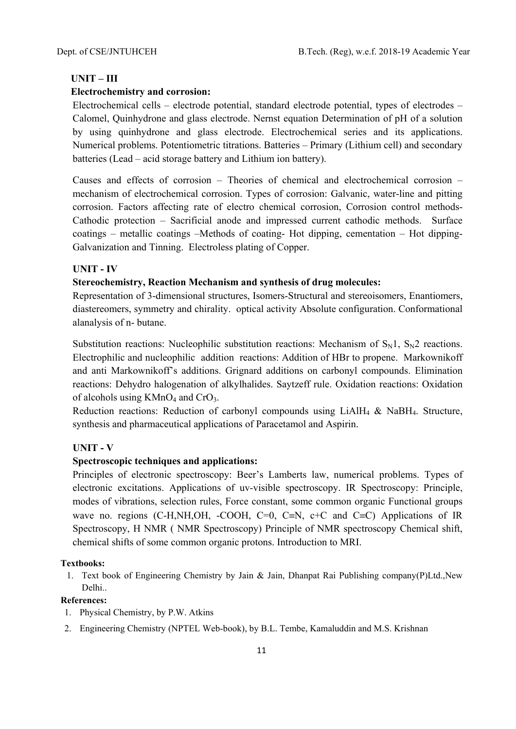## UNIT – III

### Electrochemistry and corrosion:

Electrochemical cells – electrode potential, standard electrode potential, types of electrodes – Calomel, Quinhydrone and glass electrode. Nernst equation Determination of pH of a solution by using quinhydrone and glass electrode. Electrochemical series and its applications. Numerical problems. Potentiometric titrations. Batteries – Primary (Lithium cell) and secondary batteries (Lead – acid storage battery and Lithium ion battery).

Causes and effects of corrosion – Theories of chemical and electrochemical corrosion – mechanism of electrochemical corrosion. Types of corrosion: Galvanic, water-line and pitting corrosion. Factors affecting rate of electro chemical corrosion, Corrosion control methods- Cathodic protection – Sacrificial anode and impressed current cathodic methods. Surface coatings – metallic coatings –Methods of coating- Hot dipping, cementation – Hot dipping- Galvanization and Tinning. Electroless plating of Copper.

## UNIT - IV

### Stereochemistry, Reaction Mechanism and synthesis of drug molecules:

Representation of 3-dimensional structures, Isomers-Structural and stereoisomers, Enantiomers, diastereomers, symmetry and chirality. optical activity Absolute configuration. Conformational alanalysis of n- butane.

Substitution reactions: Nucleophilic substitution reactions: Mechanism of $S_N1$, $S_N2$ reactions. Electrophilic and nucleophilic addition reactions: Addition of HBr to propene. Markownikoff and anti Markownikoff's additions. Grignard additions on carbonyl compounds. Elimination reactions: Dehydro halogenation of alkylhalides. Saytzeff rule. Oxidation reactions: Oxidation of alcohols using $KMnO_4$ and $CrO_3$.

Reduction reactions: Reduction of carbonyl compounds using $LiAlH_4$ & $NaBH_4$. Structure, synthesis and pharmaceutical applications of Paracetamol and Aspirin.

## UNIT - V

### Spectroscopic techniques and applications:

Principles of electronic spectroscopy: Beer's Lamberts law, numerical problems. Types of electronic excitations. Applications of uv-visible spectroscopy. IR Spectroscopy: Principle, modes of vibrations, selection rules, Force constant, some common organic Functional groups wave no. regions (C-H,NH,OH, -COOH, C=0, C≡N, c+C and C≡C) Applications of IR Spectroscopy, H NMR ( NMR Spectroscopy) Principle of NMR spectroscopy Chemical shift, chemical shifts of some common organic protons. Introduction to MRI.

**Textbooks:**

1. Text book of Engineering Chemistry by Jain & Jain, Dhanpat Rai Publishing company(P)Ltd.,New Delhi..

**References:**

1. Physical Chemistry, by P.W. Atkins
2. Engineering Chemistry (NPTEL Web-book), by B.L. Tembe, Kamaluddin and M.S. Krishnan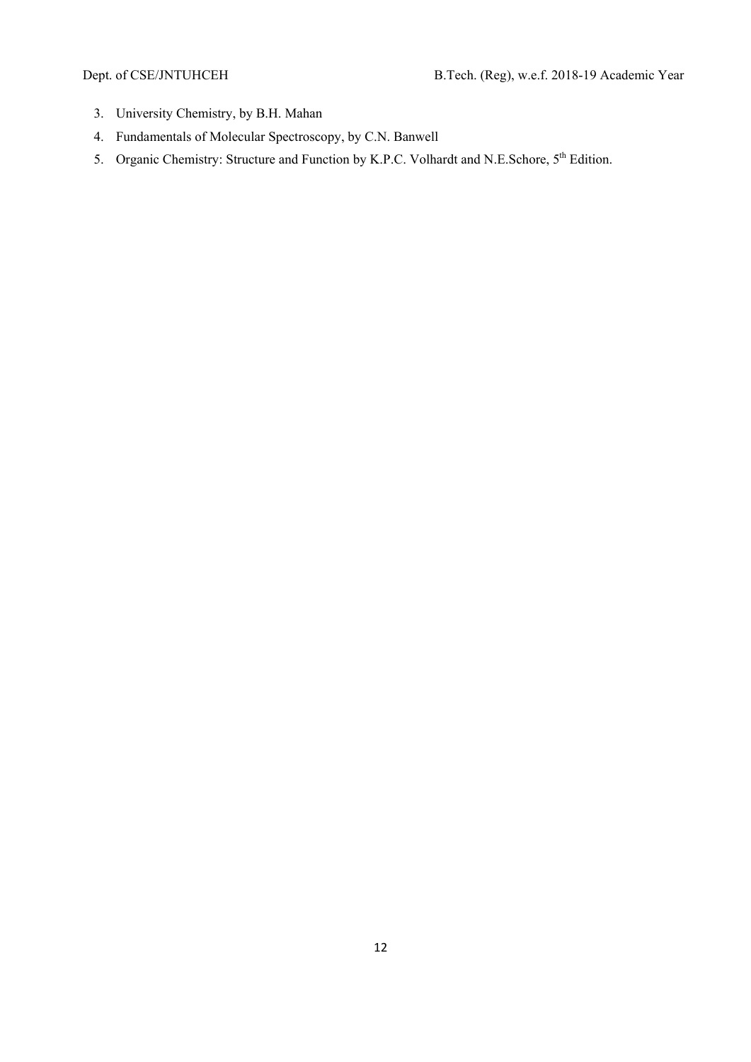3. University Chemistry, by B.H. Mahan
4. Fundamentals of Molecular Spectroscopy, by C.N. Banwell
5. Organic Chemistry: Structure and Function by K.P.C. Volhardt and N.E.Schore, 5th Edition.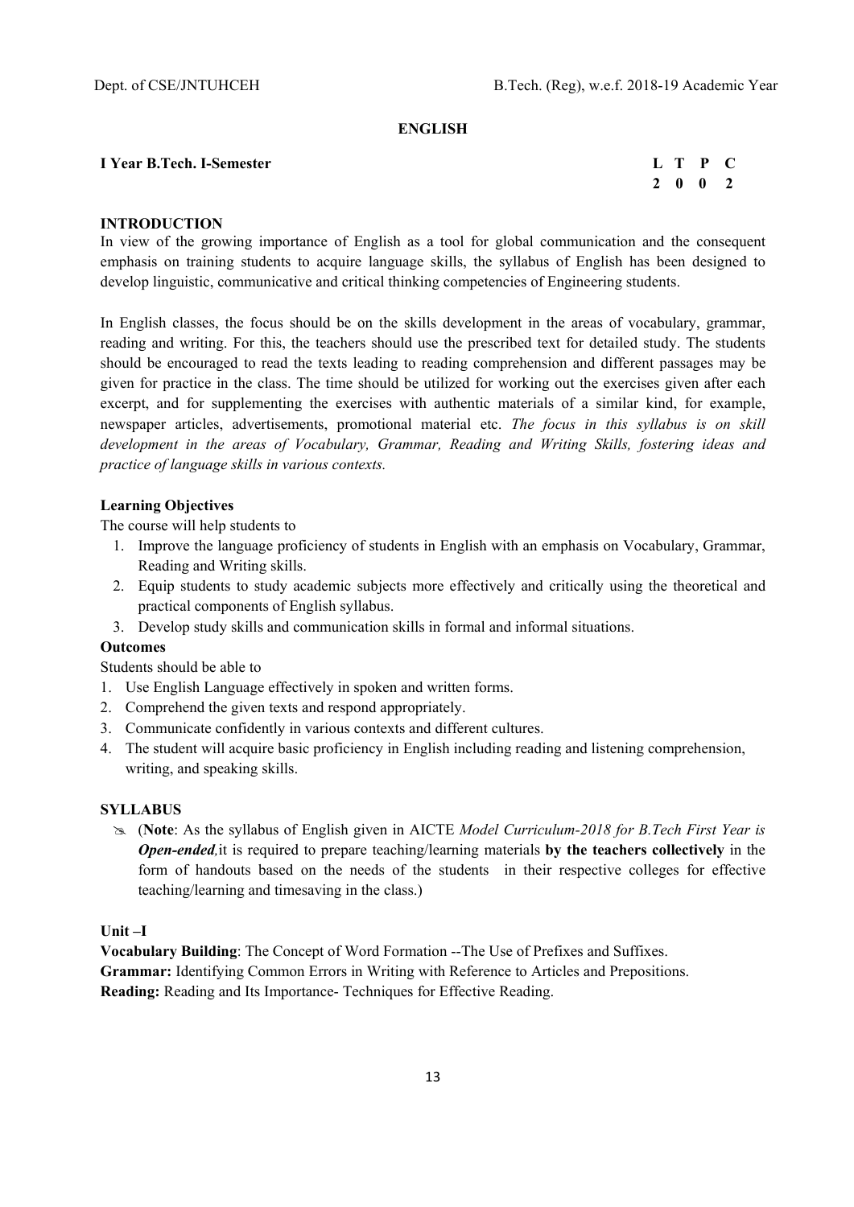# ENGLISH

**I Year B.Tech. I-Semester**

| L | T | P | C |
|---|---|---|---|
| 2 | 0 | 0 | 2 |

**INTRODUCTION**

In view of the growing importance of English as a tool for global communication and the consequent emphasis on training students to acquire language skills, the syllabus of English has been designed to develop linguistic, communicative and critical thinking competencies of Engineering students.

In English classes, the focus should be on the skills development in the areas of vocabulary, grammar, reading and writing. For this, the teachers should use the prescribed text for detailed study. The students should be encouraged to read the texts leading to reading comprehension and different passages may be given for practice in the class. The time should be utilized for working out the exercises given after each excerpt, and for supplementing the exercises with authentic materials of a similar kind, for example, newspaper articles, advertisements, promotional material etc. *The focus in this syllabus is on skill development in the areas of Vocabulary, Grammar, Reading and Writing Skills, fostering ideas and practice of language skills in various contexts.*

**Learning Objectives**

The course will help students to

1. Improve the language proficiency of students in English with an emphasis on Vocabulary, Grammar, Reading and Writing skills.
2. Equip students to study academic subjects more effectively and critically using the theoretical and practical components of English syllabus.
3. Develop study skills and communication skills in formal and informal situations.

**Outcomes**

Students should be able to

1. Use English Language effectively in spoken and written forms.
2. Comprehend the given texts and respond appropriately.
3. Communicate confidently in various contexts and different cultures.
4. The student will acquire basic proficiency in English including reading and listening comprehension, writing, and speaking skills.

**SYLLABUS**

- (**Note**: As the syllabus of English given in AICTE *Model Curriculum-2018 for B.Tech First Year is **Open-ended**,* it is required to prepare teaching/learning materials **by the teachers collectively** in the form of handouts based on the needs of the students in their respective colleges for effective teaching/learning and timesaving in the class.)

**Unit –I**

**Vocabulary Building**: The Concept of Word Formation --The Use of Prefixes and Suffixes.
**Grammar:** Identifying Common Errors in Writing with Reference to Articles and Prepositions.
**Reading:** Reading and Its Importance- Techniques for Effective Reading.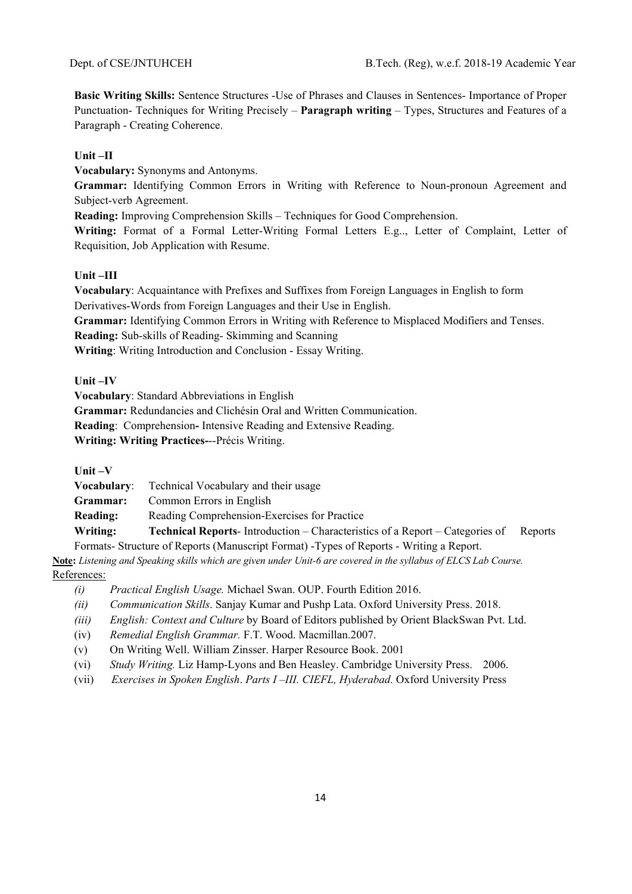**Basic Writing Skills:** Sentence Structures -Use of Phrases and Clauses in Sentences- Importance of Proper Punctuation- Techniques for Writing Precisely – **Paragraph writing** – Types, Structures and Features of a Paragraph - Creating Coherence.

**Unit –II**

**Vocabulary:** Synonyms and Antonyms.

**Grammar:** Identifying Common Errors in Writing with Reference to Noun-pronoun Agreement and Subject-verb Agreement.

**Reading:** Improving Comprehension Skills – Techniques for Good Comprehension.

**Writing:** Format of a Formal Letter-Writing Formal Letters E.g.., Letter of Complaint, Letter of Requisition, Job Application with Resume.

**Unit –III**

**Vocabulary**: Acquaintance with Prefixes and Suffixes from Foreign Languages in English to form Derivatives-Words from Foreign Languages and their Use in English.

**Grammar:** Identifying Common Errors in Writing with Reference to Misplaced Modifiers and Tenses.

**Reading:** Sub-skills of Reading- Skimming and Scanning

**Writing**: Writing Introduction and Conclusion - Essay Writing.

**Unit –IV**

**Vocabulary**: Standard Abbreviations in English

**Grammar:** Redundancies and Clichésin Oral and Written Communication.

**Reading**: Comprehension**-** Intensive Reading and Extensive Reading.

**Writing: Writing Practices**---Précis Writing.

**Unit –V**

**Vocabulary**: Technical Vocabulary and their usage

**Grammar:** Common Errors in English

**Reading:** Reading Comprehension-Exercises for Practice

**Writing:** **Technical Reports**- Introduction – Characteristics of a Report – Categories of Reports Formats- Structure of Reports (Manuscript Format) -Types of Reports - Writing a Report.

**Note:** *Listening and Speaking skills which are given under Unit-6 are covered in the syllabus of ELCS Lab Course.*

References:

(i) *Practical English Usage.* Michael Swan. OUP. Fourth Edition 2016.
(ii) *Communication Skills*. Sanjay Kumar and Pushp Lata. Oxford University Press. 2018.
(iii) *English: Context and Culture* by Board of Editors published by Orient BlackSwan Pvt. Ltd.
(iv) *Remedial English Grammar.* F.T. Wood. Macmillan.2007.
(v) On Writing Well. William Zinsser. Harper Resource Book. 2001
(vi) *Study Writing.* Liz Hamp-Lyons and Ben Heasley. Cambridge University Press. 2006.
(vii) *Exercises in Spoken English*. *Parts I –III. CIEFL, Hyderabad.* Oxford University Press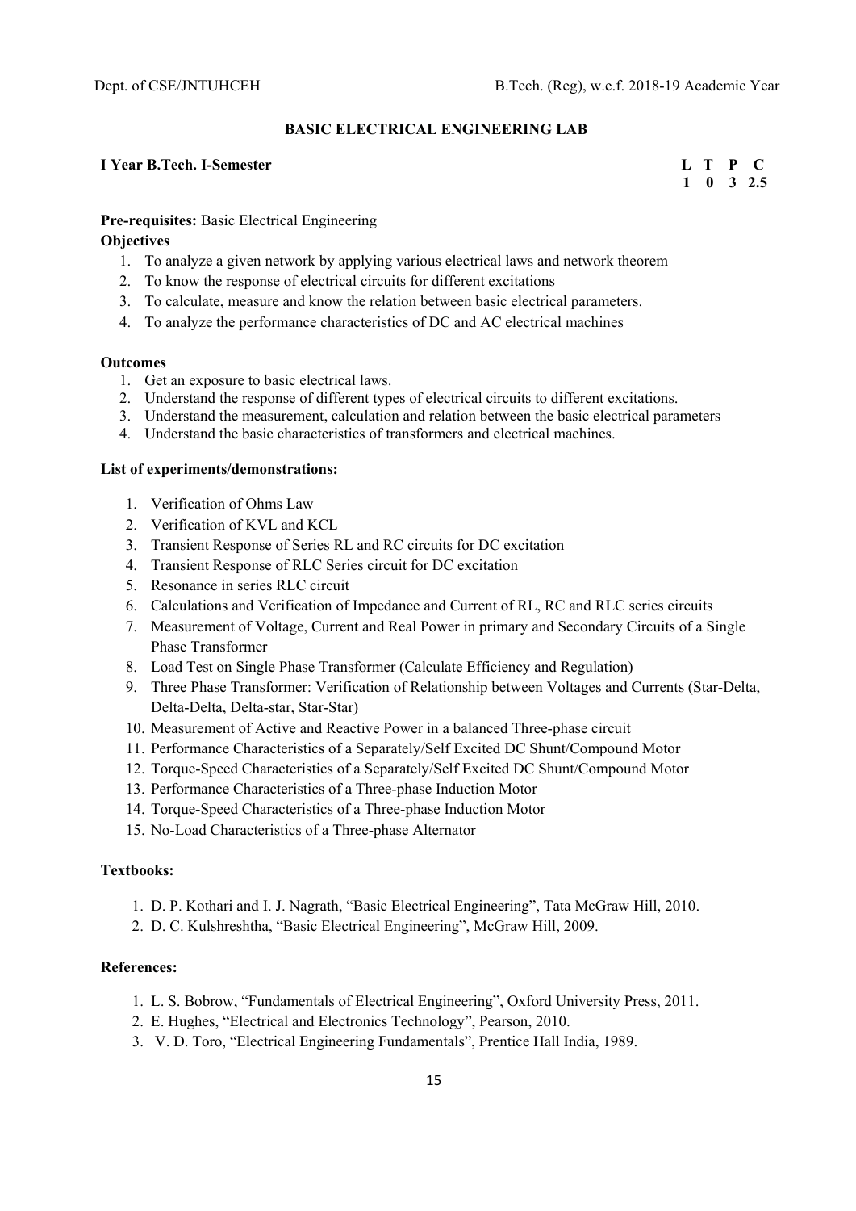## BASIC ELECTRICAL ENGINEERING LAB

**I Year B.Tech. I-Semester**

| L | T | P | C |
|---|---|---|---|
| 1 | 0 | 3 | 2.5 |

**Pre-requisites:** Basic Electrical Engineering

**Objectives**

1. To analyze a given network by applying various electrical laws and network theorem
2. To know the response of electrical circuits for different excitations
3. To calculate, measure and know the relation between basic electrical parameters.
4. To analyze the performance characteristics of DC and AC electrical machines

**Outcomes**

1. Get an exposure to basic electrical laws.
2. Understand the response of different types of electrical circuits to different excitations.
3. Understand the measurement, calculation and relation between the basic electrical parameters
4. Understand the basic characteristics of transformers and electrical machines.

**List of experiments/demonstrations:**

1. Verification of Ohms Law
2. Verification of KVL and KCL
3. Transient Response of Series RL and RC circuits for DC excitation
4. Transient Response of RLC Series circuit for DC excitation
5. Resonance in series RLC circuit
6. Calculations and Verification of Impedance and Current of RL, RC and RLC series circuits
7. Measurement of Voltage, Current and Real Power in primary and Secondary Circuits of a Single Phase Transformer
8. Load Test on Single Phase Transformer (Calculate Efficiency and Regulation)
9. Three Phase Transformer: Verification of Relationship between Voltages and Currents (Star-Delta, Delta-Delta, Delta-star, Star-Star)
10. Measurement of Active and Reactive Power in a balanced Three-phase circuit
11. Performance Characteristics of a Separately/Self Excited DC Shunt/Compound Motor
12. Torque-Speed Characteristics of a Separately/Self Excited DC Shunt/Compound Motor
13. Performance Characteristics of a Three-phase Induction Motor
14. Torque-Speed Characteristics of a Three-phase Induction Motor
15. No-Load Characteristics of a Three-phase Alternator

**Textbooks:**

1. D. P. Kothari and I. J. Nagrath, "Basic Electrical Engineering", Tata McGraw Hill, 2010.
2. D. C. Kulshreshtha, "Basic Electrical Engineering", McGraw Hill, 2009.

**References:**

1. L. S. Bobrow, "Fundamentals of Electrical Engineering", Oxford University Press, 2011.
2. E. Hughes, "Electrical and Electronics Technology", Pearson, 2010.
3. V. D. Toro, "Electrical Engineering Fundamentals", Prentice Hall India, 1989.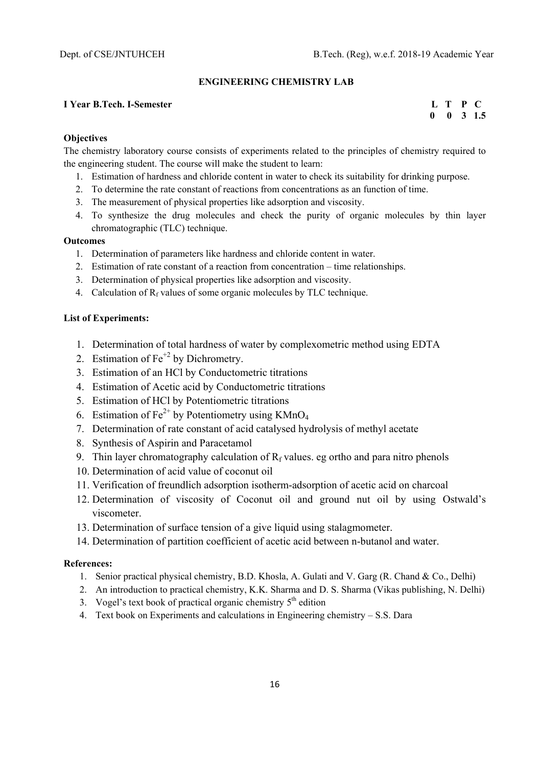## ENGINEERING CHEMISTRY LAB

**I Year B.Tech. I-Semester**

| L | T | P | C |
|---|---|---|---|
| 0 | 0 | 3 | 1.5 |

**Objectives**

The chemistry laboratory course consists of experiments related to the principles of chemistry required to the engineering student. The course will make the student to learn:

1. Estimation of hardness and chloride content in water to check its suitability for drinking purpose.
2. To determine the rate constant of reactions from concentrations as an function of time.
3. The measurement of physical properties like adsorption and viscosity.
4. To synthesize the drug molecules and check the purity of organic molecules by thin layer chromatographic (TLC) technique.

**Outcomes**

1. Determination of parameters like hardness and chloride content in water.
2. Estimation of rate constant of a reaction from concentration – time relationships.
3. Determination of physical properties like adsorption and viscosity.
4. Calculation of $R_f$ values of some organic molecules by TLC technique.

**List of Experiments:**

1. Determination of total hardness of water by complexometric method using EDTA
2. Estimation of $Fe^{+2}$ by Dichrometry.
3. Estimation of an HCl by Conductometric titrations
4. Estimation of Acetic acid by Conductometric titrations
5. Estimation of HCl by Potentiometric titrations
6. Estimation of $Fe^{2+}$ by Potentiometry using $KMnO_4$
7. Determination of rate constant of acid catalysed hydrolysis of methyl acetate
8. Synthesis of Aspirin and Paracetamol
9. Thin layer chromatography calculation of $R_f$ values. eg ortho and para nitro phenols
10. Determination of acid value of coconut oil
11. Verification of freundlich adsorption isotherm-adsorption of acetic acid on charcoal
12. Determination of viscosity of Coconut oil and ground nut oil by using Ostwald's viscometer.
13. Determination of surface tension of a give liquid using stalagmometer.
14. Determination of partition coefficient of acetic acid between n-butanol and water.

**References:**

1. Senior practical physical chemistry, B.D. Khosla, A. Gulati and V. Garg (R. Chand & Co., Delhi)
2. An introduction to practical chemistry, K.K. Sharma and D. S. Sharma (Vikas publishing, N. Delhi)
3. Vogel's text book of practical organic chemistry 5th edition
4. Text book on Experiments and calculations in Engineering chemistry – S.S. Dara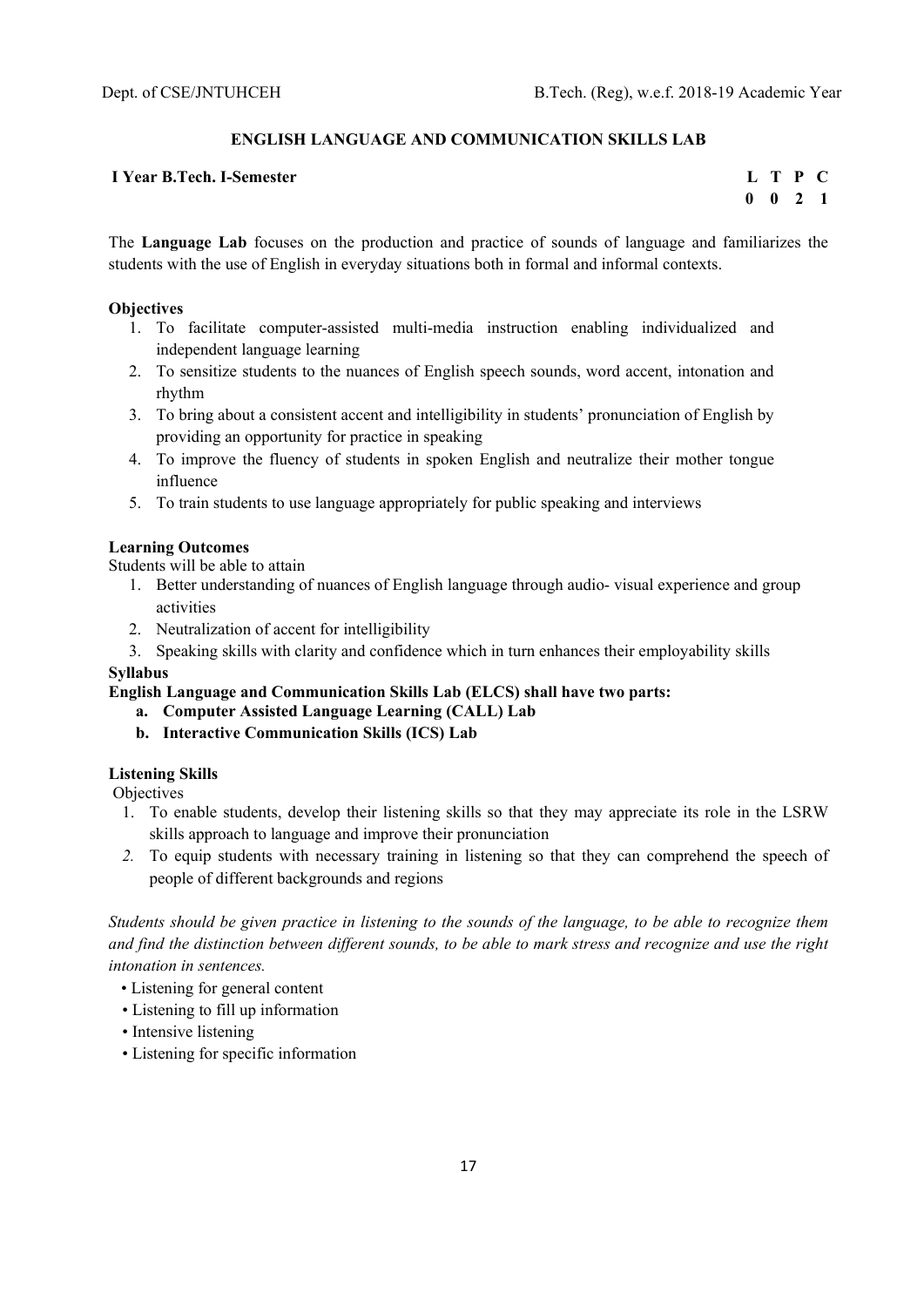## ENGLISH LANGUAGE AND COMMUNICATION SKILLS LAB

**I Year B.Tech. I-Semester**

| L | T | P | C |
|---|---|---|---|
| 0 | 0 | 2 | 1 |

The **Language Lab** focuses on the production and practice of sounds of language and familiarizes the students with the use of English in everyday situations both in formal and informal contexts.

**Objectives**

1. To facilitate computer-assisted multi-media instruction enabling individualized and independent language learning
2. To sensitize students to the nuances of English speech sounds, word accent, intonation and rhythm
3. To bring about a consistent accent and intelligibility in students' pronunciation of English by providing an opportunity for practice in speaking
4. To improve the fluency of students in spoken English and neutralize their mother tongue influence
5. To train students to use language appropriately for public speaking and interviews

**Learning Outcomes**

Students will be able to attain

1. Better understanding of nuances of English language through audio- visual experience and group activities
2. Neutralization of accent for intelligibility
3. Speaking skills with clarity and confidence which in turn enhances their employability skills

**Syllabus**

**English Language and Communication Skills Lab (ELCS) shall have two parts:**

- **a. Computer Assisted Language Learning (CALL) Lab**
- **b. Interactive Communication Skills (ICS) Lab**

**Listening Skills**

Objectives

1. To enable students, develop their listening skills so that they may appreciate its role in the LSRW skills approach to language and improve their pronunciation
2. To equip students with necessary training in listening so that they can comprehend the speech of people of different backgrounds and regions

*Students should be given practice in listening to the sounds of the language, to be able to recognize them and find the distinction between different sounds, to be able to mark stress and recognize and use the right intonation in sentences.*

- Listening for general content
- Listening to fill up information
- Intensive listening
- Listening for specific information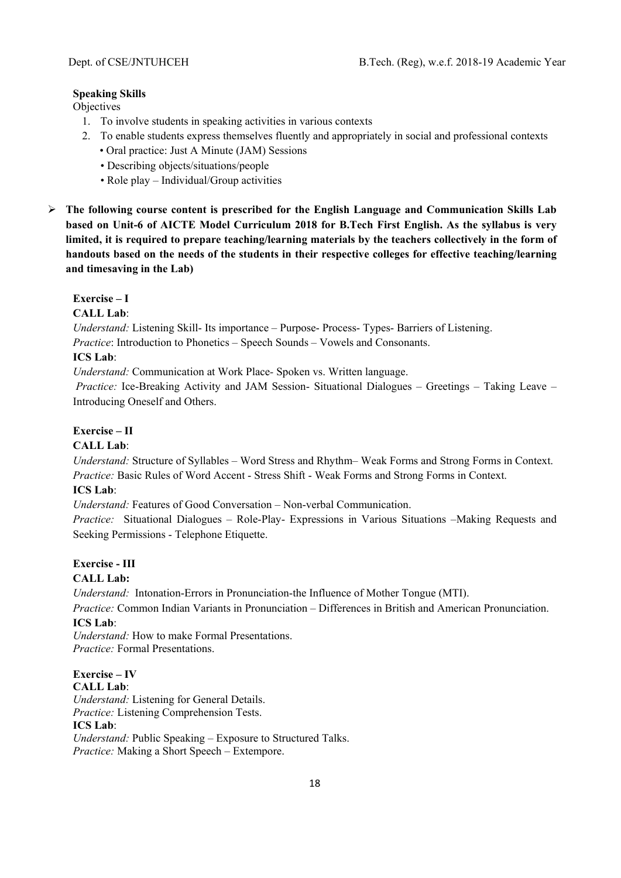**Speaking Skills**

Objectives

1. To involve students in speaking activities in various contexts
2. To enable students express themselves fluently and appropriately in social and professional contexts
   - Oral practice: Just A Minute (JAM) Sessions
   - Describing objects/situations/people
   - Role play – Individual/Group activities

- **The following course content is prescribed for the English Language and Communication Skills Lab based on Unit-6 of AICTE Model Curriculum 2018 for B.Tech First English. As the syllabus is very limited, it is required to prepare teaching/learning materials by the teachers collectively in the form of handouts based on the needs of the students in their respective colleges for effective teaching/learning and timesaving in the Lab)**

**Exercise – I**

**CALL Lab**:

*Understand:* Listening Skill- Its importance – Purpose- Process- Types- Barriers of Listening.

*Practice*: Introduction to Phonetics – Speech Sounds – Vowels and Consonants.

**ICS Lab**:

*Understand:* Communication at Work Place- Spoken vs. Written language.

*Practice:* Ice-Breaking Activity and JAM Session- Situational Dialogues – Greetings – Taking Leave – Introducing Oneself and Others.

**Exercise – II**

**CALL Lab**:

*Understand:* Structure of Syllables – Word Stress and Rhythm– Weak Forms and Strong Forms in Context.

*Practice:* Basic Rules of Word Accent - Stress Shift - Weak Forms and Strong Forms in Context.

**ICS Lab**:

*Understand:* Features of Good Conversation – Non-verbal Communication.

*Practice:* Situational Dialogues – Role-Play- Expressions in Various Situations –Making Requests and Seeking Permissions - Telephone Etiquette.

**Exercise - III**

**CALL Lab:**

*Understand:* Intonation-Errors in Pronunciation-the Influence of Mother Tongue (MTI).

*Practice:* Common Indian Variants in Pronunciation – Differences in British and American Pronunciation.

**ICS Lab**:

*Understand:* How to make Formal Presentations.

*Practice:* Formal Presentations.

**Exercise – IV**

**CALL Lab**:

*Understand:* Listening for General Details.

*Practice:* Listening Comprehension Tests.

**ICS Lab**:

*Understand:* Public Speaking – Exposure to Structured Talks.

*Practice:* Making a Short Speech – Extempore.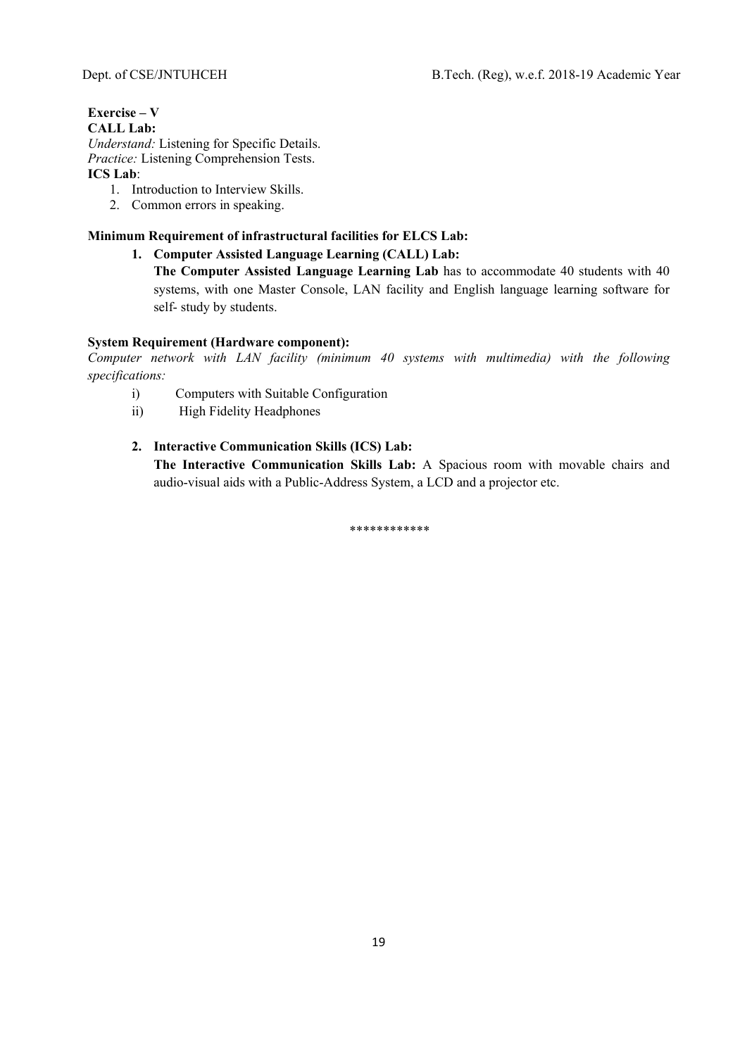**Exercise – V**

**CALL Lab:**

*Understand:* Listening for Specific Details.

*Practice:* Listening Comprehension Tests.

**ICS Lab**:

1. Introduction to Interview Skills.
2. Common errors in speaking.

**Minimum Requirement of infrastructural facilities for ELCS Lab:**

1. **Computer Assisted Language Learning (CALL) Lab:**

   **The Computer Assisted Language Learning Lab** has to accommodate 40 students with 40 systems, with one Master Console, LAN facility and English language learning software for self- study by students.

**System Requirement (Hardware component):**

*Computer network with LAN facility (minimum 40 systems with multimedia) with the following specifications:*

i) Computers with Suitable Configuration

ii) High Fidelity Headphones

2. **Interactive Communication Skills (ICS) Lab:**

   **The Interactive Communication Skills Lab:** A Spacious room with movable chairs and audio-visual aids with a Public-Address System, a LCD and a projector etc.

************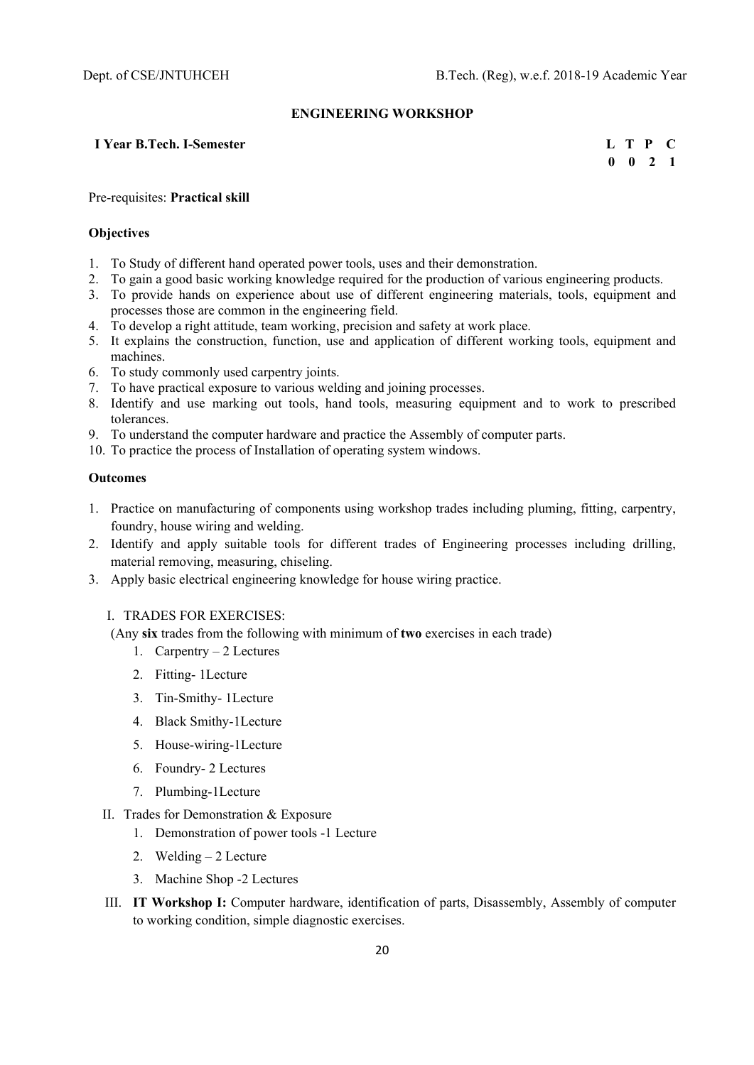## ENGINEERING WORKSHOP

**I Year B.Tech. I-Semester**

| L | T | P | C |
|---|---|---|---|
| 0 | 0 | 2 | 1 |

Pre-requisites: **Practical skill**

**Objectives**

1. To Study of different hand operated power tools, uses and their demonstration.
2. To gain a good basic working knowledge required for the production of various engineering products.
3. To provide hands on experience about use of different engineering materials, tools, equipment and processes those are common in the engineering field.
4. To develop a right attitude, team working, precision and safety at work place.
5. It explains the construction, function, use and application of different working tools, equipment and machines.
6. To study commonly used carpentry joints.
7. To have practical exposure to various welding and joining processes.
8. Identify and use marking out tools, hand tools, measuring equipment and to work to prescribed tolerances.
9. To understand the computer hardware and practice the Assembly of computer parts.
10. To practice the process of Installation of operating system windows.

**Outcomes**

1. Practice on manufacturing of components using workshop trades including pluming, fitting, carpentry, foundry, house wiring and welding.
2. Identify and apply suitable tools for different trades of Engineering processes including drilling, material removing, measuring, chiseling.
3. Apply basic electrical engineering knowledge for house wiring practice.

I. TRADES FOR EXERCISES:

(Any **six** trades from the following with minimum of **two** exercises in each trade)

1. Carpentry – 2 Lectures
2. Fitting- 1Lecture
3. Tin-Smithy- 1Lecture
4. Black Smithy-1Lecture
5. House-wiring-1Lecture
6. Foundry- 2 Lectures
7. Plumbing-1Lecture

II. Trades for Demonstration & Exposure

1. Demonstration of power tools -1 Lecture
2. Welding – 2 Lecture
3. Machine Shop -2 Lectures

III. **IT Workshop I:** Computer hardware, identification of parts, Disassembly, Assembly of computer to working condition, simple diagnostic exercises.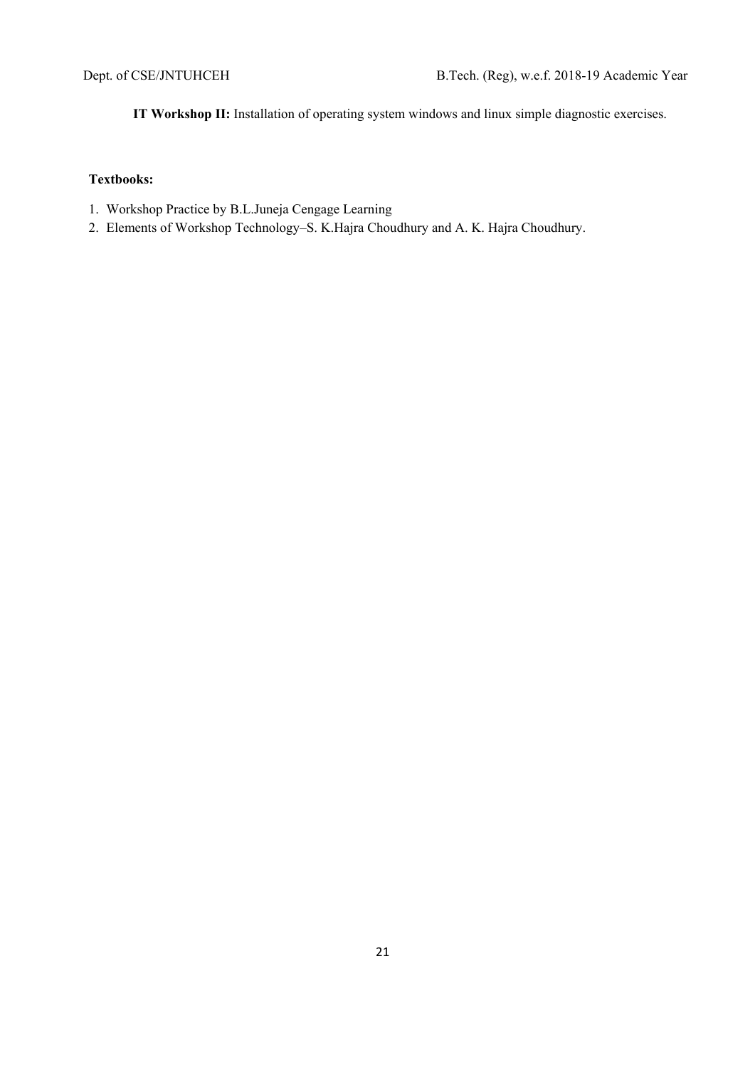**IT Workshop II:** Installation of operating system windows and linux simple diagnostic exercises.

**Textbooks:**

1. Workshop Practice by B.L.Juneja Cengage Learning
2. Elements of Workshop Technology–S. K.Hajra Choudhury and A. K. Hajra Choudhury.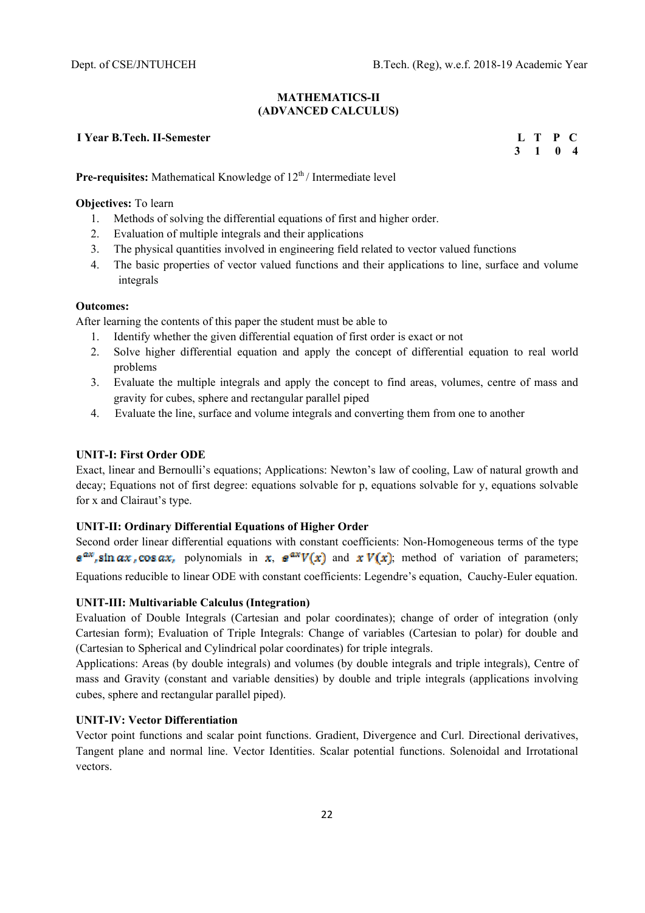## MATHEMATICS-II
## (ADVANCED CALCULUS)

**I Year B.Tech. II-Semester**

| L | T | P | C |
|---|---|---|---|
| 3 | 1 | 0 | 4 |

**Pre-requisites:** Mathematical Knowledge of $12^{th}$ / Intermediate level

**Objectives:** To learn

1. Methods of solving the differential equations of first and higher order.
2. Evaluation of multiple integrals and their applications
3. The physical quantities involved in engineering field related to vector valued functions
4. The basic properties of vector valued functions and their applications to line, surface and volume integrals

**Outcomes:**

After learning the contents of this paper the student must be able to

1. Identify whether the given differential equation of first order is exact or not
2. Solve higher differential equation and apply the concept of differential equation to real world problems
3. Evaluate the multiple integrals and apply the concept to find areas, volumes, centre of mass and gravity for cubes, sphere and rectangular parallel piped
4. Evaluate the line, surface and volume integrals and converting them from one to another

**UNIT-I: First Order ODE**

Exact, linear and Bernoulli's equations; Applications: Newton's law of cooling, Law of natural growth and decay; Equations not of first degree: equations solvable for p, equations solvable for y, equations solvable for x and Clairaut's type.

**UNIT-II: Ordinary Differential Equations of Higher Order**

Second order linear differential equations with constant coefficients: Non-Homogeneous terms of the type $e^{ax}, \sin ax, \cos ax,$ polynomials in $x$, $e^{ax}V(x)$ and $x\,V(x)$; method of variation of parameters; Equations reducible to linear ODE with constant coefficients: Legendre's equation, Cauchy-Euler equation.

**UNIT-III: Multivariable Calculus (Integration)**

Evaluation of Double Integrals (Cartesian and polar coordinates); change of order of integration (only Cartesian form); Evaluation of Triple Integrals: Change of variables (Cartesian to polar) for double and (Cartesian to Spherical and Cylindrical polar coordinates) for triple integrals.

Applications: Areas (by double integrals) and volumes (by double integrals and triple integrals), Centre of mass and Gravity (constant and variable densities) by double and triple integrals (applications involving cubes, sphere and rectangular parallel piped).

**UNIT-IV: Vector Differentiation**

Vector point functions and scalar point functions. Gradient, Divergence and Curl. Directional derivatives, Tangent plane and normal line. Vector Identities. Scalar potential functions. Solenoidal and Irrotational vectors.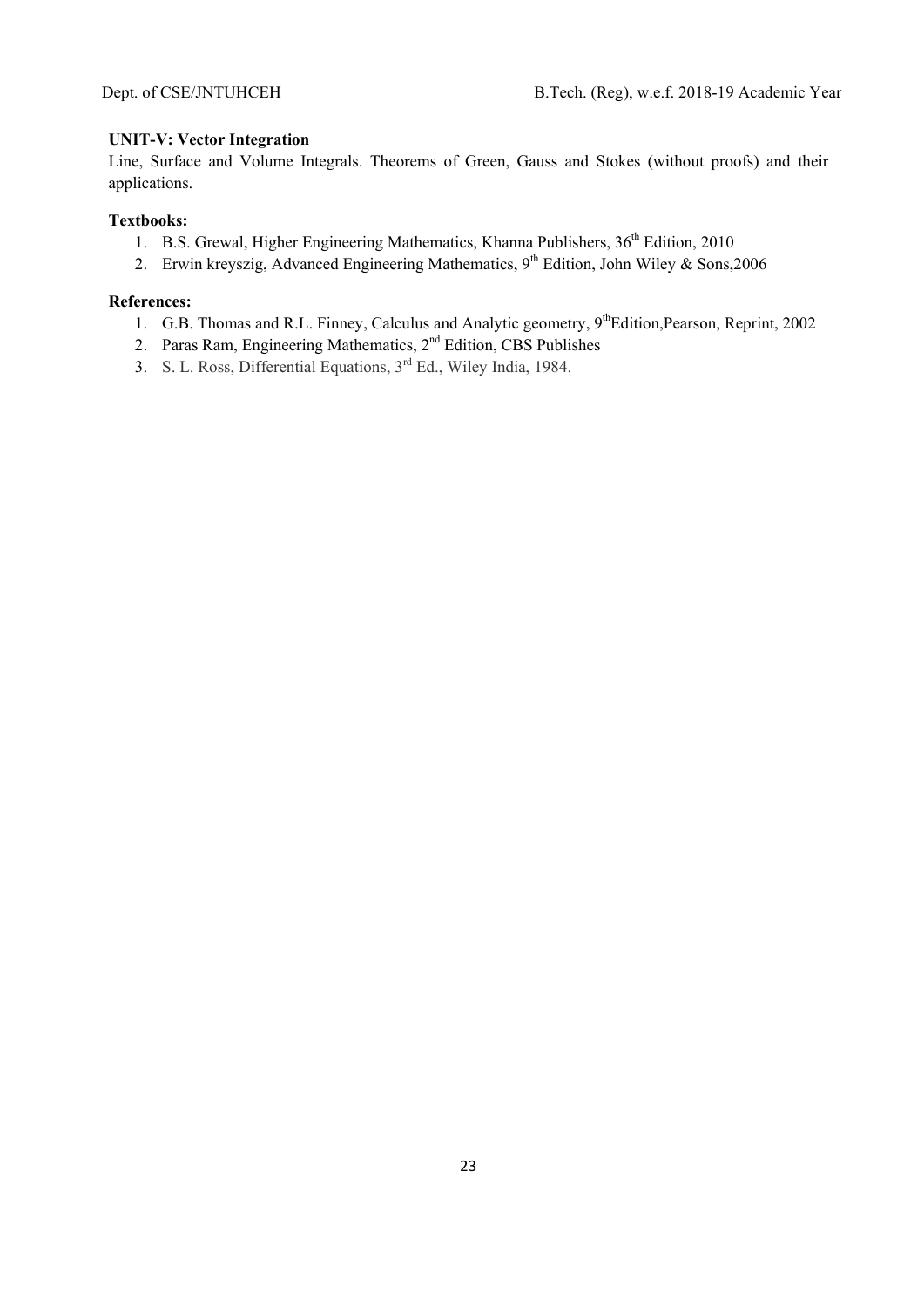**UNIT-V: Vector Integration**

Line, Surface and Volume Integrals. Theorems of Green, Gauss and Stokes (without proofs) and their applications.

**Textbooks:**

1. B.S. Grewal, Higher Engineering Mathematics, Khanna Publishers, 36th Edition, 2010
2. Erwin kreyszig, Advanced Engineering Mathematics, 9th Edition, John Wiley & Sons,2006

**References:**

1. G.B. Thomas and R.L. Finney, Calculus and Analytic geometry, 9thEdition,Pearson, Reprint, 2002
2. Paras Ram, Engineering Mathematics, 2nd Edition, CBS Publishes
3. S. L. Ross, Differential Equations, 3rd Ed., Wiley India, 1984.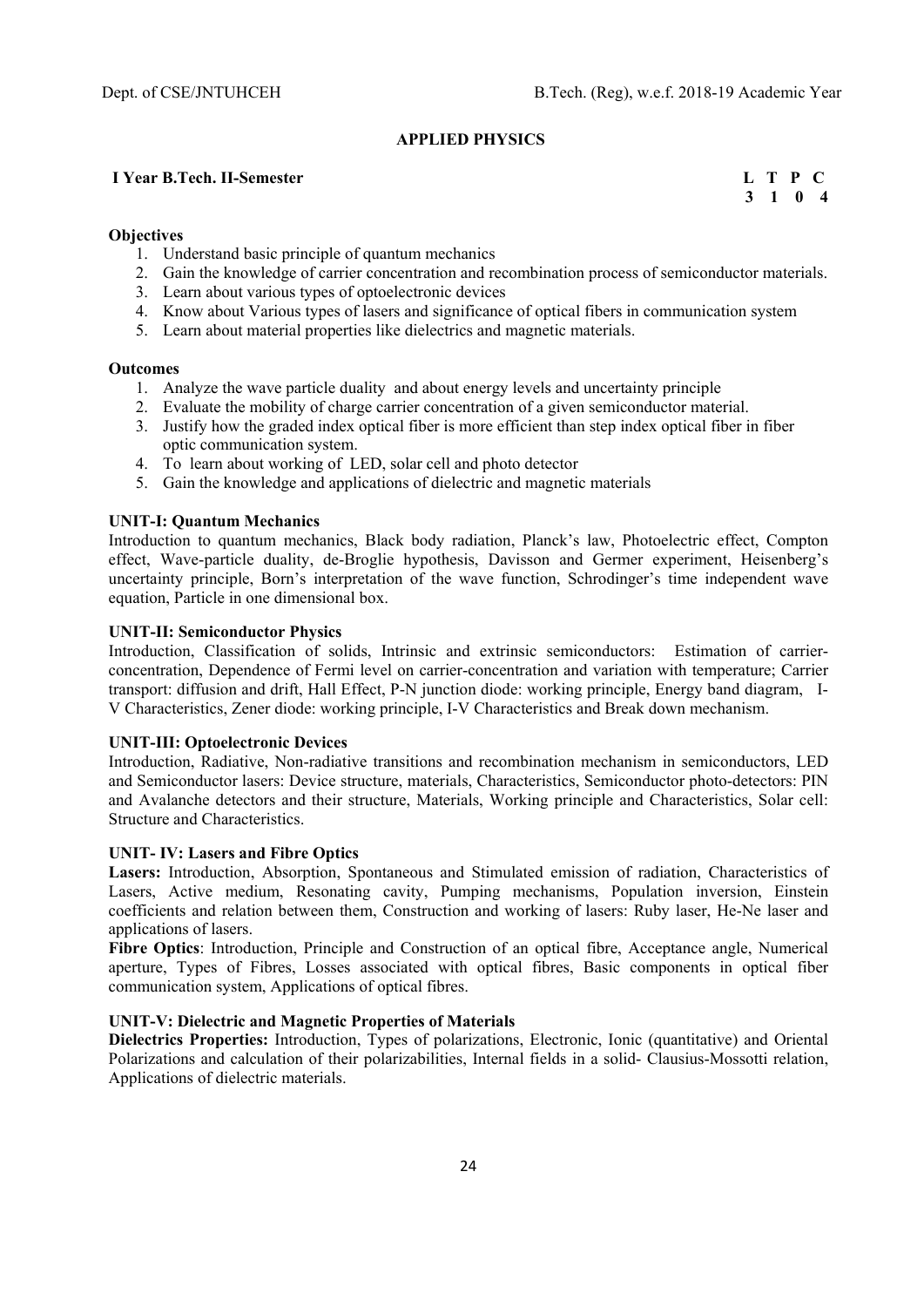## APPLIED PHYSICS

**I Year B.Tech. II-Semester**

| L | T | P | C |
|---|---|---|---|
| 3 | 1 | 0 | 4 |

**Objectives**

1. Understand basic principle of quantum mechanics
2. Gain the knowledge of carrier concentration and recombination process of semiconductor materials.
3. Learn about various types of optoelectronic devices
4. Know about Various types of lasers and significance of optical fibers in communication system
5. Learn about material properties like dielectrics and magnetic materials.

**Outcomes**

1. Analyze the wave particle duality and about energy levels and uncertainty principle
2. Evaluate the mobility of charge carrier concentration of a given semiconductor material.
3. Justify how the graded index optical fiber is more efficient than step index optical fiber in fiber optic communication system.
4. To learn about working of LED, solar cell and photo detector
5. Gain the knowledge and applications of dielectric and magnetic materials

**UNIT-I: Quantum Mechanics**

Introduction to quantum mechanics, Black body radiation, Planck's law, Photoelectric effect, Compton effect, Wave-particle duality, de-Broglie hypothesis, Davisson and Germer experiment, Heisenberg's uncertainty principle, Born's interpretation of the wave function, Schrodinger's time independent wave equation, Particle in one dimensional box.

**UNIT-II: Semiconductor Physics**

Introduction, Classification of solids, Intrinsic and extrinsic semiconductors: Estimation of carrier-concentration, Dependence of Fermi level on carrier-concentration and variation with temperature; Carrier transport: diffusion and drift, Hall Effect, P-N junction diode: working principle, Energy band diagram, I-V Characteristics, Zener diode: working principle, I-V Characteristics and Break down mechanism.

**UNIT-III: Optoelectronic Devices**

Introduction, Radiative, Non-radiative transitions and recombination mechanism in semiconductors, LED and Semiconductor lasers: Device structure, materials, Characteristics, Semiconductor photo-detectors: PIN and Avalanche detectors and their structure, Materials, Working principle and Characteristics, Solar cell: Structure and Characteristics.

**UNIT- IV: Lasers and Fibre Optics**

**Lasers:** Introduction, Absorption, Spontaneous and Stimulated emission of radiation, Characteristics of Lasers, Active medium, Resonating cavity, Pumping mechanisms, Population inversion, Einstein coefficients and relation between them, Construction and working of lasers: Ruby laser, He-Ne laser and applications of lasers.

**Fibre Optics**: Introduction, Principle and Construction of an optical fibre, Acceptance angle, Numerical aperture, Types of Fibres, Losses associated with optical fibres, Basic components in optical fiber communication system, Applications of optical fibres.

**UNIT-V: Dielectric and Magnetic Properties of Materials**

**Dielectrics Properties:** Introduction, Types of polarizations, Electronic, Ionic (quantitative) and Oriental Polarizations and calculation of their polarizabilities, Internal fields in a solid- Clausius-Mossotti relation, Applications of dielectric materials.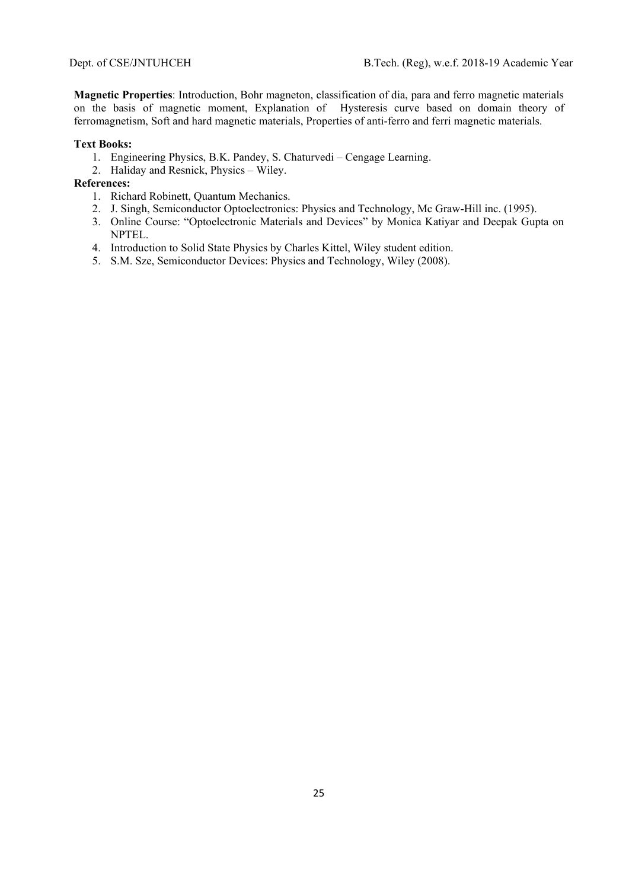**Magnetic Properties**: Introduction, Bohr magneton, classification of dia, para and ferro magnetic materials on the basis of magnetic moment, Explanation of Hysteresis curve based on domain theory of ferromagnetism, Soft and hard magnetic materials, Properties of anti-ferro and ferri magnetic materials.

**Text Books:**

1. Engineering Physics, B.K. Pandey, S. Chaturvedi – Cengage Learning.
2. Haliday and Resnick, Physics – Wiley.

**References:**

1. Richard Robinett, Quantum Mechanics.
2. J. Singh, Semiconductor Optoelectronics: Physics and Technology, Mc Graw-Hill inc. (1995).
3. Online Course: "Optoelectronic Materials and Devices" by Monica Katiyar and Deepak Gupta on NPTEL.
4. Introduction to Solid State Physics by Charles Kittel, Wiley student edition.
5. S.M. Sze, Semiconductor Devices: Physics and Technology, Wiley (2008).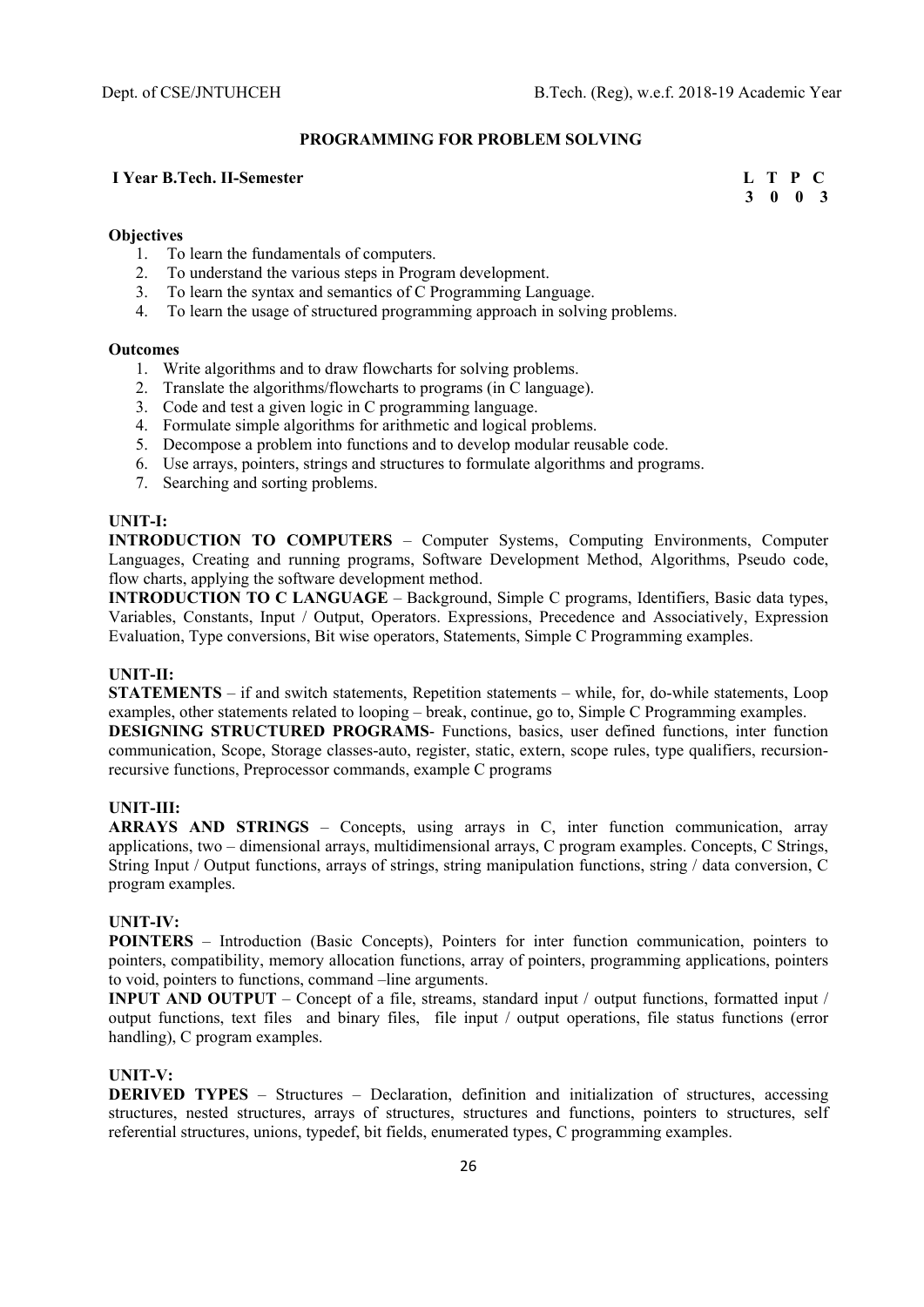## PROGRAMMING FOR PROBLEM SOLVING

**I Year B.Tech. II-Semester**

| L | T | P | C |
|---|---|---|---|
| 3 | 0 | 0 | 3 |

**Objectives**

1. To learn the fundamentals of computers.
2. To understand the various steps in Program development.
3. To learn the syntax and semantics of C Programming Language.
4. To learn the usage of structured programming approach in solving problems.

**Outcomes**

1. Write algorithms and to draw flowcharts for solving problems.
2. Translate the algorithms/flowcharts to programs (in C language).
3. Code and test a given logic in C programming language.
4. Formulate simple algorithms for arithmetic and logical problems.
5. Decompose a problem into functions and to develop modular reusable code.
6. Use arrays, pointers, strings and structures to formulate algorithms and programs.
7. Searching and sorting problems.

**UNIT-I:**

**INTRODUCTION TO COMPUTERS** – Computer Systems, Computing Environments, Computer Languages, Creating and running programs, Software Development Method, Algorithms, Pseudo code, flow charts, applying the software development method.

**INTRODUCTION TO C LANGUAGE** – Background, Simple C programs, Identifiers, Basic data types, Variables, Constants, Input / Output, Operators. Expressions, Precedence and Associatively, Expression Evaluation, Type conversions, Bit wise operators, Statements, Simple C Programming examples.

**UNIT-II:**

**STATEMENTS** – if and switch statements, Repetition statements – while, for, do-while statements, Loop examples, other statements related to looping – break, continue, go to, Simple C Programming examples.

**DESIGNING STRUCTURED PROGRAMS**- Functions, basics, user defined functions, inter function communication, Scope, Storage classes-auto, register, static, extern, scope rules, type qualifiers, recursion-recursive functions, Preprocessor commands, example C programs

**UNIT-III:**

**ARRAYS AND STRINGS** – Concepts, using arrays in C, inter function communication, array applications, two – dimensional arrays, multidimensional arrays, C program examples. Concepts, C Strings, String Input / Output functions, arrays of strings, string manipulation functions, string / data conversion, C program examples.

**UNIT-IV:**

**POINTERS** – Introduction (Basic Concepts), Pointers for inter function communication, pointers to pointers, compatibility, memory allocation functions, array of pointers, programming applications, pointers to void, pointers to functions, command –line arguments.

**INPUT AND OUTPUT** – Concept of a file, streams, standard input / output functions, formatted input / output functions, text files and binary files, file input / output operations, file status functions (error handling), C program examples.

**UNIT-V:**

**DERIVED TYPES** – Structures – Declaration, definition and initialization of structures, accessing structures, nested structures, arrays of structures, structures and functions, pointers to structures, self referential structures, unions, typedef, bit fields, enumerated types, C programming examples.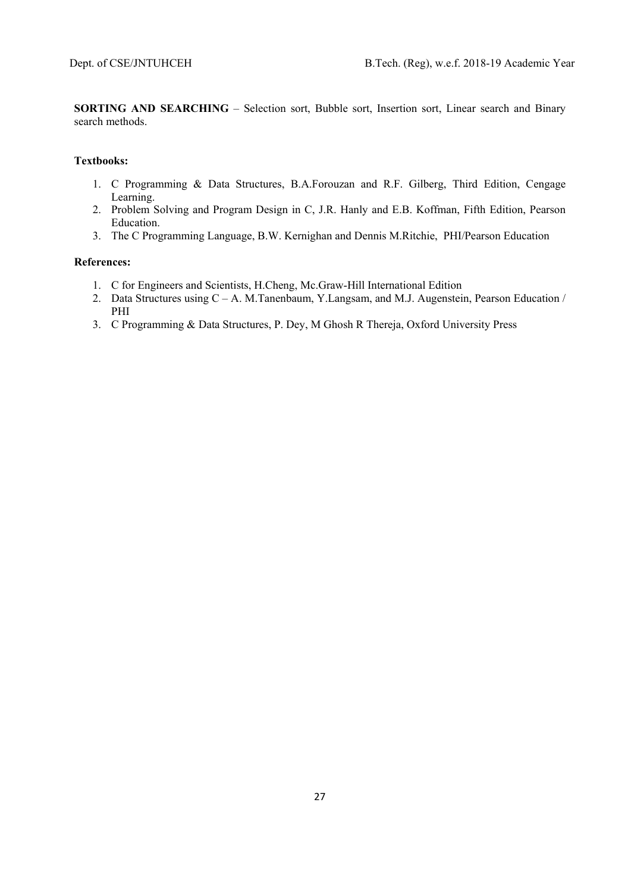**SORTING AND SEARCHING** – Selection sort, Bubble sort, Insertion sort, Linear search and Binary search methods.

**Textbooks:**

1. C Programming & Data Structures, B.A.Forouzan and R.F. Gilberg, Third Edition, Cengage Learning.
2. Problem Solving and Program Design in C, J.R. Hanly and E.B. Koffman, Fifth Edition, Pearson Education.
3. The C Programming Language, B.W. Kernighan and Dennis M.Ritchie, PHI/Pearson Education

**References:**

1. C for Engineers and Scientists, H.Cheng, Mc.Graw-Hill International Edition
2. Data Structures using C – A. M.Tanenbaum, Y.Langsam, and M.J. Augenstein, Pearson Education / PHI
3. C Programming & Data Structures, P. Dey, M Ghosh R Thereja, Oxford University Press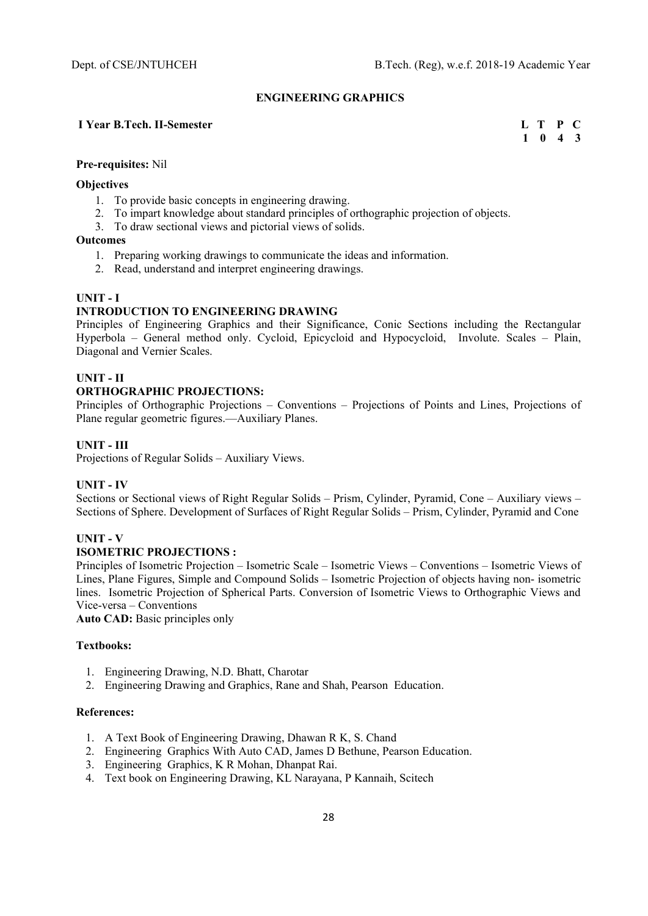## ENGINEERING GRAPHICS

**I Year B.Tech. II-Semester**

| L | T | P | C |
|---|---|---|---|
| 1 | 0 | 4 | 3 |

**Pre-requisites:** Nil

**Objectives**

1. To provide basic concepts in engineering drawing.
2. To impart knowledge about standard principles of orthographic projection of objects.
3. To draw sectional views and pictorial views of solids.

**Outcomes**

1. Preparing working drawings to communicate the ideas and information.
2. Read, understand and interpret engineering drawings.

### UNIT - I

**INTRODUCTION TO ENGINEERING DRAWING**

Principles of Engineering Graphics and their Significance, Conic Sections including the Rectangular Hyperbola – General method only. Cycloid, Epicycloid and Hypocycloid, Involute. Scales – Plain, Diagonal and Vernier Scales.

### UNIT - II

**ORTHOGRAPHIC PROJECTIONS:**

Principles of Orthographic Projections – Conventions – Projections of Points and Lines, Projections of Plane regular geometric figures.—Auxiliary Planes.

### UNIT - III

Projections of Regular Solids – Auxiliary Views.

### UNIT - IV

Sections or Sectional views of Right Regular Solids – Prism, Cylinder, Pyramid, Cone – Auxiliary views – Sections of Sphere. Development of Surfaces of Right Regular Solids – Prism, Cylinder, Pyramid and Cone

### UNIT - V

**ISOMETRIC PROJECTIONS :**

Principles of Isometric Projection – Isometric Scale – Isometric Views – Conventions – Isometric Views of Lines, Plane Figures, Simple and Compound Solids – Isometric Projection of objects having non- isometric lines. Isometric Projection of Spherical Parts. Conversion of Isometric Views to Orthographic Views and Vice-versa – Conventions

**Auto CAD:** Basic principles only

**Textbooks:**

1. Engineering Drawing, N.D. Bhatt, Charotar
2. Engineering Drawing and Graphics, Rane and Shah, Pearson Education.

**References:**

1. A Text Book of Engineering Drawing, Dhawan R K, S. Chand
2. Engineering Graphics With Auto CAD, James D Bethune, Pearson Education.
3. Engineering Graphics, K R Mohan, Dhanpat Rai.
4. Text book on Engineering Drawing, KL Narayana, P Kannaih, Scitech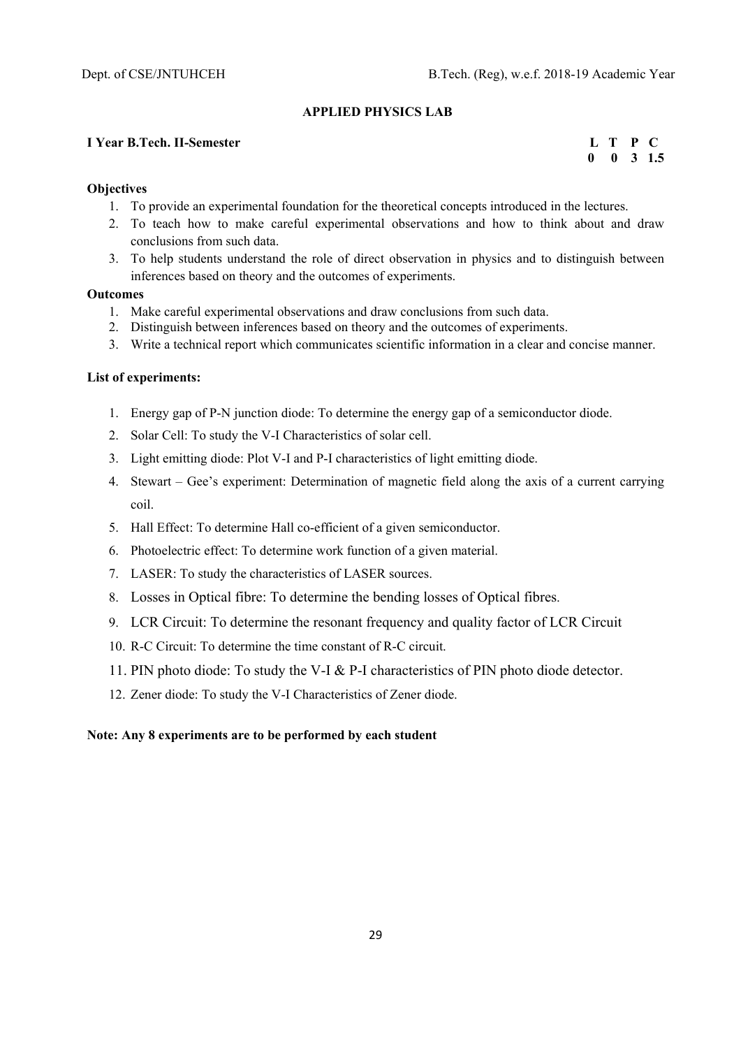## APPLIED PHYSICS LAB

**I Year B.Tech. II-Semester**

| L | T | P | C |
|---|---|---|---|
| 0 | 0 | 3 | 1.5 |

**Objectives**

1. To provide an experimental foundation for the theoretical concepts introduced in the lectures.
2. To teach how to make careful experimental observations and how to think about and draw conclusions from such data.
3. To help students understand the role of direct observation in physics and to distinguish between inferences based on theory and the outcomes of experiments.

**Outcomes**

1. Make careful experimental observations and draw conclusions from such data.
2. Distinguish between inferences based on theory and the outcomes of experiments.
3. Write a technical report which communicates scientific information in a clear and concise manner.

**List of experiments:**

1. Energy gap of P-N junction diode: To determine the energy gap of a semiconductor diode.
2. Solar Cell: To study the V-I Characteristics of solar cell.
3. Light emitting diode: Plot V-I and P-I characteristics of light emitting diode.
4. Stewart – Gee's experiment: Determination of magnetic field along the axis of a current carrying coil.
5. Hall Effect: To determine Hall co-efficient of a given semiconductor.
6. Photoelectric effect: To determine work function of a given material.
7. LASER: To study the characteristics of LASER sources.
8. Losses in Optical fibre: To determine the bending losses of Optical fibres.
9. LCR Circuit: To determine the resonant frequency and quality factor of LCR Circuit
10. R-C Circuit: To determine the time constant of R-C circuit.
11. PIN photo diode: To study the V-I & P-I characteristics of PIN photo diode detector.
12. Zener diode: To study the V-I Characteristics of Zener diode.

**Note: Any 8 experiments are to be performed by each student**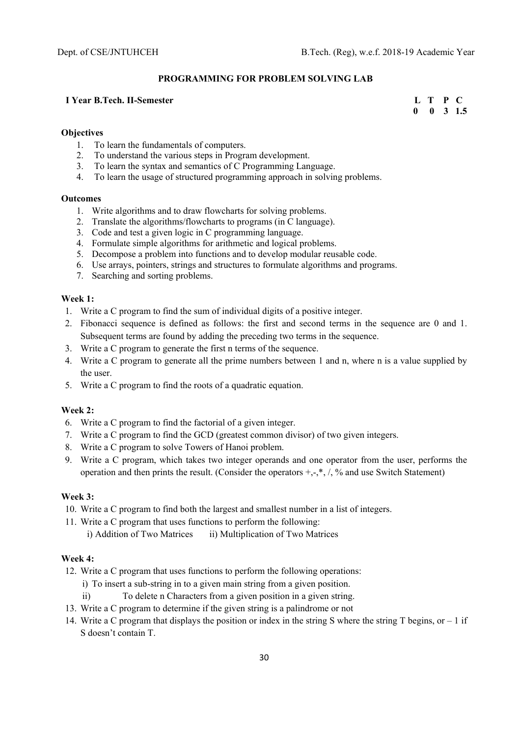## PROGRAMMING FOR PROBLEM SOLVING LAB

**I Year B.Tech. II-Semester**

| L | T | P | C |
|---|---|---|---|
| 0 | 0 | 3 | 1.5 |

### Objectives

1. To learn the fundamentals of computers.
2. To understand the various steps in Program development.
3. To learn the syntax and semantics of C Programming Language.
4. To learn the usage of structured programming approach in solving problems.

### Outcomes

1. Write algorithms and to draw flowcharts for solving problems.
2. Translate the algorithms/flowcharts to programs (in C language).
3. Code and test a given logic in C programming language.
4. Formulate simple algorithms for arithmetic and logical problems.
5. Decompose a problem into functions and to develop modular reusable code.
6. Use arrays, pointers, strings and structures to formulate algorithms and programs.
7. Searching and sorting problems.

### Week 1:

1. Write a C program to find the sum of individual digits of a positive integer.
2. Fibonacci sequence is defined as follows: the first and second terms in the sequence are 0 and 1. Subsequent terms are found by adding the preceding two terms in the sequence.
3. Write a C program to generate the first n terms of the sequence.
4. Write a C program to generate all the prime numbers between 1 and n, where n is a value supplied by the user.
5. Write a C program to find the roots of a quadratic equation.

### Week 2:

6. Write a C program to find the factorial of a given integer.
7. Write a C program to find the GCD (greatest common divisor) of two given integers.
8. Write a C program to solve Towers of Hanoi problem.
9. Write a C program, which takes two integer operands and one operator from the user, performs the operation and then prints the result. (Consider the operators +,-,*, /, % and use Switch Statement)

### Week 3:

10. Write a C program to find both the largest and smallest number in a list of integers.
11. Write a C program that uses functions to perform the following:
    i) Addition of Two Matrices ii) Multiplication of Two Matrices

### Week 4:

12. Write a C program that uses functions to perform the following operations:
    i) To insert a sub-string in to a given main string from a given position.
    ii) To delete n Characters from a given position in a given string.
13. Write a C program to determine if the given string is a palindrome or not
14. Write a C program that displays the position or index in the string S where the string T begins, or – 1 if S doesn't contain T.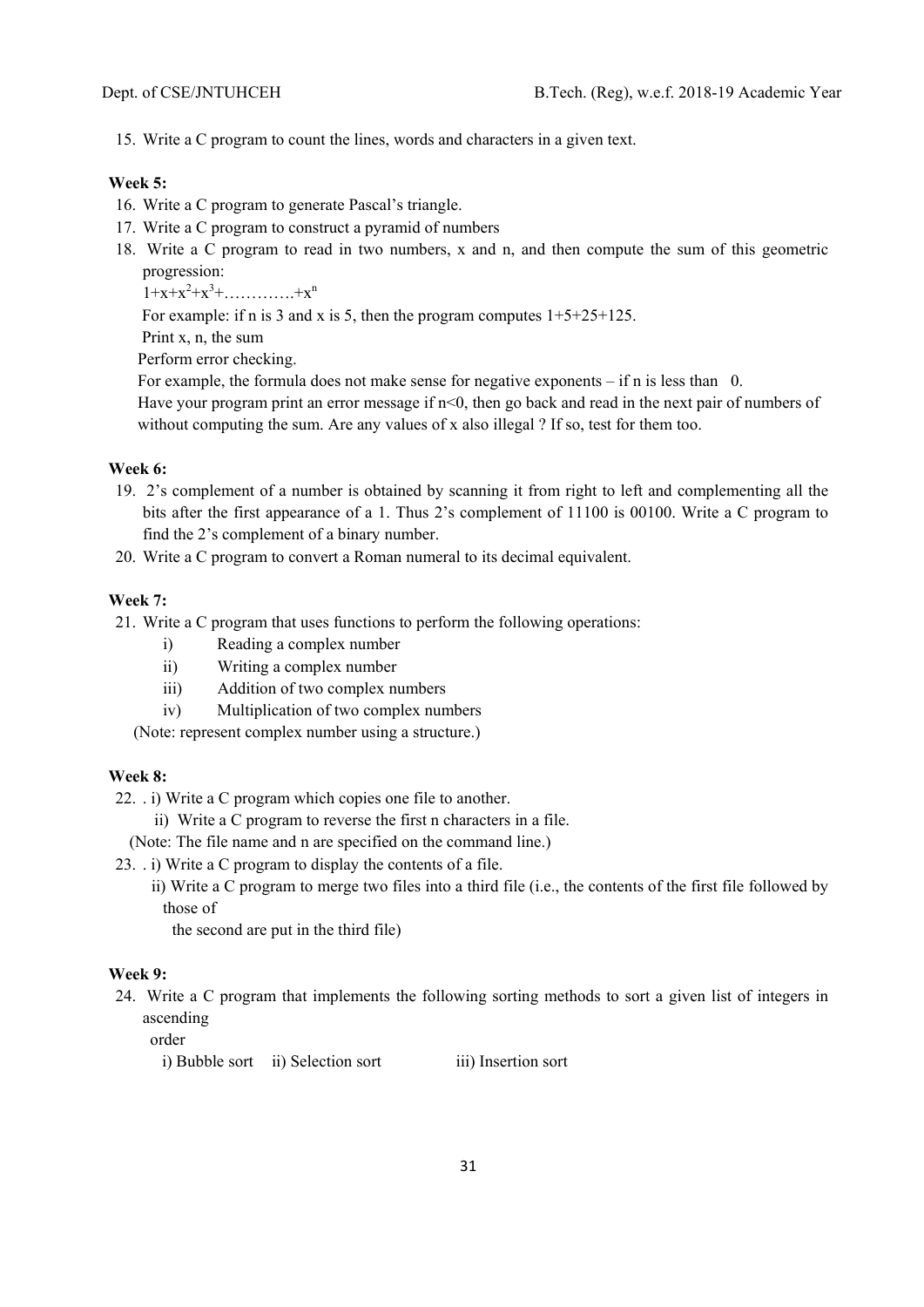15. Write a C program to count the lines, words and characters in a given text.

**Week 5:**

16. Write a C program to generate Pascal's triangle.
17. Write a C program to construct a pyramid of numbers
18. Write a C program to read in two numbers, x and n, and then compute the sum of this geometric progression:

    $1+x+x^2+x^3+\ldots\ldots\ldots\ldots+x^n$

    For example: if n is 3 and x is 5, then the program computes 1+5+25+125.

    Print x, n, the sum

    Perform error checking.

    For example, the formula does not make sense for negative exponents – if n is less than 0.

    Have your program print an error message if n<0, then go back and read in the next pair of numbers of without computing the sum. Are any values of x also illegal ? If so, test for them too.

**Week 6:**

19. 2's complement of a number is obtained by scanning it from right to left and complementing all the bits after the first appearance of a 1. Thus 2's complement of 11100 is 00100. Write a C program to find the 2's complement of a binary number.
20. Write a C program to convert a Roman numeral to its decimal equivalent.

**Week 7:**

21. Write a C program that uses functions to perform the following operations:
    - i) Reading a complex number
    - ii) Writing a complex number
    - iii) Addition of two complex numbers
    - iv) Multiplication of two complex numbers

    (Note: represent complex number using a structure.)

**Week 8:**

22. . i) Write a C program which copies one file to another.

    ii) Write a C program to reverse the first n characters in a file.

    (Note: The file name and n are specified on the command line.)
23. . i) Write a C program to display the contents of a file.

    ii) Write a C program to merge two files into a third file (i.e., the contents of the first file followed by those of

    the second are put in the third file)

**Week 9:**

24. Write a C program that implements the following sorting methods to sort a given list of integers in ascending

    order

    i) Bubble sort ii) Selection sort iii) Insertion sort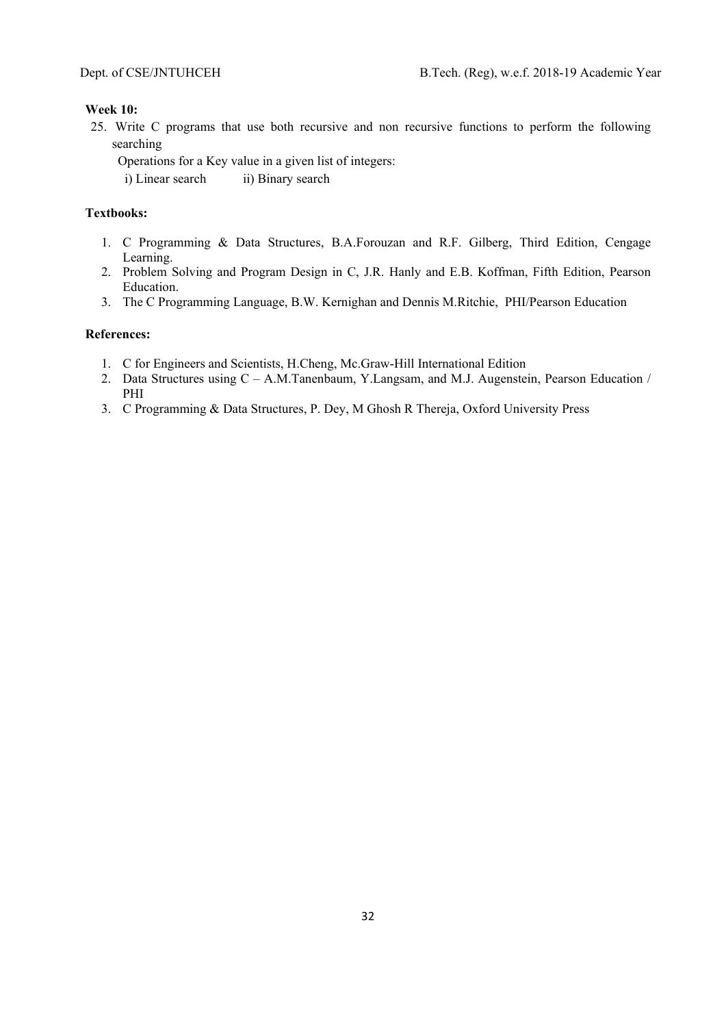**Week 10:**

25. Write C programs that use both recursive and non recursive functions to perform the following searching

    Operations for a Key value in a given list of integers:

    i) Linear search ii) Binary search

**Textbooks:**

1. C Programming & Data Structures, B.A.Forouzan and R.F. Gilberg, Third Edition, Cengage Learning.
2. Problem Solving and Program Design in C, J.R. Hanly and E.B. Koffman, Fifth Edition, Pearson Education.
3. The C Programming Language, B.W. Kernighan and Dennis M.Ritchie, PHI/Pearson Education

**References:**

1. C for Engineers and Scientists, H.Cheng, Mc.Graw-Hill International Edition
2. Data Structures using C – A.M.Tanenbaum, Y.Langsam, and M.J. Augenstein, Pearson Education / PHI
3. C Programming & Data Structures, P. Dey, M Ghosh R Thereja, Oxford University Press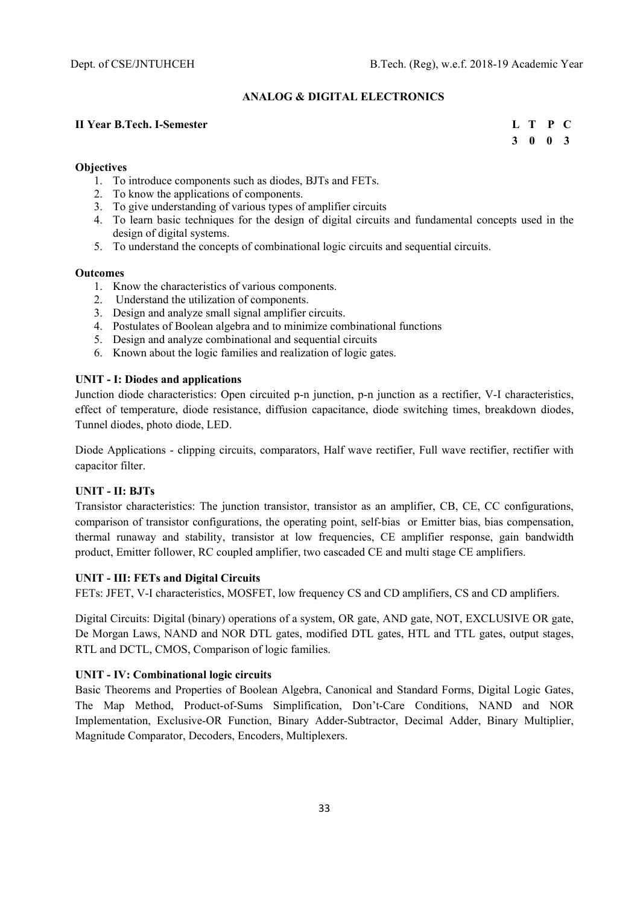## ANALOG & DIGITAL ELECTRONICS

**II Year B.Tech. I-Semester**

| L | T | P | C |
|---|---|---|---|
| 3 | 0 | 0 | 3 |

**Objectives**

1. To introduce components such as diodes, BJTs and FETs.
2. To know the applications of components.
3. To give understanding of various types of amplifier circuits
4. To learn basic techniques for the design of digital circuits and fundamental concepts used in the design of digital systems.
5. To understand the concepts of combinational logic circuits and sequential circuits.

**Outcomes**

1. Know the characteristics of various components.
2. Understand the utilization of components.
3. Design and analyze small signal amplifier circuits.
4. Postulates of Boolean algebra and to minimize combinational functions
5. Design and analyze combinational and sequential circuits
6. Known about the logic families and realization of logic gates.

**UNIT - I: Diodes and applications**

Junction diode characteristics: Open circuited p-n junction, p-n junction as a rectifier, V-I characteristics, effect of temperature, diode resistance, diffusion capacitance, diode switching times, breakdown diodes, Tunnel diodes, photo diode, LED.

Diode Applications - clipping circuits, comparators, Half wave rectifier, Full wave rectifier, rectifier with capacitor filter.

**UNIT - II: BJTs**

Transistor characteristics: The junction transistor, transistor as an amplifier, CB, CE, CC configurations, comparison of transistor configurations, the operating point, self-bias or Emitter bias, bias compensation, thermal runaway and stability, transistor at low frequencies, CE amplifier response, gain bandwidth product, Emitter follower, RC coupled amplifier, two cascaded CE and multi stage CE amplifiers.

**UNIT - III: FETs and Digital Circuits**

FETs: JFET, V-I characteristics, MOSFET, low frequency CS and CD amplifiers, CS and CD amplifiers.

Digital Circuits: Digital (binary) operations of a system, OR gate, AND gate, NOT, EXCLUSIVE OR gate, De Morgan Laws, NAND and NOR DTL gates, modified DTL gates, HTL and TTL gates, output stages, RTL and DCTL, CMOS, Comparison of logic families.

**UNIT - IV: Combinational logic circuits**

Basic Theorems and Properties of Boolean Algebra, Canonical and Standard Forms, Digital Logic Gates, The Map Method, Product-of-Sums Simplification, Don't-Care Conditions, NAND and NOR Implementation, Exclusive-OR Function, Binary Adder-Subtractor, Decimal Adder, Binary Multiplier, Magnitude Comparator, Decoders, Encoders, Multiplexers.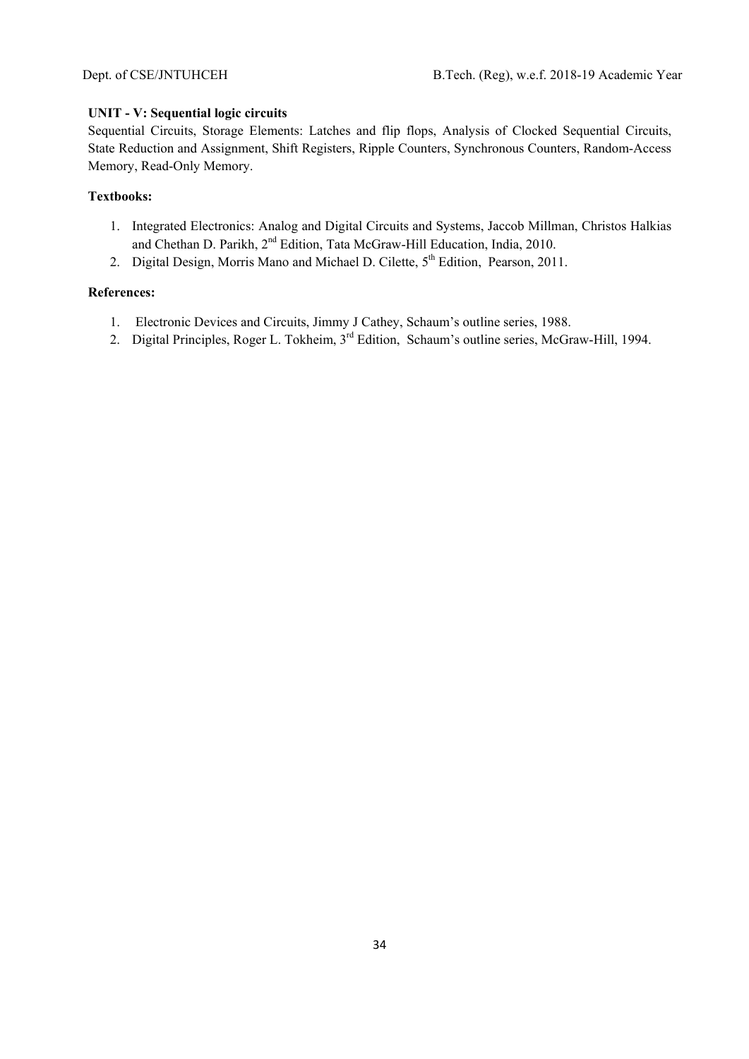**UNIT - V: Sequential logic circuits**

Sequential Circuits, Storage Elements: Latches and flip flops, Analysis of Clocked Sequential Circuits, State Reduction and Assignment, Shift Registers, Ripple Counters, Synchronous Counters, Random-Access Memory, Read-Only Memory.

**Textbooks:**

1. Integrated Electronics: Analog and Digital Circuits and Systems, Jaccob Millman, Christos Halkias and Chethan D. Parikh, 2nd Edition, Tata McGraw-Hill Education, India, 2010.
2. Digital Design, Morris Mano and Michael D. Cilette, 5th Edition, Pearson, 2011.

**References:**

1. Electronic Devices and Circuits, Jimmy J Cathey, Schaum's outline series, 1988.
2. Digital Principles, Roger L. Tokheim, 3rd Edition, Schaum's outline series, McGraw-Hill, 1994.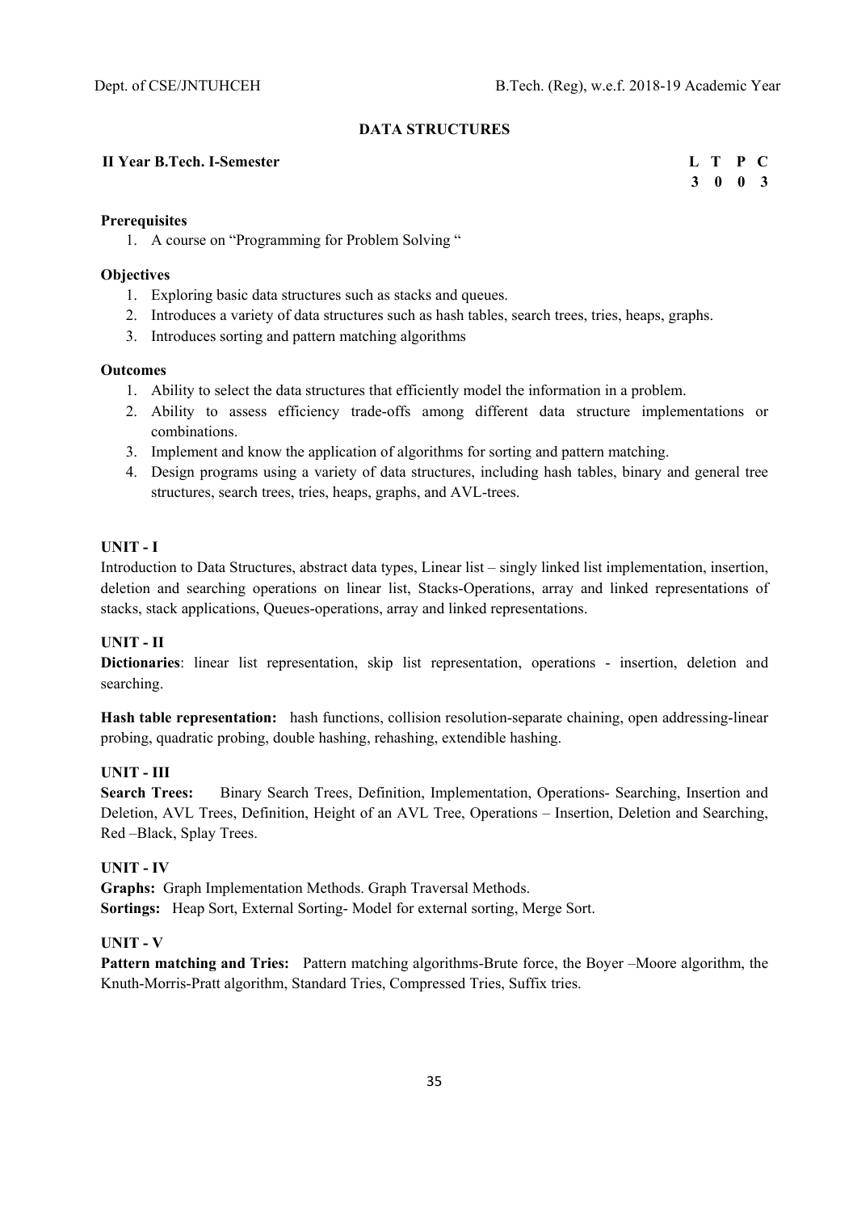## DATA STRUCTURES

**II Year B.Tech. I-Semester**

| L | T | P | C |
|---|---|---|---|
| 3 | 0 | 0 | 3 |

**Prerequisites**

1. A course on "Programming for Problem Solving "

**Objectives**

1. Exploring basic data structures such as stacks and queues.
2. Introduces a variety of data structures such as hash tables, search trees, tries, heaps, graphs.
3. Introduces sorting and pattern matching algorithms

**Outcomes**

1. Ability to select the data structures that efficiently model the information in a problem.
2. Ability to assess efficiency trade-offs among different data structure implementations or combinations.
3. Implement and know the application of algorithms for sorting and pattern matching.
4. Design programs using a variety of data structures, including hash tables, binary and general tree structures, search trees, tries, heaps, graphs, and AVL-trees.

**UNIT - I**

Introduction to Data Structures, abstract data types, Linear list – singly linked list implementation, insertion, deletion and searching operations on linear list, Stacks-Operations, array and linked representations of stacks, stack applications, Queues-operations, array and linked representations.

**UNIT - II**

**Dictionaries**: linear list representation, skip list representation, operations - insertion, deletion and searching.

**Hash table representation:** hash functions, collision resolution-separate chaining, open addressing-linear probing, quadratic probing, double hashing, rehashing, extendible hashing.

**UNIT - III**

**Search Trees:** Binary Search Trees, Definition, Implementation, Operations- Searching, Insertion and Deletion, AVL Trees, Definition, Height of an AVL Tree, Operations – Insertion, Deletion and Searching, Red –Black, Splay Trees.

**UNIT - IV**

**Graphs:** Graph Implementation Methods. Graph Traversal Methods.

**Sortings:** Heap Sort, External Sorting- Model for external sorting, Merge Sort.

**UNIT - V**

**Pattern matching and Tries:** Pattern matching algorithms-Brute force, the Boyer –Moore algorithm, the Knuth-Morris-Pratt algorithm, Standard Tries, Compressed Tries, Suffix tries.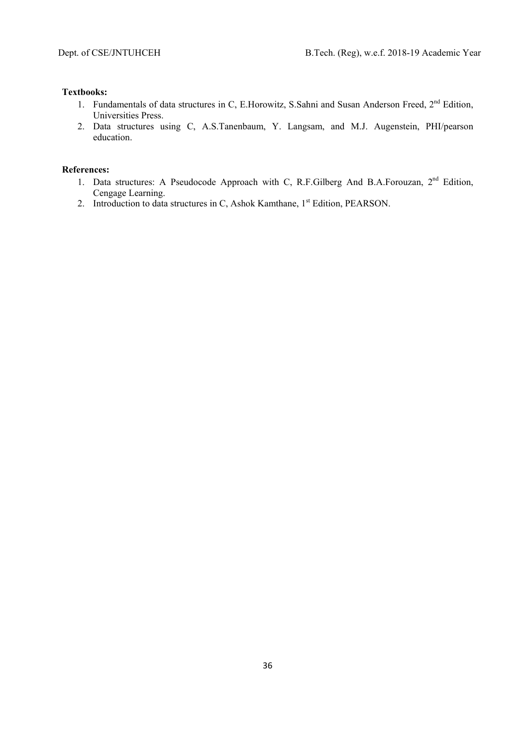**Textbooks:**

1. Fundamentals of data structures in C, E.Horowitz, S.Sahni and Susan Anderson Freed, 2nd Edition, Universities Press.
2. Data structures using C, A.S.Tanenbaum, Y. Langsam, and M.J. Augenstein, PHI/pearson education.

**References:**

1. Data structures: A Pseudocode Approach with C, R.F.Gilberg And B.A.Forouzan, 2nd Edition, Cengage Learning.
2. Introduction to data structures in C, Ashok Kamthane, 1st Edition, PEARSON.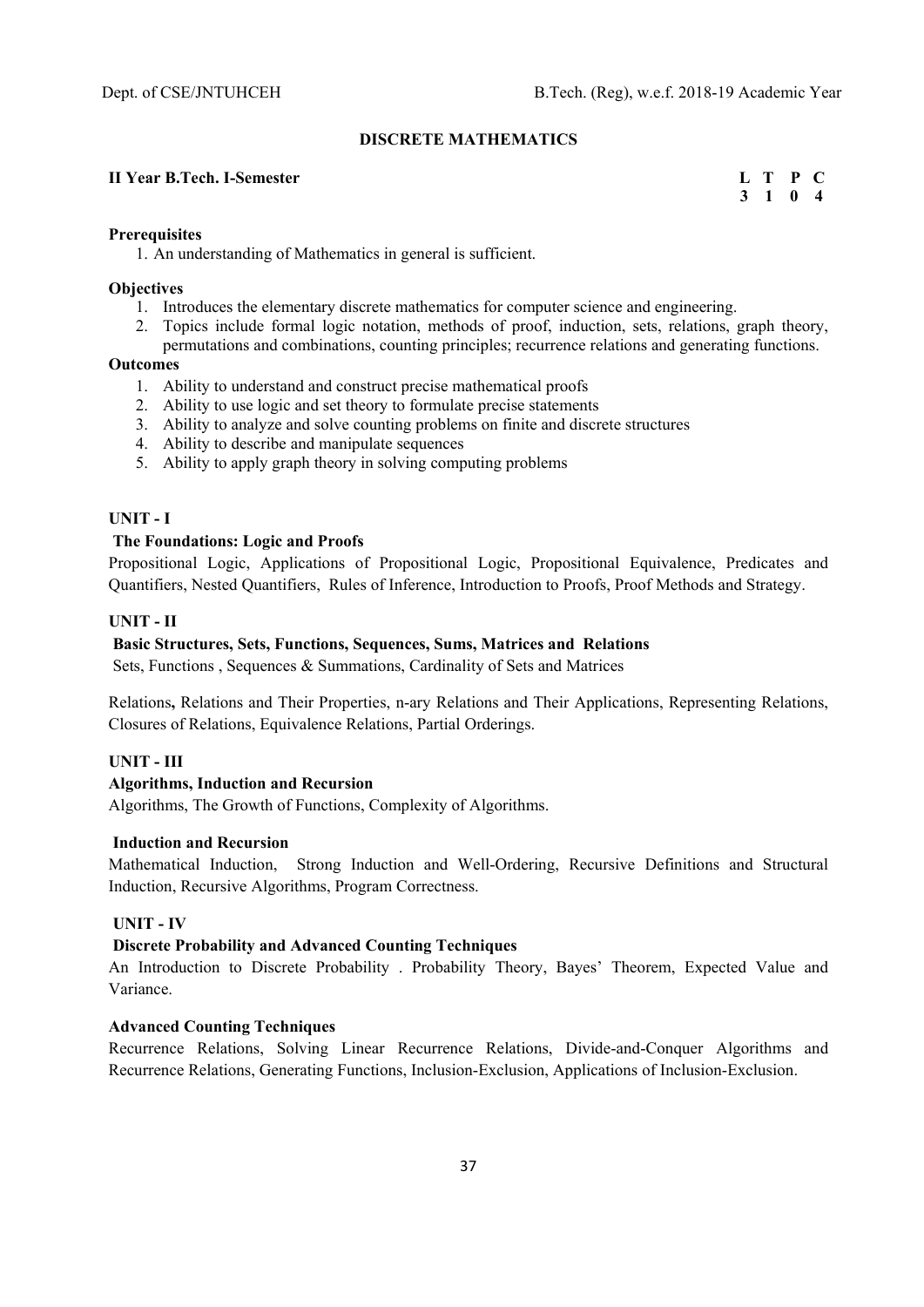## DISCRETE MATHEMATICS

**II Year B.Tech. I-Semester**

| L | T | P | C |
|---|---|---|---|
| 3 | 1 | 0 | 4 |

**Prerequisites**

1. An understanding of Mathematics in general is sufficient.

**Objectives**

1. Introduces the elementary discrete mathematics for computer science and engineering.
2. Topics include formal logic notation, methods of proof, induction, sets, relations, graph theory, permutations and combinations, counting principles; recurrence relations and generating functions.

**Outcomes**

1. Ability to understand and construct precise mathematical proofs
2. Ability to use logic and set theory to formulate precise statements
3. Ability to analyze and solve counting problems on finite and discrete structures
4. Ability to describe and manipulate sequences
5. Ability to apply graph theory in solving computing problems

### UNIT - I

**The Foundations: Logic and Proofs**

Propositional Logic, Applications of Propositional Logic, Propositional Equivalence, Predicates and Quantifiers, Nested Quantifiers, Rules of Inference, Introduction to Proofs, Proof Methods and Strategy.

### UNIT - II

**Basic Structures, Sets, Functions, Sequences, Sums, Matrices and Relations**

Sets, Functions , Sequences & Summations, Cardinality of Sets and Matrices

Relations**,** Relations and Their Properties, n-ary Relations and Their Applications, Representing Relations, Closures of Relations, Equivalence Relations, Partial Orderings.

### UNIT - III

**Algorithms, Induction and Recursion**

Algorithms, The Growth of Functions, Complexity of Algorithms.

**Induction and Recursion**

Mathematical Induction, Strong Induction and Well-Ordering, Recursive Definitions and Structural Induction, Recursive Algorithms, Program Correctness.

### UNIT - IV

**Discrete Probability and Advanced Counting Techniques**

An Introduction to Discrete Probability . Probability Theory, Bayes' Theorem, Expected Value and Variance.

**Advanced Counting Techniques**

Recurrence Relations, Solving Linear Recurrence Relations, Divide-and-Conquer Algorithms and Recurrence Relations, Generating Functions, Inclusion-Exclusion, Applications of Inclusion-Exclusion.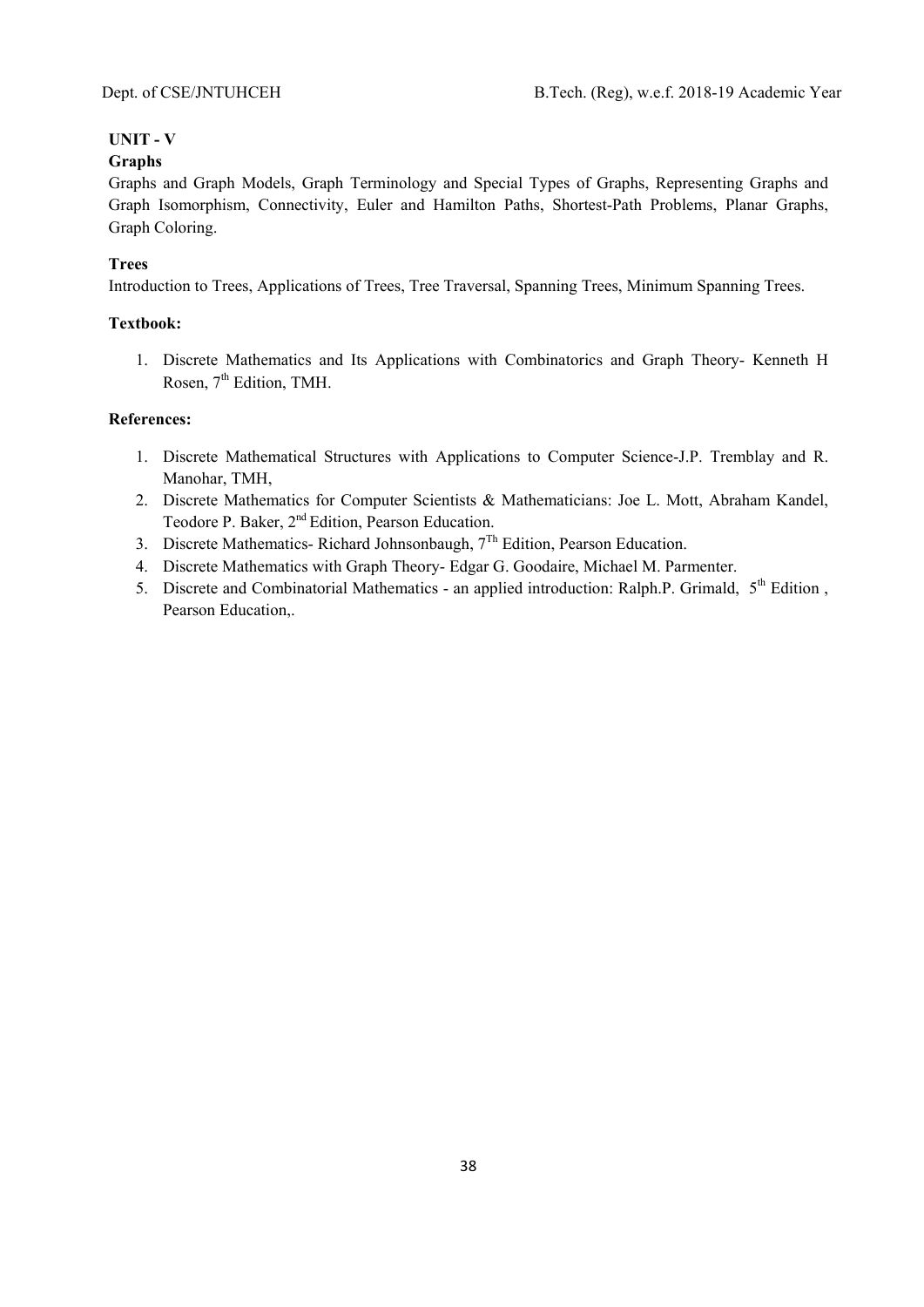**UNIT - V**

**Graphs**

Graphs and Graph Models, Graph Terminology and Special Types of Graphs, Representing Graphs and Graph Isomorphism, Connectivity, Euler and Hamilton Paths, Shortest-Path Problems, Planar Graphs, Graph Coloring.

**Trees**

Introduction to Trees, Applications of Trees, Tree Traversal, Spanning Trees, Minimum Spanning Trees.

**Textbook:**

1. Discrete Mathematics and Its Applications with Combinatorics and Graph Theory- Kenneth H Rosen, 7th Edition, TMH.

**References:**

1. Discrete Mathematical Structures with Applications to Computer Science-J.P. Tremblay and R. Manohar, TMH,
2. Discrete Mathematics for Computer Scientists & Mathematicians: Joe L. Mott, Abraham Kandel, Teodore P. Baker, 2nd Edition, Pearson Education.
3. Discrete Mathematics- Richard Johnsonbaugh, 7Th Edition, Pearson Education.
4. Discrete Mathematics with Graph Theory- Edgar G. Goodaire, Michael M. Parmenter.
5. Discrete and Combinatorial Mathematics - an applied introduction: Ralph.P. Grimald, 5th Edition , Pearson Education,.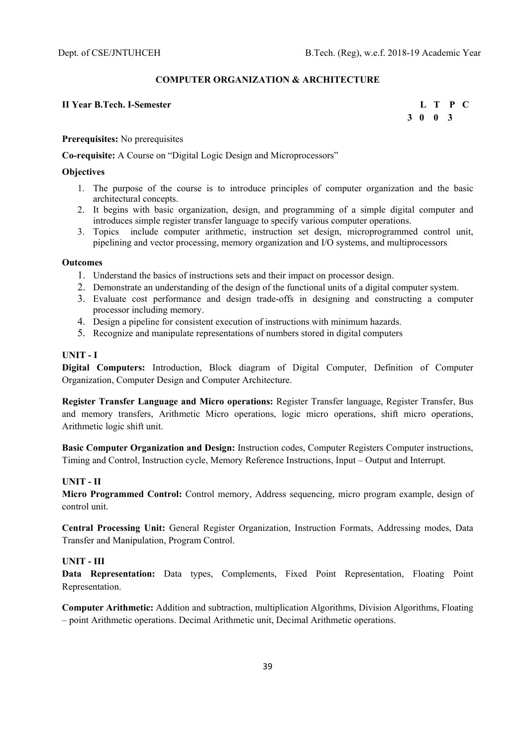## COMPUTER ORGANIZATION & ARCHITECTURE

**II Year B.Tech. I-Semester**

| L | T | P | C |
|---|---|---|---|
| 3 | 0 | 0 | 3 |

**Prerequisites:** No prerequisites

**Co-requisite:** A Course on "Digital Logic Design and Microprocessors"

**Objectives**

1. The purpose of the course is to introduce principles of computer organization and the basic architectural concepts.
2. It begins with basic organization, design, and programming of a simple digital computer and introduces simple register transfer language to specify various computer operations.
3. Topics include computer arithmetic, instruction set design, microprogrammed control unit, pipelining and vector processing, memory organization and I/O systems, and multiprocessors

**Outcomes**

1. Understand the basics of instructions sets and their impact on processor design.
2. Demonstrate an understanding of the design of the functional units of a digital computer system.
3. Evaluate cost performance and design trade-offs in designing and constructing a computer processor including memory.
4. Design a pipeline for consistent execution of instructions with minimum hazards.
5. Recognize and manipulate representations of numbers stored in digital computers

**UNIT - I**

**Digital Computers:** Introduction, Block diagram of Digital Computer, Definition of Computer Organization, Computer Design and Computer Architecture.

**Register Transfer Language and Micro operations:** Register Transfer language, Register Transfer, Bus and memory transfers, Arithmetic Micro operations, logic micro operations, shift micro operations, Arithmetic logic shift unit.

**Basic Computer Organization and Design:** Instruction codes, Computer Registers Computer instructions, Timing and Control, Instruction cycle, Memory Reference Instructions, Input – Output and Interrupt.

**UNIT - II**

**Micro Programmed Control:** Control memory, Address sequencing, micro program example, design of control unit.

**Central Processing Unit:** General Register Organization, Instruction Formats, Addressing modes, Data Transfer and Manipulation, Program Control.

**UNIT - III**

**Data Representation:** Data types, Complements, Fixed Point Representation, Floating Point Representation.

**Computer Arithmetic:** Addition and subtraction, multiplication Algorithms, Division Algorithms, Floating – point Arithmetic operations. Decimal Arithmetic unit, Decimal Arithmetic operations.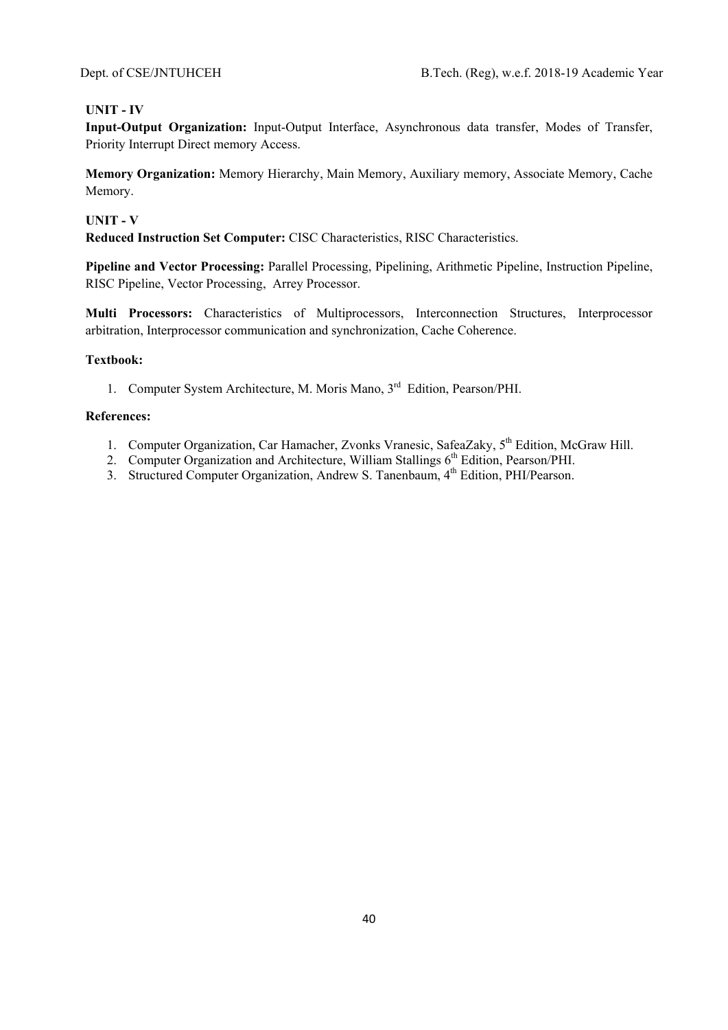**UNIT - IV**

**Input-Output Organization:** Input-Output Interface, Asynchronous data transfer, Modes of Transfer, Priority Interrupt Direct memory Access.

**Memory Organization:** Memory Hierarchy, Main Memory, Auxiliary memory, Associate Memory, Cache Memory.

**UNIT - V**

**Reduced Instruction Set Computer:** CISC Characteristics, RISC Characteristics.

**Pipeline and Vector Processing:** Parallel Processing, Pipelining, Arithmetic Pipeline, Instruction Pipeline, RISC Pipeline, Vector Processing, Arrey Processor.

**Multi Processors:** Characteristics of Multiprocessors, Interconnection Structures, Interprocessor arbitration, Interprocessor communication and synchronization, Cache Coherence.

**Textbook:**

1. Computer System Architecture, M. Moris Mano, 3rd Edition, Pearson/PHI.

**References:**

1. Computer Organization, Car Hamacher, Zvonks Vranesic, SafeaZaky, 5th Edition, McGraw Hill.
2. Computer Organization and Architecture, William Stallings 6th Edition, Pearson/PHI.
3. Structured Computer Organization, Andrew S. Tanenbaum, 4th Edition, PHI/Pearson.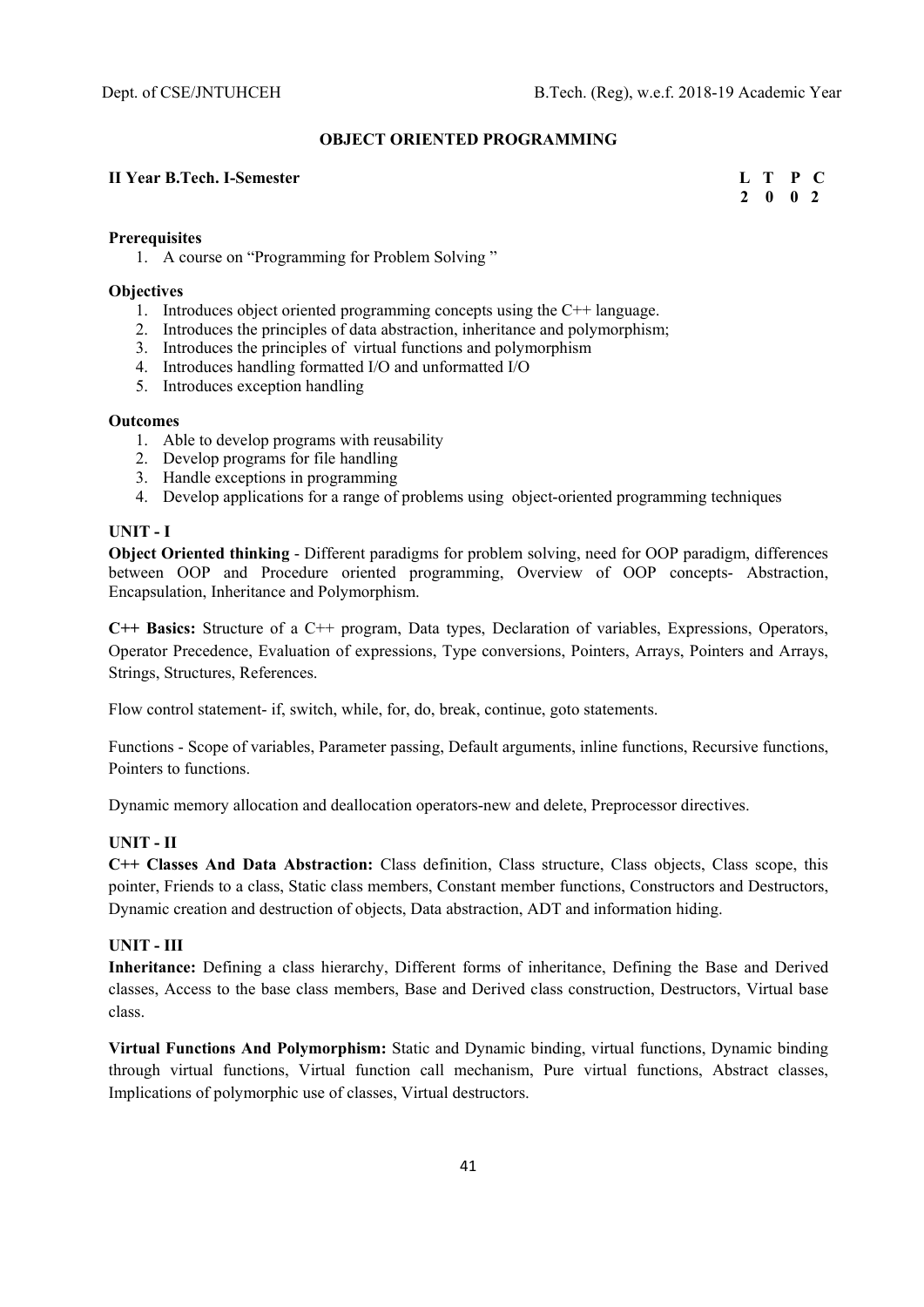## OBJECT ORIENTED PROGRAMMING

**II Year B.Tech. I-Semester**

| L | T | P | C |
|---|---|---|---|
| 2 | 0 | 0 | 2 |

**Prerequisites**

1. A course on "Programming for Problem Solving "

**Objectives**

1. Introduces object oriented programming concepts using the C++ language.
2. Introduces the principles of data abstraction, inheritance and polymorphism;
3. Introduces the principles of virtual functions and polymorphism
4. Introduces handling formatted I/O and unformatted I/O
5. Introduces exception handling

**Outcomes**

1. Able to develop programs with reusability
2. Develop programs for file handling
3. Handle exceptions in programming
4. Develop applications for a range of problems using object-oriented programming techniques

### UNIT - I

**Object Oriented thinking** - Different paradigms for problem solving, need for OOP paradigm, differences between OOP and Procedure oriented programming, Overview of OOP concepts- Abstraction, Encapsulation, Inheritance and Polymorphism.

**C++ Basics:** Structure of a C++ program, Data types, Declaration of variables, Expressions, Operators, Operator Precedence, Evaluation of expressions, Type conversions, Pointers, Arrays, Pointers and Arrays, Strings, Structures, References.

Flow control statement- if, switch, while, for, do, break, continue, goto statements.

Functions - Scope of variables, Parameter passing, Default arguments, inline functions, Recursive functions, Pointers to functions.

Dynamic memory allocation and deallocation operators-new and delete, Preprocessor directives.

### UNIT - II

**C++ Classes And Data Abstraction:** Class definition, Class structure, Class objects, Class scope, this pointer, Friends to a class, Static class members, Constant member functions, Constructors and Destructors, Dynamic creation and destruction of objects, Data abstraction, ADT and information hiding.

### UNIT - III

**Inheritance:** Defining a class hierarchy, Different forms of inheritance, Defining the Base and Derived classes, Access to the base class members, Base and Derived class construction, Destructors, Virtual base class.

**Virtual Functions And Polymorphism:** Static and Dynamic binding, virtual functions, Dynamic binding through virtual functions, Virtual function call mechanism, Pure virtual functions, Abstract classes, Implications of polymorphic use of classes, Virtual destructors.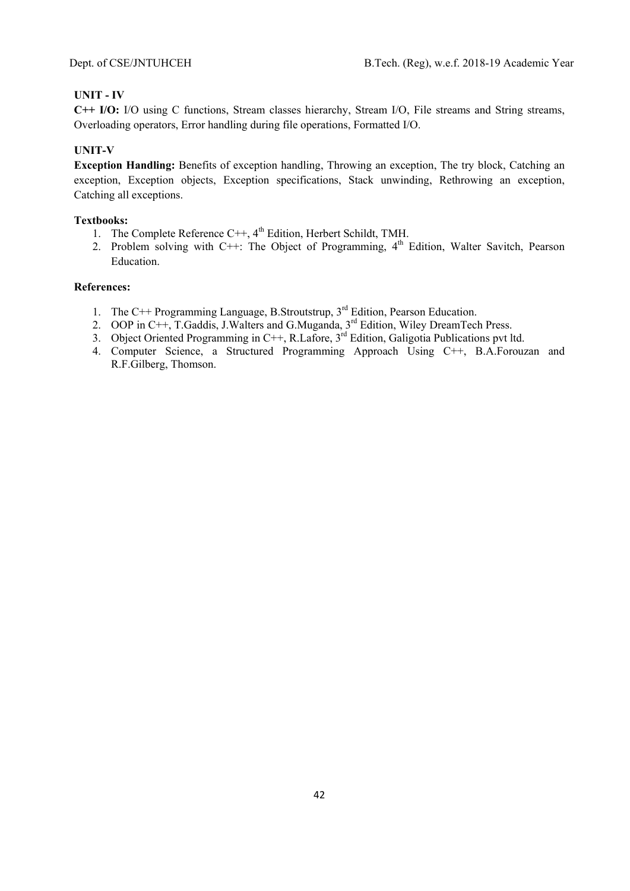### UNIT - IV

**C++ I/O:** I/O using C functions, Stream classes hierarchy, Stream I/O, File streams and String streams, Overloading operators, Error handling during file operations, Formatted I/O.

### UNIT-V

**Exception Handling:** Benefits of exception handling, Throwing an exception, The try block, Catching an exception, Exception objects, Exception specifications, Stack unwinding, Rethrowing an exception, Catching all exceptions.

**Textbooks:**

1. The Complete Reference C++, 4th Edition, Herbert Schildt, TMH.
2. Problem solving with C++: The Object of Programming, 4th Edition, Walter Savitch, Pearson Education.

**References:**

1. The C++ Programming Language, B.Stroutstrup, 3rd Edition, Pearson Education.
2. OOP in C++, T.Gaddis, J.Walters and G.Muganda, 3rd Edition, Wiley DreamTech Press.
3. Object Oriented Programming in C++, R.Lafore, 3rd Edition, Galigotia Publications pvt ltd.
4. Computer Science, a Structured Programming Approach Using C++, B.A.Forouzan and R.F.Gilberg, Thomson.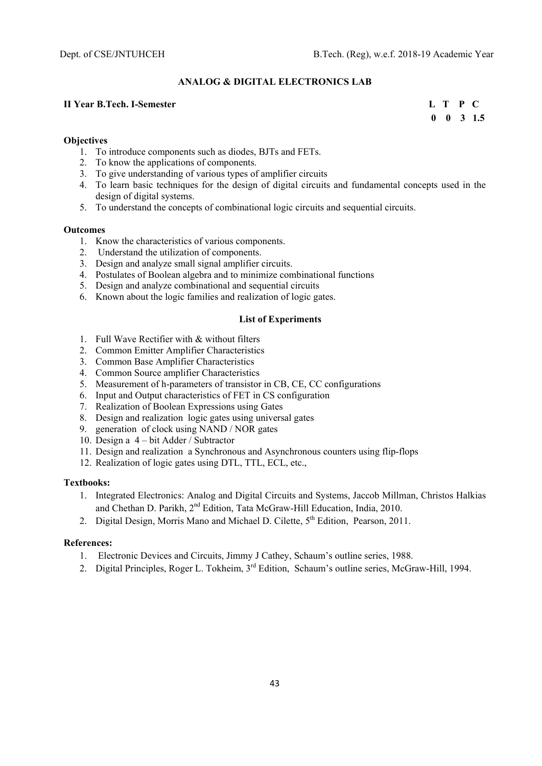## ANALOG & DIGITAL ELECTRONICS LAB

**II Year B.Tech. I-Semester**

| L | T | P | C |
|---|---|---|---|
| 0 | 0 | 3 | 1.5 |

**Objectives**

1. To introduce components such as diodes, BJTs and FETs.
2. To know the applications of components.
3. To give understanding of various types of amplifier circuits
4. To learn basic techniques for the design of digital circuits and fundamental concepts used in the design of digital systems.
5. To understand the concepts of combinational logic circuits and sequential circuits.

**Outcomes**

1. Know the characteristics of various components.
2. Understand the utilization of components.
3. Design and analyze small signal amplifier circuits.
4. Postulates of Boolean algebra and to minimize combinational functions
5. Design and analyze combinational and sequential circuits
6. Known about the logic families and realization of logic gates.

**List of Experiments**

1. Full Wave Rectifier with & without filters
2. Common Emitter Amplifier Characteristics
3. Common Base Amplifier Characteristics
4. Common Source amplifier Characteristics
5. Measurement of h-parameters of transistor in CB, CE, CC configurations
6. Input and Output characteristics of FET in CS configuration
7. Realization of Boolean Expressions using Gates
8. Design and realization logic gates using universal gates
9. generation of clock using NAND / NOR gates
10. Design a 4 – bit Adder / Subtractor
11. Design and realization a Synchronous and Asynchronous counters using flip-flops
12. Realization of logic gates using DTL, TTL, ECL, etc.,

**Textbooks:**

1. Integrated Electronics: Analog and Digital Circuits and Systems, Jaccob Millman, Christos Halkias and Chethan D. Parikh, 2nd Edition, Tata McGraw-Hill Education, India, 2010.
2. Digital Design, Morris Mano and Michael D. Cilette, 5th Edition, Pearson, 2011.

**References:**

1. Electronic Devices and Circuits, Jimmy J Cathey, Schaum's outline series, 1988.
2. Digital Principles, Roger L. Tokheim, 3rd Edition, Schaum's outline series, McGraw-Hill, 1994.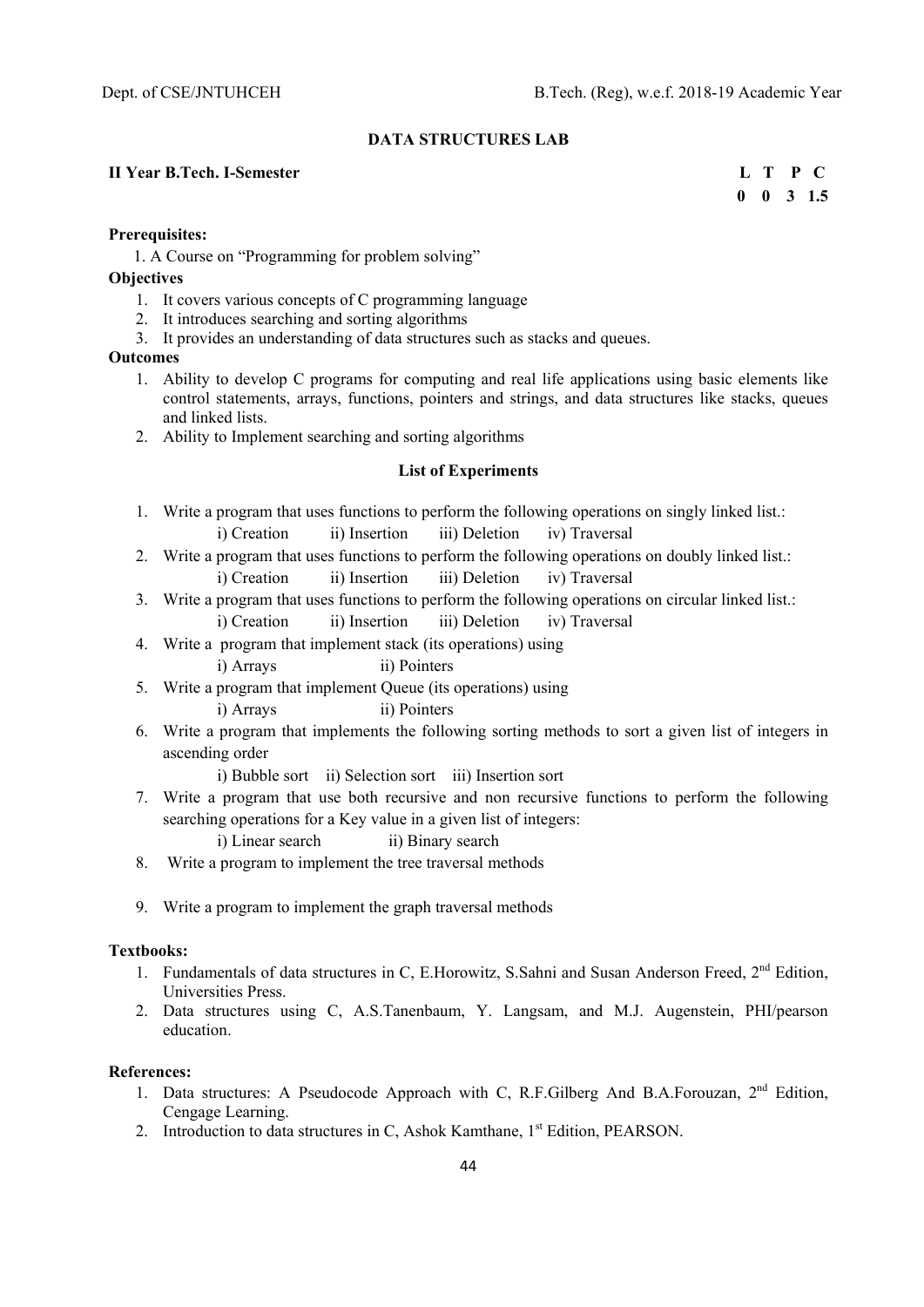## DATA STRUCTURES LAB

**II Year B.Tech. I-Semester**

| L | T | P | C |
|---|---|---|---|
| 0 | 0 | 3 | 1.5 |

**Prerequisites:**

1. A Course on "Programming for problem solving"

**Objectives**

1. It covers various concepts of C programming language
2. It introduces searching and sorting algorithms
3. It provides an understanding of data structures such as stacks and queues.

**Outcomes**

1. Ability to develop C programs for computing and real life applications using basic elements like control statements, arrays, functions, pointers and strings, and data structures like stacks, queues and linked lists.
2. Ability to Implement searching and sorting algorithms

**List of Experiments**

1. Write a program that uses functions to perform the following operations on singly linked list.:
   i) Creation ii) Insertion iii) Deletion iv) Traversal
2. Write a program that uses functions to perform the following operations on doubly linked list.:
   i) Creation ii) Insertion iii) Deletion iv) Traversal
3. Write a program that uses functions to perform the following operations on circular linked list.:
   i) Creation ii) Insertion iii) Deletion iv) Traversal
4. Write a program that implement stack (its operations) using
   i) Arrays ii) Pointers
5. Write a program that implement Queue (its operations) using
   i) Arrays ii) Pointers
6. Write a program that implements the following sorting methods to sort a given list of integers in ascending order
   i) Bubble sort ii) Selection sort iii) Insertion sort
7. Write a program that use both recursive and non recursive functions to perform the following searching operations for a Key value in a given list of integers:
   i) Linear search ii) Binary search
8. Write a program to implement the tree traversal methods
9. Write a program to implement the graph traversal methods

**Textbooks:**

1. Fundamentals of data structures in C, E.Horowitz, S.Sahni and Susan Anderson Freed, 2nd Edition, Universities Press.
2. Data structures using C, A.S.Tanenbaum, Y. Langsam, and M.J. Augenstein, PHI/pearson education.

**References:**

1. Data structures: A Pseudocode Approach with C, R.F.Gilberg And B.A.Forouzan, 2nd Edition, Cengage Learning.
2. Introduction to data structures in C, Ashok Kamthane, 1st Edition, PEARSON.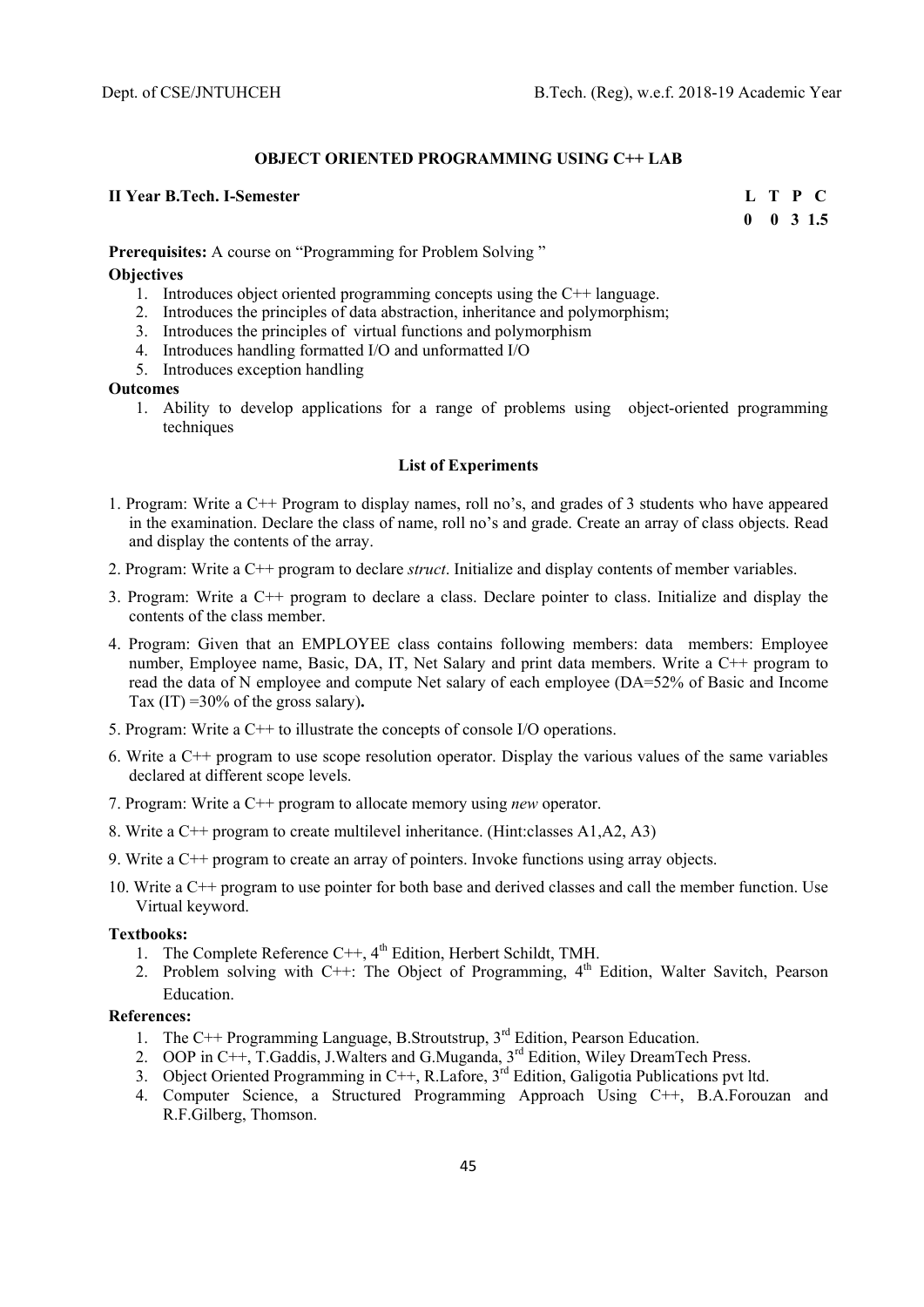## OBJECT ORIENTED PROGRAMMING USING C++ LAB

**II Year B.Tech. I-Semester**

| L | T | P | C |
|---|---|---|---|
| 0 | 0 | 3 | 1.5 |

**Prerequisites:** A course on "Programming for Problem Solving "

**Objectives**

1. Introduces object oriented programming concepts using the C++ language.
2. Introduces the principles of data abstraction, inheritance and polymorphism;
3. Introduces the principles of virtual functions and polymorphism
4. Introduces handling formatted I/O and unformatted I/O
5. Introduces exception handling

**Outcomes**

1. Ability to develop applications for a range of problems using object-oriented programming techniques

### List of Experiments

1. Program: Write a C++ Program to display names, roll no's, and grades of 3 students who have appeared in the examination. Declare the class of name, roll no's and grade. Create an array of class objects. Read and display the contents of the array.
2. Program: Write a C++ program to declare *struct*. Initialize and display contents of member variables.
3. Program: Write a C++ program to declare a class. Declare pointer to class. Initialize and display the contents of the class member.
4. Program: Given that an EMPLOYEE class contains following members: data members: Employee number, Employee name, Basic, DA, IT, Net Salary and print data members. Write a C++ program to read the data of N employee and compute Net salary of each employee (DA=52% of Basic and Income Tax (IT) =30% of the gross salary)**.**
5. Program: Write a C++ to illustrate the concepts of console I/O operations.
6. Write a C++ program to use scope resolution operator. Display the various values of the same variables declared at different scope levels.
7. Program: Write a C++ program to allocate memory using *new* operator.
8. Write a C++ program to create multilevel inheritance. (Hint:classes A1,A2, A3)
9. Write a C++ program to create an array of pointers. Invoke functions using array objects.
10. Write a C++ program to use pointer for both base and derived classes and call the member function. Use Virtual keyword.

**Textbooks:**

1. The Complete Reference C++, 4th Edition, Herbert Schildt, TMH.
2. Problem solving with C++: The Object of Programming, 4th Edition, Walter Savitch, Pearson Education.

**References:**

1. The C++ Programming Language, B.Stroutstrup, 3rd Edition, Pearson Education.
2. OOP in C++, T.Gaddis, J.Walters and G.Muganda, 3rd Edition, Wiley DreamTech Press.
3. Object Oriented Programming in C++, R.Lafore, 3rd Edition, Galigotia Publications pvt ltd.
4. Computer Science, a Structured Programming Approach Using C++, B.A.Forouzan and R.F.Gilberg, Thomson.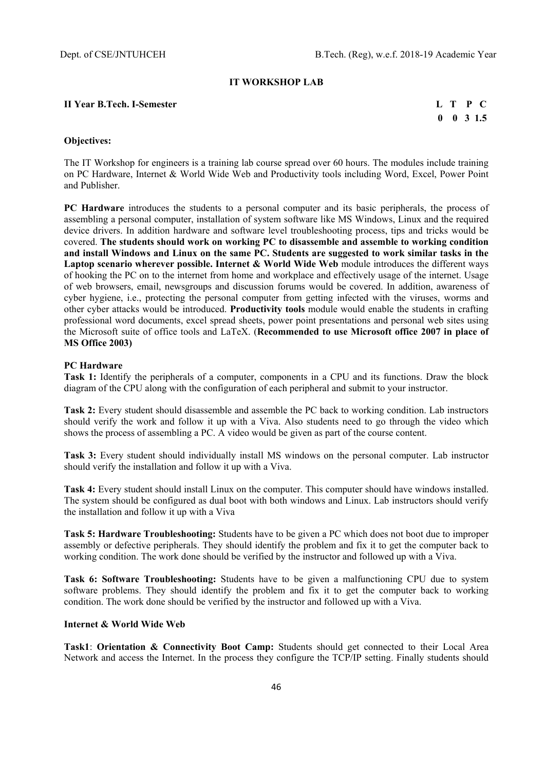## IT WORKSHOP LAB

**II Year B.Tech. I-Semester**

| L | T | P | C |
|---|---|---|---|
| 0 | 0 | 3 | 1.5 |

**Objectives:**

The IT Workshop for engineers is a training lab course spread over 60 hours. The modules include training on PC Hardware, Internet & World Wide Web and Productivity tools including Word, Excel, Power Point and Publisher.

**PC Hardware** introduces the students to a personal computer and its basic peripherals, the process of assembling a personal computer, installation of system software like MS Windows, Linux and the required device drivers. In addition hardware and software level troubleshooting process, tips and tricks would be covered. **The students should work on working PC to disassemble and assemble to working condition and install Windows and Linux on the same PC. Students are suggested to work similar tasks in the Laptop scenario wherever possible. Internet & World Wide Web** module introduces the different ways of hooking the PC on to the internet from home and workplace and effectively usage of the internet. Usage of web browsers, email, newsgroups and discussion forums would be covered. In addition, awareness of cyber hygiene, i.e., protecting the personal computer from getting infected with the viruses, worms and other cyber attacks would be introduced. **Productivity tools** module would enable the students in crafting professional word documents, excel spread sheets, power point presentations and personal web sites using the Microsoft suite of office tools and LaTeX. (**Recommended to use Microsoft office 2007 in place of MS Office 2003)**

**PC Hardware**

**Task 1:** Identify the peripherals of a computer, components in a CPU and its functions. Draw the block diagram of the CPU along with the configuration of each peripheral and submit to your instructor.

**Task 2:** Every student should disassemble and assemble the PC back to working condition. Lab instructors should verify the work and follow it up with a Viva. Also students need to go through the video which shows the process of assembling a PC. A video would be given as part of the course content.

**Task 3:** Every student should individually install MS windows on the personal computer. Lab instructor should verify the installation and follow it up with a Viva.

**Task 4:** Every student should install Linux on the computer. This computer should have windows installed. The system should be configured as dual boot with both windows and Linux. Lab instructors should verify the installation and follow it up with a Viva

**Task 5: Hardware Troubleshooting:** Students have to be given a PC which does not boot due to improper assembly or defective peripherals. They should identify the problem and fix it to get the computer back to working condition. The work done should be verified by the instructor and followed up with a Viva.

**Task 6: Software Troubleshooting:** Students have to be given a malfunctioning CPU due to system software problems. They should identify the problem and fix it to get the computer back to working condition. The work done should be verified by the instructor and followed up with a Viva.

**Internet & World Wide Web**

**Task1**: **Orientation & Connectivity Boot Camp:** Students should get connected to their Local Area Network and access the Internet. In the process they configure the TCP/IP setting. Finally students should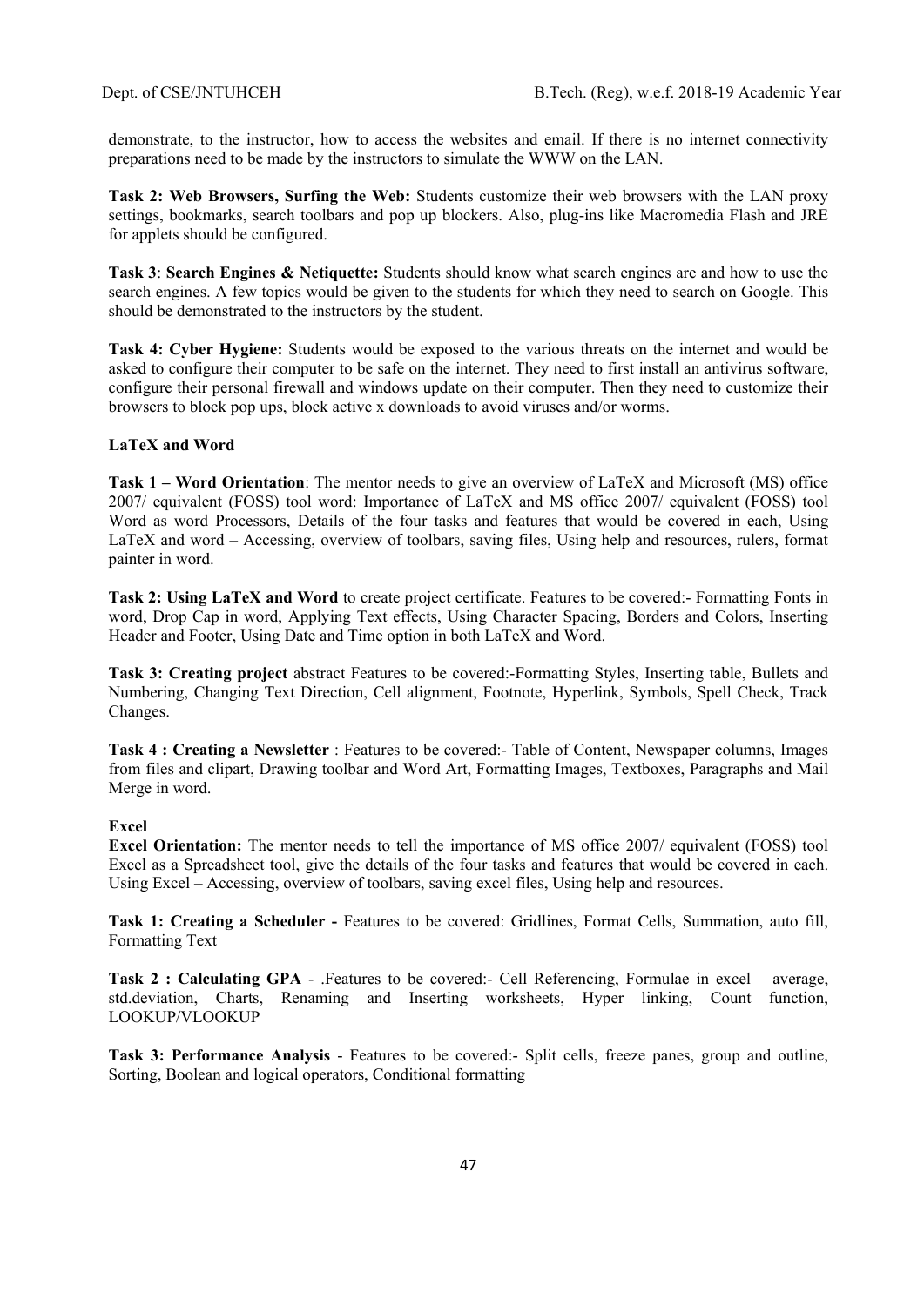demonstrate, to the instructor, how to access the websites and email. If there is no internet connectivity preparations need to be made by the instructors to simulate the WWW on the LAN.

**Task 2: Web Browsers, Surfing the Web:** Students customize their web browsers with the LAN proxy settings, bookmarks, search toolbars and pop up blockers. Also, plug-ins like Macromedia Flash and JRE for applets should be configured.

**Task 3**: **Search Engines & Netiquette:** Students should know what search engines are and how to use the search engines. A few topics would be given to the students for which they need to search on Google. This should be demonstrated to the instructors by the student.

**Task 4: Cyber Hygiene:** Students would be exposed to the various threats on the internet and would be asked to configure their computer to be safe on the internet. They need to first install an antivirus software, configure their personal firewall and windows update on their computer. Then they need to customize their browsers to block pop ups, block active x downloads to avoid viruses and/or worms.

**LaTeX and Word**

**Task 1 – Word Orientation**: The mentor needs to give an overview of LaTeX and Microsoft (MS) office 2007/ equivalent (FOSS) tool word: Importance of LaTeX and MS office 2007/ equivalent (FOSS) tool Word as word Processors, Details of the four tasks and features that would be covered in each, Using LaTeX and word – Accessing, overview of toolbars, saving files, Using help and resources, rulers, format painter in word.

**Task 2: Using LaTeX and Word** to create project certificate. Features to be covered:- Formatting Fonts in word, Drop Cap in word, Applying Text effects, Using Character Spacing, Borders and Colors, Inserting Header and Footer, Using Date and Time option in both LaTeX and Word.

**Task 3: Creating project** abstract Features to be covered:-Formatting Styles, Inserting table, Bullets and Numbering, Changing Text Direction, Cell alignment, Footnote, Hyperlink, Symbols, Spell Check, Track Changes.

**Task 4 : Creating a Newsletter** : Features to be covered:- Table of Content, Newspaper columns, Images from files and clipart, Drawing toolbar and Word Art, Formatting Images, Textboxes, Paragraphs and Mail Merge in word.

**Excel**

**Excel Orientation:** The mentor needs to tell the importance of MS office 2007/ equivalent (FOSS) tool Excel as a Spreadsheet tool, give the details of the four tasks and features that would be covered in each. Using Excel – Accessing, overview of toolbars, saving excel files, Using help and resources.

**Task 1: Creating a Scheduler -** Features to be covered: Gridlines, Format Cells, Summation, auto fill, Formatting Text

**Task 2 : Calculating GPA** - .Features to be covered:- Cell Referencing, Formulae in excel – average, std.deviation, Charts, Renaming and Inserting worksheets, Hyper linking, Count function, LOOKUP/VLOOKUP

**Task 3: Performance Analysis** - Features to be covered:- Split cells, freeze panes, group and outline, Sorting, Boolean and logical operators, Conditional formatting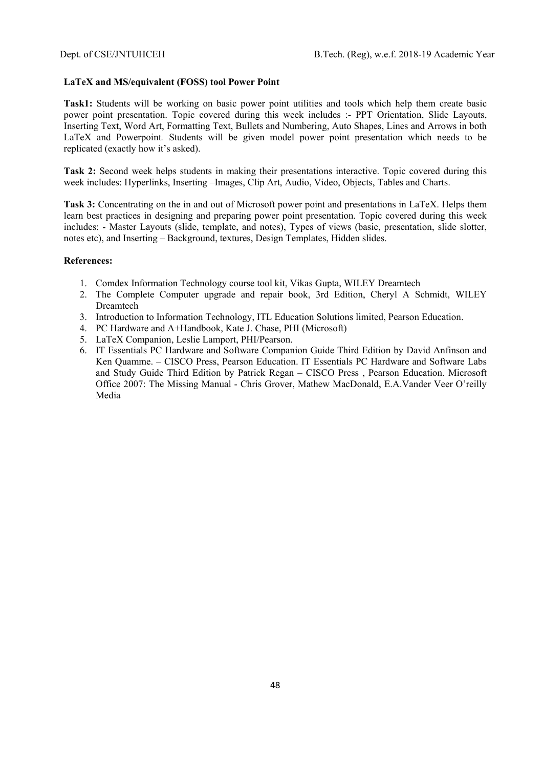**LaTeX and MS/equivalent (FOSS) tool Power Point**

**Task1:** Students will be working on basic power point utilities and tools which help them create basic power point presentation. Topic covered during this week includes :- PPT Orientation, Slide Layouts, Inserting Text, Word Art, Formatting Text, Bullets and Numbering, Auto Shapes, Lines and Arrows in both LaTeX and Powerpoint. Students will be given model power point presentation which needs to be replicated (exactly how it's asked).

**Task 2:** Second week helps students in making their presentations interactive. Topic covered during this week includes: Hyperlinks, Inserting –Images, Clip Art, Audio, Video, Objects, Tables and Charts.

**Task 3:** Concentrating on the in and out of Microsoft power point and presentations in LaTeX. Helps them learn best practices in designing and preparing power point presentation. Topic covered during this week includes: - Master Layouts (slide, template, and notes), Types of views (basic, presentation, slide slotter, notes etc), and Inserting – Background, textures, Design Templates, Hidden slides.

**References:**

1. Comdex Information Technology course tool kit, Vikas Gupta, WILEY Dreamtech
2. The Complete Computer upgrade and repair book, 3rd Edition, Cheryl A Schmidt, WILEY Dreamtech
3. Introduction to Information Technology, ITL Education Solutions limited, Pearson Education.
4. PC Hardware and A+Handbook, Kate J. Chase, PHI (Microsoft)
5. LaTeX Companion, Leslie Lamport, PHI/Pearson.
6. IT Essentials PC Hardware and Software Companion Guide Third Edition by David Anfinson and Ken Quamme. – CISCO Press, Pearson Education. IT Essentials PC Hardware and Software Labs and Study Guide Third Edition by Patrick Regan – CISCO Press , Pearson Education. Microsoft Office 2007: The Missing Manual - Chris Grover, Mathew MacDonald, E.A.Vander Veer O'reilly Media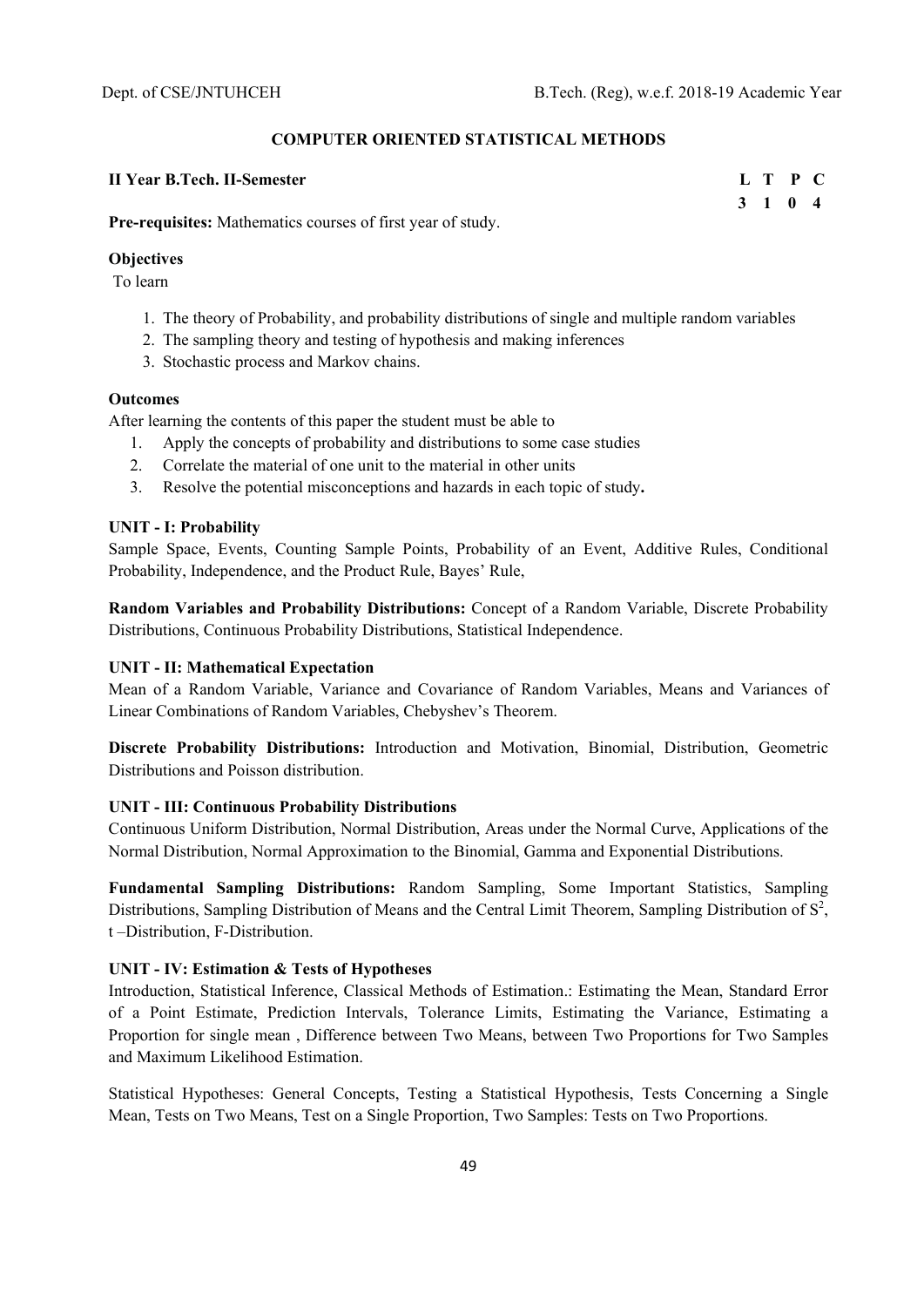## COMPUTER ORIENTED STATISTICAL METHODS

**II Year B.Tech. II-Semester**

| L | T | P | C |
|---|---|---|---|
| 3 | 1 | 0 | 4 |

**Pre-requisites:** Mathematics courses of first year of study.

**Objectives**

To learn

1. The theory of Probability, and probability distributions of single and multiple random variables
2. The sampling theory and testing of hypothesis and making inferences
3. Stochastic process and Markov chains.

**Outcomes**

After learning the contents of this paper the student must be able to

1. Apply the concepts of probability and distributions to some case studies
2. Correlate the material of one unit to the material in other units
3. Resolve the potential misconceptions and hazards in each topic of study**.**

**UNIT - I: Probability**

Sample Space, Events, Counting Sample Points, Probability of an Event, Additive Rules, Conditional Probability, Independence, and the Product Rule, Bayes' Rule,

**Random Variables and Probability Distributions:** Concept of a Random Variable, Discrete Probability Distributions, Continuous Probability Distributions, Statistical Independence.

**UNIT - II: Mathematical Expectation**

Mean of a Random Variable, Variance and Covariance of Random Variables, Means and Variances of Linear Combinations of Random Variables, Chebyshev's Theorem.

**Discrete Probability Distributions:** Introduction and Motivation, Binomial, Distribution, Geometric Distributions and Poisson distribution.

**UNIT - III: Continuous Probability Distributions**

Continuous Uniform Distribution, Normal Distribution, Areas under the Normal Curve, Applications of the Normal Distribution, Normal Approximation to the Binomial, Gamma and Exponential Distributions.

**Fundamental Sampling Distributions:** Random Sampling, Some Important Statistics, Sampling Distributions, Sampling Distribution of Means and the Central Limit Theorem, Sampling Distribution of $S^2$, t –Distribution, F-Distribution.

**UNIT - IV: Estimation & Tests of Hypotheses**

Introduction, Statistical Inference, Classical Methods of Estimation.: Estimating the Mean, Standard Error of a Point Estimate, Prediction Intervals, Tolerance Limits, Estimating the Variance, Estimating a Proportion for single mean , Difference between Two Means, between Two Proportions for Two Samples and Maximum Likelihood Estimation.

Statistical Hypotheses: General Concepts, Testing a Statistical Hypothesis, Tests Concerning a Single Mean, Tests on Two Means, Test on a Single Proportion, Two Samples: Tests on Two Proportions.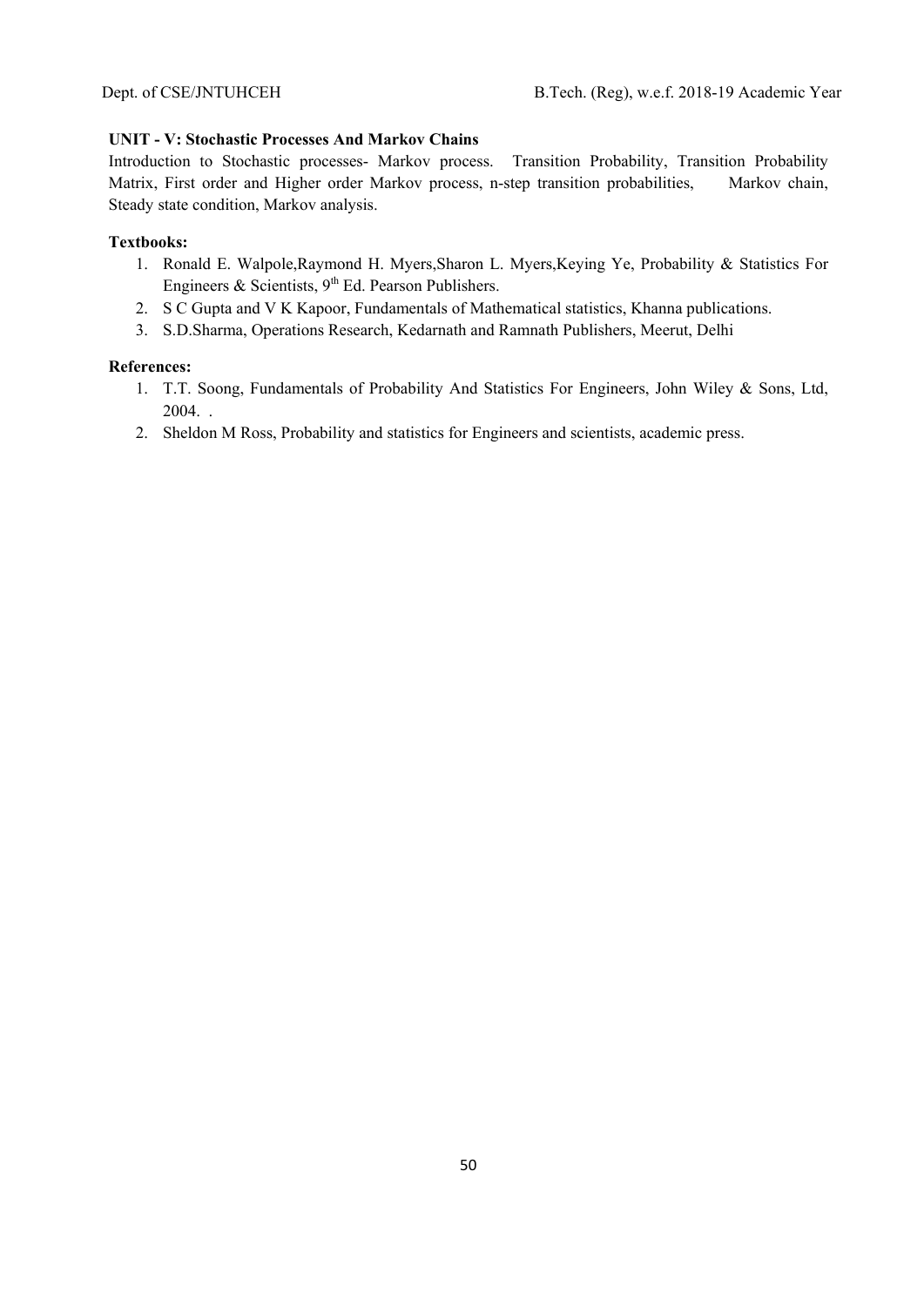**UNIT - V: Stochastic Processes And Markov Chains**

Introduction to Stochastic processes- Markov process. Transition Probability, Transition Probability Matrix, First order and Higher order Markov process, n-step transition probabilities, Markov chain, Steady state condition, Markov analysis.

**Textbooks:**

1. Ronald E. Walpole,Raymond H. Myers,Sharon L. Myers,Keying Ye, Probability & Statistics For Engineers & Scientists, 9th Ed. Pearson Publishers.
2. S C Gupta and V K Kapoor, Fundamentals of Mathematical statistics, Khanna publications.
3. S.D.Sharma, Operations Research, Kedarnath and Ramnath Publishers, Meerut, Delhi

**References:**

1. T.T. Soong, Fundamentals of Probability And Statistics For Engineers, John Wiley & Sons, Ltd, 2004. .
2. Sheldon M Ross, Probability and statistics for Engineers and scientists, academic press.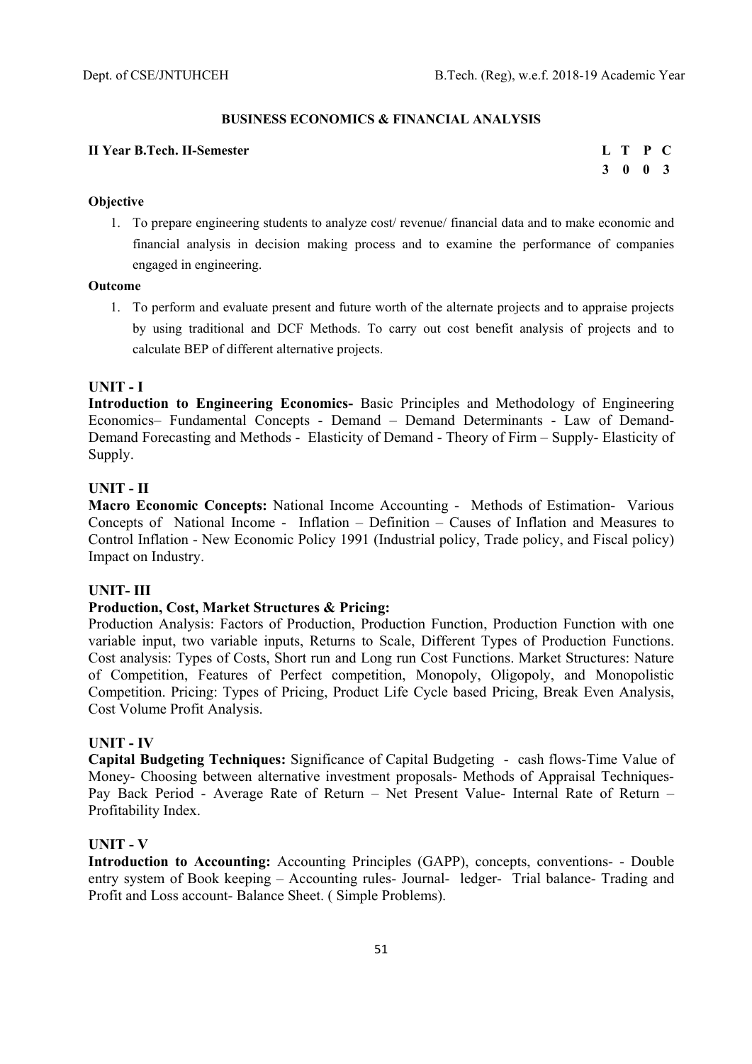## BUSINESS ECONOMICS & FINANCIAL ANALYSIS

**II Year B.Tech. II-Semester**

| L | T | P | C |
|---|---|---|---|
| 3 | 0 | 0 | 3 |

**Objective**

1. To prepare engineering students to analyze cost/ revenue/ financial data and to make economic and financial analysis in decision making process and to examine the performance of companies engaged in engineering.

**Outcome**

1. To perform and evaluate present and future worth of the alternate projects and to appraise projects by using traditional and DCF Methods. To carry out cost benefit analysis of projects and to calculate BEP of different alternative projects.

### UNIT - I

**Introduction to Engineering Economics-** Basic Principles and Methodology of Engineering Economics– Fundamental Concepts - Demand – Demand Determinants - Law of Demand- Demand Forecasting and Methods - Elasticity of Demand - Theory of Firm – Supply- Elasticity of Supply.

### UNIT - II

**Macro Economic Concepts:** National Income Accounting - Methods of Estimation- Various Concepts of National Income - Inflation – Definition – Causes of Inflation and Measures to Control Inflation - New Economic Policy 1991 (Industrial policy, Trade policy, and Fiscal policy) Impact on Industry.

### UNIT- III

**Production, Cost, Market Structures & Pricing:**

Production Analysis: Factors of Production, Production Function, Production Function with one variable input, two variable inputs, Returns to Scale, Different Types of Production Functions. Cost analysis: Types of Costs, Short run and Long run Cost Functions. Market Structures: Nature of Competition, Features of Perfect competition, Monopoly, Oligopoly, and Monopolistic Competition. Pricing: Types of Pricing, Product Life Cycle based Pricing, Break Even Analysis, Cost Volume Profit Analysis.

### UNIT - IV

**Capital Budgeting Techniques:** Significance of Capital Budgeting - cash flows-Time Value of Money- Choosing between alternative investment proposals- Methods of Appraisal Techniques- Pay Back Period - Average Rate of Return – Net Present Value- Internal Rate of Return – Profitability Index.

### UNIT - V

**Introduction to Accounting:** Accounting Principles (GAPP), concepts, conventions- - Double entry system of Book keeping – Accounting rules- Journal- ledger- Trial balance- Trading and Profit and Loss account- Balance Sheet. ( Simple Problems).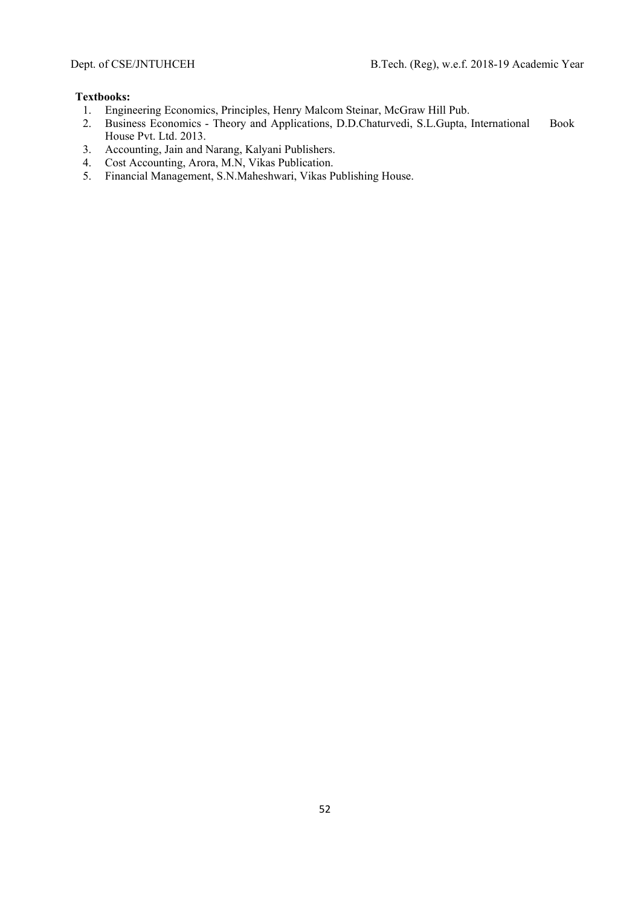**Textbooks:**

1. Engineering Economics, Principles, Henry Malcom Steinar, McGraw Hill Pub.
2. Business Economics - Theory and Applications, D.D.Chaturvedi, S.L.Gupta, International Book House Pvt. Ltd. 2013.
3. Accounting, Jain and Narang, Kalyani Publishers.
4. Cost Accounting, Arora, M.N, Vikas Publication.
5. Financial Management, S.N.Maheshwari, Vikas Publishing House.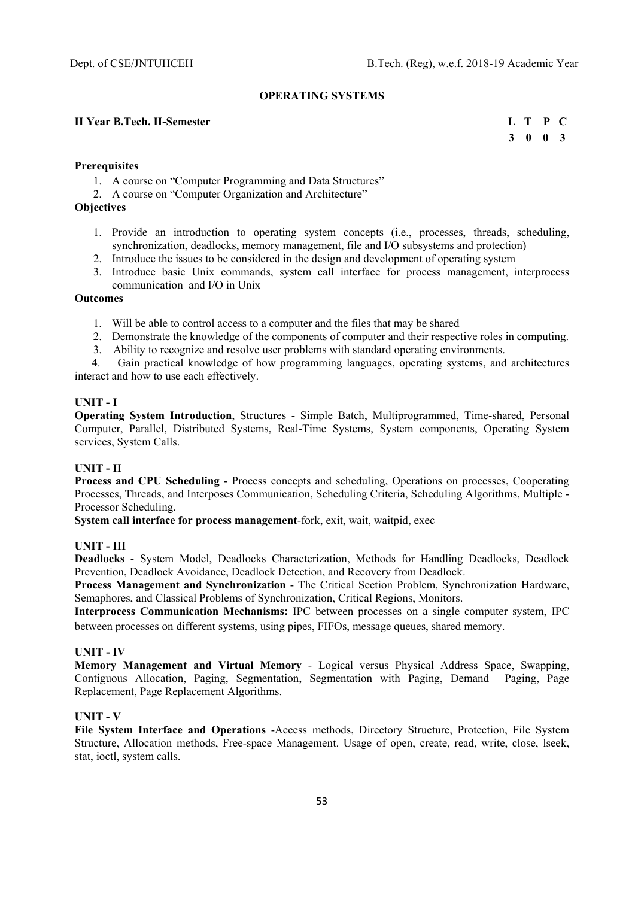# OPERATING SYSTEMS

**II Year B.Tech. II-Semester**

| L | T | P | C |
|---|---|---|---|
| 3 | 0 | 0 | 3 |

**Prerequisites**

1. A course on "Computer Programming and Data Structures"
2. A course on "Computer Organization and Architecture"

**Objectives**

1. Provide an introduction to operating system concepts (i.e., processes, threads, scheduling, synchronization, deadlocks, memory management, file and I/O subsystems and protection)
2. Introduce the issues to be considered in the design and development of operating system
3. Introduce basic Unix commands, system call interface for process management, interprocess communication and I/O in Unix

**Outcomes**

1. Will be able to control access to a computer and the files that may be shared
2. Demonstrate the knowledge of the components of computer and their respective roles in computing.
3. Ability to recognize and resolve user problems with standard operating environments.
4. Gain practical knowledge of how programming languages, operating systems, and architectures interact and how to use each effectively.

**UNIT - I**

**Operating System Introduction**, Structures - Simple Batch, Multiprogrammed, Time-shared, Personal Computer, Parallel, Distributed Systems, Real-Time Systems, System components, Operating System services, System Calls.

**UNIT - II**

**Process and CPU Scheduling** - Process concepts and scheduling, Operations on processes, Cooperating Processes, Threads, and Interposes Communication, Scheduling Criteria, Scheduling Algorithms, Multiple -Processor Scheduling.

**System call interface for process management**-fork, exit, wait, waitpid, exec

**UNIT - III**

**Deadlocks** - System Model, Deadlocks Characterization, Methods for Handling Deadlocks, Deadlock Prevention, Deadlock Avoidance, Deadlock Detection, and Recovery from Deadlock.

**Process Management and Synchronization** - The Critical Section Problem, Synchronization Hardware, Semaphores, and Classical Problems of Synchronization, Critical Regions, Monitors.

**Interprocess Communication Mechanisms:** IPC between processes on a single computer system, IPC between processes on different systems, using pipes, FIFOs, message queues, shared memory.

**UNIT - IV**

**Memory Management and Virtual Memory** - Logical versus Physical Address Space, Swapping, Contiguous Allocation, Paging, Segmentation, Segmentation with Paging, Demand Paging, Page Replacement, Page Replacement Algorithms.

**UNIT - V**

**File System Interface and Operations** -Access methods, Directory Structure, Protection, File System Structure, Allocation methods, Free-space Management. Usage of open, create, read, write, close, lseek, stat, ioctl, system calls.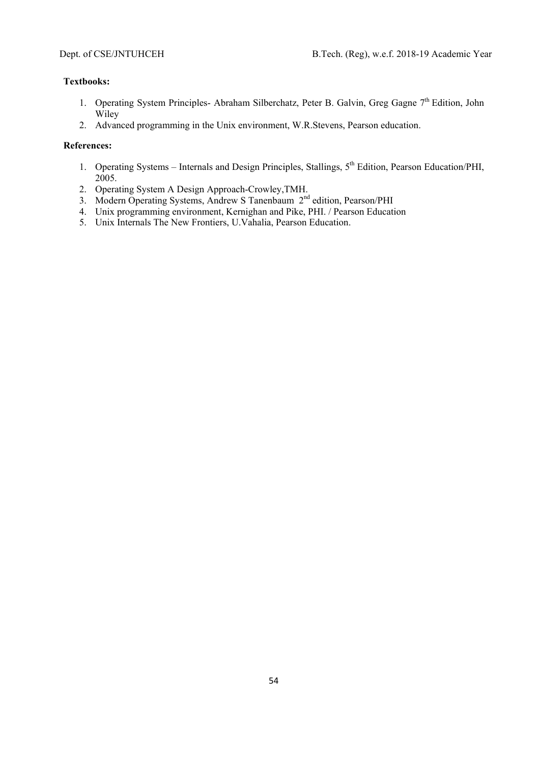**Textbooks:**

1. Operating System Principles- Abraham Silberchatz, Peter B. Galvin, Greg Gagne 7th Edition, John Wiley
2. Advanced programming in the Unix environment, W.R.Stevens, Pearson education.

**References:**

1. Operating Systems – Internals and Design Principles, Stallings, 5th Edition, Pearson Education/PHI, 2005.
2. Operating System A Design Approach-Crowley,TMH.
3. Modern Operating Systems, Andrew S Tanenbaum 2nd edition, Pearson/PHI
4. Unix programming environment, Kernighan and Pike, PHI. / Pearson Education
5. Unix Internals The New Frontiers, U.Vahalia, Pearson Education.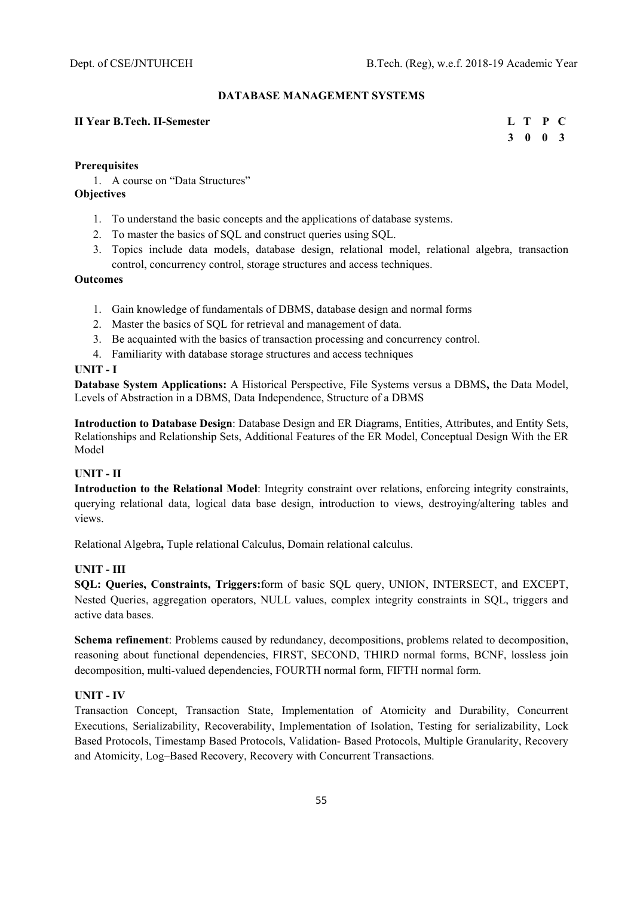## DATABASE MANAGEMENT SYSTEMS

**II Year B.Tech. II-Semester**

| L | T | P | C |
|---|---|---|---|
| 3 | 0 | 0 | 3 |

**Prerequisites**

1. A course on "Data Structures"

**Objectives**

1. To understand the basic concepts and the applications of database systems.
2. To master the basics of SQL and construct queries using SQL.
3. Topics include data models, database design, relational model, relational algebra, transaction control, concurrency control, storage structures and access techniques.

**Outcomes**

1. Gain knowledge of fundamentals of DBMS, database design and normal forms
2. Master the basics of SQL for retrieval and management of data.
3. Be acquainted with the basics of transaction processing and concurrency control.
4. Familiarity with database storage structures and access techniques

**UNIT - I**

**Database System Applications:** A Historical Perspective, File Systems versus a DBMS**,** the Data Model, Levels of Abstraction in a DBMS, Data Independence, Structure of a DBMS

**Introduction to Database Design**: Database Design and ER Diagrams, Entities, Attributes, and Entity Sets, Relationships and Relationship Sets, Additional Features of the ER Model, Conceptual Design With the ER Model

**UNIT - II**

**Introduction to the Relational Model**: Integrity constraint over relations, enforcing integrity constraints, querying relational data, logical data base design, introduction to views, destroying/altering tables and views.

Relational Algebra**,** Tuple relational Calculus, Domain relational calculus.

**UNIT - III**

**SQL: Queries, Constraints, Triggers:**form of basic SQL query, UNION, INTERSECT, and EXCEPT, Nested Queries, aggregation operators, NULL values, complex integrity constraints in SQL, triggers and active data bases.

**Schema refinement**: Problems caused by redundancy, decompositions, problems related to decomposition, reasoning about functional dependencies, FIRST, SECOND, THIRD normal forms, BCNF, lossless join decomposition, multi-valued dependencies, FOURTH normal form, FIFTH normal form.

**UNIT - IV**

Transaction Concept, Transaction State, Implementation of Atomicity and Durability, Concurrent Executions, Serializability, Recoverability, Implementation of Isolation, Testing for serializability, Lock Based Protocols, Timestamp Based Protocols, Validation- Based Protocols, Multiple Granularity, Recovery and Atomicity, Log–Based Recovery, Recovery with Concurrent Transactions.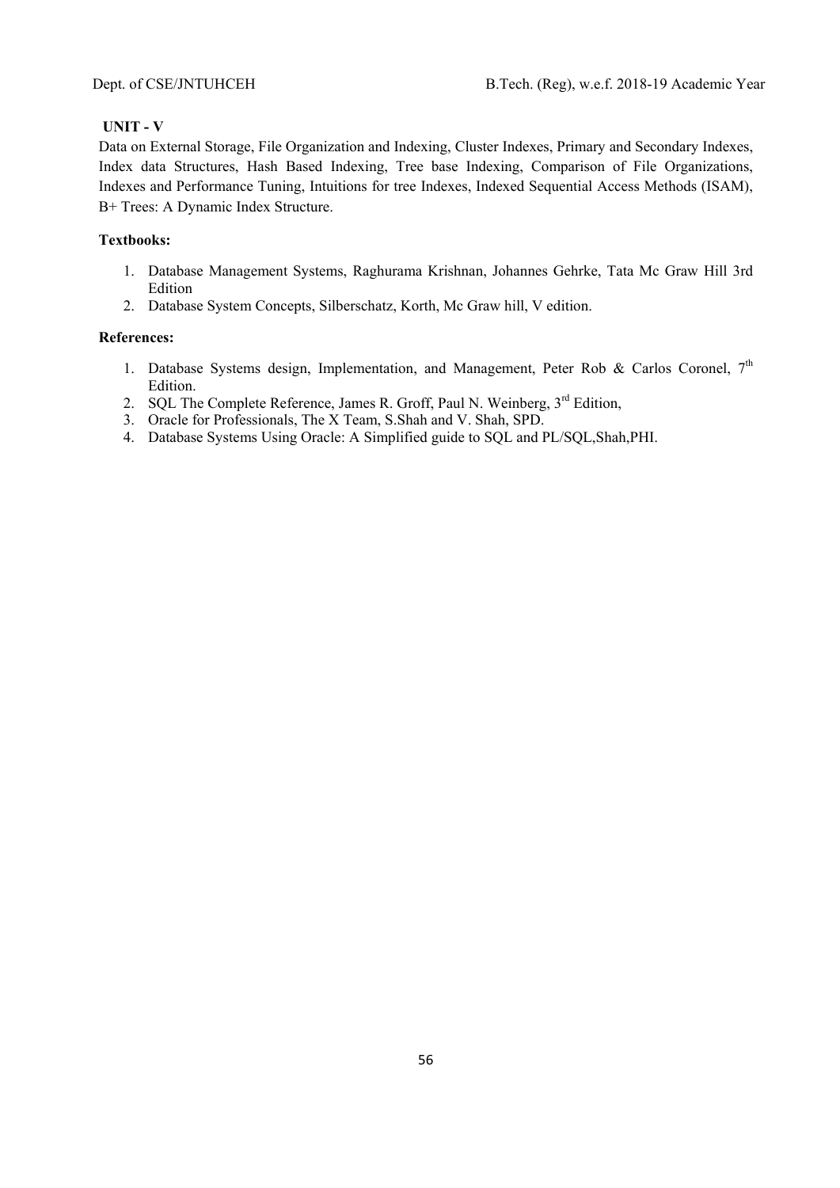**UNIT - V**

Data on External Storage, File Organization and Indexing, Cluster Indexes, Primary and Secondary Indexes, Index data Structures, Hash Based Indexing, Tree base Indexing, Comparison of File Organizations, Indexes and Performance Tuning, Intuitions for tree Indexes, Indexed Sequential Access Methods (ISAM), B+ Trees: A Dynamic Index Structure.

**Textbooks:**

1. Database Management Systems, Raghurama Krishnan, Johannes Gehrke, Tata Mc Graw Hill 3rd Edition
2. Database System Concepts, Silberschatz, Korth, Mc Graw hill, V edition.

**References:**

1. Database Systems design, Implementation, and Management, Peter Rob & Carlos Coronel, 7th Edition.
2. SQL The Complete Reference, James R. Groff, Paul N. Weinberg, 3rd Edition,
3. Oracle for Professionals, The X Team, S.Shah and V. Shah, SPD.
4. Database Systems Using Oracle: A Simplified guide to SQL and PL/SQL,Shah,PHI.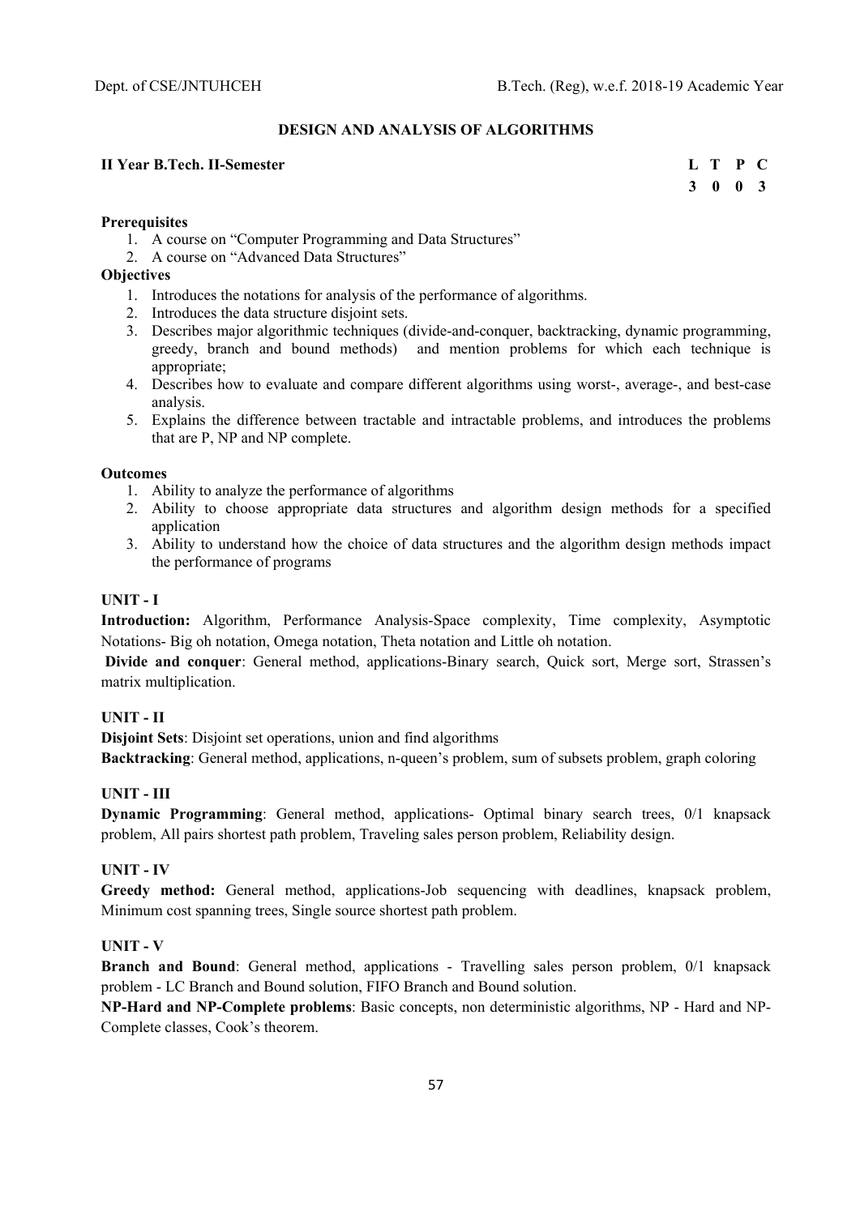# DESIGN AND ANALYSIS OF ALGORITHMS

**II Year B.Tech. II-Semester**

| L | T | P | C |
|---|---|---|---|
| 3 | 0 | 0 | 3 |

**Prerequisites**

1. A course on "Computer Programming and Data Structures"
2. A course on "Advanced Data Structures"

**Objectives**

1. Introduces the notations for analysis of the performance of algorithms.
2. Introduces the data structure disjoint sets.
3. Describes major algorithmic techniques (divide-and-conquer, backtracking, dynamic programming, greedy, branch and bound methods) and mention problems for which each technique is appropriate;
4. Describes how to evaluate and compare different algorithms using worst-, average-, and best-case analysis.
5. Explains the difference between tractable and intractable problems, and introduces the problems that are P, NP and NP complete.

**Outcomes**

1. Ability to analyze the performance of algorithms
2. Ability to choose appropriate data structures and algorithm design methods for a specified application
3. Ability to understand how the choice of data structures and the algorithm design methods impact the performance of programs

## UNIT - I

**Introduction:** Algorithm, Performance Analysis-Space complexity, Time complexity, Asymptotic Notations- Big oh notation, Omega notation, Theta notation and Little oh notation.

**Divide and conquer**: General method, applications-Binary search, Quick sort, Merge sort, Strassen's matrix multiplication.

## UNIT - II

**Disjoint Sets**: Disjoint set operations, union and find algorithms

**Backtracking**: General method, applications, n-queen's problem, sum of subsets problem, graph coloring

## UNIT - III

**Dynamic Programming**: General method, applications- Optimal binary search trees, 0/1 knapsack problem, All pairs shortest path problem, Traveling sales person problem, Reliability design.

## UNIT - IV

**Greedy method:** General method, applications-Job sequencing with deadlines, knapsack problem, Minimum cost spanning trees, Single source shortest path problem.

## UNIT - V

**Branch and Bound**: General method, applications - Travelling sales person problem, 0/1 knapsack problem - LC Branch and Bound solution, FIFO Branch and Bound solution.

**NP-Hard and NP-Complete problems**: Basic concepts, non deterministic algorithms, NP - Hard and NP-Complete classes, Cook's theorem.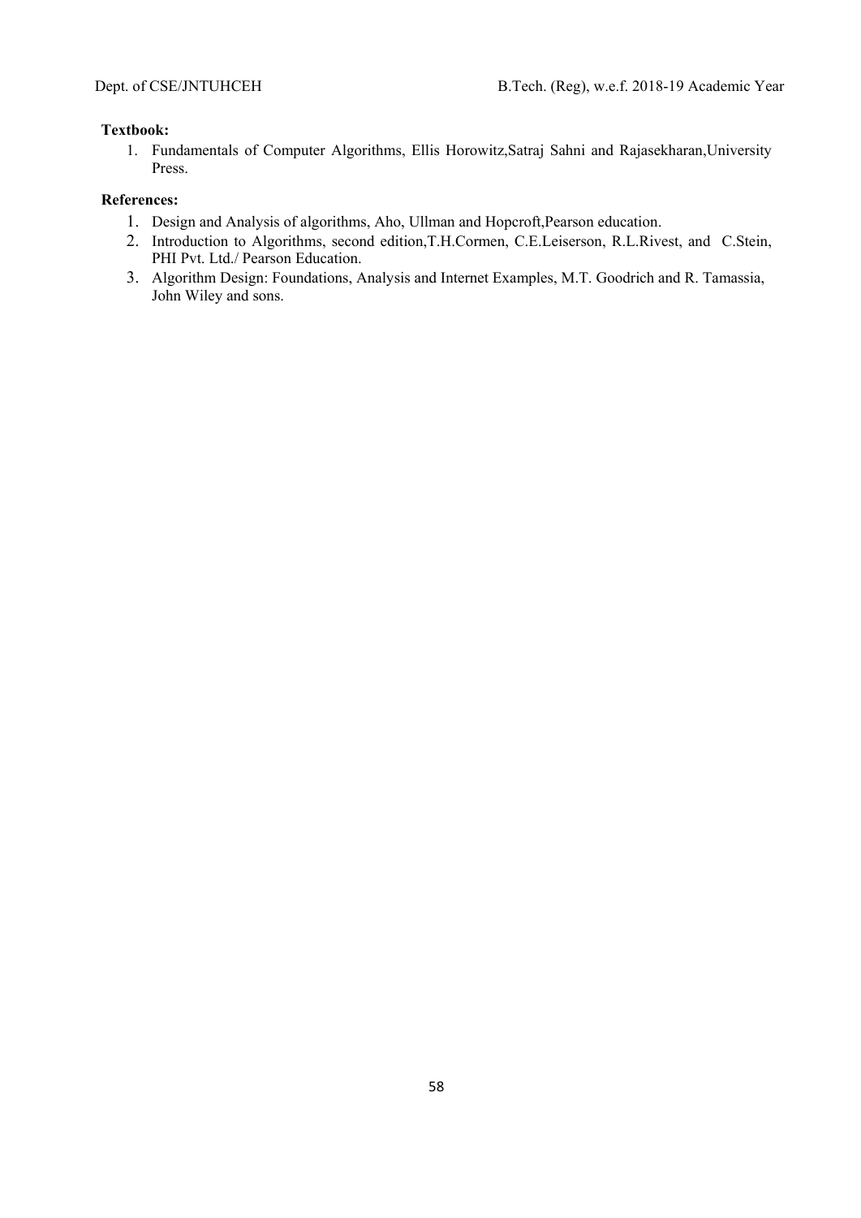**Textbook:**

1. Fundamentals of Computer Algorithms, Ellis Horowitz,Satraj Sahni and Rajasekharan,University Press.

**References:**

1. Design and Analysis of algorithms, Aho, Ullman and Hopcroft,Pearson education.
2. Introduction to Algorithms, second edition,T.H.Cormen, C.E.Leiserson, R.L.Rivest, and C.Stein, PHI Pvt. Ltd./ Pearson Education.
3. Algorithm Design: Foundations, Analysis and Internet Examples, M.T. Goodrich and R. Tamassia, John Wiley and sons.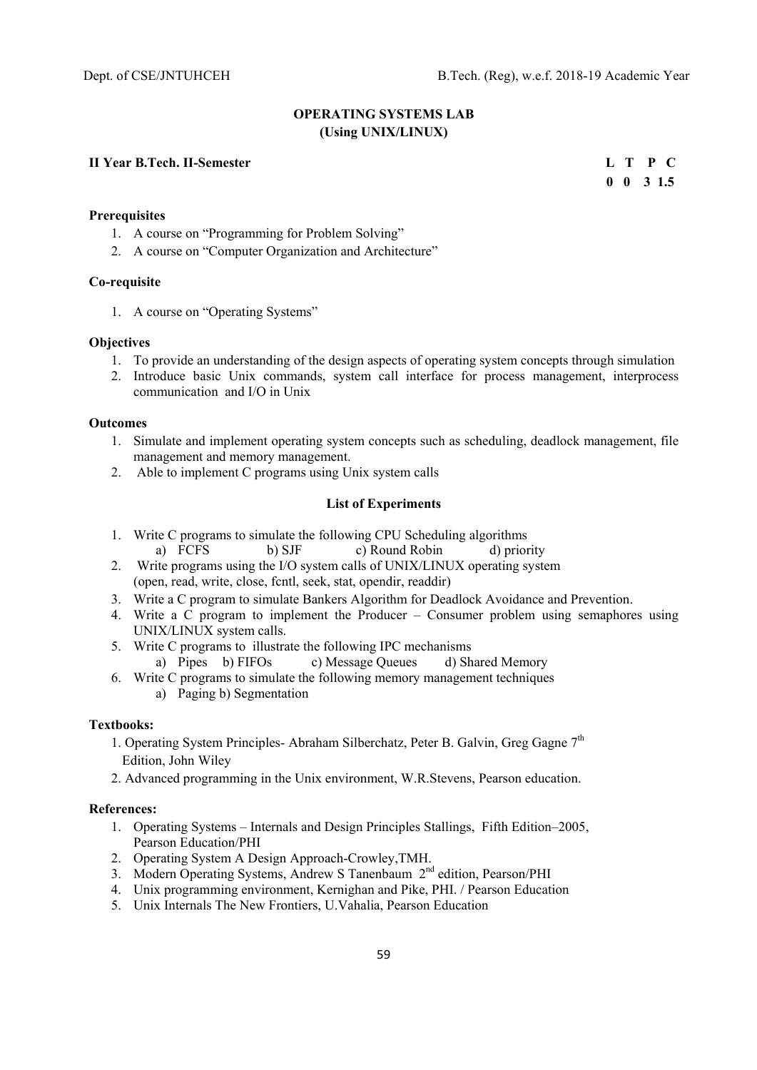# OPERATING SYSTEMS LAB
## (Using UNIX/LINUX)

**II Year B.Tech. II-Semester**

| L | T | P | C |
|---|---|---|---|
| 0 | 0 | 3 | 1.5 |

**Prerequisites**

1. A course on "Programming for Problem Solving"
2. A course on "Computer Organization and Architecture"

**Co-requisite**

1. A course on "Operating Systems"

**Objectives**

1. To provide an understanding of the design aspects of operating system concepts through simulation
2. Introduce basic Unix commands, system call interface for process management, interprocess communication and I/O in Unix

**Outcomes**

1. Simulate and implement operating system concepts such as scheduling, deadlock management, file management and memory management.
2. Able to implement C programs using Unix system calls

**List of Experiments**

1. Write C programs to simulate the following CPU Scheduling algorithms
   a) FCFS b) SJF c) Round Robin d) priority
2. Write programs using the I/O system calls of UNIX/LINUX operating system (open, read, write, close, fcntl, seek, stat, opendir, readdir)
3. Write a C program to simulate Bankers Algorithm for Deadlock Avoidance and Prevention.
4. Write a C program to implement the Producer – Consumer problem using semaphores using UNIX/LINUX system calls.
5. Write C programs to illustrate the following IPC mechanisms
   a) Pipes b) FIFOs c) Message Queues d) Shared Memory
6. Write C programs to simulate the following memory management techniques
   a) Paging b) Segmentation

**Textbooks:**

1. Operating System Principles- Abraham Silberchatz, Peter B. Galvin, Greg Gagne 7th Edition, John Wiley
2. Advanced programming in the Unix environment, W.R.Stevens, Pearson education.

**References:**

1. Operating Systems – Internals and Design Principles Stallings, Fifth Edition–2005, Pearson Education/PHI
2. Operating System A Design Approach-Crowley,TMH.
3. Modern Operating Systems, Andrew S Tanenbaum 2nd edition, Pearson/PHI
4. Unix programming environment, Kernighan and Pike, PHI. / Pearson Education
5. Unix Internals The New Frontiers, U.Vahalia, Pearson Education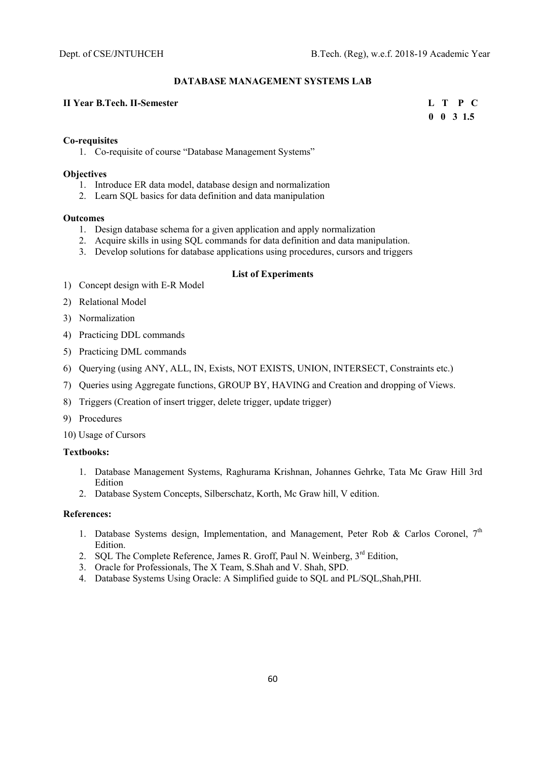## DATABASE MANAGEMENT SYSTEMS LAB

**II Year B.Tech. II-Semester**

| L | T | P | C |
|---|---|---|---|
| 0 | 0 | 3 | 1.5 |

**Co-requisites**

1. Co-requisite of course "Database Management Systems"

**Objectives**

1. Introduce ER data model, database design and normalization
2. Learn SQL basics for data definition and data manipulation

**Outcomes**

1. Design database schema for a given application and apply normalization
2. Acquire skills in using SQL commands for data definition and data manipulation.
3. Develop solutions for database applications using procedures, cursors and triggers

**List of Experiments**

1) Concept design with E-R Model
2) Relational Model
3) Normalization
4) Practicing DDL commands
5) Practicing DML commands
6) Querying (using ANY, ALL, IN, Exists, NOT EXISTS, UNION, INTERSECT, Constraints etc.)
7) Queries using Aggregate functions, GROUP BY, HAVING and Creation and dropping of Views.
8) Triggers (Creation of insert trigger, delete trigger, update trigger)
9) Procedures
10) Usage of Cursors

**Textbooks:**

1. Database Management Systems, Raghurama Krishnan, Johannes Gehrke, Tata Mc Graw Hill 3rd Edition
2. Database System Concepts, Silberschatz, Korth, Mc Graw hill, V edition.

**References:**

1. Database Systems design, Implementation, and Management, Peter Rob & Carlos Coronel, 7th Edition.
2. SQL The Complete Reference, James R. Groff, Paul N. Weinberg, 3rd Edition,
3. Oracle for Professionals, The X Team, S.Shah and V. Shah, SPD.
4. Database Systems Using Oracle: A Simplified guide to SQL and PL/SQL,Shah,PHI.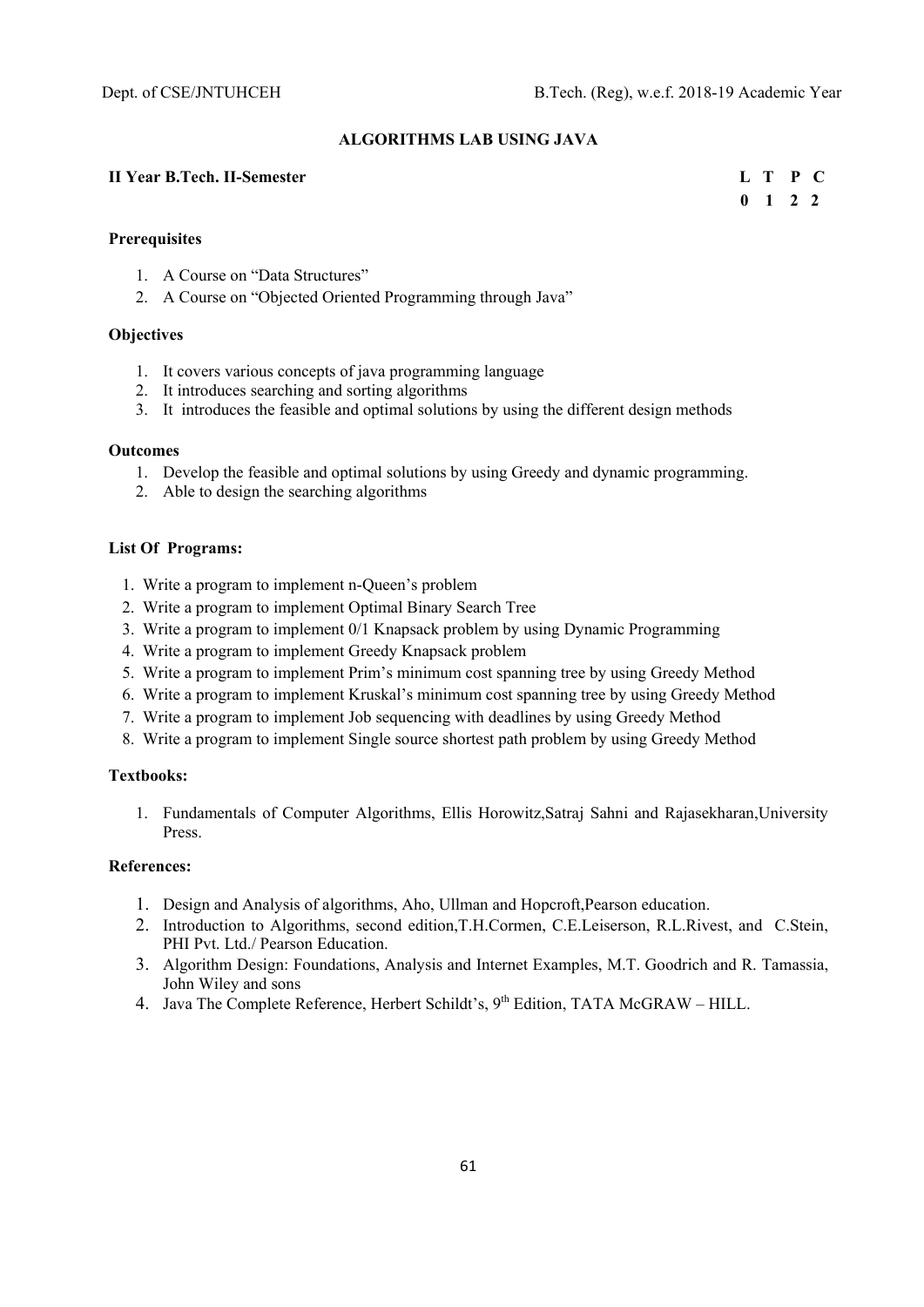## ALGORITHMS LAB USING JAVA

**II Year B.Tech. II-Semester**

| L | T | P | C |
|---|---|---|---|
| 0 | 1 | 2 | 2 |

### Prerequisites

1. A Course on "Data Structures"
2. A Course on "Objected Oriented Programming through Java"

### Objectives

1. It covers various concepts of java programming language
2. It introduces searching and sorting algorithms
3. It introduces the feasible and optimal solutions by using the different design methods

### Outcomes

1. Develop the feasible and optimal solutions by using Greedy and dynamic programming.
2. Able to design the searching algorithms

### List Of Programs:

1. Write a program to implement n-Queen's problem
2. Write a program to implement Optimal Binary Search Tree
3. Write a program to implement 0/1 Knapsack problem by using Dynamic Programming
4. Write a program to implement Greedy Knapsack problem
5. Write a program to implement Prim's minimum cost spanning tree by using Greedy Method
6. Write a program to implement Kruskal's minimum cost spanning tree by using Greedy Method
7. Write a program to implement Job sequencing with deadlines by using Greedy Method
8. Write a program to implement Single source shortest path problem by using Greedy Method

### Textbooks:

1. Fundamentals of Computer Algorithms, Ellis Horowitz,Satraj Sahni and Rajasekharan,University Press.

### References:

1. Design and Analysis of algorithms, Aho, Ullman and Hopcroft,Pearson education.
2. Introduction to Algorithms, second edition,T.H.Cormen, C.E.Leiserson, R.L.Rivest, and C.Stein, PHI Pvt. Ltd./ Pearson Education.
3. Algorithm Design: Foundations, Analysis and Internet Examples, M.T. Goodrich and R. Tamassia, John Wiley and sons
4. Java The Complete Reference, Herbert Schildt's, 9th Edition, TATA McGRAW – HILL.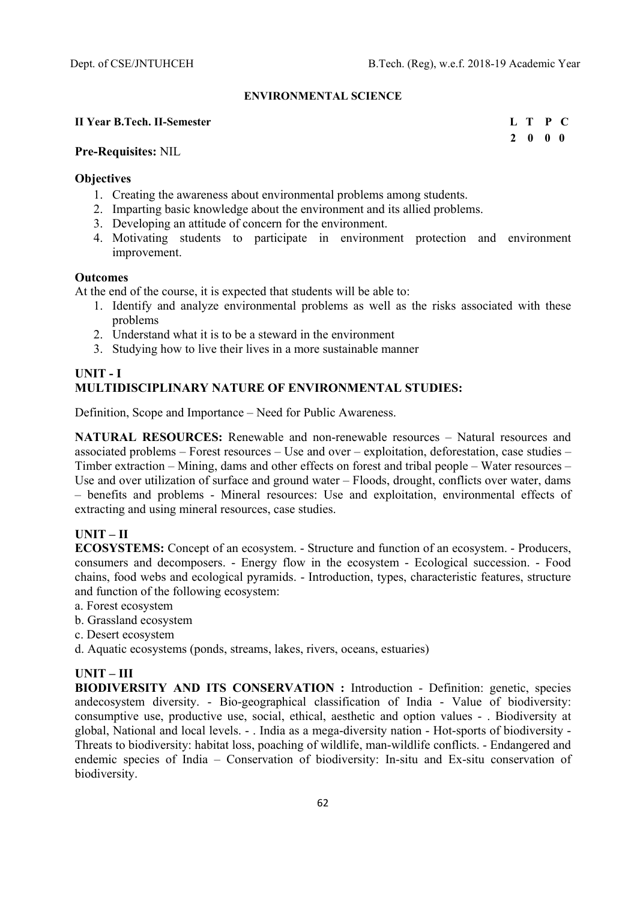## ENVIRONMENTAL SCIENCE

**II Year B.Tech. II-Semester**

| L | T | P | C |
|---|---|---|---|
| 2 | 0 | 0 | 0 |

**Pre-Requisites:** NIL

**Objectives**

1. Creating the awareness about environmental problems among students.
2. Imparting basic knowledge about the environment and its allied problems.
3. Developing an attitude of concern for the environment.
4. Motivating students to participate in environment protection and environment improvement.

**Outcomes**

At the end of the course, it is expected that students will be able to:

1. Identify and analyze environmental problems as well as the risks associated with these problems
2. Understand what it is to be a steward in the environment
3. Studying how to live their lives in a more sustainable manner

### UNIT - I

### MULTIDISCIPLINARY NATURE OF ENVIRONMENTAL STUDIES:

Definition, Scope and Importance – Need for Public Awareness.

**NATURAL RESOURCES:** Renewable and non-renewable resources – Natural resources and associated problems – Forest resources – Use and over – exploitation, deforestation, case studies – Timber extraction – Mining, dams and other effects on forest and tribal people – Water resources – Use and over utilization of surface and ground water – Floods, drought, conflicts over water, dams – benefits and problems - Mineral resources: Use and exploitation, environmental effects of extracting and using mineral resources, case studies.

### UNIT – II

**ECOSYSTEMS:** Concept of an ecosystem. - Structure and function of an ecosystem. - Producers, consumers and decomposers. - Energy flow in the ecosystem - Ecological succession. - Food chains, food webs and ecological pyramids. - Introduction, types, characteristic features, structure and function of the following ecosystem:

a. Forest ecosystem
b. Grassland ecosystem
c. Desert ecosystem
d. Aquatic ecosystems (ponds, streams, lakes, rivers, oceans, estuaries)

### UNIT – III

**BIODIVERSITY AND ITS CONSERVATION :** Introduction - Definition: genetic, species andecosystem diversity. - Bio-geographical classification of India - Value of biodiversity: consumptive use, productive use, social, ethical, aesthetic and option values - . Biodiversity at global, National and local levels. - . India as a mega-diversity nation - Hot-sports of biodiversity - Threats to biodiversity: habitat loss, poaching of wildlife, man-wildlife conflicts. - Endangered and endemic species of India – Conservation of biodiversity: In-situ and Ex-situ conservation of biodiversity.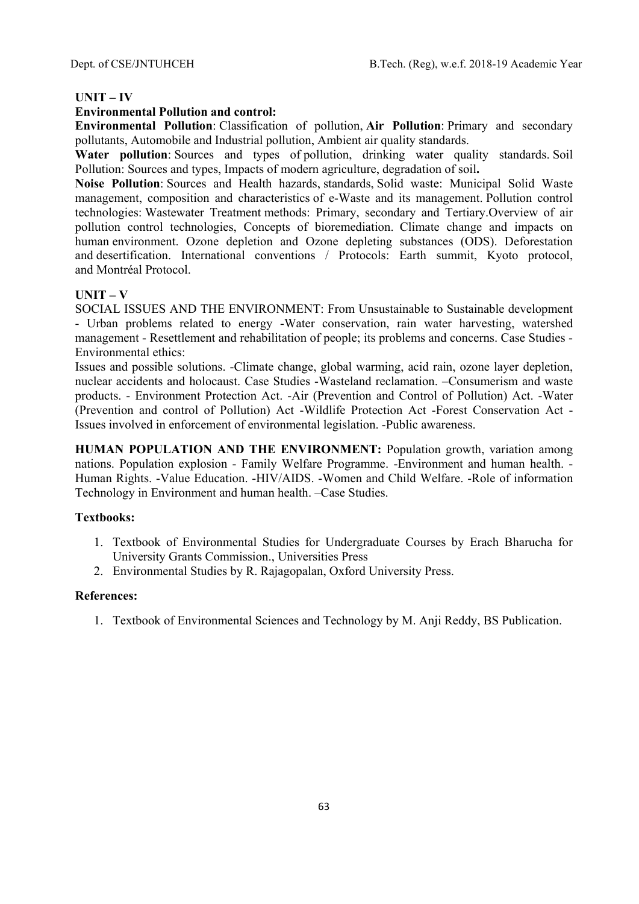**UNIT – IV**

**Environmental Pollution and control:**

**Environmental Pollution**: Classification of pollution, **Air Pollution**: Primary and secondary pollutants, Automobile and Industrial pollution, Ambient air quality standards.

**Water pollution**: Sources and types of pollution, drinking water quality standards. Soil Pollution: Sources and types, Impacts of modern agriculture, degradation of soil**.**

**Noise Pollution**: Sources and Health hazards, standards, Solid waste: Municipal Solid Waste management, composition and characteristics of e-Waste and its management. Pollution control technologies: Wastewater Treatment methods: Primary, secondary and Tertiary.Overview of air pollution control technologies, Concepts of bioremediation. Climate change and impacts on human environment. Ozone depletion and Ozone depleting substances (ODS). Deforestation and desertification. International conventions / Protocols: Earth summit, Kyoto protocol, and Montréal Protocol.

**UNIT – V**

SOCIAL ISSUES AND THE ENVIRONMENT: From Unsustainable to Sustainable development - Urban problems related to energy -Water conservation, rain water harvesting, watershed management - Resettlement and rehabilitation of people; its problems and concerns. Case Studies - Environmental ethics:

Issues and possible solutions. -Climate change, global warming, acid rain, ozone layer depletion, nuclear accidents and holocaust. Case Studies -Wasteland reclamation. –Consumerism and waste products. - Environment Protection Act. -Air (Prevention and Control of Pollution) Act. -Water (Prevention and control of Pollution) Act -Wildlife Protection Act -Forest Conservation Act -Issues involved in enforcement of environmental legislation. -Public awareness.

**HUMAN POPULATION AND THE ENVIRONMENT:** Population growth, variation among nations. Population explosion - Family Welfare Programme. -Environment and human health. -Human Rights. -Value Education. -HIV/AIDS. -Women and Child Welfare. -Role of information Technology in Environment and human health. –Case Studies.

**Textbooks:**

1. Textbook of Environmental Studies for Undergraduate Courses by Erach Bharucha for University Grants Commission., Universities Press
2. Environmental Studies by R. Rajagopalan, Oxford University Press.

**References:**

1. Textbook of Environmental Sciences and Technology by M. Anji Reddy, BS Publication.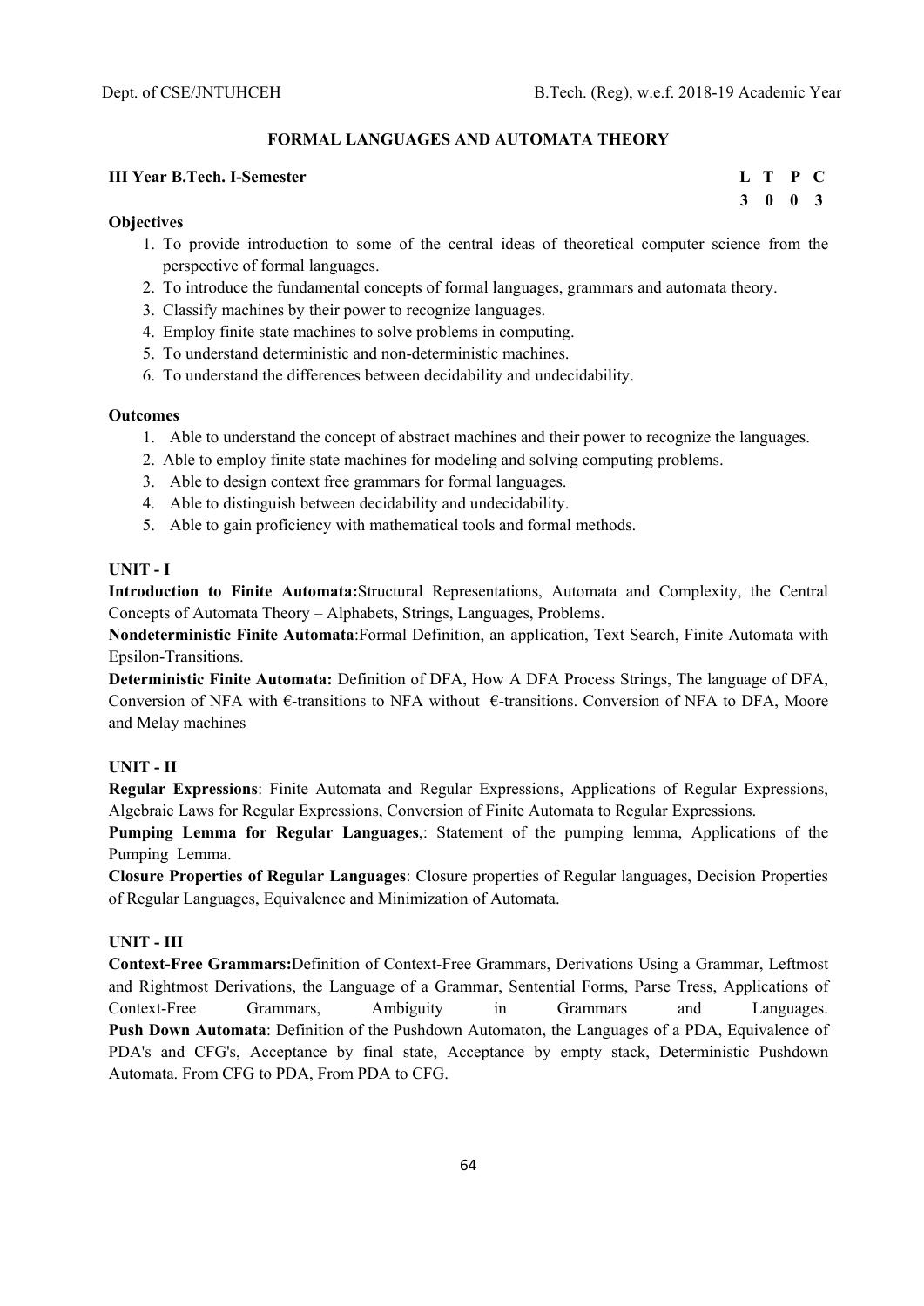## FORMAL LANGUAGES AND AUTOMATA THEORY

**III Year B.Tech. I-Semester**

| L | T | P | C |
|---|---|---|---|
| 3 | 0 | 0 | 3 |

**Objectives**

1. To provide introduction to some of the central ideas of theoretical computer science from the perspective of formal languages.
2. To introduce the fundamental concepts of formal languages, grammars and automata theory.
3. Classify machines by their power to recognize languages.
4. Employ finite state machines to solve problems in computing.
5. To understand deterministic and non-deterministic machines.
6. To understand the differences between decidability and undecidability.

**Outcomes**

1. Able to understand the concept of abstract machines and their power to recognize the languages.
2. Able to employ finite state machines for modeling and solving computing problems.
3. Able to design context free grammars for formal languages.
4. Able to distinguish between decidability and undecidability.
5. Able to gain proficiency with mathematical tools and formal methods.

**UNIT - I**

**Introduction to Finite Automata:**Structural Representations, Automata and Complexity, the Central Concepts of Automata Theory – Alphabets, Strings, Languages, Problems.

**Nondeterministic Finite Automata**:Formal Definition, an application, Text Search, Finite Automata with Epsilon-Transitions.

**Deterministic Finite Automata:** Definition of DFA, How A DFA Process Strings, The language of DFA, Conversion of NFA with €-transitions to NFA without €-transitions. Conversion of NFA to DFA, Moore and Melay machines

**UNIT - II**

**Regular Expressions**: Finite Automata and Regular Expressions, Applications of Regular Expressions, Algebraic Laws for Regular Expressions, Conversion of Finite Automata to Regular Expressions.

**Pumping Lemma for Regular Languages**,: Statement of the pumping lemma, Applications of the Pumping Lemma.

**Closure Properties of Regular Languages**: Closure properties of Regular languages, Decision Properties of Regular Languages, Equivalence and Minimization of Automata.

**UNIT - III**

**Context-Free Grammars:**Definition of Context-Free Grammars, Derivations Using a Grammar, Leftmost and Rightmost Derivations, the Language of a Grammar, Sentential Forms, Parse Tress, Applications of Context-Free Grammars, Ambiguity in Grammars and Languages.

**Push Down Automata**: Definition of the Pushdown Automaton, the Languages of a PDA, Equivalence of PDA's and CFG's, Acceptance by final state, Acceptance by empty stack, Deterministic Pushdown Automata. From CFG to PDA, From PDA to CFG.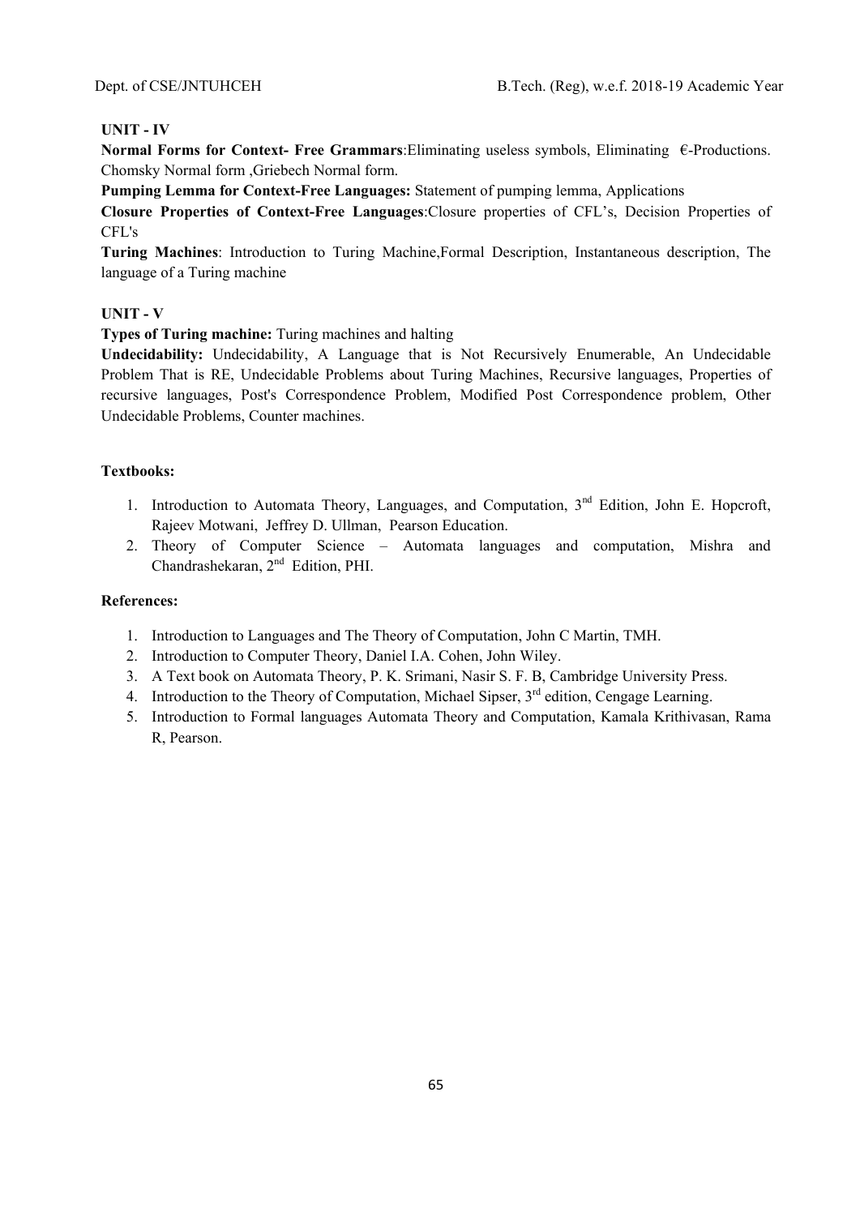### UNIT - IV

**Normal Forms for Context- Free Grammars**:Eliminating useless symbols, Eliminating €-Productions. Chomsky Normal form ,Griebech Normal form.

**Pumping Lemma for Context-Free Languages:** Statement of pumping lemma, Applications

**Closure Properties of Context-Free Languages**:Closure properties of CFL's, Decision Properties of CFL's

**Turing Machines**: Introduction to Turing Machine,Formal Description, Instantaneous description, The language of a Turing machine

### UNIT - V

**Types of Turing machine:** Turing machines and halting

**Undecidability:** Undecidability, A Language that is Not Recursively Enumerable, An Undecidable Problem That is RE, Undecidable Problems about Turing Machines, Recursive languages, Properties of recursive languages, Post's Correspondence Problem, Modified Post Correspondence problem, Other Undecidable Problems, Counter machines.

### Textbooks:

1. Introduction to Automata Theory, Languages, and Computation, 3rd Edition, John E. Hopcroft, Rajeev Motwani, Jeffrey D. Ullman, Pearson Education.
2. Theory of Computer Science – Automata languages and computation, Mishra and Chandrashekaran, 2nd Edition, PHI.

### References:

1. Introduction to Languages and The Theory of Computation, John C Martin, TMH.
2. Introduction to Computer Theory, Daniel I.A. Cohen, John Wiley.
3. A Text book on Automata Theory, P. K. Srimani, Nasir S. F. B, Cambridge University Press.
4. Introduction to the Theory of Computation, Michael Sipser, 3rd edition, Cengage Learning.
5. Introduction to Formal languages Automata Theory and Computation, Kamala Krithivasan, Rama R, Pearson.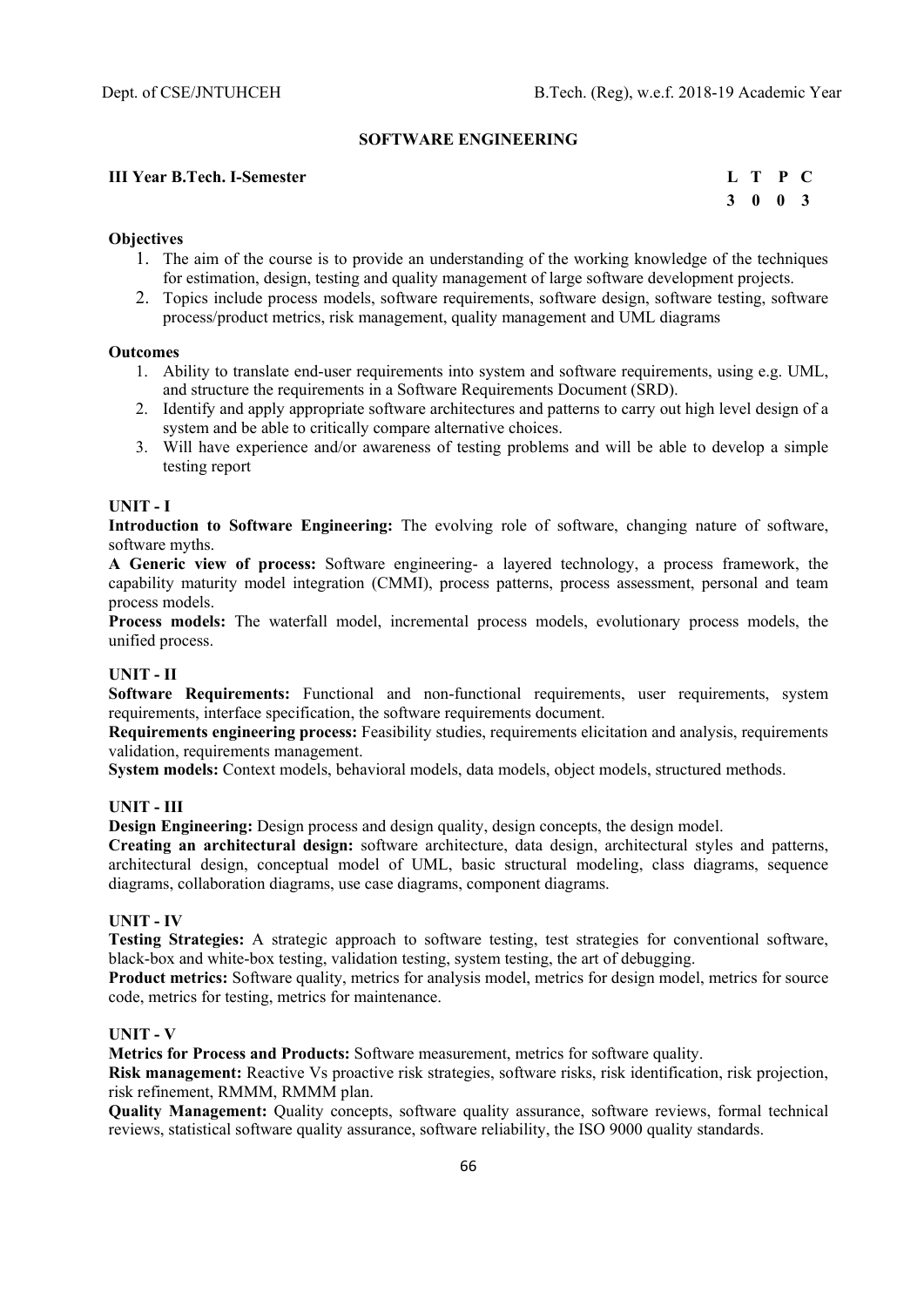## SOFTWARE ENGINEERING

**III Year B.Tech. I-Semester**

| L | T | P | C |
|---|---|---|---|
| 3 | 0 | 0 | 3 |

**Objectives**

1. The aim of the course is to provide an understanding of the working knowledge of the techniques for estimation, design, testing and quality management of large software development projects.
2. Topics include process models, software requirements, software design, software testing, software process/product metrics, risk management, quality management and UML diagrams

**Outcomes**

1. Ability to translate end-user requirements into system and software requirements, using e.g. UML, and structure the requirements in a Software Requirements Document (SRD).
2. Identify and apply appropriate software architectures and patterns to carry out high level design of a system and be able to critically compare alternative choices.
3. Will have experience and/or awareness of testing problems and will be able to develop a simple testing report

**UNIT - I**

**Introduction to Software Engineering:** The evolving role of software, changing nature of software, software myths.

**A Generic view of process:** Software engineering- a layered technology, a process framework, the capability maturity model integration (CMMI), process patterns, process assessment, personal and team process models.

**Process models:** The waterfall model, incremental process models, evolutionary process models, the unified process.

**UNIT - II**

**Software Requirements:** Functional and non-functional requirements, user requirements, system requirements, interface specification, the software requirements document.

**Requirements engineering process:** Feasibility studies, requirements elicitation and analysis, requirements validation, requirements management.

**System models:** Context models, behavioral models, data models, object models, structured methods.

**UNIT - III**

**Design Engineering:** Design process and design quality, design concepts, the design model.

**Creating an architectural design:** software architecture, data design, architectural styles and patterns, architectural design, conceptual model of UML, basic structural modeling, class diagrams, sequence diagrams, collaboration diagrams, use case diagrams, component diagrams.

**UNIT - IV**

**Testing Strategies:** A strategic approach to software testing, test strategies for conventional software, black-box and white-box testing, validation testing, system testing, the art of debugging.

**Product metrics:** Software quality, metrics for analysis model, metrics for design model, metrics for source code, metrics for testing, metrics for maintenance.

**UNIT - V**

**Metrics for Process and Products:** Software measurement, metrics for software quality.

**Risk management:** Reactive Vs proactive risk strategies, software risks, risk identification, risk projection, risk refinement, RMMM, RMMM plan.

**Quality Management:** Quality concepts, software quality assurance, software reviews, formal technical reviews, statistical software quality assurance, software reliability, the ISO 9000 quality standards.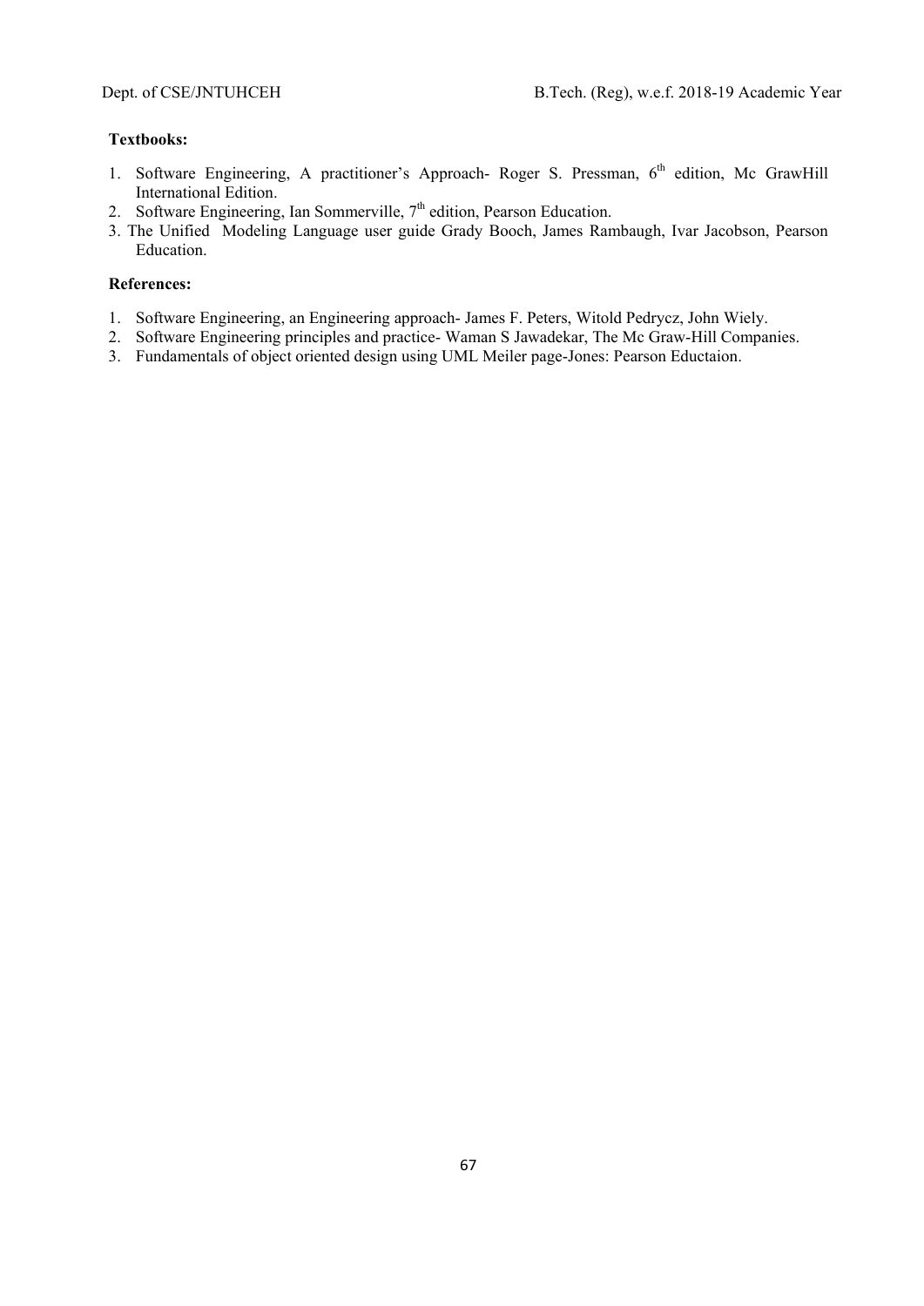**Textbooks:**

1. Software Engineering, A practitioner's Approach- Roger S. Pressman, 6th edition, Mc GrawHill International Edition.
2. Software Engineering, Ian Sommerville, 7th edition, Pearson Education.
3. The Unified Modeling Language user guide Grady Booch, James Rambaugh, Ivar Jacobson, Pearson Education.

**References:**

1. Software Engineering, an Engineering approach- James F. Peters, Witold Pedrycz, John Wiely.
2. Software Engineering principles and practice- Waman S Jawadekar, The Mc Graw-Hill Companies.
3. Fundamentals of object oriented design using UML Meiler page-Jones: Pearson Eductaion.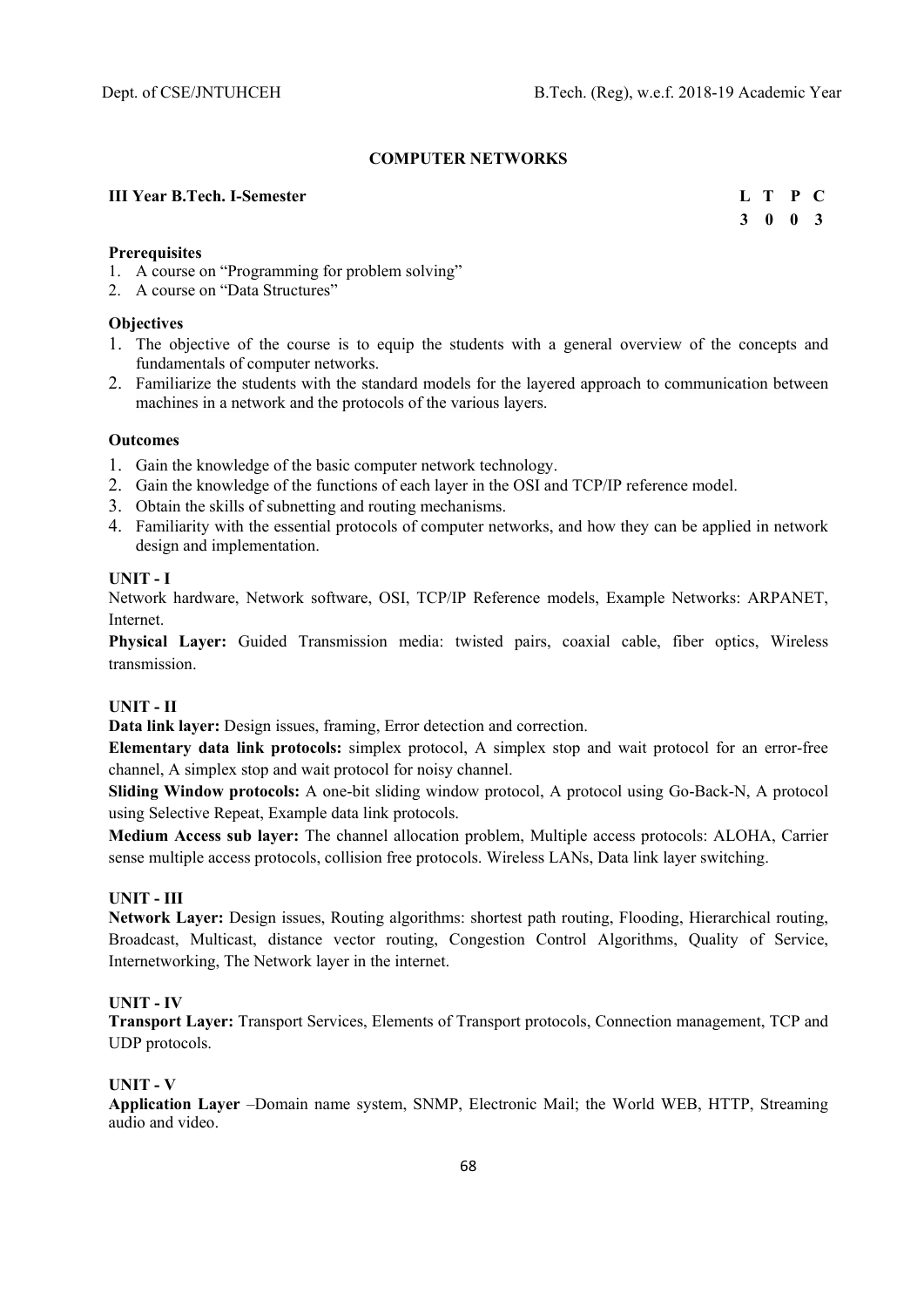## COMPUTER NETWORKS

**III Year B.Tech. I-Semester**

| L | T | P | C |
|---|---|---|---|
| 3 | 0 | 0 | 3 |

**Prerequisites**

1. A course on "Programming for problem solving"
2. A course on "Data Structures"

**Objectives**

1. The objective of the course is to equip the students with a general overview of the concepts and fundamentals of computer networks.
2. Familiarize the students with the standard models for the layered approach to communication between machines in a network and the protocols of the various layers.

**Outcomes**

1. Gain the knowledge of the basic computer network technology.
2. Gain the knowledge of the functions of each layer in the OSI and TCP/IP reference model.
3. Obtain the skills of subnetting and routing mechanisms.
4. Familiarity with the essential protocols of computer networks, and how they can be applied in network design and implementation.

**UNIT - I**

Network hardware, Network software, OSI, TCP/IP Reference models, Example Networks: ARPANET, Internet.

**Physical Layer:** Guided Transmission media: twisted pairs, coaxial cable, fiber optics, Wireless transmission.

**UNIT - II**

**Data link layer:** Design issues, framing, Error detection and correction.

**Elementary data link protocols:** simplex protocol, A simplex stop and wait protocol for an error-free channel, A simplex stop and wait protocol for noisy channel.

**Sliding Window protocols:** A one-bit sliding window protocol, A protocol using Go-Back-N, A protocol using Selective Repeat, Example data link protocols.

**Medium Access sub layer:** The channel allocation problem, Multiple access protocols: ALOHA, Carrier sense multiple access protocols, collision free protocols. Wireless LANs, Data link layer switching.

**UNIT - III**

**Network Layer:** Design issues, Routing algorithms: shortest path routing, Flooding, Hierarchical routing, Broadcast, Multicast, distance vector routing, Congestion Control Algorithms, Quality of Service, Internetworking, The Network layer in the internet.

**UNIT - IV**

**Transport Layer:** Transport Services, Elements of Transport protocols, Connection management, TCP and UDP protocols.

**UNIT - V**

**Application Layer** –Domain name system, SNMP, Electronic Mail; the World WEB, HTTP, Streaming audio and video.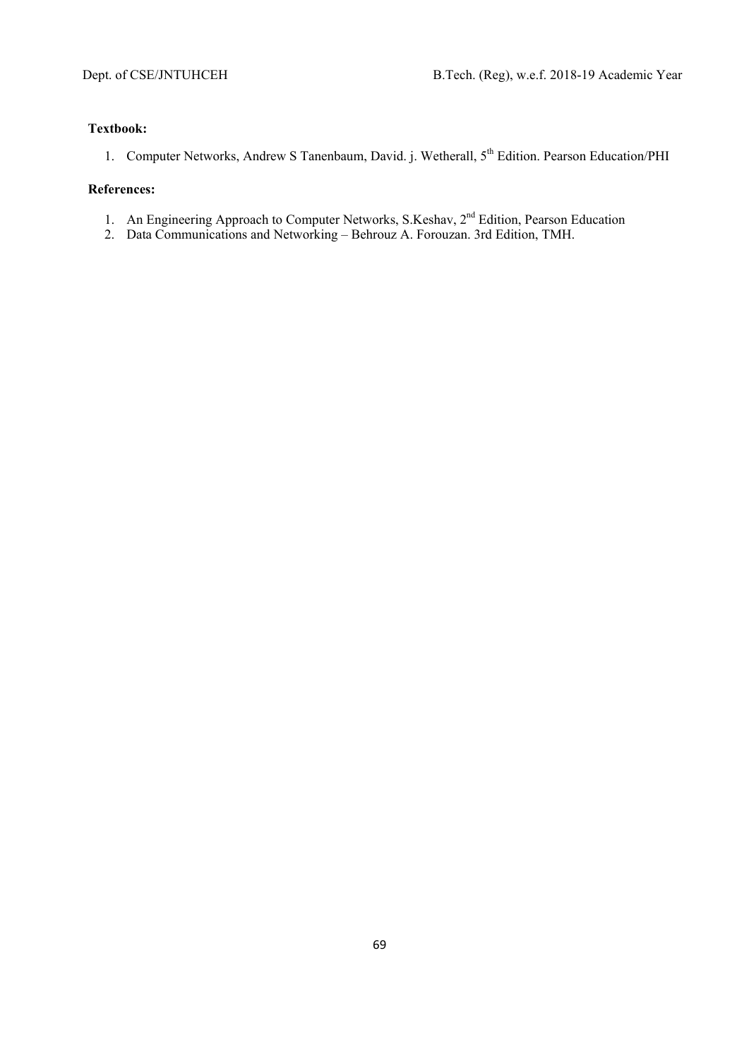**Textbook:**

1. Computer Networks, Andrew S Tanenbaum, David. j. Wetherall, 5th Edition. Pearson Education/PHI

**References:**

1. An Engineering Approach to Computer Networks, S.Keshav, 2nd Edition, Pearson Education
2. Data Communications and Networking – Behrouz A. Forouzan. 3rd Edition, TMH.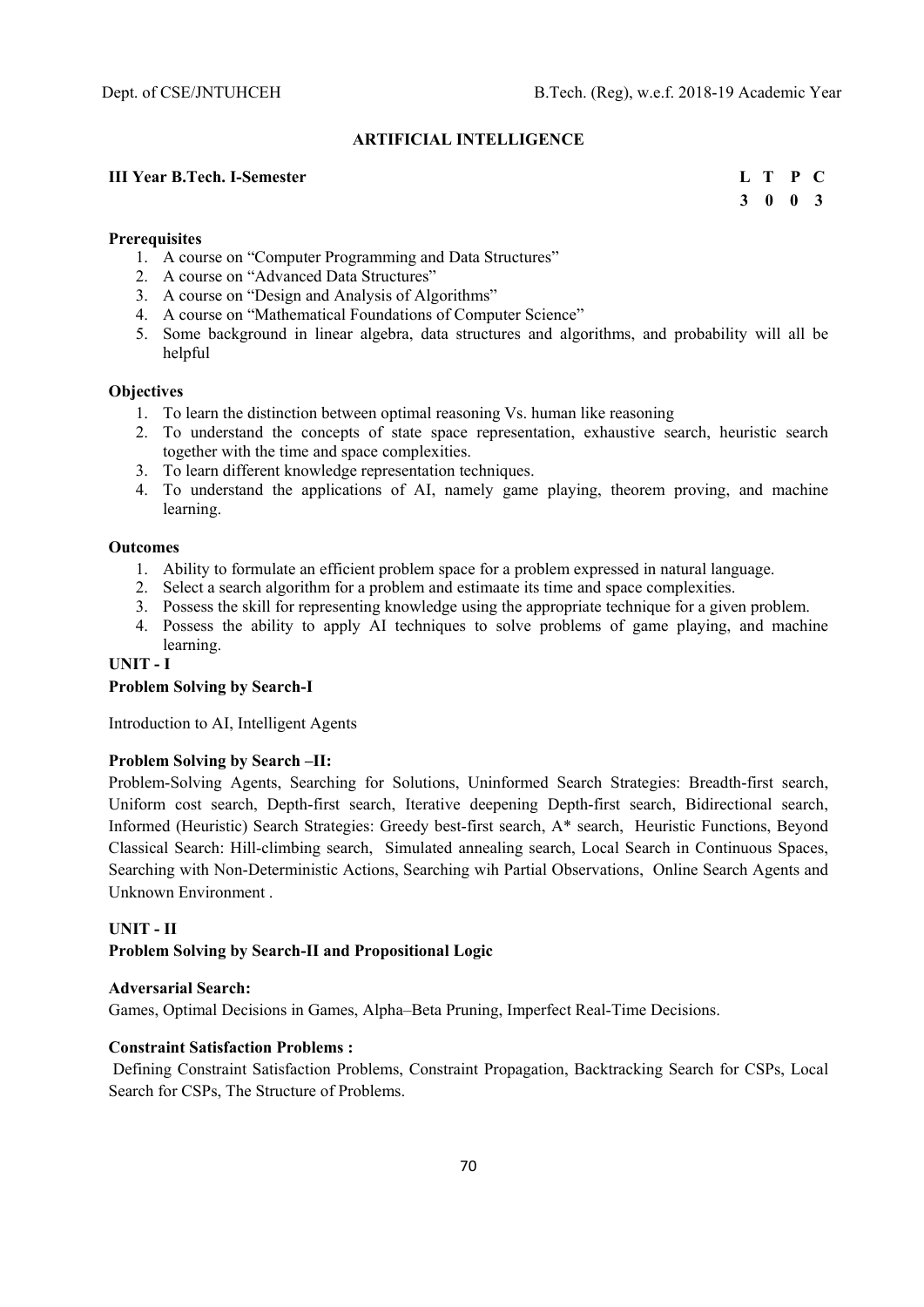## ARTIFICIAL INTELLIGENCE

**III Year B.Tech. I-Semester**

| L | T | P | C |
|---|---|---|---|
| 3 | 0 | 0 | 3 |

**Prerequisites**

1. A course on "Computer Programming and Data Structures"
2. A course on "Advanced Data Structures"
3. A course on "Design and Analysis of Algorithms"
4. A course on "Mathematical Foundations of Computer Science"
5. Some background in linear algebra, data structures and algorithms, and probability will all be helpful

**Objectives**

1. To learn the distinction between optimal reasoning Vs. human like reasoning
2. To understand the concepts of state space representation, exhaustive search, heuristic search together with the time and space complexities.
3. To learn different knowledge representation techniques.
4. To understand the applications of AI, namely game playing, theorem proving, and machine learning.

**Outcomes**

1. Ability to formulate an efficient problem space for a problem expressed in natural language.
2. Select a search algorithm for a problem and estimaate its time and space complexities.
3. Possess the skill for representing knowledge using the appropriate technique for a given problem.
4. Possess the ability to apply AI techniques to solve problems of game playing, and machine learning.

**UNIT - I**

**Problem Solving by Search-I**

Introduction to AI, Intelligent Agents

**Problem Solving by Search –II:**

Problem-Solving Agents, Searching for Solutions, Uninformed Search Strategies: Breadth-first search, Uniform cost search, Depth-first search, Iterative deepening Depth-first search, Bidirectional search, Informed (Heuristic) Search Strategies: Greedy best-first search, A* search, Heuristic Functions, Beyond Classical Search: Hill-climbing search, Simulated annealing search, Local Search in Continuous Spaces, Searching with Non-Deterministic Actions, Searching wih Partial Observations, Online Search Agents and Unknown Environment .

**UNIT - II**

**Problem Solving by Search-II and Propositional Logic**

**Adversarial Search:**

Games, Optimal Decisions in Games, Alpha–Beta Pruning, Imperfect Real-Time Decisions.

**Constraint Satisfaction Problems :**

Defining Constraint Satisfaction Problems, Constraint Propagation, Backtracking Search for CSPs, Local Search for CSPs, The Structure of Problems.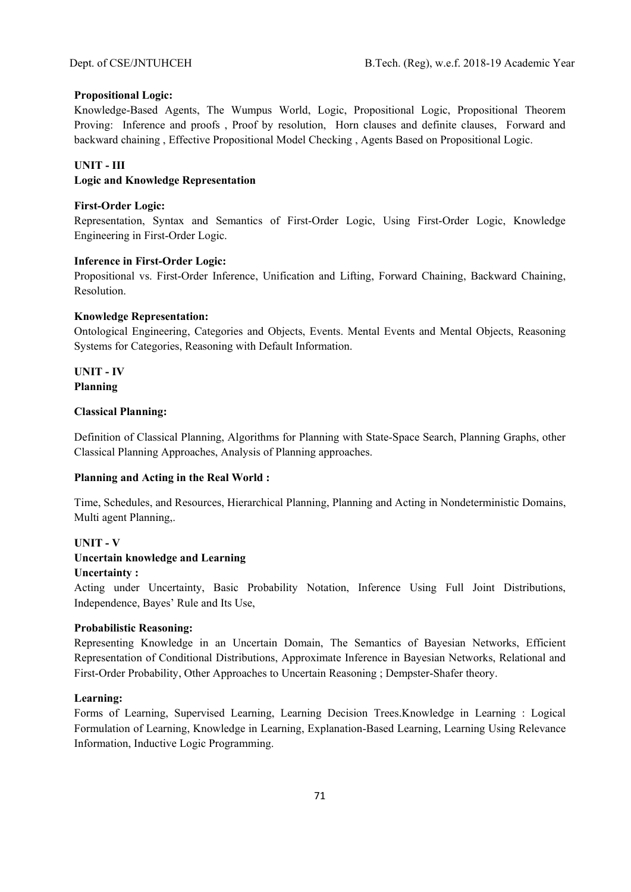**Propositional Logic:**

Knowledge-Based Agents, The Wumpus World, Logic, Propositional Logic, Propositional Theorem Proving: Inference and proofs , Proof by resolution, Horn clauses and definite clauses, Forward and backward chaining , Effective Propositional Model Checking , Agents Based on Propositional Logic.

## UNIT - III

### Logic and Knowledge Representation

**First-Order Logic:**

Representation, Syntax and Semantics of First-Order Logic, Using First-Order Logic, Knowledge Engineering in First-Order Logic.

**Inference in First-Order Logic:**

Propositional vs. First-Order Inference, Unification and Lifting, Forward Chaining, Backward Chaining, Resolution.

**Knowledge Representation:**

Ontological Engineering, Categories and Objects, Events. Mental Events and Mental Objects, Reasoning Systems for Categories, Reasoning with Default Information.

## UNIT - IV

### Planning

**Classical Planning:**

Definition of Classical Planning, Algorithms for Planning with State-Space Search, Planning Graphs, other Classical Planning Approaches, Analysis of Planning approaches.

**Planning and Acting in the Real World :**

Time, Schedules, and Resources, Hierarchical Planning, Planning and Acting in Nondeterministic Domains, Multi agent Planning,.

## UNIT - V

### Uncertain knowledge and Learning

**Uncertainty :**

Acting under Uncertainty, Basic Probability Notation, Inference Using Full Joint Distributions, Independence, Bayes' Rule and Its Use,

**Probabilistic Reasoning:**

Representing Knowledge in an Uncertain Domain, The Semantics of Bayesian Networks, Efficient Representation of Conditional Distributions, Approximate Inference in Bayesian Networks, Relational and First-Order Probability, Other Approaches to Uncertain Reasoning ; Dempster-Shafer theory.

**Learning:**

Forms of Learning, Supervised Learning, Learning Decision Trees.Knowledge in Learning : Logical Formulation of Learning, Knowledge in Learning, Explanation-Based Learning, Learning Using Relevance Information, Inductive Logic Programming.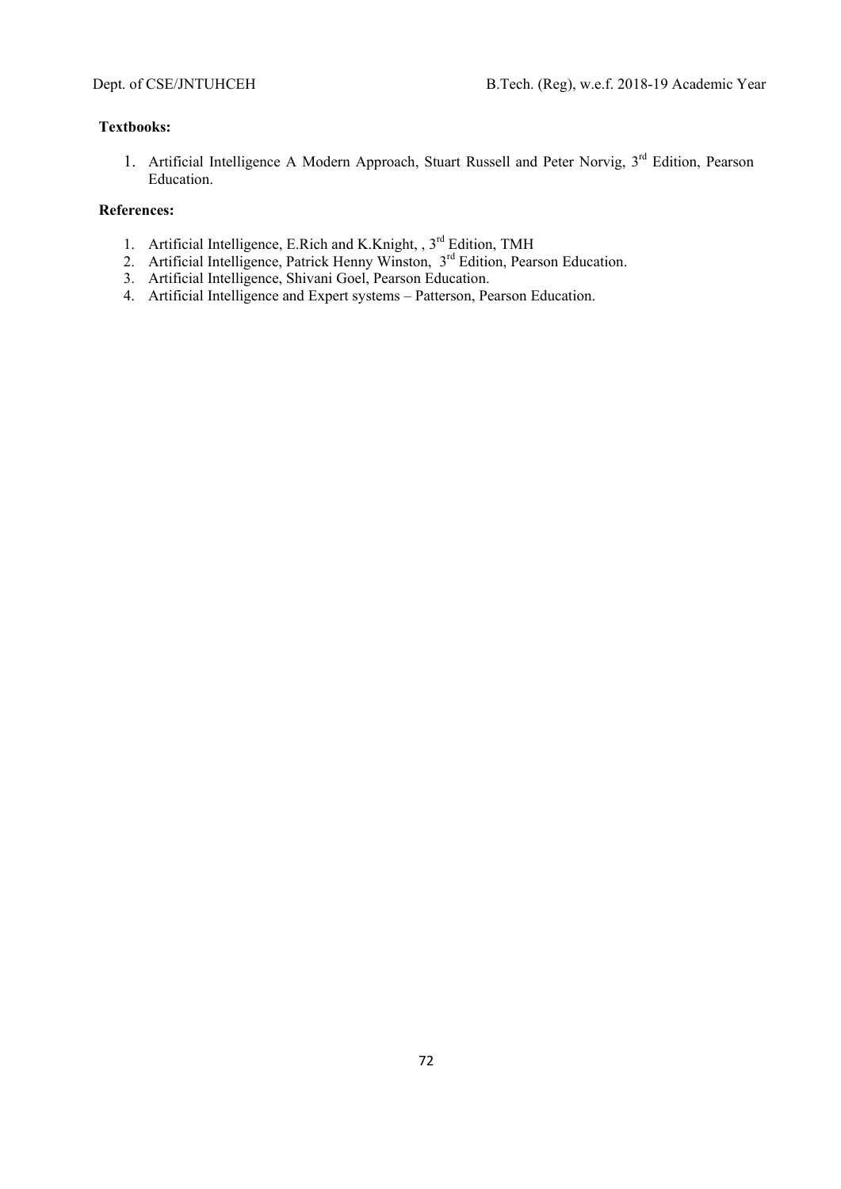**Textbooks:**

1. Artificial Intelligence A Modern Approach, Stuart Russell and Peter Norvig, 3rd Edition, Pearson Education.

**References:**

1. Artificial Intelligence, E.Rich and K.Knight, , 3rd Edition, TMH
2. Artificial Intelligence, Patrick Henny Winston, 3rd Edition, Pearson Education.
3. Artificial Intelligence, Shivani Goel, Pearson Education.
4. Artificial Intelligence and Expert systems – Patterson, Pearson Education.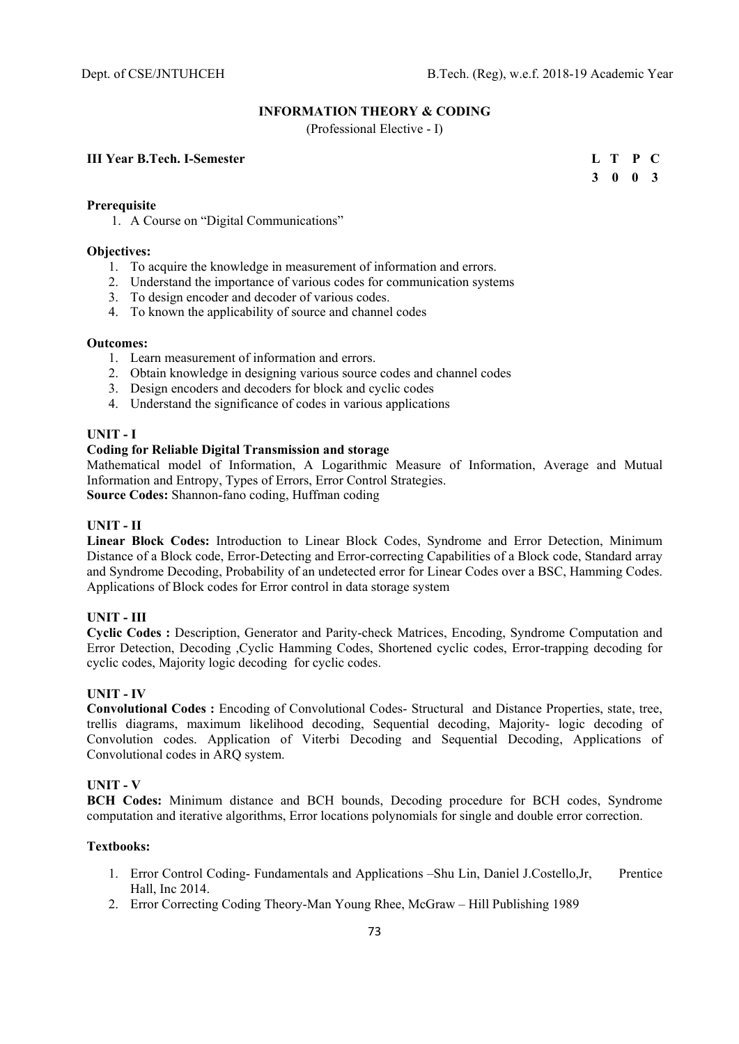# INFORMATION THEORY & CODING

(Professional Elective - I)

**III Year B.Tech. I-Semester**

| L | T | P | C |
|---|---|---|---|
| 3 | 0 | 0 | 3 |

**Prerequisite**

1. A Course on "Digital Communications"

**Objectives:**

1. To acquire the knowledge in measurement of information and errors.
2. Understand the importance of various codes for communication systems
3. To design encoder and decoder of various codes.
4. To known the applicability of source and channel codes

**Outcomes:**

1. Learn measurement of information and errors.
2. Obtain knowledge in designing various source codes and channel codes
3. Design encoders and decoders for block and cyclic codes
4. Understand the significance of codes in various applications

**UNIT - I**

**Coding for Reliable Digital Transmission and storage**

Mathematical model of Information, A Logarithmic Measure of Information, Average and Mutual Information and Entropy, Types of Errors, Error Control Strategies.

**Source Codes:** Shannon-fano coding, Huffman coding

**UNIT - II**

**Linear Block Codes:** Introduction to Linear Block Codes, Syndrome and Error Detection, Minimum Distance of a Block code, Error-Detecting and Error-correcting Capabilities of a Block code, Standard array and Syndrome Decoding, Probability of an undetected error for Linear Codes over a BSC, Hamming Codes. Applications of Block codes for Error control in data storage system

**UNIT - III**

**Cyclic Codes :** Description, Generator and Parity-check Matrices, Encoding, Syndrome Computation and Error Detection, Decoding ,Cyclic Hamming Codes, Shortened cyclic codes, Error-trapping decoding for cyclic codes, Majority logic decoding for cyclic codes.

**UNIT - IV**

**Convolutional Codes :** Encoding of Convolutional Codes- Structural and Distance Properties, state, tree, trellis diagrams, maximum likelihood decoding, Sequential decoding, Majority- logic decoding of Convolution codes. Application of Viterbi Decoding and Sequential Decoding, Applications of Convolutional codes in ARQ system.

**UNIT - V**

**BCH Codes:** Minimum distance and BCH bounds, Decoding procedure for BCH codes, Syndrome computation and iterative algorithms, Error locations polynomials for single and double error correction.

**Textbooks:**

1. Error Control Coding- Fundamentals and Applications –Shu Lin, Daniel J.Costello,Jr, Prentice Hall, Inc 2014.
2. Error Correcting Coding Theory-Man Young Rhee, McGraw – Hill Publishing 1989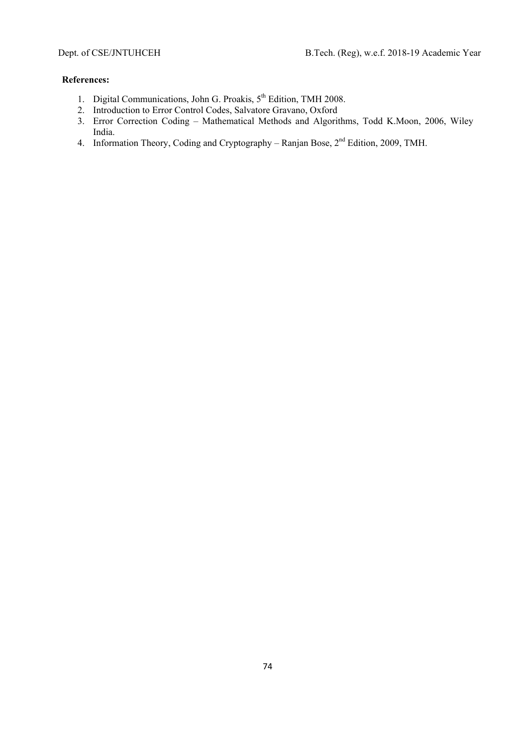**References:**

1. Digital Communications, John G. Proakis, 5th Edition, TMH 2008.
2. Introduction to Error Control Codes, Salvatore Gravano, Oxford
3. Error Correction Coding – Mathematical Methods and Algorithms, Todd K.Moon, 2006, Wiley India.
4. Information Theory, Coding and Cryptography – Ranjan Bose, 2nd Edition, 2009, TMH.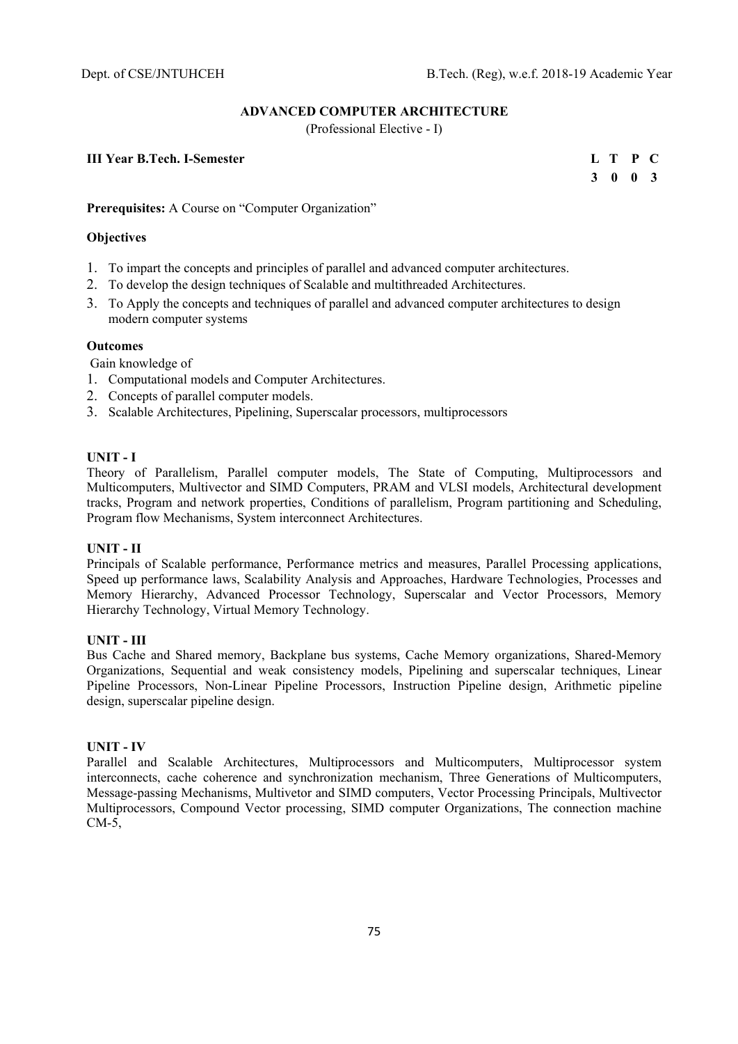## ADVANCED COMPUTER ARCHITECTURE

(Professional Elective - I)

**III Year B.Tech. I-Semester**

| L | T | P | C |
|---|---|---|---|
| 3 | 0 | 0 | 3 |

**Prerequisites:** A Course on "Computer Organization"

**Objectives**

1. To impart the concepts and principles of parallel and advanced computer architectures.
2. To develop the design techniques of Scalable and multithreaded Architectures.
3. To Apply the concepts and techniques of parallel and advanced computer architectures to design modern computer systems

**Outcomes**

Gain knowledge of

1. Computational models and Computer Architectures.
2. Concepts of parallel computer models.
3. Scalable Architectures, Pipelining, Superscalar processors, multiprocessors

**UNIT - I**

Theory of Parallelism, Parallel computer models, The State of Computing, Multiprocessors and Multicomputers, Multivector and SIMD Computers, PRAM and VLSI models, Architectural development tracks, Program and network properties, Conditions of parallelism, Program partitioning and Scheduling, Program flow Mechanisms, System interconnect Architectures.

**UNIT - II**

Principals of Scalable performance, Performance metrics and measures, Parallel Processing applications, Speed up performance laws, Scalability Analysis and Approaches, Hardware Technologies, Processes and Memory Hierarchy, Advanced Processor Technology, Superscalar and Vector Processors, Memory Hierarchy Technology, Virtual Memory Technology.

**UNIT - III**

Bus Cache and Shared memory, Backplane bus systems, Cache Memory organizations, Shared-Memory Organizations, Sequential and weak consistency models, Pipelining and superscalar techniques, Linear Pipeline Processors, Non-Linear Pipeline Processors, Instruction Pipeline design, Arithmetic pipeline design, superscalar pipeline design.

**UNIT - IV**

Parallel and Scalable Architectures, Multiprocessors and Multicomputers, Multiprocessor system interconnects, cache coherence and synchronization mechanism, Three Generations of Multicomputers, Message-passing Mechanisms, Multivetor and SIMD computers, Vector Processing Principals, Multivector Multiprocessors, Compound Vector processing, SIMD computer Organizations, The connection machine CM-5,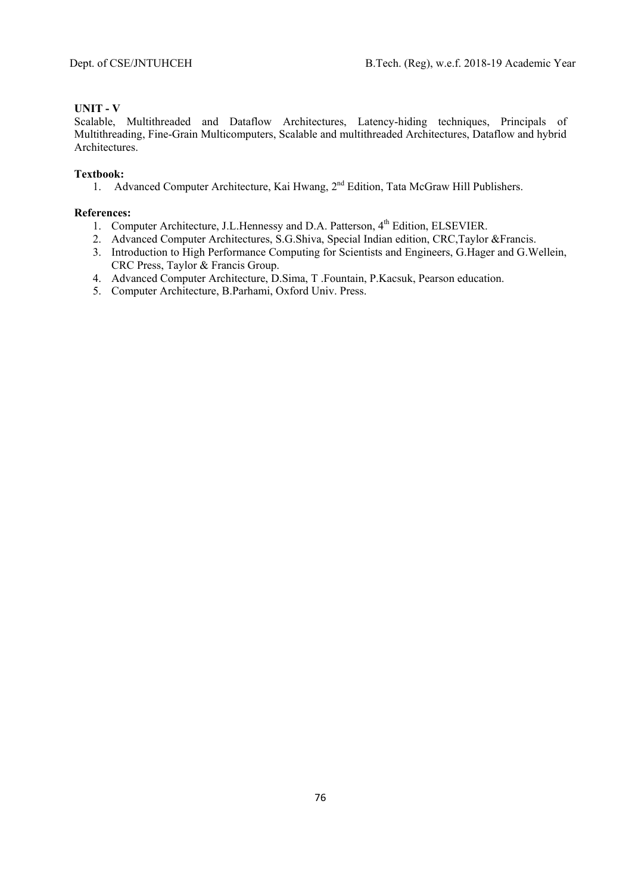**UNIT - V**

Scalable, Multithreaded and Dataflow Architectures, Latency-hiding techniques, Principals of Multithreading, Fine-Grain Multicomputers, Scalable and multithreaded Architectures, Dataflow and hybrid Architectures.

**Textbook:**

1. Advanced Computer Architecture, Kai Hwang, 2nd Edition, Tata McGraw Hill Publishers.

**References:**

1. Computer Architecture, J.L.Hennessy and D.A. Patterson, 4th Edition, ELSEVIER.
2. Advanced Computer Architectures, S.G.Shiva, Special Indian edition, CRC,Taylor &Francis.
3. Introduction to High Performance Computing for Scientists and Engineers, G.Hager and G.Wellein, CRC Press, Taylor & Francis Group.
4. Advanced Computer Architecture, D.Sima, T .Fountain, P.Kacsuk, Pearson education.
5. Computer Architecture, B.Parhami, Oxford Univ. Press.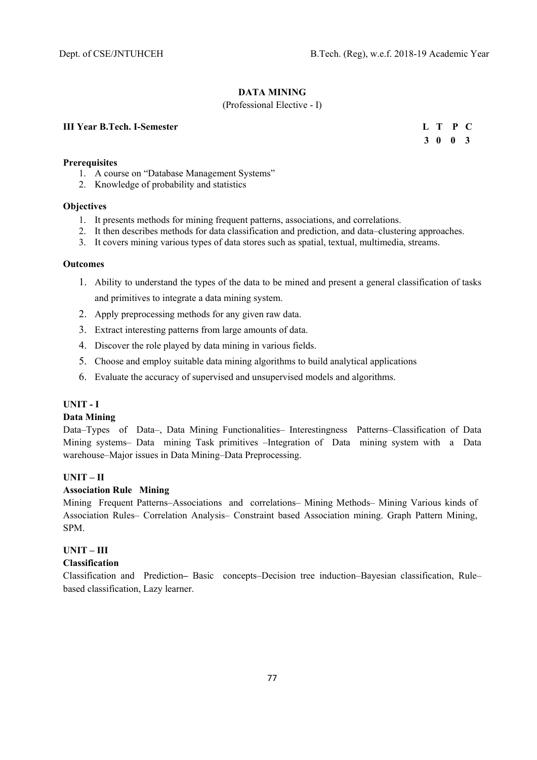## DATA MINING

(Professional Elective - I)

**III Year B.Tech. I-Semester**

| L | T | P | C |
|---|---|---|---|
| 3 | 0 | 0 | 3 |

**Prerequisites**

1. A course on "Database Management Systems"
2. Knowledge of probability and statistics

**Objectives**

1. It presents methods for mining frequent patterns, associations, and correlations.
2. It then describes methods for data classification and prediction, and data–clustering approaches.
3. It covers mining various types of data stores such as spatial, textual, multimedia, streams.

**Outcomes**

1. Ability to understand the types of the data to be mined and present a general classification of tasks and primitives to integrate a data mining system.
2. Apply preprocessing methods for any given raw data.
3. Extract interesting patterns from large amounts of data.
4. Discover the role played by data mining in various fields.
5. Choose and employ suitable data mining algorithms to build analytical applications
6. Evaluate the accuracy of supervised and unsupervised models and algorithms.

**UNIT - I**

**Data Mining**

Data–Types of Data–, Data Mining Functionalities– Interestingness Patterns–Classification of Data Mining systems– Data mining Task primitives –Integration of Data mining system with a Data warehouse–Major issues in Data Mining–Data Preprocessing.

**UNIT – II**

**Association Rule Mining**

Mining Frequent Patterns–Associations and correlations– Mining Methods– Mining Various kinds of Association Rules– Correlation Analysis– Constraint based Association mining. Graph Pattern Mining, SPM.

**UNIT – III**

**Classification**

Classification and Prediction– Basic concepts–Decision tree induction–Bayesian classification, Rule–based classification, Lazy learner.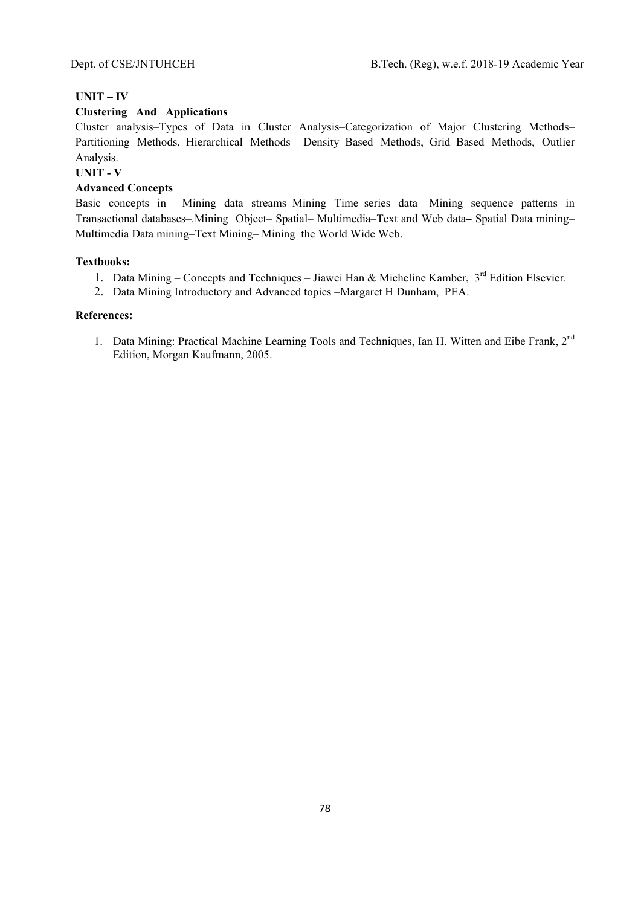**UNIT – IV**

**Clustering And Applications**

Cluster analysis–Types of Data in Cluster Analysis–Categorization of Major Clustering Methods–Partitioning Methods,–Hierarchical Methods– Density–Based Methods,–Grid–Based Methods, Outlier Analysis.

**UNIT - V**

**Advanced Concepts**

Basic concepts in Mining data streams–Mining Time–series data—Mining sequence patterns in Transactional databases–.Mining Object– Spatial– Multimedia–Text and Web data– Spatial Data mining–Multimedia Data mining–Text Mining– Mining the World Wide Web.

**Textbooks:**

1. Data Mining – Concepts and Techniques – Jiawei Han & Micheline Kamber, 3rd Edition Elsevier.
2. Data Mining Introductory and Advanced topics –Margaret H Dunham, PEA.

**References:**

1. Data Mining: Practical Machine Learning Tools and Techniques, Ian H. Witten and Eibe Frank, 2nd Edition, Morgan Kaufmann, 2005.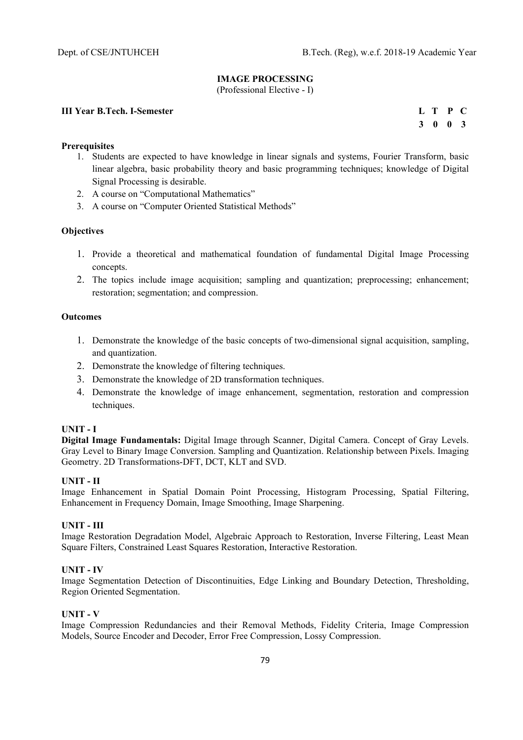# IMAGE PROCESSING

(Professional Elective - I)

**III Year B.Tech. I-Semester**

| L | T | P | C |
|---|---|---|---|
| 3 | 0 | 0 | 3 |

**Prerequisites**

1. Students are expected to have knowledge in linear signals and systems, Fourier Transform, basic linear algebra, basic probability theory and basic programming techniques; knowledge of Digital Signal Processing is desirable.
2. A course on "Computational Mathematics"
3. A course on "Computer Oriented Statistical Methods"

**Objectives**

1. Provide a theoretical and mathematical foundation of fundamental Digital Image Processing concepts.
2. The topics include image acquisition; sampling and quantization; preprocessing; enhancement; restoration; segmentation; and compression.

**Outcomes**

1. Demonstrate the knowledge of the basic concepts of two-dimensional signal acquisition, sampling, and quantization.
2. Demonstrate the knowledge of filtering techniques.
3. Demonstrate the knowledge of 2D transformation techniques.
4. Demonstrate the knowledge of image enhancement, segmentation, restoration and compression techniques.

**UNIT - I**

**Digital Image Fundamentals:** Digital Image through Scanner, Digital Camera. Concept of Gray Levels. Gray Level to Binary Image Conversion. Sampling and Quantization. Relationship between Pixels. Imaging Geometry. 2D Transformations-DFT, DCT, KLT and SVD.

**UNIT - II**

Image Enhancement in Spatial Domain Point Processing, Histogram Processing, Spatial Filtering, Enhancement in Frequency Domain, Image Smoothing, Image Sharpening.

**UNIT - III**

Image Restoration Degradation Model, Algebraic Approach to Restoration, Inverse Filtering, Least Mean Square Filters, Constrained Least Squares Restoration, Interactive Restoration.

**UNIT - IV**

Image Segmentation Detection of Discontinuities, Edge Linking and Boundary Detection, Thresholding, Region Oriented Segmentation.

**UNIT - V**

Image Compression Redundancies and their Removal Methods, Fidelity Criteria, Image Compression Models, Source Encoder and Decoder, Error Free Compression, Lossy Compression.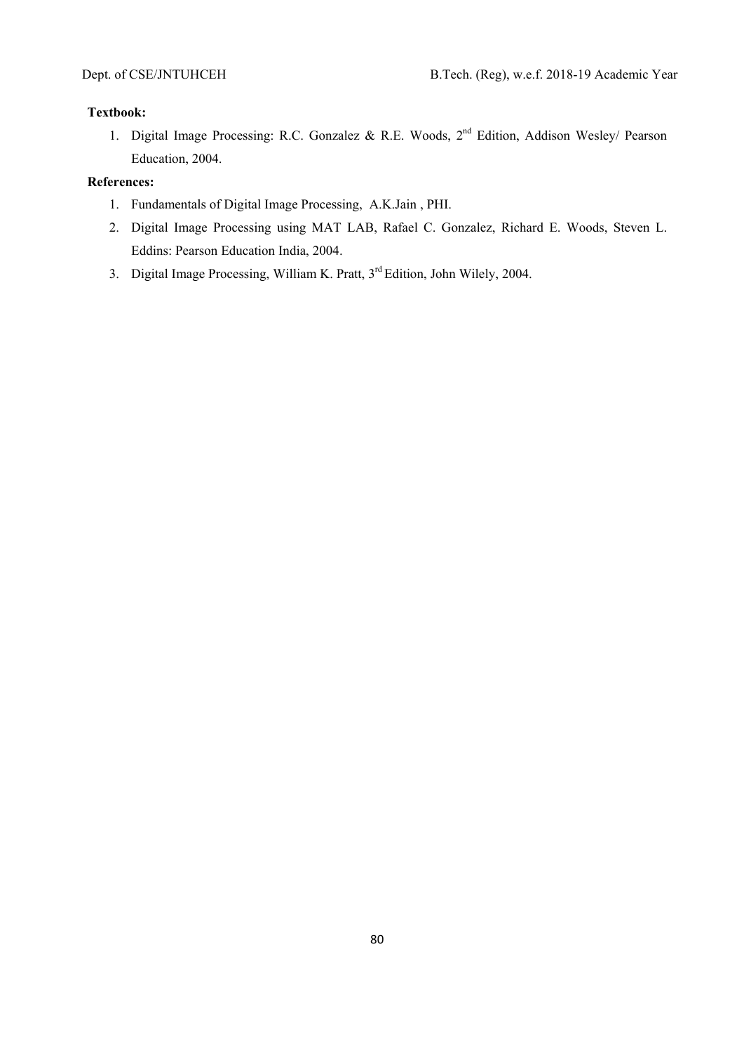**Textbook:**

1. Digital Image Processing: R.C. Gonzalez & R.E. Woods, 2nd Edition, Addison Wesley/ Pearson Education, 2004.

**References:**

1. Fundamentals of Digital Image Processing, A.K.Jain , PHI.
2. Digital Image Processing using MAT LAB, Rafael C. Gonzalez, Richard E. Woods, Steven L. Eddins: Pearson Education India, 2004.
3. Digital Image Processing, William K. Pratt, 3rd Edition, John Wilely, 2004.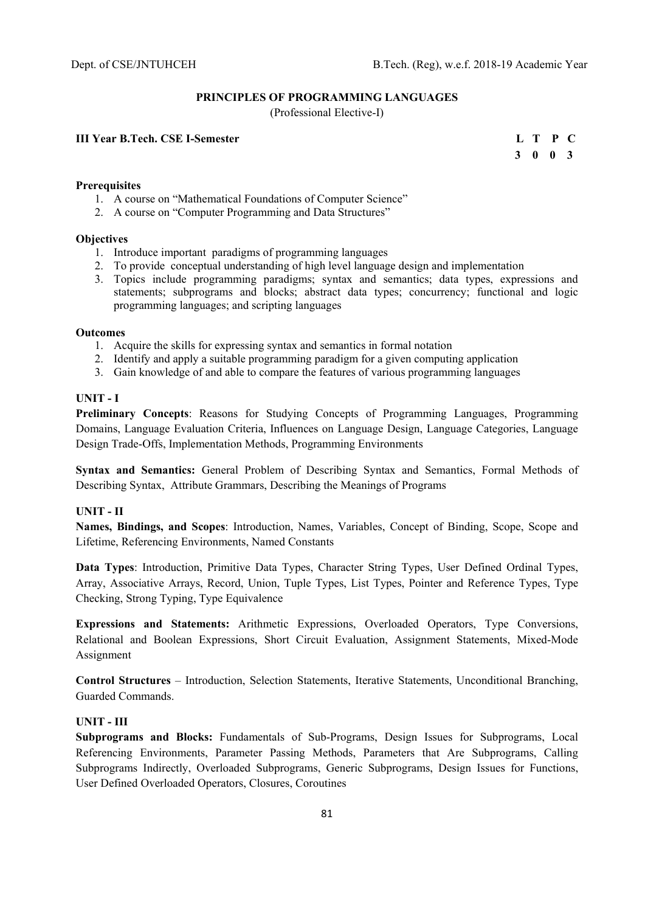## PRINCIPLES OF PROGRAMMING LANGUAGES

(Professional Elective-I)

**III Year B.Tech. CSE I-Semester**

| L | T | P | C |
|---|---|---|---|
| 3 | 0 | 0 | 3 |

**Prerequisites**

1. A course on "Mathematical Foundations of Computer Science"
2. A course on "Computer Programming and Data Structures"

**Objectives**

1. Introduce important paradigms of programming languages
2. To provide conceptual understanding of high level language design and implementation
3. Topics include programming paradigms; syntax and semantics; data types, expressions and statements; subprograms and blocks; abstract data types; concurrency; functional and logic programming languages; and scripting languages

**Outcomes**

1. Acquire the skills for expressing syntax and semantics in formal notation
2. Identify and apply a suitable programming paradigm for a given computing application
3. Gain knowledge of and able to compare the features of various programming languages

### UNIT - I

**Preliminary Concepts**: Reasons for Studying Concepts of Programming Languages, Programming Domains, Language Evaluation Criteria, Influences on Language Design, Language Categories, Language Design Trade-Offs, Implementation Methods, Programming Environments

**Syntax and Semantics:** General Problem of Describing Syntax and Semantics, Formal Methods of Describing Syntax, Attribute Grammars, Describing the Meanings of Programs

### UNIT - II

**Names, Bindings, and Scopes**: Introduction, Names, Variables, Concept of Binding, Scope, Scope and Lifetime, Referencing Environments, Named Constants

**Data Types**: Introduction, Primitive Data Types, Character String Types, User Defined Ordinal Types, Array, Associative Arrays, Record, Union, Tuple Types, List Types, Pointer and Reference Types, Type Checking, Strong Typing, Type Equivalence

**Expressions and Statements:** Arithmetic Expressions, Overloaded Operators, Type Conversions, Relational and Boolean Expressions, Short Circuit Evaluation, Assignment Statements, Mixed-Mode Assignment

**Control Structures** – Introduction, Selection Statements, Iterative Statements, Unconditional Branching, Guarded Commands.

### UNIT - III

**Subprograms and Blocks:** Fundamentals of Sub-Programs, Design Issues for Subprograms, Local Referencing Environments, Parameter Passing Methods, Parameters that Are Subprograms, Calling Subprograms Indirectly, Overloaded Subprograms, Generic Subprograms, Design Issues for Functions, User Defined Overloaded Operators, Closures, Coroutines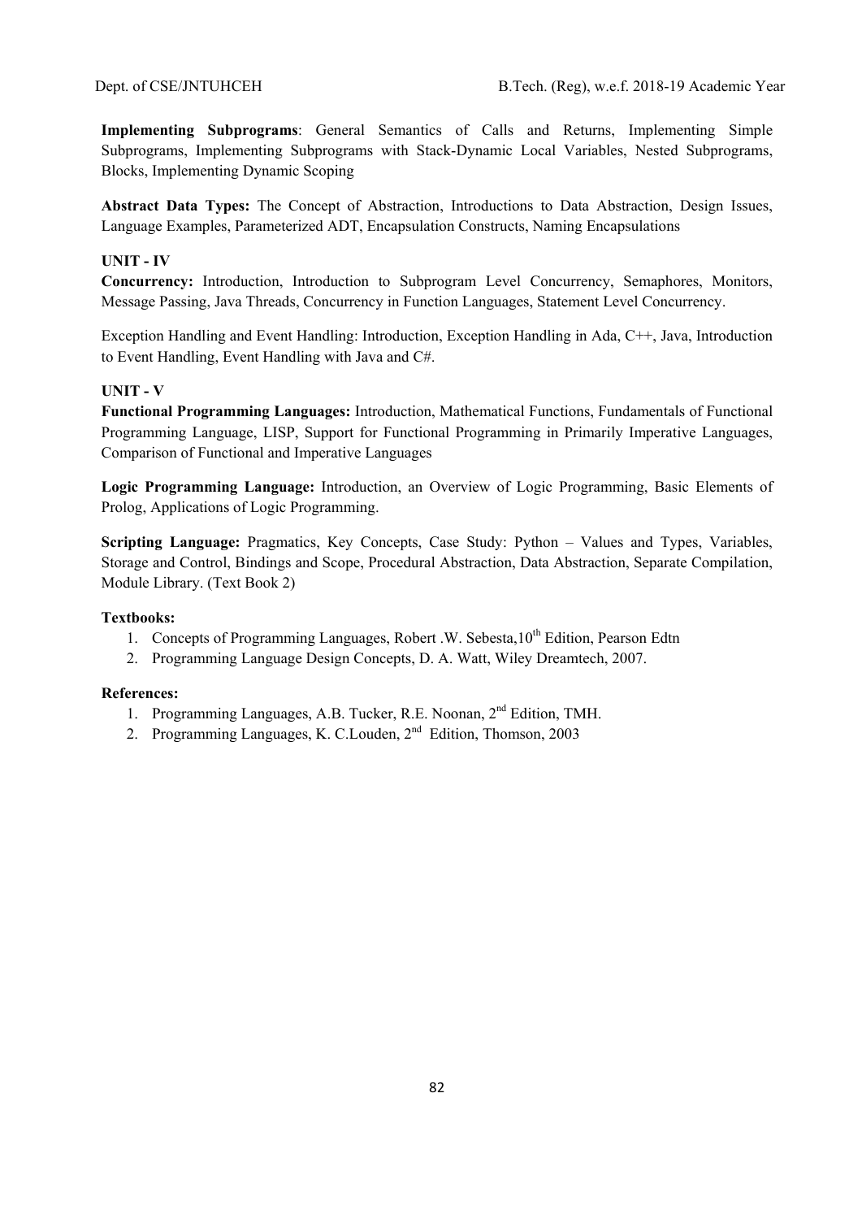**Implementing Subprograms**: General Semantics of Calls and Returns, Implementing Simple Subprograms, Implementing Subprograms with Stack-Dynamic Local Variables, Nested Subprograms, Blocks, Implementing Dynamic Scoping

**Abstract Data Types:** The Concept of Abstraction, Introductions to Data Abstraction, Design Issues, Language Examples, Parameterized ADT, Encapsulation Constructs, Naming Encapsulations

### UNIT - IV

**Concurrency:** Introduction, Introduction to Subprogram Level Concurrency, Semaphores, Monitors, Message Passing, Java Threads, Concurrency in Function Languages, Statement Level Concurrency.

Exception Handling and Event Handling: Introduction, Exception Handling in Ada, C++, Java, Introduction to Event Handling, Event Handling with Java and C#.

### UNIT - V

**Functional Programming Languages:** Introduction, Mathematical Functions, Fundamentals of Functional Programming Language, LISP, Support for Functional Programming in Primarily Imperative Languages, Comparison of Functional and Imperative Languages

**Logic Programming Language:** Introduction, an Overview of Logic Programming, Basic Elements of Prolog, Applications of Logic Programming.

**Scripting Language:** Pragmatics, Key Concepts, Case Study: Python – Values and Types, Variables, Storage and Control, Bindings and Scope, Procedural Abstraction, Data Abstraction, Separate Compilation, Module Library. (Text Book 2)

**Textbooks:**

1. Concepts of Programming Languages, Robert .W. Sebesta,10th Edition, Pearson Edtn
2. Programming Language Design Concepts, D. A. Watt, Wiley Dreamtech, 2007.

**References:**

1. Programming Languages, A.B. Tucker, R.E. Noonan, 2nd Edition, TMH.
2. Programming Languages, K. C.Louden, 2nd Edition, Thomson, 2003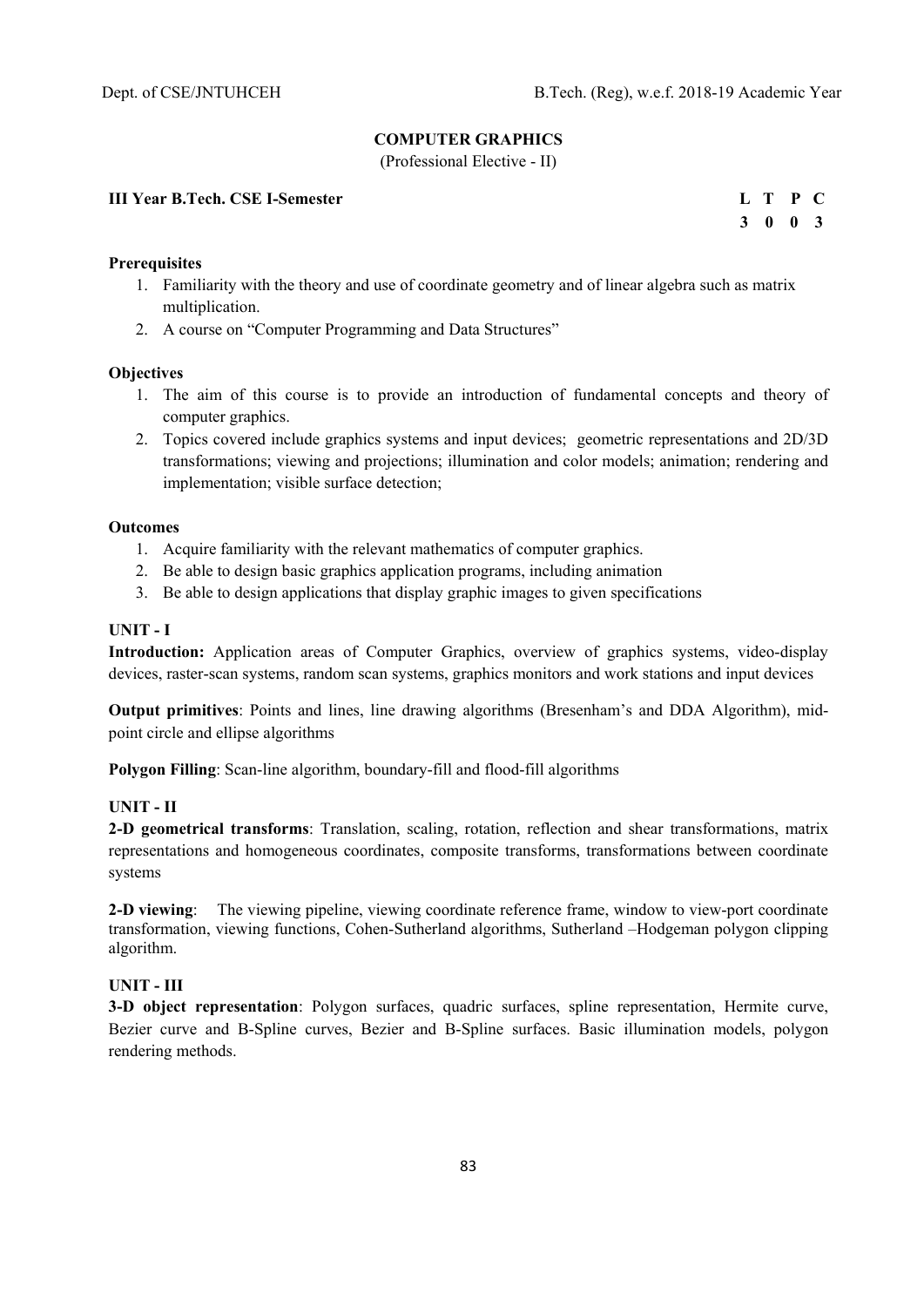## COMPUTER GRAPHICS

(Professional Elective - II)

**III Year B.Tech. CSE I-Semester**

| L | T | P | C |
|---|---|---|---|
| 3 | 0 | 0 | 3 |

**Prerequisites**

1. Familiarity with the theory and use of coordinate geometry and of linear algebra such as matrix multiplication.
2. A course on "Computer Programming and Data Structures"

**Objectives**

1. The aim of this course is to provide an introduction of fundamental concepts and theory of computer graphics.
2. Topics covered include graphics systems and input devices; geometric representations and 2D/3D transformations; viewing and projections; illumination and color models; animation; rendering and implementation; visible surface detection;

**Outcomes**

1. Acquire familiarity with the relevant mathematics of computer graphics.
2. Be able to design basic graphics application programs, including animation
3. Be able to design applications that display graphic images to given specifications

### UNIT - I

**Introduction:** Application areas of Computer Graphics, overview of graphics systems, video-display devices, raster-scan systems, random scan systems, graphics monitors and work stations and input devices

**Output primitives**: Points and lines, line drawing algorithms (Bresenham's and DDA Algorithm), mid-point circle and ellipse algorithms

**Polygon Filling**: Scan-line algorithm, boundary-fill and flood-fill algorithms

### UNIT - II

**2-D geometrical transforms**: Translation, scaling, rotation, reflection and shear transformations, matrix representations and homogeneous coordinates, composite transforms, transformations between coordinate systems

**2-D viewing**: The viewing pipeline, viewing coordinate reference frame, window to view-port coordinate transformation, viewing functions, Cohen-Sutherland algorithms, Sutherland –Hodgeman polygon clipping algorithm.

### UNIT - III

**3-D object representation**: Polygon surfaces, quadric surfaces, spline representation, Hermite curve, Bezier curve and B-Spline curves, Bezier and B-Spline surfaces. Basic illumination models, polygon rendering methods.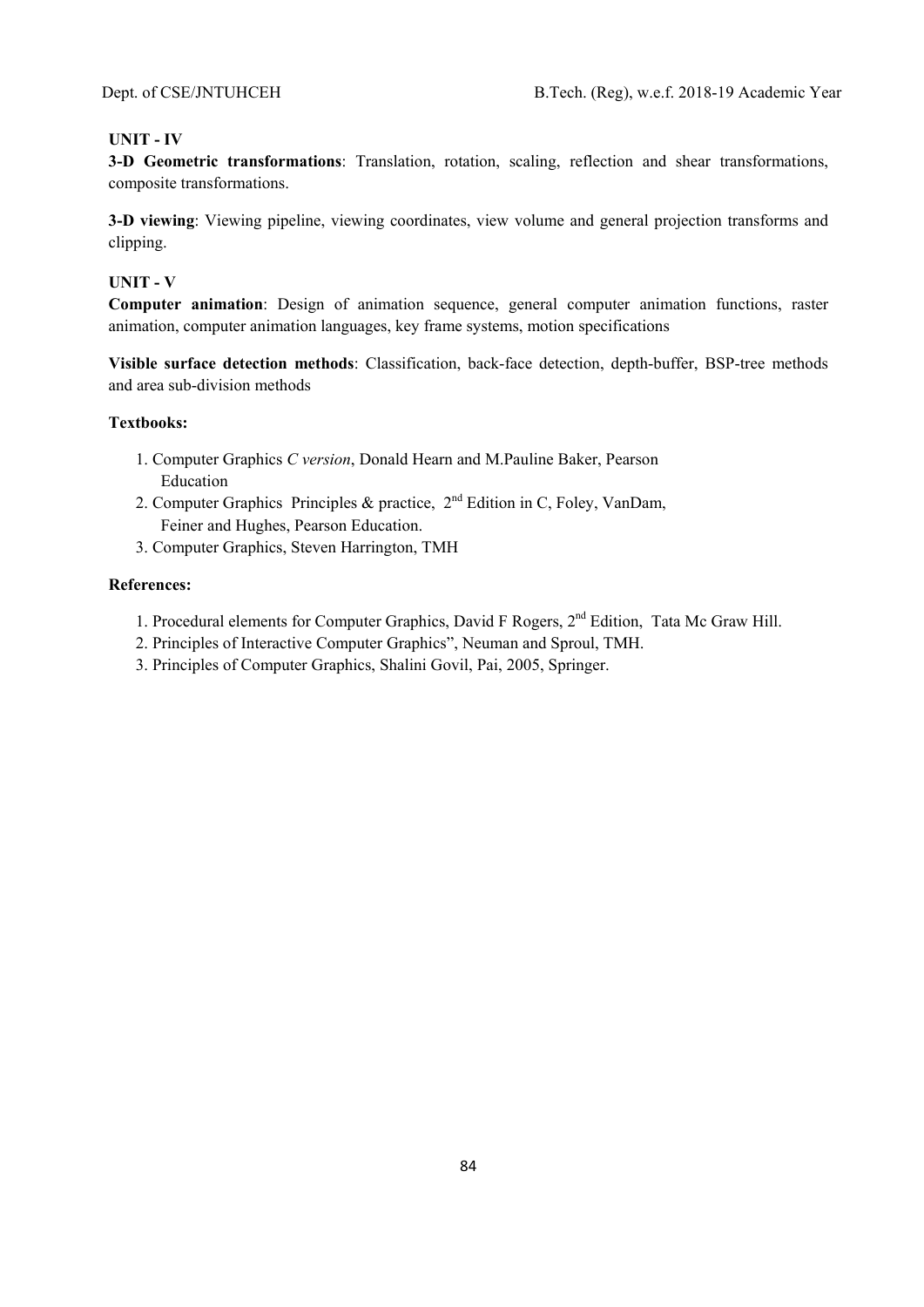**UNIT - IV**

**3-D Geometric transformations**: Translation, rotation, scaling, reflection and shear transformations, composite transformations.

**3-D viewing**: Viewing pipeline, viewing coordinates, view volume and general projection transforms and clipping.

**UNIT - V**

**Computer animation**: Design of animation sequence, general computer animation functions, raster animation, computer animation languages, key frame systems, motion specifications

**Visible surface detection methods**: Classification, back-face detection, depth-buffer, BSP-tree methods and area sub-division methods

**Textbooks:**

1. Computer Graphics *C version*, Donald Hearn and M.Pauline Baker, Pearson Education
2. Computer Graphics Principles & practice, 2nd Edition in C, Foley, VanDam, Feiner and Hughes, Pearson Education.
3. Computer Graphics, Steven Harrington, TMH

**References:**

1. Procedural elements for Computer Graphics, David F Rogers, 2nd Edition, Tata Mc Graw Hill.
2. Principles of Interactive Computer Graphics", Neuman and Sproul, TMH.
3. Principles of Computer Graphics, Shalini Govil, Pai, 2005, Springer.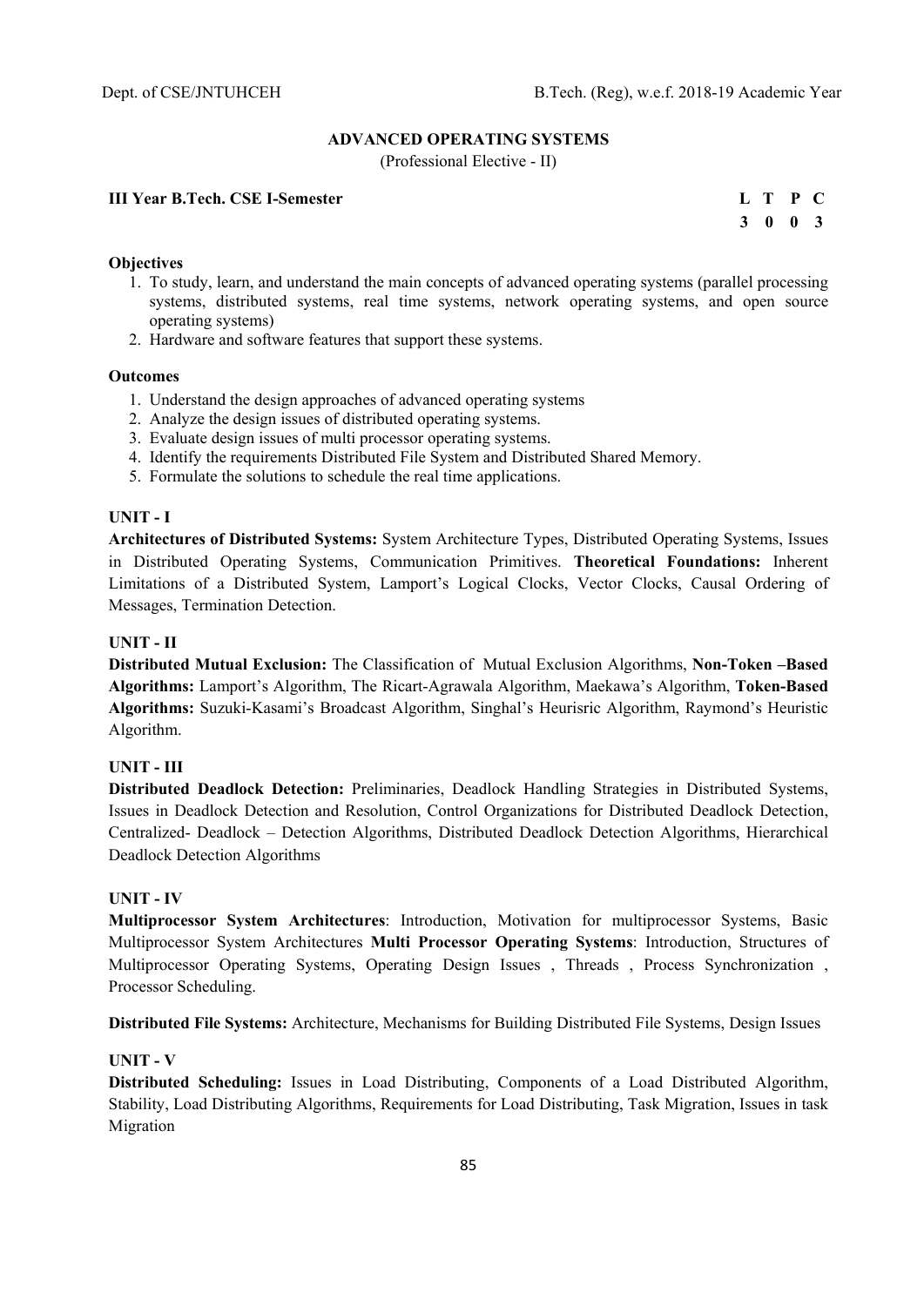## ADVANCED OPERATING SYSTEMS

(Professional Elective - II)

**III Year B.Tech. CSE I-Semester**

| L | T | P | C |
|---|---|---|---|
| 3 | 0 | 0 | 3 |

**Objectives**

1. To study, learn, and understand the main concepts of advanced operating systems (parallel processing systems, distributed systems, real time systems, network operating systems, and open source operating systems)
2. Hardware and software features that support these systems.

**Outcomes**

1. Understand the design approaches of advanced operating systems
2. Analyze the design issues of distributed operating systems.
3. Evaluate design issues of multi processor operating systems.
4. Identify the requirements Distributed File System and Distributed Shared Memory.
5. Formulate the solutions to schedule the real time applications.

**UNIT - I**

**Architectures of Distributed Systems:** System Architecture Types, Distributed Operating Systems, Issues in Distributed Operating Systems, Communication Primitives. **Theoretical Foundations:** Inherent Limitations of a Distributed System, Lamport's Logical Clocks, Vector Clocks, Causal Ordering of Messages, Termination Detection.

**UNIT - II**

**Distributed Mutual Exclusion:** The Classification of Mutual Exclusion Algorithms, **Non-Token –Based Algorithms:** Lamport's Algorithm, The Ricart-Agrawala Algorithm, Maekawa's Algorithm, **Token-Based Algorithms:** Suzuki-Kasami's Broadcast Algorithm, Singhal's Heurisric Algorithm, Raymond's Heuristic Algorithm.

**UNIT - III**

**Distributed Deadlock Detection:** Preliminaries, Deadlock Handling Strategies in Distributed Systems, Issues in Deadlock Detection and Resolution, Control Organizations for Distributed Deadlock Detection, Centralized- Deadlock – Detection Algorithms, Distributed Deadlock Detection Algorithms, Hierarchical Deadlock Detection Algorithms

**UNIT - IV**

**Multiprocessor System Architectures**: Introduction, Motivation for multiprocessor Systems, Basic Multiprocessor System Architectures **Multi Processor Operating Systems**: Introduction, Structures of Multiprocessor Operating Systems, Operating Design Issues , Threads , Process Synchronization , Processor Scheduling.

**Distributed File Systems:** Architecture, Mechanisms for Building Distributed File Systems, Design Issues

**UNIT - V**

**Distributed Scheduling:** Issues in Load Distributing, Components of a Load Distributed Algorithm, Stability, Load Distributing Algorithms, Requirements for Load Distributing, Task Migration, Issues in task Migration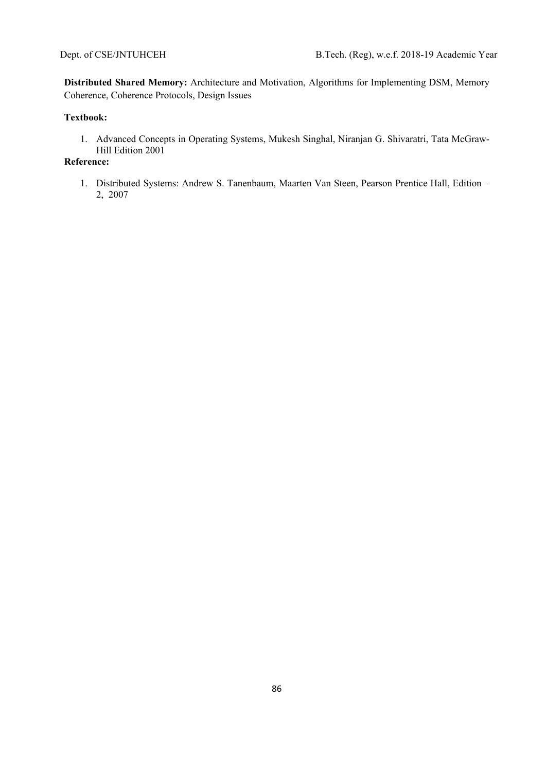**Distributed Shared Memory:** Architecture and Motivation, Algorithms for Implementing DSM, Memory Coherence, Coherence Protocols, Design Issues

**Textbook:**

1. Advanced Concepts in Operating Systems, Mukesh Singhal, Niranjan G. Shivaratri, Tata McGraw-Hill Edition 2001

**Reference:**

1. Distributed Systems: Andrew S. Tanenbaum, Maarten Van Steen, Pearson Prentice Hall, Edition – 2, 2007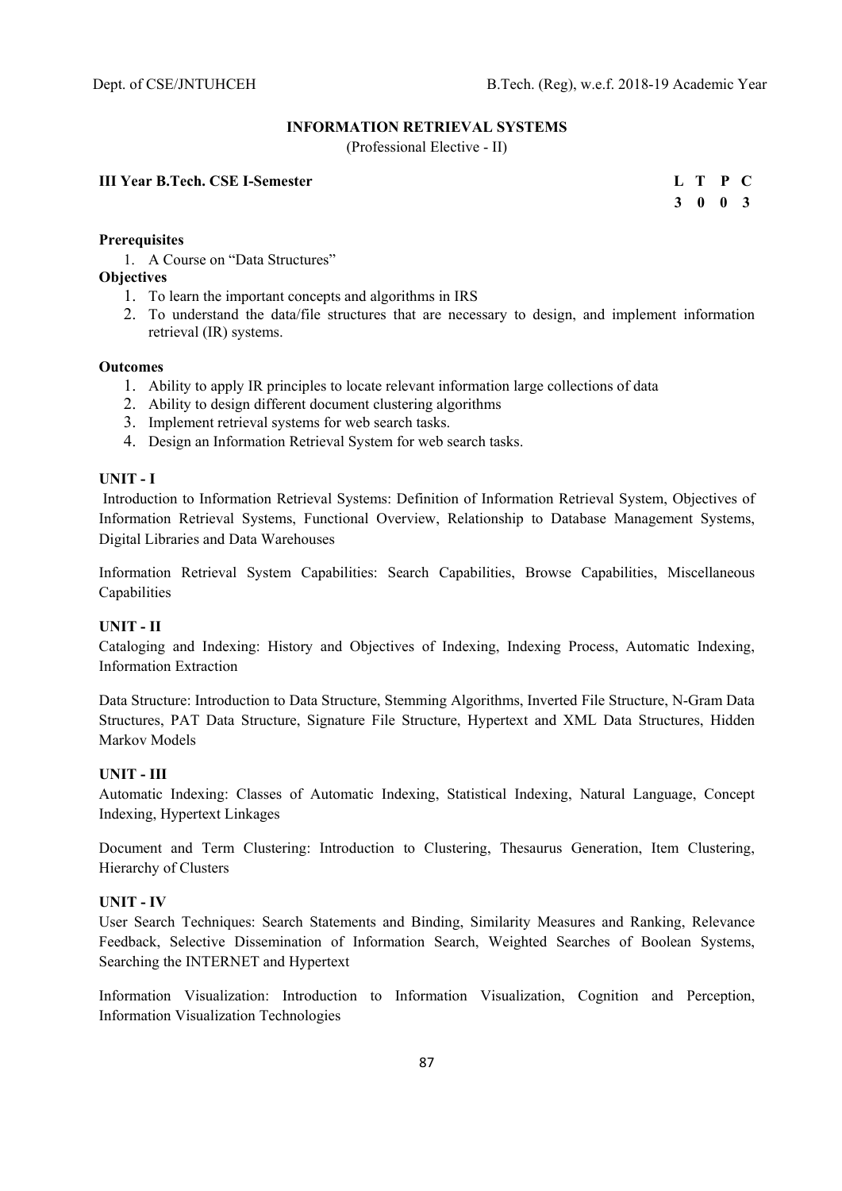# INFORMATION RETRIEVAL SYSTEMS

(Professional Elective - II)

**III Year B.Tech. CSE I-Semester**

| L | T | P | C |
|---|---|---|---|
| 3 | 0 | 0 | 3 |

**Prerequisites**

1. A Course on "Data Structures"

**Objectives**

1. To learn the important concepts and algorithms in IRS
2. To understand the data/file structures that are necessary to design, and implement information retrieval (IR) systems.

**Outcomes**

1. Ability to apply IR principles to locate relevant information large collections of data
2. Ability to design different document clustering algorithms
3. Implement retrieval systems for web search tasks.
4. Design an Information Retrieval System for web search tasks.

**UNIT - I**

Introduction to Information Retrieval Systems: Definition of Information Retrieval System, Objectives of Information Retrieval Systems, Functional Overview, Relationship to Database Management Systems, Digital Libraries and Data Warehouses

Information Retrieval System Capabilities: Search Capabilities, Browse Capabilities, Miscellaneous Capabilities

**UNIT - II**

Cataloging and Indexing: History and Objectives of Indexing, Indexing Process, Automatic Indexing, Information Extraction

Data Structure: Introduction to Data Structure, Stemming Algorithms, Inverted File Structure, N-Gram Data Structures, PAT Data Structure, Signature File Structure, Hypertext and XML Data Structures, Hidden Markov Models

**UNIT - III**

Automatic Indexing: Classes of Automatic Indexing, Statistical Indexing, Natural Language, Concept Indexing, Hypertext Linkages

Document and Term Clustering: Introduction to Clustering, Thesaurus Generation, Item Clustering, Hierarchy of Clusters

**UNIT - IV**

User Search Techniques: Search Statements and Binding, Similarity Measures and Ranking, Relevance Feedback, Selective Dissemination of Information Search, Weighted Searches of Boolean Systems, Searching the INTERNET and Hypertext

Information Visualization: Introduction to Information Visualization, Cognition and Perception, Information Visualization Technologies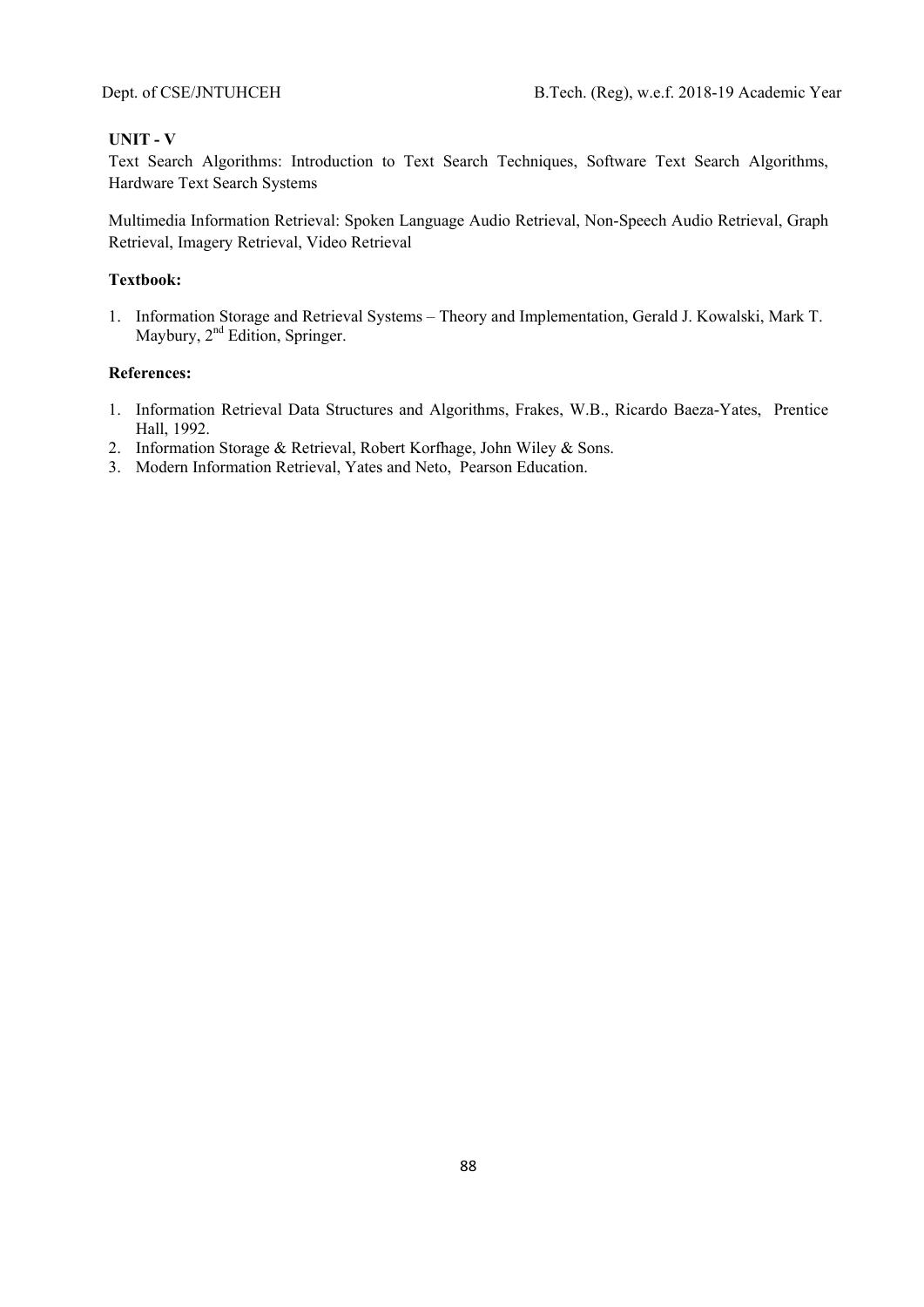**UNIT - V**

Text Search Algorithms: Introduction to Text Search Techniques, Software Text Search Algorithms, Hardware Text Search Systems

Multimedia Information Retrieval: Spoken Language Audio Retrieval, Non-Speech Audio Retrieval, Graph Retrieval, Imagery Retrieval, Video Retrieval

**Textbook:**

1. Information Storage and Retrieval Systems – Theory and Implementation, Gerald J. Kowalski, Mark T. Maybury, 2nd Edition, Springer.

**References:**

1. Information Retrieval Data Structures and Algorithms, Frakes, W.B., Ricardo Baeza-Yates, Prentice Hall, 1992.
2. Information Storage & Retrieval, Robert Korfhage, John Wiley & Sons.
3. Modern Information Retrieval, Yates and Neto, Pearson Education.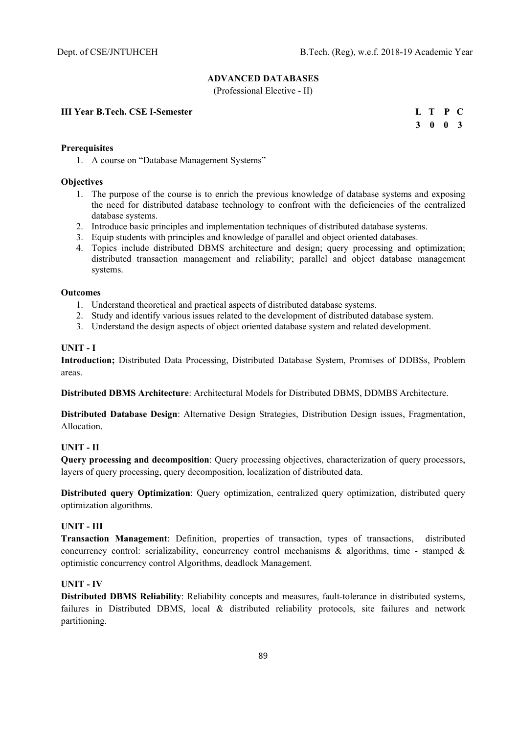## ADVANCED DATABASES

(Professional Elective - II)

**III Year B.Tech. CSE I-Semester**

| L | T | P | C |
|---|---|---|---|
| 3 | 0 | 0 | 3 |

**Prerequisites**

1. A course on "Database Management Systems"

**Objectives**

1. The purpose of the course is to enrich the previous knowledge of database systems and exposing the need for distributed database technology to confront with the deficiencies of the centralized database systems.
2. Introduce basic principles and implementation techniques of distributed database systems.
3. Equip students with principles and knowledge of parallel and object oriented databases.
4. Topics include distributed DBMS architecture and design; query processing and optimization; distributed transaction management and reliability; parallel and object database management systems.

**Outcomes**

1. Understand theoretical and practical aspects of distributed database systems.
2. Study and identify various issues related to the development of distributed database system.
3. Understand the design aspects of object oriented database system and related development.

**UNIT - I**

**Introduction;** Distributed Data Processing, Distributed Database System, Promises of DDBSs, Problem areas.

**Distributed DBMS Architecture**: Architectural Models for Distributed DBMS, DDMBS Architecture.

**Distributed Database Design**: Alternative Design Strategies, Distribution Design issues, Fragmentation, Allocation.

**UNIT - II**

**Query processing and decomposition**: Query processing objectives, characterization of query processors, layers of query processing, query decomposition, localization of distributed data.

**Distributed query Optimization**: Query optimization, centralized query optimization, distributed query optimization algorithms.

**UNIT - III**

**Transaction Management**: Definition, properties of transaction, types of transactions, distributed concurrency control: serializability, concurrency control mechanisms & algorithms, time - stamped & optimistic concurrency control Algorithms, deadlock Management.

**UNIT - IV**

**Distributed DBMS Reliability**: Reliability concepts and measures, fault-tolerance in distributed systems, failures in Distributed DBMS, local & distributed reliability protocols, site failures and network partitioning.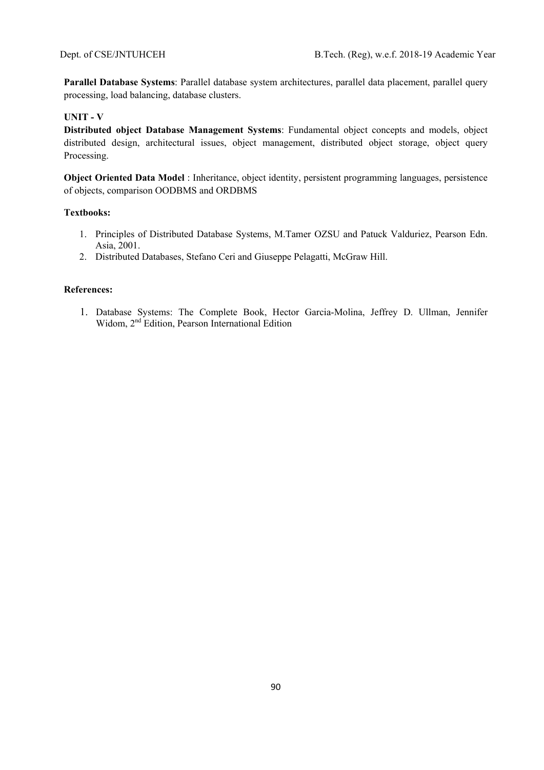**Parallel Database Systems**: Parallel database system architectures, parallel data placement, parallel query processing, load balancing, database clusters.

**UNIT - V**

**Distributed object Database Management Systems**: Fundamental object concepts and models, object distributed design, architectural issues, object management, distributed object storage, object query Processing.

**Object Oriented Data Model** : Inheritance, object identity, persistent programming languages, persistence of objects, comparison OODBMS and ORDBMS

**Textbooks:**

1. Principles of Distributed Database Systems, M.Tamer OZSU and Patuck Valduriez, Pearson Edn. Asia, 2001.
2. Distributed Databases, Stefano Ceri and Giuseppe Pelagatti, McGraw Hill.

**References:**

1. Database Systems: The Complete Book, Hector Garcia-Molina, Jeffrey D. Ullman, Jennifer Widom, 2nd Edition, Pearson International Edition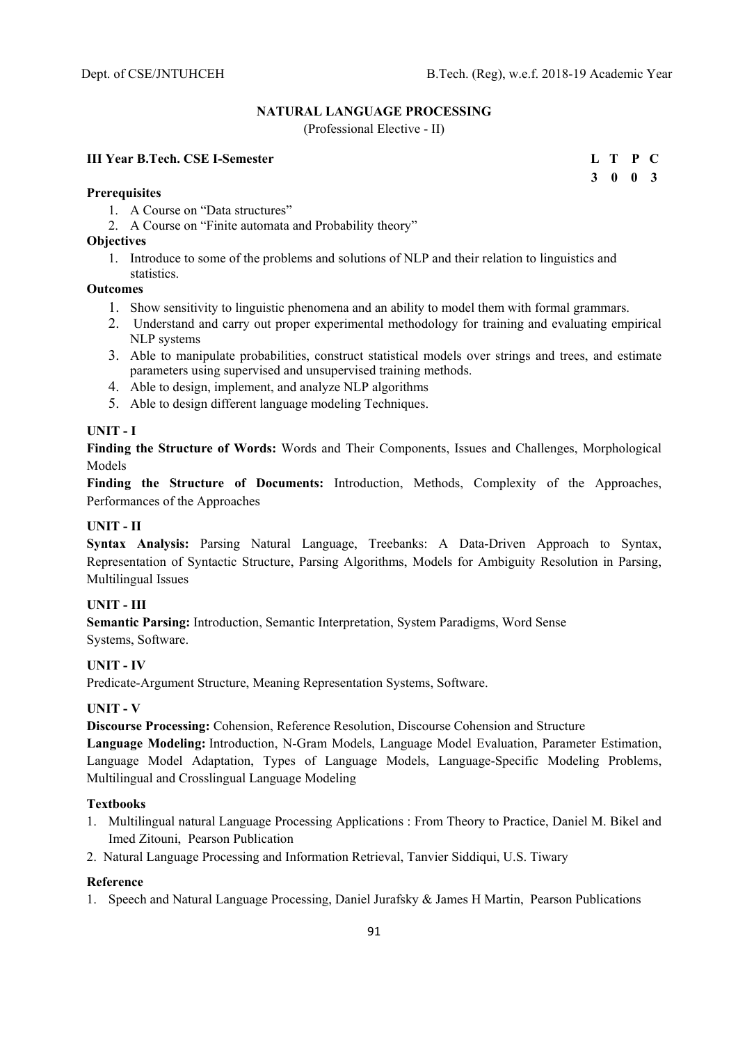## NATURAL LANGUAGE PROCESSING

(Professional Elective - II)

**III Year B.Tech. CSE I-Semester**

| L | T | P | C |
|---|---|---|---|
| 3 | 0 | 0 | 3 |

**Prerequisites**

1. A Course on "Data structures"
2. A Course on "Finite automata and Probability theory"

**Objectives**

1. Introduce to some of the problems and solutions of NLP and their relation to linguistics and statistics.

**Outcomes**

1. Show sensitivity to linguistic phenomena and an ability to model them with formal grammars.
2. Understand and carry out proper experimental methodology for training and evaluating empirical NLP systems
3. Able to manipulate probabilities, construct statistical models over strings and trees, and estimate parameters using supervised and unsupervised training methods.
4. Able to design, implement, and analyze NLP algorithms
5. Able to design different language modeling Techniques.

### UNIT - I

**Finding the Structure of Words:** Words and Their Components, Issues and Challenges, Morphological Models

**Finding the Structure of Documents:** Introduction, Methods, Complexity of the Approaches, Performances of the Approaches

### UNIT - II

**Syntax Analysis:** Parsing Natural Language, Treebanks: A Data-Driven Approach to Syntax, Representation of Syntactic Structure, Parsing Algorithms, Models for Ambiguity Resolution in Parsing, Multilingual Issues

### UNIT - III

**Semantic Parsing:** Introduction, Semantic Interpretation, System Paradigms, Word Sense Systems, Software.

### UNIT - IV

Predicate-Argument Structure, Meaning Representation Systems, Software.

### UNIT - V

**Discourse Processing:** Cohension, Reference Resolution, Discourse Cohension and Structure

**Language Modeling:** Introduction, N-Gram Models, Language Model Evaluation, Parameter Estimation, Language Model Adaptation, Types of Language Models, Language-Specific Modeling Problems, Multilingual and Crosslingual Language Modeling

**Textbooks**

1. Multilingual natural Language Processing Applications : From Theory to Practice, Daniel M. Bikel and Imed Zitouni, Pearson Publication
2. Natural Language Processing and Information Retrieval, Tanvier Siddiqui, U.S. Tiwary

**Reference**

1. Speech and Natural Language Processing, Daniel Jurafsky & James H Martin, Pearson Publications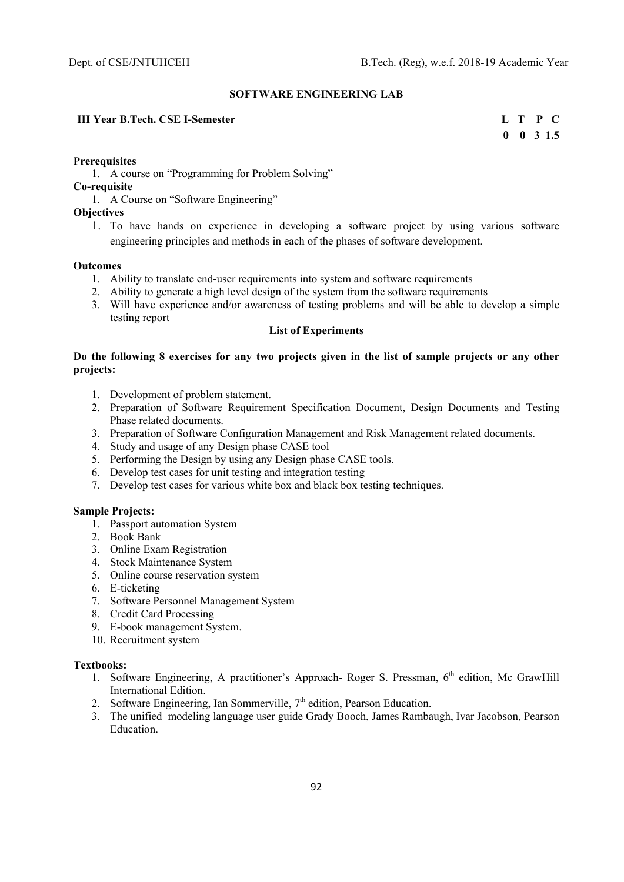## SOFTWARE ENGINEERING LAB

**III Year B.Tech. CSE I-Semester**

| L | T | P | C |
|---|---|---|---|
| 0 | 0 | 3 | 1.5 |

**Prerequisites**

1. A course on "Programming for Problem Solving"

**Co-requisite**

1. A Course on "Software Engineering"

**Objectives**

1. To have hands on experience in developing a software project by using various software engineering principles and methods in each of the phases of software development.

**Outcomes**

1. Ability to translate end-user requirements into system and software requirements
2. Ability to generate a high level design of the system from the software requirements
3. Will have experience and/or awareness of testing problems and will be able to develop a simple testing report

**List of Experiments**

**Do the following 8 exercises for any two projects given in the list of sample projects or any other projects:**

1. Development of problem statement.
2. Preparation of Software Requirement Specification Document, Design Documents and Testing Phase related documents.
3. Preparation of Software Configuration Management and Risk Management related documents.
4. Study and usage of any Design phase CASE tool
5. Performing the Design by using any Design phase CASE tools.
6. Develop test cases for unit testing and integration testing
7. Develop test cases for various white box and black box testing techniques.

**Sample Projects:**

1. Passport automation System
2. Book Bank
3. Online Exam Registration
4. Stock Maintenance System
5. Online course reservation system
6. E-ticketing
7. Software Personnel Management System
8. Credit Card Processing
9. E-book management System.
10. Recruitment system

**Textbooks:**

1. Software Engineering, A practitioner's Approach- Roger S. Pressman, 6th edition, Mc GrawHill International Edition.
2. Software Engineering, Ian Sommerville, 7th edition, Pearson Education.
3. The unified modeling language user guide Grady Booch, James Rambaugh, Ivar Jacobson, Pearson Education.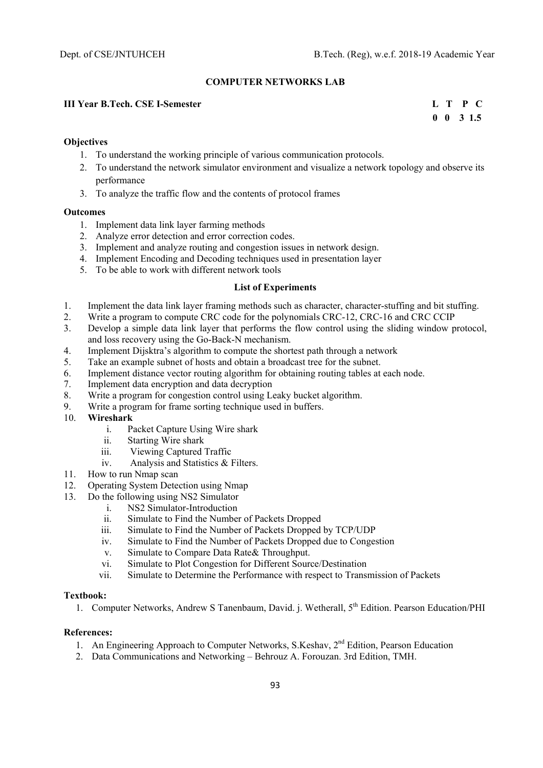# COMPUTER NETWORKS LAB

**III Year B.Tech. CSE I-Semester**

| L | T | P | C |
|---|---|---|---|
| 0 | 0 | 3 | 1.5 |

**Objectives**

1. To understand the working principle of various communication protocols.
2. To understand the network simulator environment and visualize a network topology and observe its performance
3. To analyze the traffic flow and the contents of protocol frames

**Outcomes**

1. Implement data link layer farming methods
2. Analyze error detection and error correction codes.
3. Implement and analyze routing and congestion issues in network design.
4. Implement Encoding and Decoding techniques used in presentation layer
5. To be able to work with different network tools

## List of Experiments

1. Implement the data link layer framing methods such as character, character-stuffing and bit stuffing.
2. Write a program to compute CRC code for the polynomials CRC-12, CRC-16 and CRC CCIP
3. Develop a simple data link layer that performs the flow control using the sliding window protocol, and loss recovery using the Go-Back-N mechanism.
4. Implement Dijsktra's algorithm to compute the shortest path through a network
5. Take an example subnet of hosts and obtain a broadcast tree for the subnet.
6. Implement distance vector routing algorithm for obtaining routing tables at each node.
7. Implement data encryption and data decryption
8. Write a program for congestion control using Leaky bucket algorithm.
9. Write a program for frame sorting technique used in buffers.
10. **Wireshark**
    i. Packet Capture Using Wire shark
    ii. Starting Wire shark
    iii. Viewing Captured Traffic
    iv. Analysis and Statistics & Filters.
11. How to run Nmap scan
12. Operating System Detection using Nmap
13. Do the following using NS2 Simulator
    i. NS2 Simulator-Introduction
    ii. Simulate to Find the Number of Packets Dropped
    iii. Simulate to Find the Number of Packets Dropped by TCP/UDP
    iv. Simulate to Find the Number of Packets Dropped due to Congestion
    v. Simulate to Compare Data Rate& Throughput.
    vi. Simulate to Plot Congestion for Different Source/Destination
    vii. Simulate to Determine the Performance with respect to Transmission of Packets

**Textbook:**

1. Computer Networks, Andrew S Tanenbaum, David. j. Wetherall, 5th Edition. Pearson Education/PHI

**References:**

1. An Engineering Approach to Computer Networks, S.Keshav, 2nd Edition, Pearson Education
2. Data Communications and Networking – Behrouz A. Forouzan. 3rd Edition, TMH.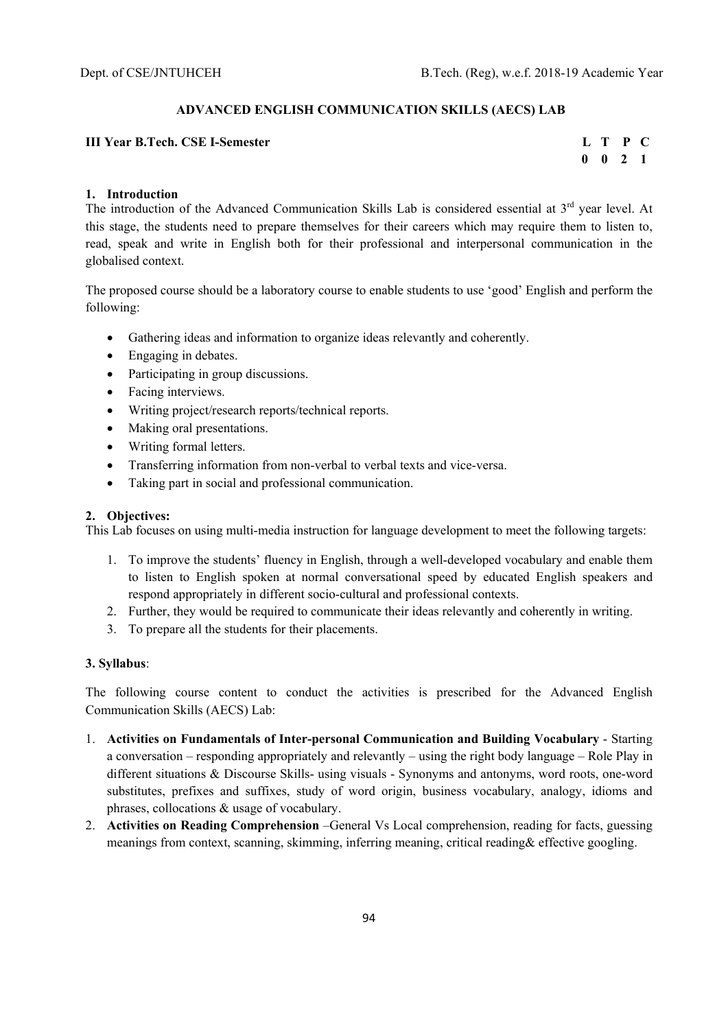## ADVANCED ENGLISH COMMUNICATION SKILLS (AECS) LAB

**III Year B.Tech. CSE I-Semester**

| L | T | P | C |
|---|---|---|---|
| 0 | 0 | 2 | 1 |

### 1. Introduction

The introduction of the Advanced Communication Skills Lab is considered essential at 3rd year level. At this stage, the students need to prepare themselves for their careers which may require them to listen to, read, speak and write in English both for their professional and interpersonal communication in the globalised context.

The proposed course should be a laboratory course to enable students to use 'good' English and perform the following:

- Gathering ideas and information to organize ideas relevantly and coherently.
- Engaging in debates.
- Participating in group discussions.
- Facing interviews.
- Writing project/research reports/technical reports.
- Making oral presentations.
- Writing formal letters.
- Transferring information from non-verbal to verbal texts and vice-versa.
- Taking part in social and professional communication.

### 2. Objectives:

This Lab focuses on using multi-media instruction for language development to meet the following targets:

1. To improve the students' fluency in English, through a well-developed vocabulary and enable them to listen to English spoken at normal conversational speed by educated English speakers and respond appropriately in different socio-cultural and professional contexts.
2. Further, they would be required to communicate their ideas relevantly and coherently in writing.
3. To prepare all the students for their placements.

### 3. Syllabus:

The following course content to conduct the activities is prescribed for the Advanced English Communication Skills (AECS) Lab:

1. **Activities on Fundamentals of Inter-personal Communication and Building Vocabulary** - Starting a conversation – responding appropriately and relevantly – using the right body language – Role Play in different situations & Discourse Skills- using visuals - Synonyms and antonyms, word roots, one-word substitutes, prefixes and suffixes, study of word origin, business vocabulary, analogy, idioms and phrases, collocations & usage of vocabulary.
2. **Activities on Reading Comprehension** –General Vs Local comprehension, reading for facts, guessing meanings from context, scanning, skimming, inferring meaning, critical reading& effective googling.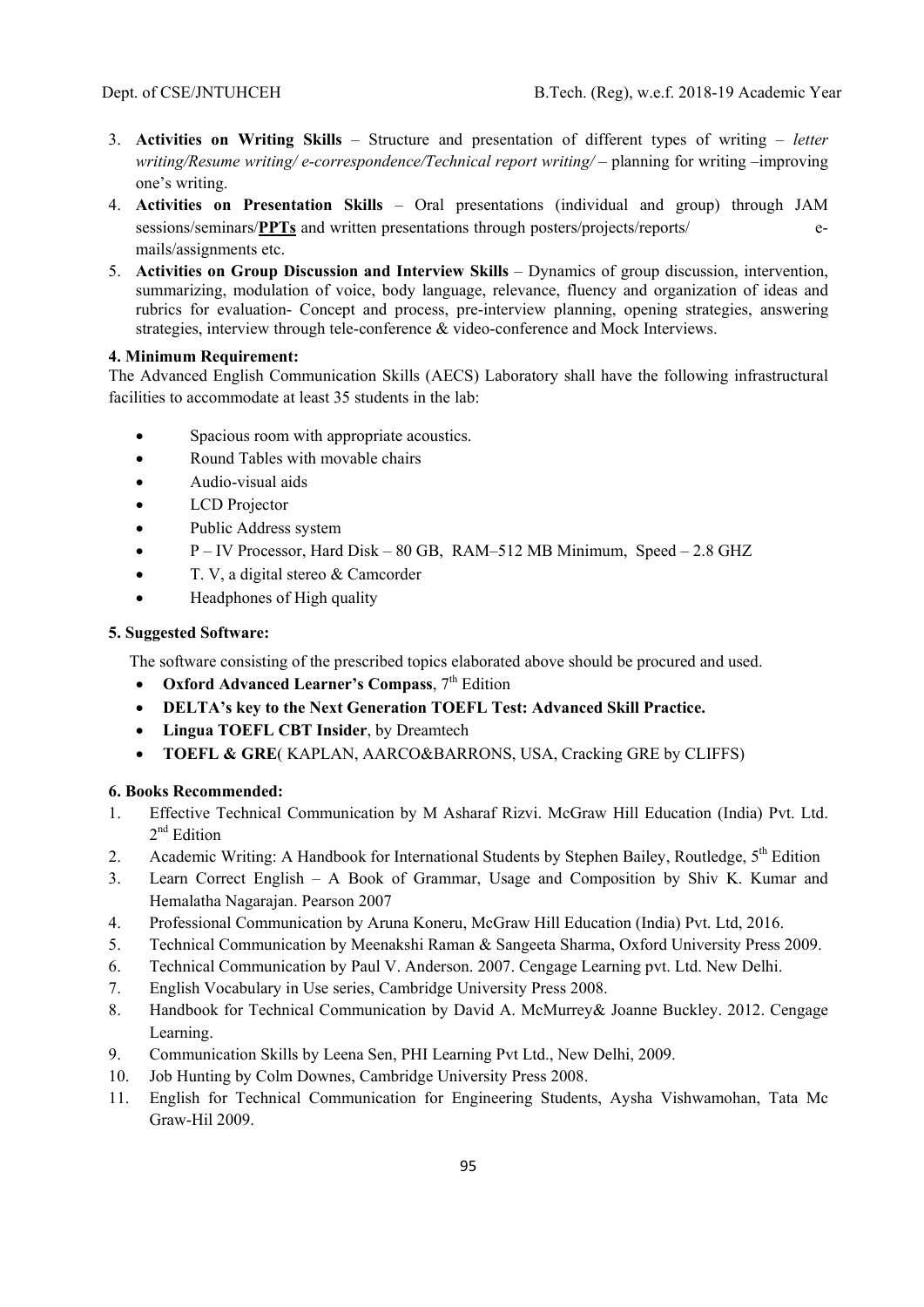3. **Activities on Writing Skills** – Structure and presentation of different types of writing – *letter writing/Resume writing/ e-correspondence/Technical report writing/* – planning for writing –improving one's writing.
4. **Activities on Presentation Skills** – Oral presentations (individual and group) through JAM sessions/seminars/**PPTs** and written presentations through posters/projects/reports/ e-mails/assignments etc.
5. **Activities on Group Discussion and Interview Skills** – Dynamics of group discussion, intervention, summarizing, modulation of voice, body language, relevance, fluency and organization of ideas and rubrics for evaluation- Concept and process, pre-interview planning, opening strategies, answering strategies, interview through tele-conference & video-conference and Mock Interviews.

**4. Minimum Requirement:**

The Advanced English Communication Skills (AECS) Laboratory shall have the following infrastructural facilities to accommodate at least 35 students in the lab:

- Spacious room with appropriate acoustics.
- Round Tables with movable chairs
- Audio-visual aids
- LCD Projector
- Public Address system
- P – IV Processor, Hard Disk – 80 GB, RAM–512 MB Minimum, Speed – 2.8 GHZ
- T. V, a digital stereo & Camcorder
- Headphones of High quality

**5. Suggested Software:**

The software consisting of the prescribed topics elaborated above should be procured and used.

- **Oxford Advanced Learner's Compass**, 7th Edition
- **DELTA's key to the Next Generation TOEFL Test: Advanced Skill Practice.**
- **Lingua TOEFL CBT Insider**, by Dreamtech
- **TOEFL & GRE**( KAPLAN, AARCO&BARRONS, USA, Cracking GRE by CLIFFS)

**6. Books Recommended:**

1. Effective Technical Communication by M Asharaf Rizvi. McGraw Hill Education (India) Pvt. Ltd. 2nd Edition
2. Academic Writing: A Handbook for International Students by Stephen Bailey, Routledge, 5th Edition
3. Learn Correct English – A Book of Grammar, Usage and Composition by Shiv K. Kumar and Hemalatha Nagarajan. Pearson 2007
4. Professional Communication by Aruna Koneru, McGraw Hill Education (India) Pvt. Ltd, 2016.
5. Technical Communication by Meenakshi Raman & Sangeeta Sharma, Oxford University Press 2009.
6. Technical Communication by Paul V. Anderson. 2007. Cengage Learning pvt. Ltd. New Delhi.
7. English Vocabulary in Use series, Cambridge University Press 2008.
8. Handbook for Technical Communication by David A. McMurrey& Joanne Buckley. 2012. Cengage Learning.
9. Communication Skills by Leena Sen, PHI Learning Pvt Ltd., New Delhi, 2009.
10. Job Hunting by Colm Downes, Cambridge University Press 2008.
11. English for Technical Communication for Engineering Students, Aysha Vishwamohan, Tata Mc Graw-Hil 2009.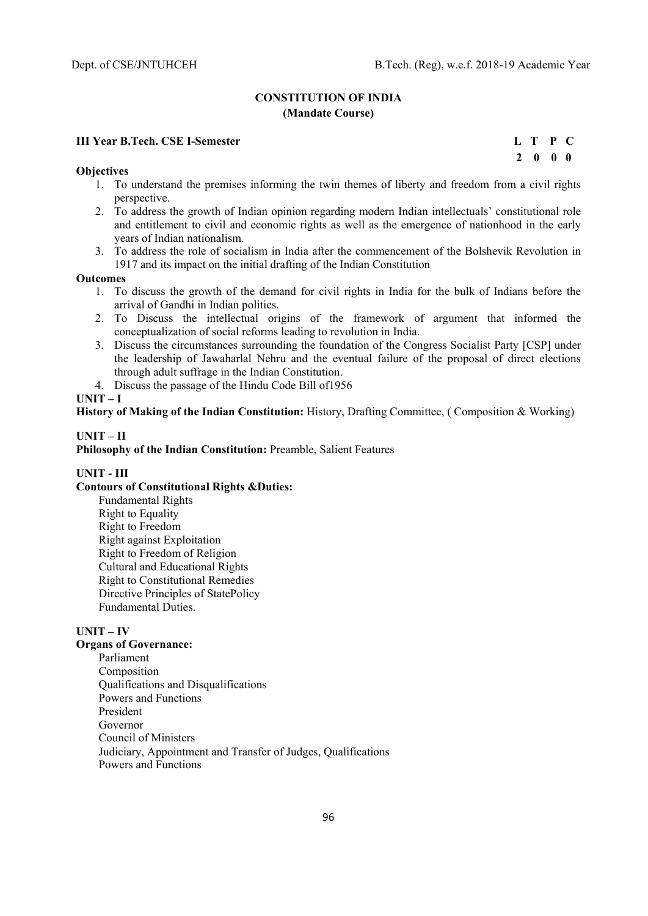## CONSTITUTION OF INDIA
### (Mandate Course)

**III Year B.Tech. CSE I-Semester**

| L | T | P | C |
|---|---|---|---|
| 2 | 0 | 0 | 0 |

**Objectives**

1. To understand the premises informing the twin themes of liberty and freedom from a civil rights perspective.
2. To address the growth of Indian opinion regarding modern Indian intellectuals' constitutional role and entitlement to civil and economic rights as well as the emergence of nationhood in the early years of Indian nationalism.
3. To address the role of socialism in India after the commencement of the Bolshevik Revolution in 1917 and its impact on the initial drafting of the Indian Constitution

**Outcomes**

1. To discuss the growth of the demand for civil rights in India for the bulk of Indians before the arrival of Gandhi in Indian politics.
2. To Discuss the intellectual origins of the framework of argument that informed the conceptualization of social reforms leading to revolution in India.
3. Discuss the circumstances surrounding the foundation of the Congress Socialist Party [CSP] under the leadership of Jawaharlal Nehru and the eventual failure of the proposal of direct elections through adult suffrage in the Indian Constitution.
4. Discuss the passage of the Hindu Code Bill of1956

**UNIT – I**

**History of Making of the Indian Constitution:** History, Drafting Committee, ( Composition & Working)

**UNIT – II**

**Philosophy of the Indian Constitution:** Preamble, Salient Features

**UNIT - III**

**Contours of Constitutional Rights &Duties:**

Fundamental Rights
Right to Equality
Right to Freedom
Right against Exploitation
Right to Freedom of Religion
Cultural and Educational Rights
Right to Constitutional Remedies
Directive Principles of StatePolicy
Fundamental Duties.

**UNIT – IV**

**Organs of Governance:**

Parliament
Composition
Qualifications and Disqualifications
Powers and Functions
President
Governor
Council of Ministers
Judiciary, Appointment and Transfer of Judges, Qualifications
Powers and Functions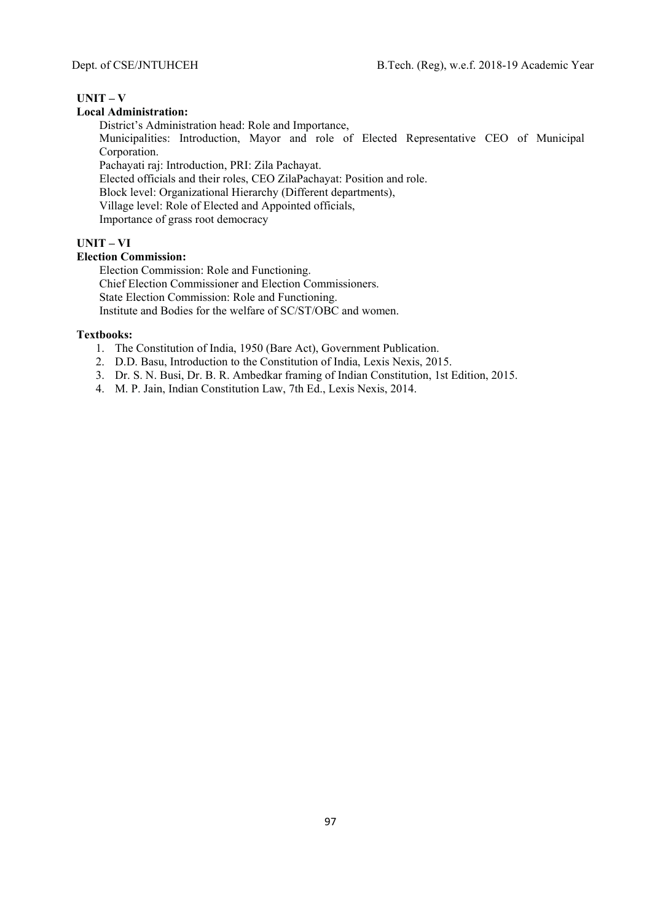**UNIT – V**

**Local Administration:**

District's Administration head: Role and Importance,
Municipalities: Introduction, Mayor and role of Elected Representative CEO of Municipal Corporation.
Pachayati raj: Introduction, PRI: Zila Pachayat.
Elected officials and their roles, CEO ZilaPachayat: Position and role.
Block level: Organizational Hierarchy (Different departments),
Village level: Role of Elected and Appointed officials,
Importance of grass root democracy

**UNIT – VI**

**Election Commission:**

Election Commission: Role and Functioning.
Chief Election Commissioner and Election Commissioners.
State Election Commission: Role and Functioning.
Institute and Bodies for the welfare of SC/ST/OBC and women.

**Textbooks:**

1. The Constitution of India, 1950 (Bare Act), Government Publication.
2. D.D. Basu, Introduction to the Constitution of India, Lexis Nexis, 2015.
3. Dr. S. N. Busi, Dr. B. R. Ambedkar framing of Indian Constitution, 1st Edition, 2015.
4. M. P. Jain, Indian Constitution Law, 7th Ed., Lexis Nexis, 2014.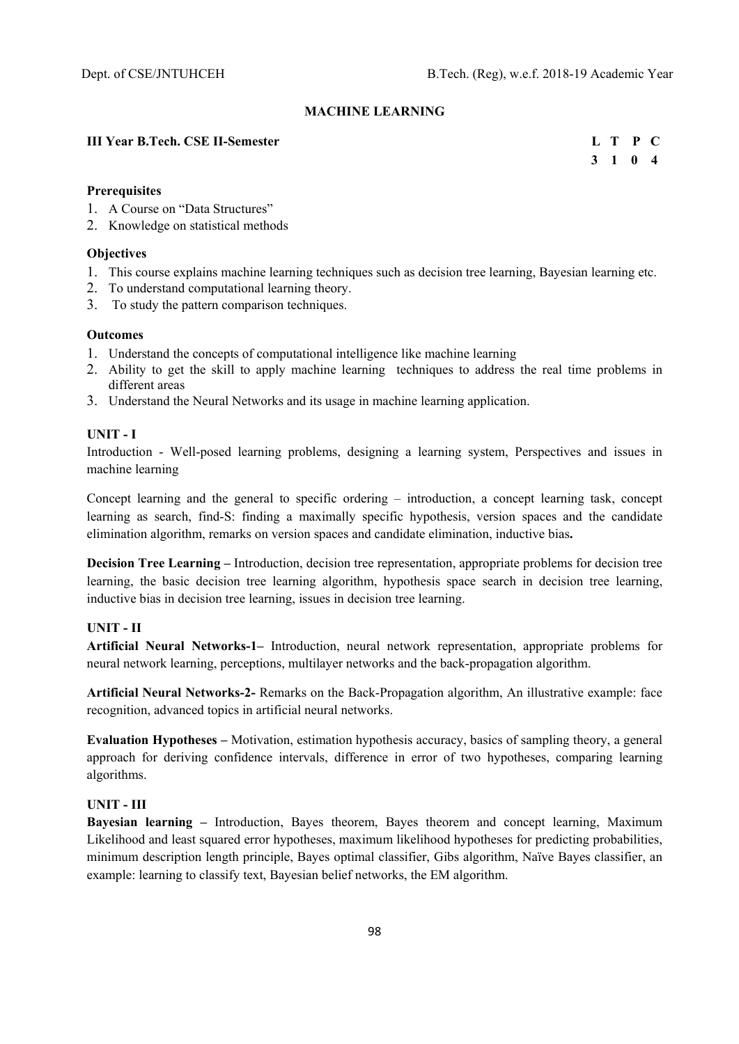## MACHINE LEARNING

**III Year B.Tech. CSE II-Semester**

| L | T | P | C |
|---|---|---|---|
| 3 | 1 | 0 | 4 |

**Prerequisites**

1. A Course on "Data Structures"
2. Knowledge on statistical methods

**Objectives**

1. This course explains machine learning techniques such as decision tree learning, Bayesian learning etc.
2. To understand computational learning theory.
3. To study the pattern comparison techniques.

**Outcomes**

1. Understand the concepts of computational intelligence like machine learning
2. Ability to get the skill to apply machine learning techniques to address the real time problems in different areas
3. Understand the Neural Networks and its usage in machine learning application.

**UNIT - I**

Introduction - Well-posed learning problems, designing a learning system, Perspectives and issues in machine learning

Concept learning and the general to specific ordering – introduction, a concept learning task, concept learning as search, find-S: finding a maximally specific hypothesis, version spaces and the candidate elimination algorithm, remarks on version spaces and candidate elimination, inductive bias**.**

**Decision Tree Learning –** Introduction, decision tree representation, appropriate problems for decision tree learning, the basic decision tree learning algorithm, hypothesis space search in decision tree learning, inductive bias in decision tree learning, issues in decision tree learning.

**UNIT - II**

**Artificial Neural Networks-1–** Introduction, neural network representation, appropriate problems for neural network learning, perceptions, multilayer networks and the back-propagation algorithm.

**Artificial Neural Networks-2-** Remarks on the Back-Propagation algorithm, An illustrative example: face recognition, advanced topics in artificial neural networks.

**Evaluation Hypotheses –** Motivation, estimation hypothesis accuracy, basics of sampling theory, a general approach for deriving confidence intervals, difference in error of two hypotheses, comparing learning algorithms.

**UNIT - III**

**Bayesian learning –** Introduction, Bayes theorem, Bayes theorem and concept learning, Maximum Likelihood and least squared error hypotheses, maximum likelihood hypotheses for predicting probabilities, minimum description length principle, Bayes optimal classifier, Gibs algorithm, Naïve Bayes classifier, an example: learning to classify text, Bayesian belief networks, the EM algorithm.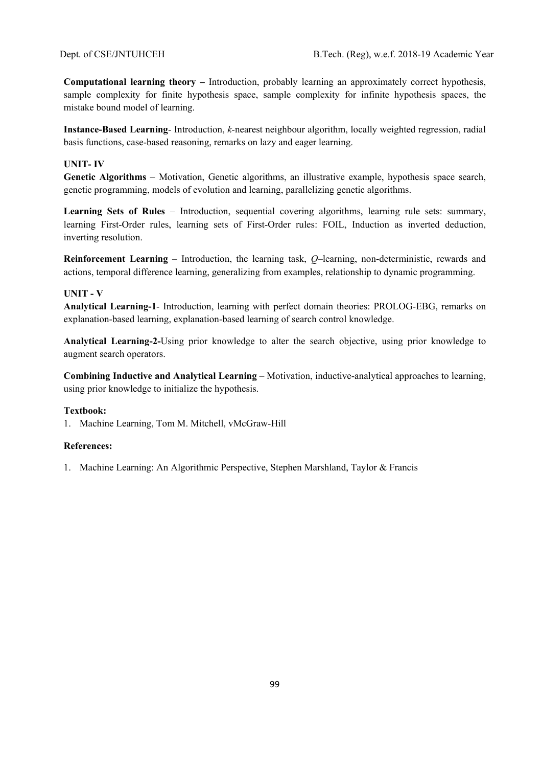**Computational learning theory –** Introduction, probably learning an approximately correct hypothesis, sample complexity for finite hypothesis space, sample complexity for infinite hypothesis spaces, the mistake bound model of learning.

**Instance-Based Learning**- Introduction, *k*-nearest neighbour algorithm, locally weighted regression, radial basis functions, case-based reasoning, remarks on lazy and eager learning.

**UNIT- IV**

**Genetic Algorithms** – Motivation, Genetic algorithms, an illustrative example, hypothesis space search, genetic programming, models of evolution and learning, parallelizing genetic algorithms.

**Learning Sets of Rules** – Introduction, sequential covering algorithms, learning rule sets: summary, learning First-Order rules, learning sets of First-Order rules: FOIL, Induction as inverted deduction, inverting resolution.

**Reinforcement Learning** – Introduction, the learning task, *Q*–learning, non-deterministic, rewards and actions, temporal difference learning, generalizing from examples, relationship to dynamic programming.

**UNIT - V**

**Analytical Learning-1**- Introduction, learning with perfect domain theories: PROLOG-EBG, remarks on explanation-based learning, explanation-based learning of search control knowledge.

**Analytical Learning-2-**Using prior knowledge to alter the search objective, using prior knowledge to augment search operators.

**Combining Inductive and Analytical Learning** – Motivation, inductive-analytical approaches to learning, using prior knowledge to initialize the hypothesis.

**Textbook:**

1. Machine Learning, Tom M. Mitchell, vMcGraw-Hill

**References:**

1. Machine Learning: An Algorithmic Perspective, Stephen Marshland, Taylor & Francis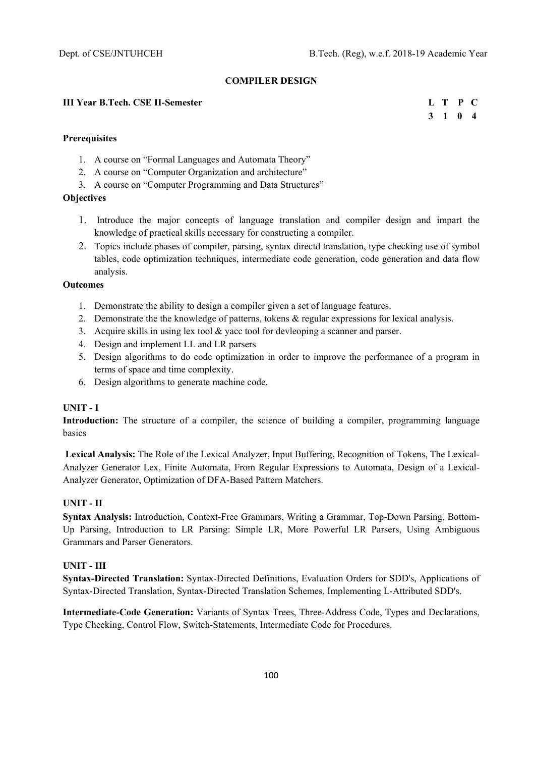## COMPILER DESIGN

**III Year B.Tech. CSE II-Semester**

| L | T | P | C |
|---|---|---|---|
| 3 | 1 | 0 | 4 |

**Prerequisites**

1. A course on "Formal Languages and Automata Theory"
2. A course on "Computer Organization and architecture"
3. A course on "Computer Programming and Data Structures"

**Objectives**

1. Introduce the major concepts of language translation and compiler design and impart the knowledge of practical skills necessary for constructing a compiler.
2. Topics include phases of compiler, parsing, syntax directd translation, type checking use of symbol tables, code optimization techniques, intermediate code generation, code generation and data flow analysis.

**Outcomes**

1. Demonstrate the ability to design a compiler given a set of language features.
2. Demonstrate the the knowledge of patterns, tokens & regular expressions for lexical analysis.
3. Acquire skills in using lex tool & yacc tool for devleoping a scanner and parser.
4. Design and implement LL and LR parsers
5. Design algorithms to do code optimization in order to improve the performance of a program in terms of space and time complexity.
6. Design algorithms to generate machine code.

**UNIT - I**

**Introduction:** The structure of a compiler, the science of building a compiler, programming language basics

**Lexical Analysis:** The Role of the Lexical Analyzer, Input Buffering, Recognition of Tokens, The Lexical-Analyzer Generator Lex, Finite Automata, From Regular Expressions to Automata, Design of a Lexical-Analyzer Generator, Optimization of DFA-Based Pattern Matchers.

**UNIT - II**

**Syntax Analysis:** Introduction, Context-Free Grammars, Writing a Grammar, Top-Down Parsing, Bottom-Up Parsing, Introduction to LR Parsing: Simple LR, More Powerful LR Parsers, Using Ambiguous Grammars and Parser Generators.

**UNIT - III**

**Syntax-Directed Translation:** Syntax-Directed Definitions, Evaluation Orders for SDD's, Applications of Syntax-Directed Translation, Syntax-Directed Translation Schemes, Implementing L-Attributed SDD's.

**Intermediate-Code Generation:** Variants of Syntax Trees, Three-Address Code, Types and Declarations, Type Checking, Control Flow, Switch-Statements, Intermediate Code for Procedures.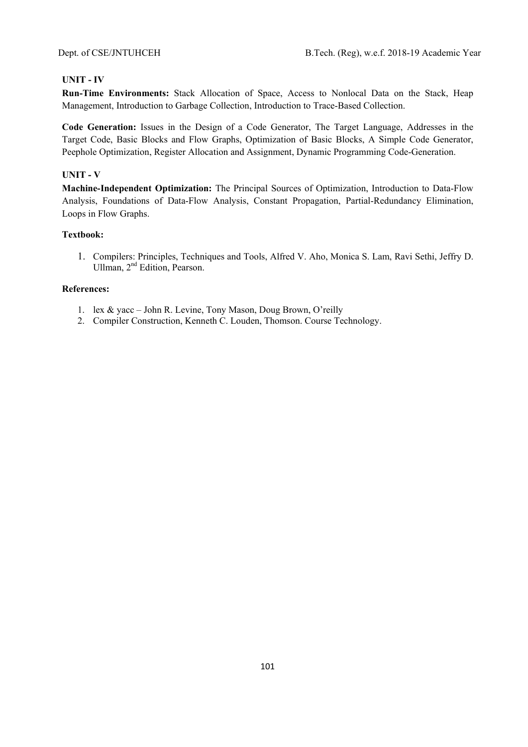### UNIT - IV

**Run-Time Environments:** Stack Allocation of Space, Access to Nonlocal Data on the Stack, Heap Management, Introduction to Garbage Collection, Introduction to Trace-Based Collection.

**Code Generation:** Issues in the Design of a Code Generator, The Target Language, Addresses in the Target Code, Basic Blocks and Flow Graphs, Optimization of Basic Blocks, A Simple Code Generator, Peephole Optimization, Register Allocation and Assignment, Dynamic Programming Code-Generation.

### UNIT - V

**Machine-Independent Optimization:** The Principal Sources of Optimization, Introduction to Data-Flow Analysis, Foundations of Data-Flow Analysis, Constant Propagation, Partial-Redundancy Elimination, Loops in Flow Graphs.

**Textbook:**

1. Compilers: Principles, Techniques and Tools, Alfred V. Aho, Monica S. Lam, Ravi Sethi, Jeffry D. Ullman, 2nd Edition, Pearson.

**References:**

1. lex & yacc – John R. Levine, Tony Mason, Doug Brown, O'reilly
2. Compiler Construction, Kenneth C. Louden, Thomson. Course Technology.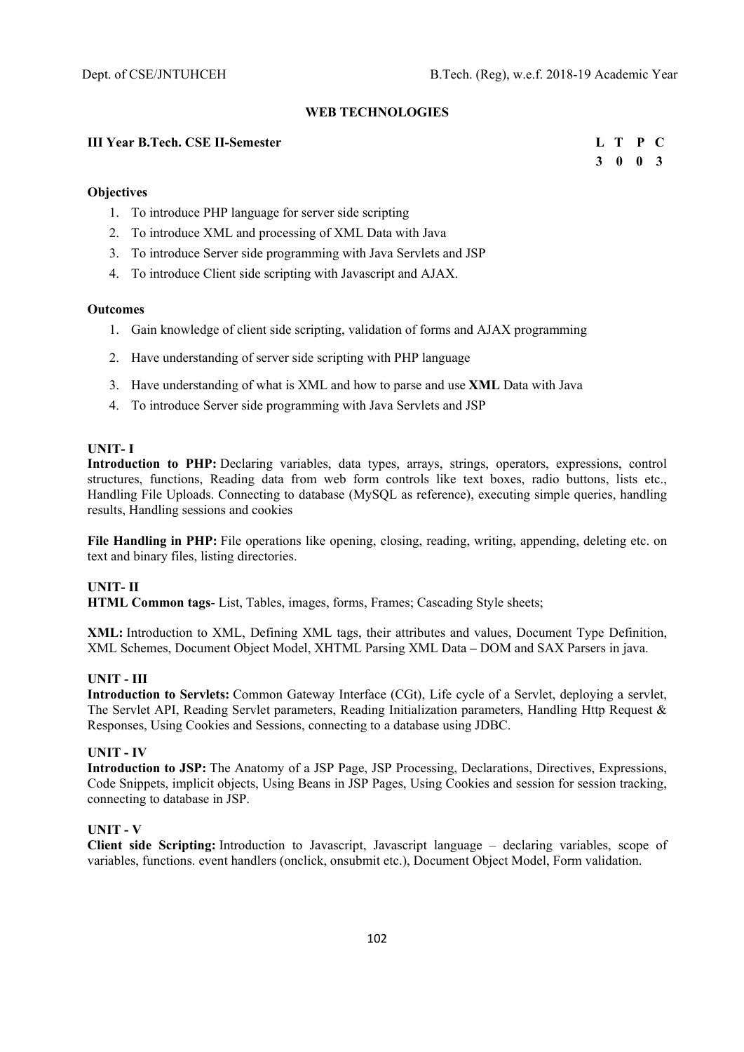## WEB TECHNOLOGIES

**III Year B.Tech. CSE II-Semester**

| L | T | P | C |
|---|---|---|---|
| 3 | 0 | 0 | 3 |

### Objectives

1. To introduce PHP language for server side scripting
2. To introduce XML and processing of XML Data with Java
3. To introduce Server side programming with Java Servlets and JSP
4. To introduce Client side scripting with Javascript and AJAX.

### Outcomes

1. Gain knowledge of client side scripting, validation of forms and AJAX programming
2. Have understanding of server side scripting with PHP language
3. Have understanding of what is XML and how to parse and use **XML** Data with Java
4. To introduce Server side programming with Java Servlets and JSP

### UNIT- I

**Introduction to PHP:** Declaring variables, data types, arrays, strings, operators, expressions, control structures, functions, Reading data from web form controls like text boxes, radio buttons, lists etc., Handling File Uploads. Connecting to database (MySQL as reference), executing simple queries, handling results, Handling sessions and cookies

**File Handling in PHP:** File operations like opening, closing, reading, writing, appending, deleting etc. on text and binary files, listing directories.

### UNIT- II

**HTML Common tags**- List, Tables, images, forms, Frames; Cascading Style sheets;

**XML:** Introduction to XML, Defining XML tags, their attributes and values, Document Type Definition, XML Schemes, Document Object Model, XHTML Parsing XML Data **–** DOM and SAX Parsers in java.

### UNIT - III

**Introduction to Servlets:** Common Gateway Interface (CGt), Life cycle of a Servlet, deploying a servlet, The Servlet API, Reading Servlet parameters, Reading Initialization parameters, Handling Http Request & Responses, Using Cookies and Sessions, connecting to a database using JDBC.

### UNIT - IV

**Introduction to JSP:** The Anatomy of a JSP Page, JSP Processing, Declarations, Directives, Expressions, Code Snippets, implicit objects, Using Beans in JSP Pages, Using Cookies and session for session tracking, connecting to database in JSP.

### UNIT - V

**Client side Scripting:** Introduction to Javascript, Javascript language – declaring variables, scope of variables, functions. event handlers (onclick, onsubmit etc.), Document Object Model, Form validation.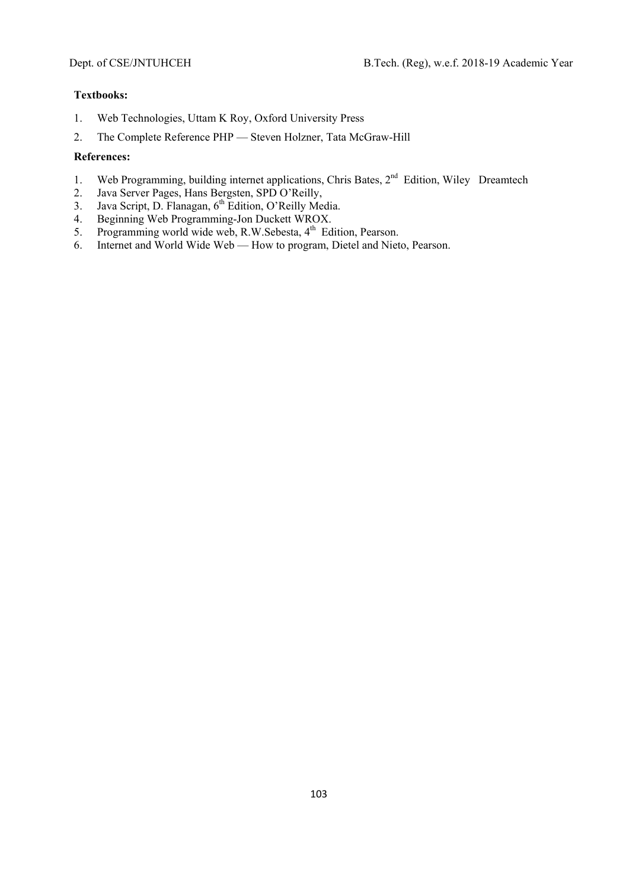**Textbooks:**

1. Web Technologies, Uttam K Roy, Oxford University Press
2. The Complete Reference PHP — Steven Holzner, Tata McGraw-Hill

**References:**

1. Web Programming, building internet applications, Chris Bates, 2nd Edition, Wiley Dreamtech
2. Java Server Pages, Hans Bergsten, SPD O'Reilly,
3. Java Script, D. Flanagan, 6th Edition, O'Reilly Media.
4. Beginning Web Programming-Jon Duckett WROX.
5. Programming world wide web, R.W.Sebesta, 4th Edition, Pearson.
6. Internet and World Wide Web — How to program, Dietel and Nieto, Pearson.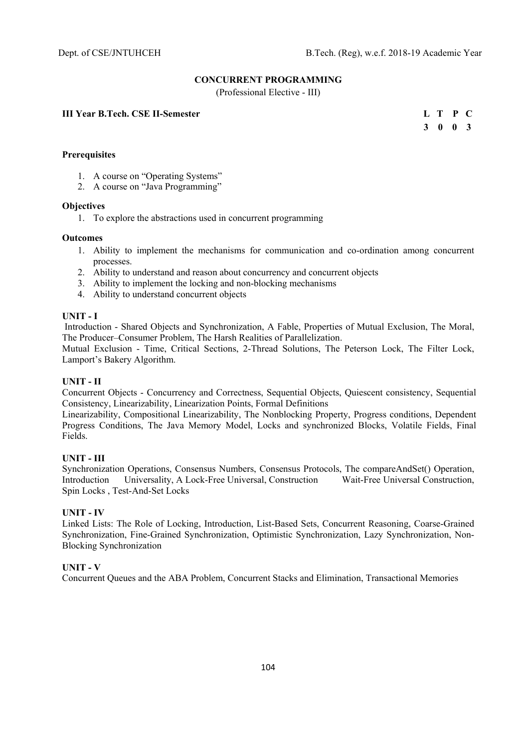## CONCURRENT PROGRAMMING

(Professional Elective - III)

**III Year B.Tech. CSE II-Semester**

| L | T | P | C |
|---|---|---|---|
| 3 | 0 | 0 | 3 |

**Prerequisites**

1. A course on "Operating Systems"
2. A course on "Java Programming"

**Objectives**

1. To explore the abstractions used in concurrent programming

**Outcomes**

1. Ability to implement the mechanisms for communication and co-ordination among concurrent processes.
2. Ability to understand and reason about concurrency and concurrent objects
3. Ability to implement the locking and non-blocking mechanisms
4. Ability to understand concurrent objects

**UNIT - I**

Introduction - Shared Objects and Synchronization, A Fable, Properties of Mutual Exclusion, The Moral, The Producer–Consumer Problem, The Harsh Realities of Parallelization.

Mutual Exclusion - Time, Critical Sections, 2-Thread Solutions, The Peterson Lock, The Filter Lock, Lamport's Bakery Algorithm.

**UNIT - II**

Concurrent Objects - Concurrency and Correctness, Sequential Objects, Quiescent consistency, Sequential Consistency, Linearizability, Linearization Points, Formal Definitions

Linearizability, Compositional Linearizability, The Nonblocking Property, Progress conditions, Dependent Progress Conditions, The Java Memory Model, Locks and synchronized Blocks, Volatile Fields, Final Fields.

**UNIT - III**

Synchronization Operations, Consensus Numbers, Consensus Protocols, The compareAndSet() Operation, Introduction Universality, A Lock-Free Universal, Construction Wait-Free Universal Construction, Spin Locks , Test-And-Set Locks

**UNIT - IV**

Linked Lists: The Role of Locking, Introduction, List-Based Sets, Concurrent Reasoning, Coarse-Grained Synchronization, Fine-Grained Synchronization, Optimistic Synchronization, Lazy Synchronization, Non-Blocking Synchronization

**UNIT - V**

Concurrent Queues and the ABA Problem, Concurrent Stacks and Elimination, Transactional Memories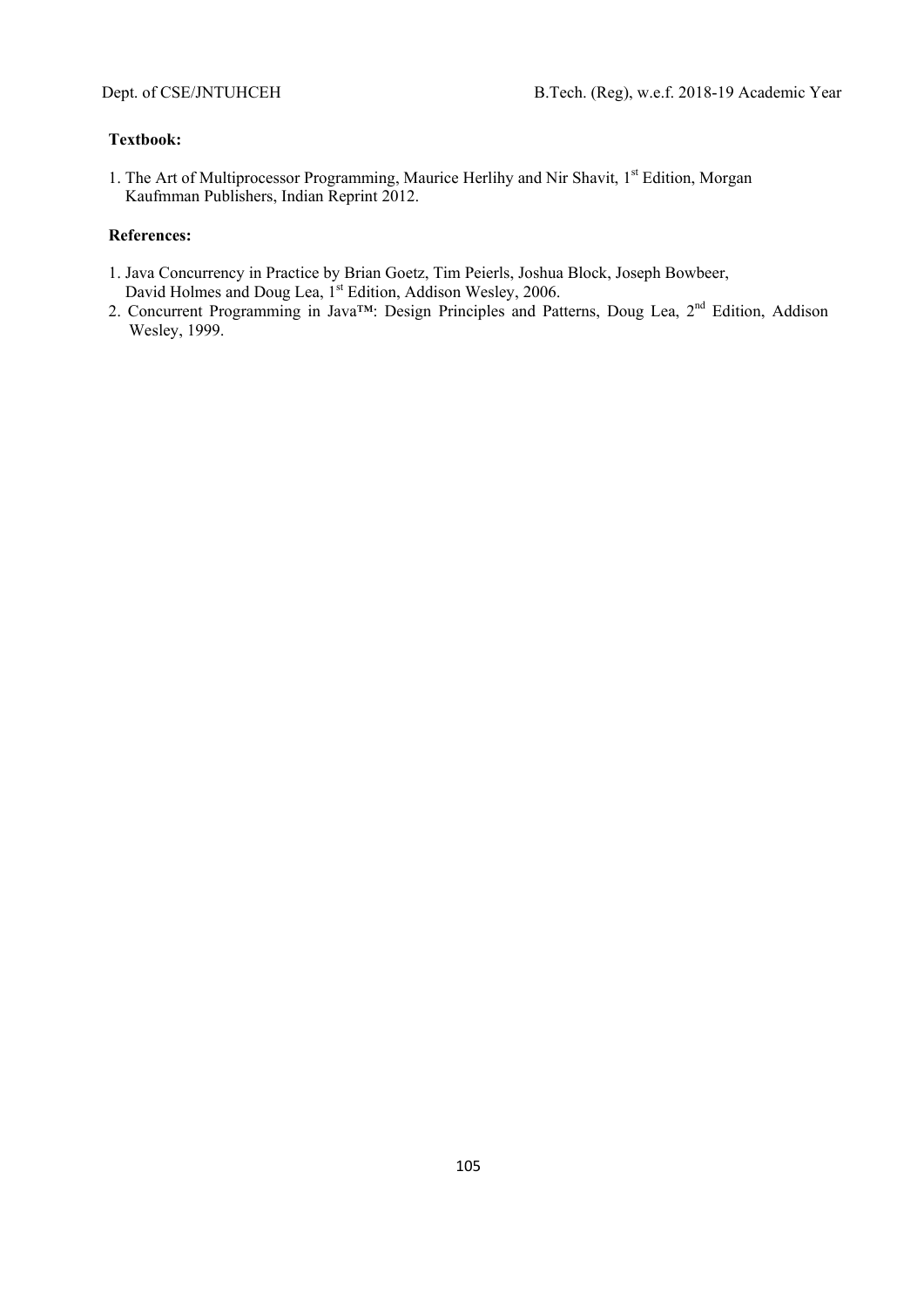**Textbook:**

1. The Art of Multiprocessor Programming, Maurice Herlihy and Nir Shavit, 1st Edition, Morgan Kaufmman Publishers, Indian Reprint 2012.

**References:**

1. Java Concurrency in Practice by Brian Goetz, Tim Peierls, Joshua Block, Joseph Bowbeer, David Holmes and Doug Lea, 1st Edition, Addison Wesley, 2006.
2. Concurrent Programming in Java™: Design Principles and Patterns, Doug Lea, 2nd Edition, Addison Wesley, 1999.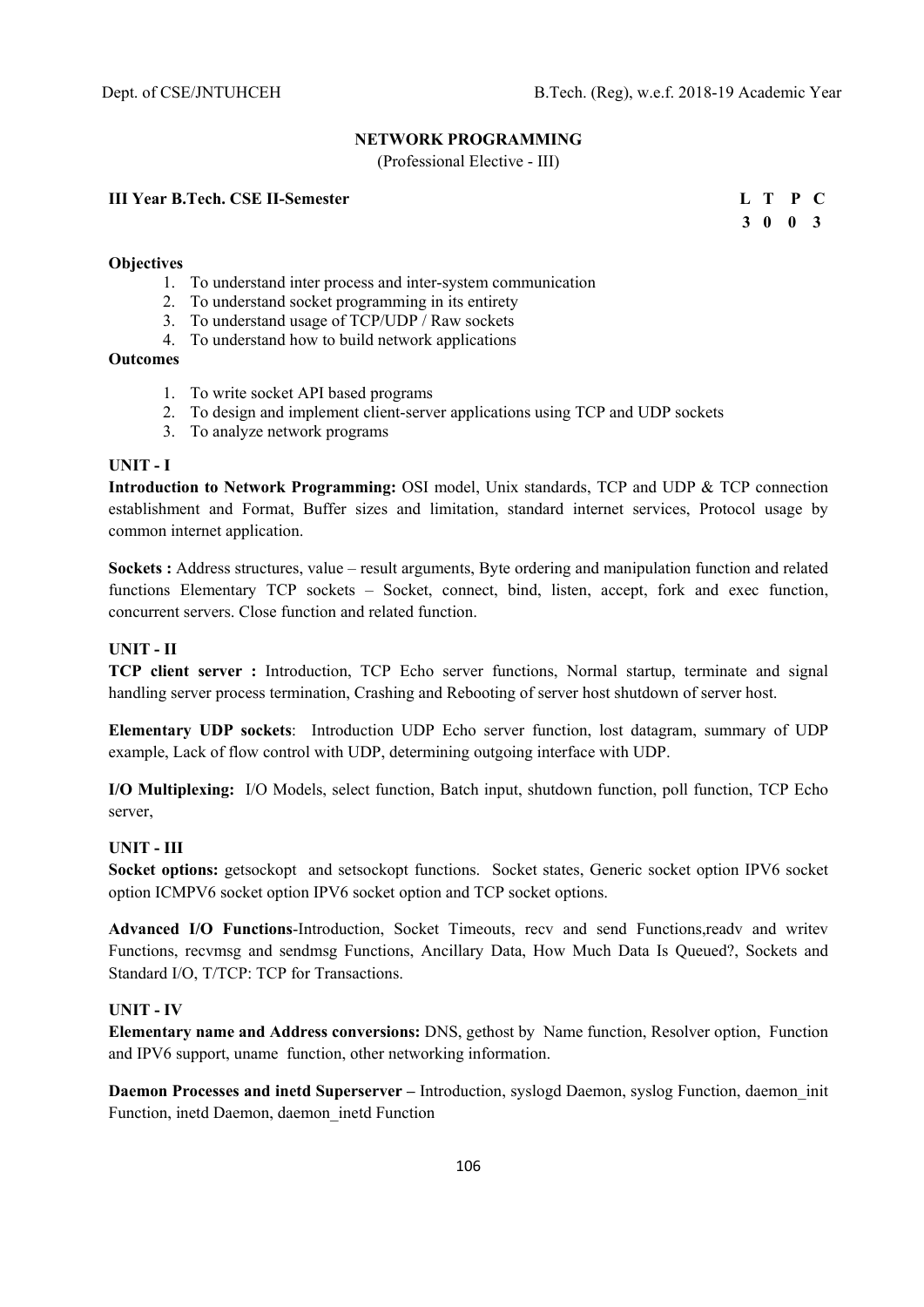## NETWORK PROGRAMMING

(Professional Elective - III)

**III Year B.Tech. CSE II-Semester**

| L | T | P | C |
|---|---|---|---|
| 3 | 0 | 0 | 3 |

**Objectives**

1. To understand inter process and inter-system communication
2. To understand socket programming in its entirety
3. To understand usage of TCP/UDP / Raw sockets
4. To understand how to build network applications

**Outcomes**

1. To write socket API based programs
2. To design and implement client-server applications using TCP and UDP sockets
3. To analyze network programs

### UNIT - I

**Introduction to Network Programming:** OSI model, Unix standards, TCP and UDP & TCP connection establishment and Format, Buffer sizes and limitation, standard internet services, Protocol usage by common internet application.

**Sockets :** Address structures, value – result arguments, Byte ordering and manipulation function and related functions Elementary TCP sockets – Socket, connect, bind, listen, accept, fork and exec function, concurrent servers. Close function and related function.

### UNIT - II

**TCP client server :** Introduction, TCP Echo server functions, Normal startup, terminate and signal handling server process termination, Crashing and Rebooting of server host shutdown of server host.

**Elementary UDP sockets**: Introduction UDP Echo server function, lost datagram, summary of UDP example, Lack of flow control with UDP, determining outgoing interface with UDP.

**I/O Multiplexing:** I/O Models, select function, Batch input, shutdown function, poll function, TCP Echo server,

### UNIT - III

**Socket options:** getsockopt and setsockopt functions. Socket states, Generic socket option IPV6 socket option ICMPV6 socket option IPV6 socket option and TCP socket options.

**Advanced I/O Functions**-Introduction, Socket Timeouts, recv and send Functions,readv and writev Functions, recvmsg and sendmsg Functions, Ancillary Data, How Much Data Is Queued?, Sockets and Standard I/O, T/TCP: TCP for Transactions.

### UNIT - IV

**Elementary name and Address conversions:** DNS, gethost by Name function, Resolver option, Function and IPV6 support, uname function, other networking information.

**Daemon Processes and inetd Superserver –** Introduction, syslogd Daemon, syslog Function, daemon_init Function, inetd Daemon, daemon_inetd Function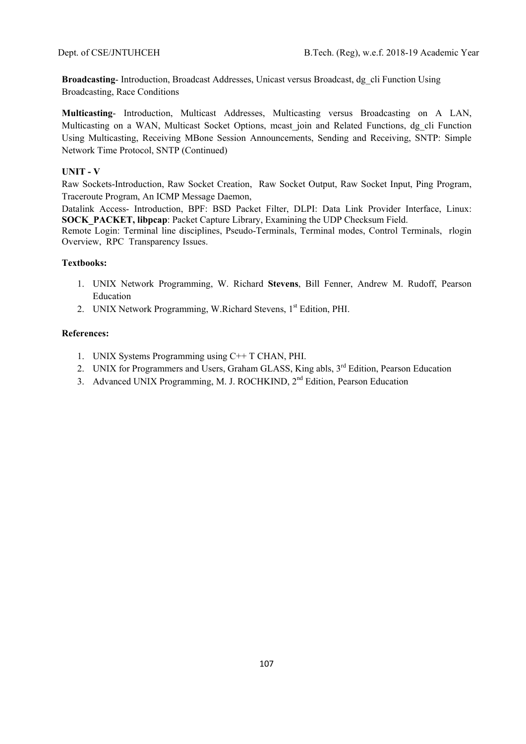**Broadcasting**- Introduction, Broadcast Addresses, Unicast versus Broadcast, dg_cli Function Using Broadcasting, Race Conditions

**Multicasting**- Introduction, Multicast Addresses, Multicasting versus Broadcasting on A LAN, Multicasting on a WAN, Multicast Socket Options, mcast_join and Related Functions, dg_cli Function Using Multicasting, Receiving MBone Session Announcements, Sending and Receiving, SNTP: Simple Network Time Protocol, SNTP (Continued)

**UNIT - V**

Raw Sockets-Introduction, Raw Socket Creation, Raw Socket Output, Raw Socket Input, Ping Program, Traceroute Program, An ICMP Message Daemon,

Datalink Access- Introduction, BPF: BSD Packet Filter, DLPI: Data Link Provider Interface, Linux: **SOCK_PACKET, libpcap**: Packet Capture Library, Examining the UDP Checksum Field.

Remote Login: Terminal line disciplines, Pseudo-Terminals, Terminal modes, Control Terminals, rlogin Overview, RPC Transparency Issues.

**Textbooks:**

1. UNIX Network Programming, W. Richard **Stevens**, Bill Fenner, Andrew M. Rudoff, Pearson Education
2. UNIX Network Programming, W.Richard Stevens, 1st Edition, PHI.

**References:**

1. UNIX Systems Programming using C++ T CHAN, PHI.
2. UNIX for Programmers and Users, Graham GLASS, King abls, 3rd Edition, Pearson Education
3. Advanced UNIX Programming, M. J. ROCHKIND, 2nd Edition, Pearson Education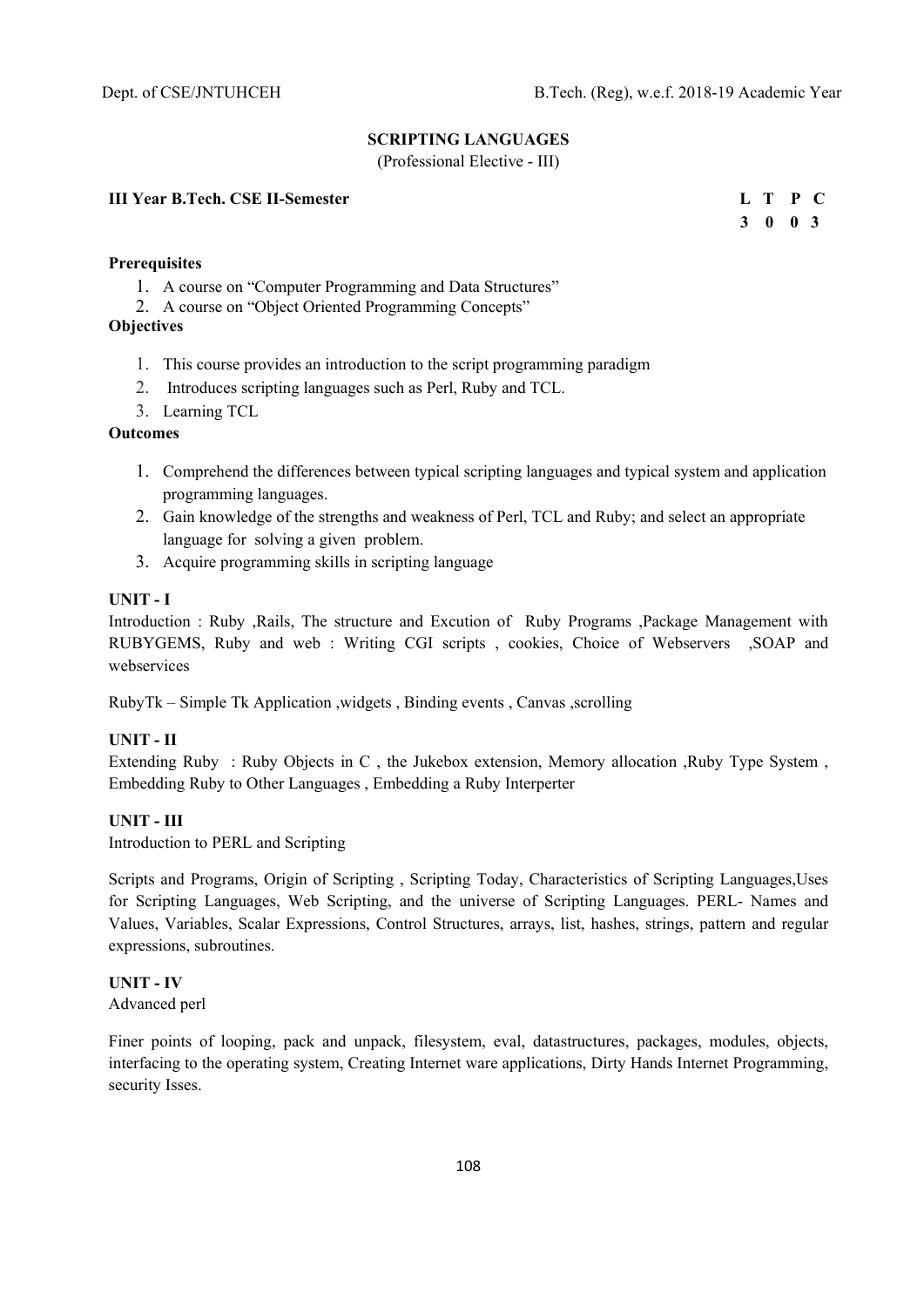## SCRIPTING LANGUAGES

(Professional Elective - III)

**III Year B.Tech. CSE II-Semester**

| L | T | P | C |
|---|---|---|---|
| 3 | 0 | 0 | 3 |

**Prerequisites**

1. A course on "Computer Programming and Data Structures"
2. A course on "Object Oriented Programming Concepts"

**Objectives**

1. This course provides an introduction to the script programming paradigm
2. Introduces scripting languages such as Perl, Ruby and TCL.
3. Learning TCL

**Outcomes**

1. Comprehend the differences between typical scripting languages and typical system and application programming languages.
2. Gain knowledge of the strengths and weakness of Perl, TCL and Ruby; and select an appropriate language for solving a given problem.
3. Acquire programming skills in scripting language

**UNIT - I**

Introduction : Ruby ,Rails, The structure and Excution of Ruby Programs ,Package Management with RUBYGEMS, Ruby and web : Writing CGI scripts , cookies, Choice of Webservers ,SOAP and webservices

RubyTk – Simple Tk Application ,widgets , Binding events , Canvas ,scrolling

**UNIT - II**

Extending Ruby : Ruby Objects in C , the Jukebox extension, Memory allocation ,Ruby Type System , Embedding Ruby to Other Languages , Embedding a Ruby Interperter

**UNIT - III**

Introduction to PERL and Scripting

Scripts and Programs, Origin of Scripting , Scripting Today, Characteristics of Scripting Languages,Uses for Scripting Languages, Web Scripting, and the universe of Scripting Languages. PERL- Names and Values, Variables, Scalar Expressions, Control Structures, arrays, list, hashes, strings, pattern and regular expressions, subroutines.

**UNIT - IV**

Advanced perl

Finer points of looping, pack and unpack, filesystem, eval, datastructures, packages, modules, objects, interfacing to the operating system, Creating Internet ware applications, Dirty Hands Internet Programming, security Isses.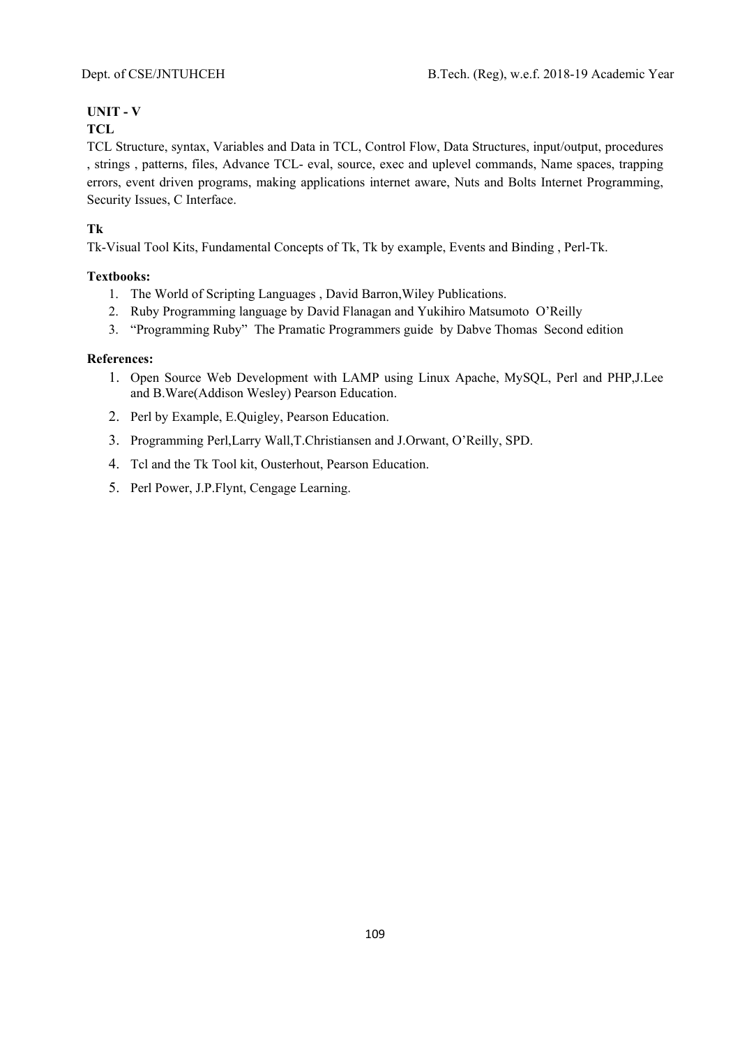**UNIT - V**

**TCL**

TCL Structure, syntax, Variables and Data in TCL, Control Flow, Data Structures, input/output, procedures , strings , patterns, files, Advance TCL- eval, source, exec and uplevel commands, Name spaces, trapping errors, event driven programs, making applications internet aware, Nuts and Bolts Internet Programming, Security Issues, C Interface.

**Tk**

Tk-Visual Tool Kits, Fundamental Concepts of Tk, Tk by example, Events and Binding , Perl-Tk.

**Textbooks:**

1. The World of Scripting Languages , David Barron,Wiley Publications.
2. Ruby Programming language by David Flanagan and Yukihiro Matsumoto O'Reilly
3. "Programming Ruby" The Pramatic Programmers guide by Dabve Thomas Second edition

**References:**

1. Open Source Web Development with LAMP using Linux Apache, MySQL, Perl and PHP,J.Lee and B.Ware(Addison Wesley) Pearson Education.
2. Perl by Example, E.Quigley, Pearson Education.
3. Programming Perl,Larry Wall,T.Christiansen and J.Orwant, O'Reilly, SPD.
4. Tcl and the Tk Tool kit, Ousterhout, Pearson Education.
5. Perl Power, J.P.Flynt, Cengage Learning.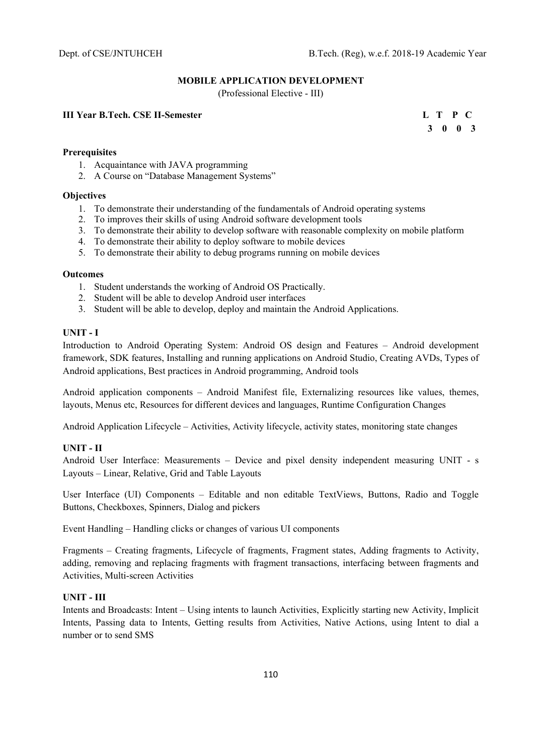## MOBILE APPLICATION DEVELOPMENT

(Professional Elective - III)

**III Year B.Tech. CSE II-Semester**

| L | T | P | C |
|---|---|---|---|
| 3 | 0 | 0 | 3 |

**Prerequisites**

1. Acquaintance with JAVA programming
2. A Course on "Database Management Systems"

**Objectives**

1. To demonstrate their understanding of the fundamentals of Android operating systems
2. To improves their skills of using Android software development tools
3. To demonstrate their ability to develop software with reasonable complexity on mobile platform
4. To demonstrate their ability to deploy software to mobile devices
5. To demonstrate their ability to debug programs running on mobile devices

**Outcomes**

1. Student understands the working of Android OS Practically.
2. Student will be able to develop Android user interfaces
3. Student will be able to develop, deploy and maintain the Android Applications.

**UNIT - I**

Introduction to Android Operating System: Android OS design and Features – Android development framework, SDK features, Installing and running applications on Android Studio, Creating AVDs, Types of Android applications, Best practices in Android programming, Android tools

Android application components – Android Manifest file, Externalizing resources like values, themes, layouts, Menus etc, Resources for different devices and languages, Runtime Configuration Changes

Android Application Lifecycle – Activities, Activity lifecycle, activity states, monitoring state changes

**UNIT - II**

Android User Interface: Measurements – Device and pixel density independent measuring UNIT - s Layouts – Linear, Relative, Grid and Table Layouts

User Interface (UI) Components – Editable and non editable TextViews, Buttons, Radio and Toggle Buttons, Checkboxes, Spinners, Dialog and pickers

Event Handling – Handling clicks or changes of various UI components

Fragments – Creating fragments, Lifecycle of fragments, Fragment states, Adding fragments to Activity, adding, removing and replacing fragments with fragment transactions, interfacing between fragments and Activities, Multi-screen Activities

**UNIT - III**

Intents and Broadcasts: Intent – Using intents to launch Activities, Explicitly starting new Activity, Implicit Intents, Passing data to Intents, Getting results from Activities, Native Actions, using Intent to dial a number or to send SMS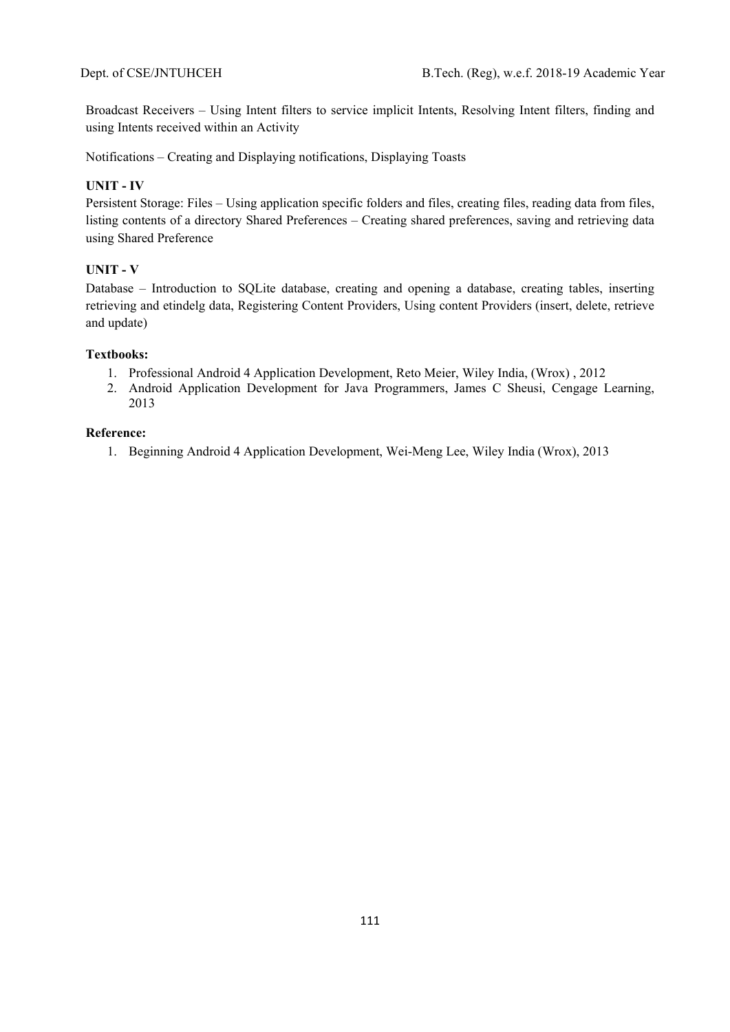Broadcast Receivers – Using Intent filters to service implicit Intents, Resolving Intent filters, finding and using Intents received within an Activity

Notifications – Creating and Displaying notifications, Displaying Toasts

**UNIT - IV**

Persistent Storage: Files – Using application specific folders and files, creating files, reading data from files, listing contents of a directory Shared Preferences – Creating shared preferences, saving and retrieving data using Shared Preference

**UNIT - V**

Database – Introduction to SQLite database, creating and opening a database, creating tables, inserting retrieving and etindelg data, Registering Content Providers, Using content Providers (insert, delete, retrieve and update)

**Textbooks:**

1. Professional Android 4 Application Development, Reto Meier, Wiley India, (Wrox) , 2012
2. Android Application Development for Java Programmers, James C Sheusi, Cengage Learning, 2013

**Reference:**

1. Beginning Android 4 Application Development, Wei-Meng Lee, Wiley India (Wrox), 2013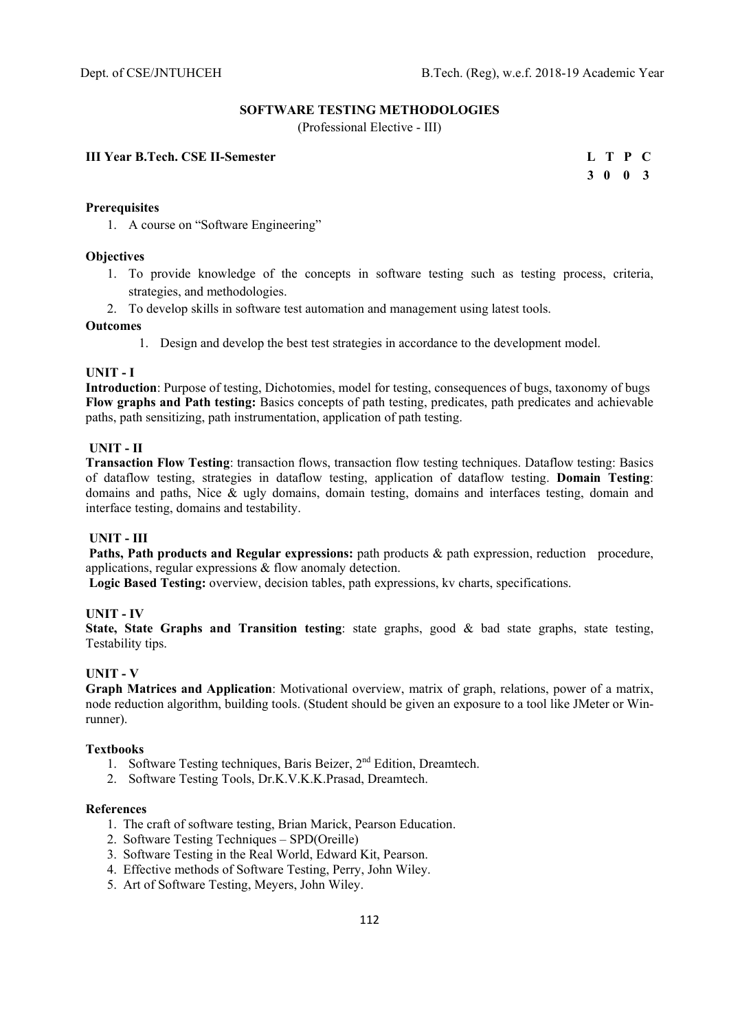## SOFTWARE TESTING METHODOLOGIES

(Professional Elective - III)

**III Year B.Tech. CSE II-Semester**

| L | T | P | C |
|---|---|---|---|
| 3 | 0 | 0 | 3 |

**Prerequisites**

1. A course on "Software Engineering"

**Objectives**

1. To provide knowledge of the concepts in software testing such as testing process, criteria, strategies, and methodologies.
2. To develop skills in software test automation and management using latest tools.

**Outcomes**

1. Design and develop the best test strategies in accordance to the development model.

**UNIT - I**

**Introduction**: Purpose of testing, Dichotomies, model for testing, consequences of bugs, taxonomy of bugs
**Flow graphs and Path testing:** Basics concepts of path testing, predicates, path predicates and achievable paths, path sensitizing, path instrumentation, application of path testing.

**UNIT - II**

**Transaction Flow Testing**: transaction flows, transaction flow testing techniques. Dataflow testing: Basics of dataflow testing, strategies in dataflow testing, application of dataflow testing. **Domain Testing**: domains and paths, Nice & ugly domains, domain testing, domains and interfaces testing, domain and interface testing, domains and testability.

**UNIT - III**

**Paths, Path products and Regular expressions:** path products & path expression, reduction procedure, applications, regular expressions & flow anomaly detection.
**Logic Based Testing:** overview, decision tables, path expressions, kv charts, specifications.

**UNIT - IV**

**State, State Graphs and Transition testing**: state graphs, good & bad state graphs, state testing, Testability tips.

**UNIT - V**

**Graph Matrices and Application**: Motivational overview, matrix of graph, relations, power of a matrix, node reduction algorithm, building tools. (Student should be given an exposure to a tool like JMeter or Win-runner).

**Textbooks**

1. Software Testing techniques, Baris Beizer, 2nd Edition, Dreamtech.
2. Software Testing Tools, Dr.K.V.K.K.Prasad, Dreamtech.

**References**

1. The craft of software testing, Brian Marick, Pearson Education.
2. Software Testing Techniques – SPD(Oreille)
3. Software Testing in the Real World, Edward Kit, Pearson.
4. Effective methods of Software Testing, Perry, John Wiley.
5. Art of Software Testing, Meyers, John Wiley.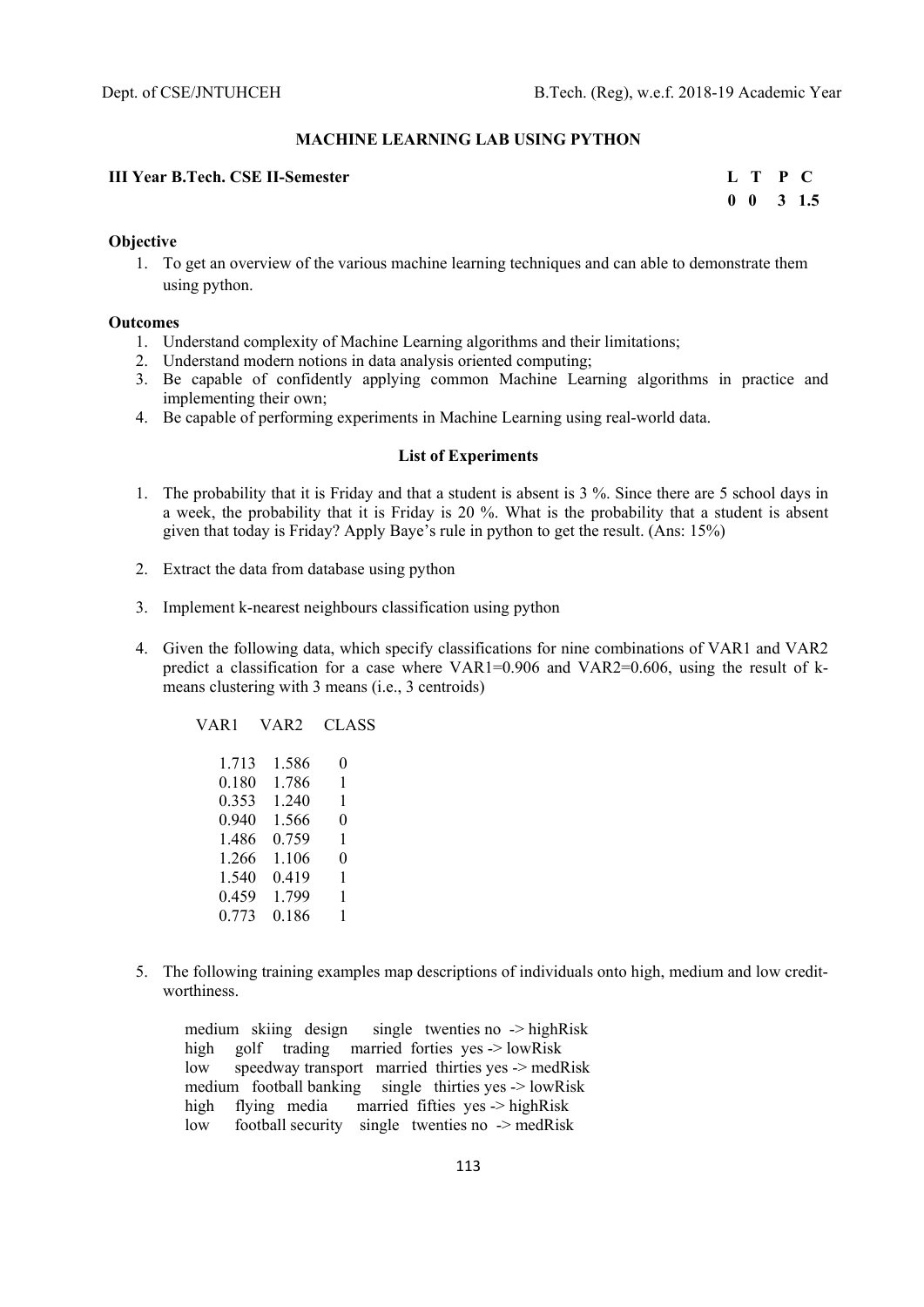## MACHINE LEARNING LAB USING PYTHON

**III Year B.Tech. CSE II-Semester**

| L | T | P | C |
|---|---|---|---|
| 0 | 0 | 3 | 1.5 |

### Objective

1. To get an overview of the various machine learning techniques and can able to demonstrate them using python.

### Outcomes

1. Understand complexity of Machine Learning algorithms and their limitations;
2. Understand modern notions in data analysis oriented computing;
3. Be capable of confidently applying common Machine Learning algorithms in practice and implementing their own;
4. Be capable of performing experiments in Machine Learning using real-world data.

### List of Experiments

1. The probability that it is Friday and that a student is absent is 3 %. Since there are 5 school days in a week, the probability that it is Friday is 20 %. What is the probability that a student is absent given that today is Friday? Apply Baye's rule in python to get the result. (Ans: 15%)

2. Extract the data from database using python

3. Implement k-nearest neighbours classification using python

4. Given the following data, which specify classifications for nine combinations of VAR1 and VAR2 predict a classification for a case where VAR1=0.906 and VAR2=0.606, using the result of k-means clustering with 3 means (i.e., 3 centroids)

| VAR1 | VAR2 | CLASS |
|---|---|---|
| 1.713 | 1.586 | 0 |
| 0.180 | 1.786 | 1 |
| 0.353 | 1.240 | 1 |
| 0.940 | 1.566 | 0 |
| 1.486 | 0.759 | 1 |
| 1.266 | 1.106 | 0 |
| 1.540 | 0.419 | 1 |
| 0.459 | 1.799 | 1 |
| 0.773 | 0.186 | 1 |

5. The following training examples map descriptions of individuals onto high, medium and low credit-worthiness.

```
medium   skiing   design      single   twenties no  -> highRisk
high     golf     trading     married  forties  yes -> lowRisk
low      speedway transport   married  thirties yes -> medRisk
medium   football banking     single   thirties yes -> lowRisk
high     flying   media       married  fifties  yes -> highRisk
low      football security    single   twenties no  -> medRisk
```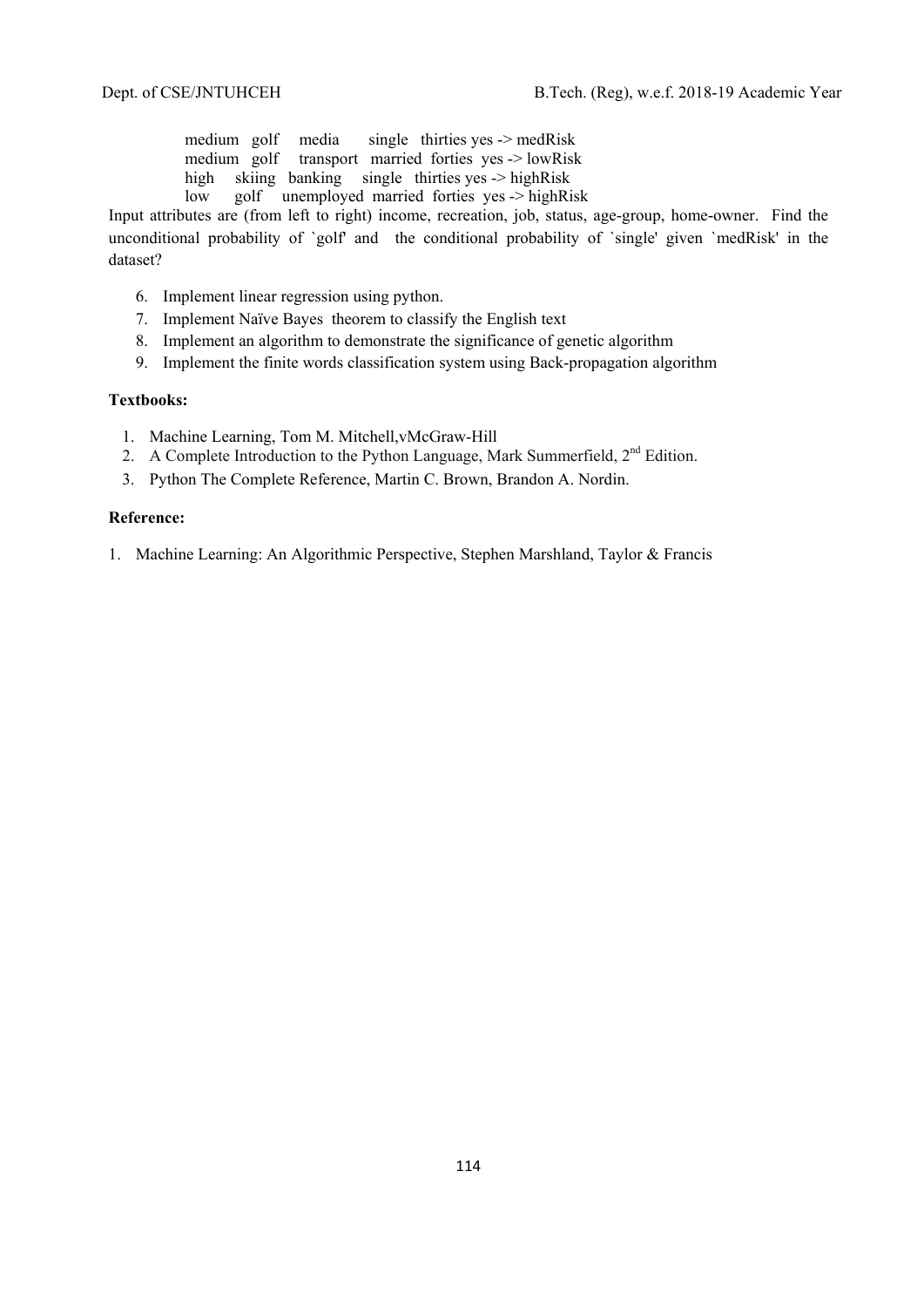```
medium   golf    media      single   thirties yes -> medRisk
medium   golf    transport   married  forties  yes -> lowRisk
high     skiing   banking    single   thirties yes -> highRisk
low      golf    unemployed  married  forties  yes -> highRisk
```

Input attributes are (from left to right) income, recreation, job, status, age-group, home-owner. Find the unconditional probability of `golf' and the conditional probability of `single' given `medRisk' in the dataset?

6. Implement linear regression using python.
7. Implement Naïve Bayes theorem to classify the English text
8. Implement an algorithm to demonstrate the significance of genetic algorithm
9. Implement the finite words classification system using Back-propagation algorithm

**Textbooks:**

1. Machine Learning, Tom M. Mitchell,vMcGraw-Hill
2. A Complete Introduction to the Python Language, Mark Summerfield, 2nd Edition.
3. Python The Complete Reference, Martin C. Brown, Brandon A. Nordin.

**Reference:**

1. Machine Learning: An Algorithmic Perspective, Stephen Marshland, Taylor & Francis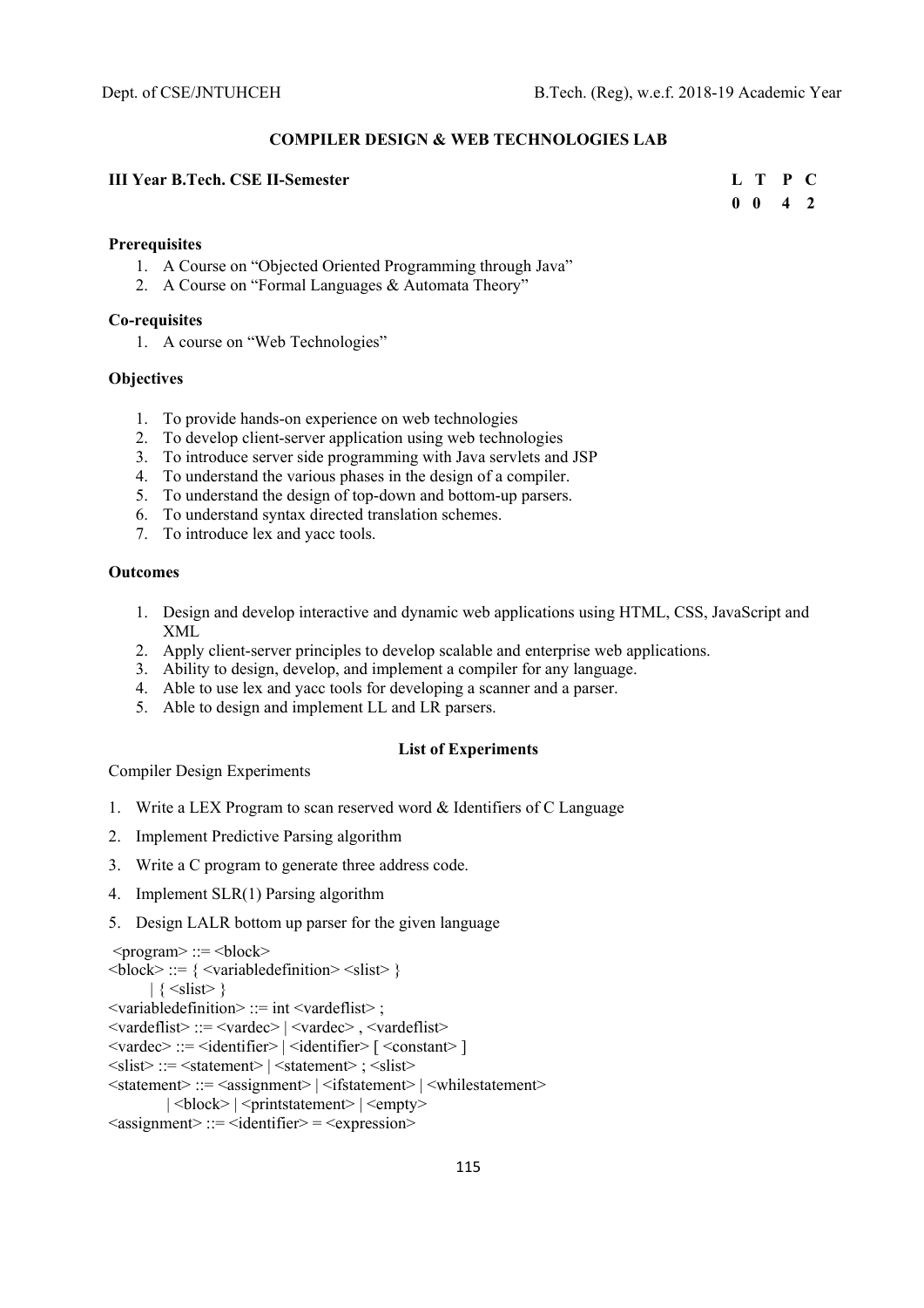## COMPILER DESIGN & WEB TECHNOLOGIES LAB

**III Year B.Tech. CSE II-Semester**

| L | T | P | C |
|---|---|---|---|
| 0 | 0 | 4 | 2 |

### Prerequisites

1. A Course on "Objected Oriented Programming through Java"
2. A Course on "Formal Languages & Automata Theory"

### Co-requisites

1. A course on "Web Technologies"

### Objectives

1. To provide hands-on experience on web technologies
2. To develop client-server application using web technologies
3. To introduce server side programming with Java servlets and JSP
4. To understand the various phases in the design of a compiler.
5. To understand the design of top-down and bottom-up parsers.
6. To understand syntax directed translation schemes.
7. To introduce lex and yacc tools.

### Outcomes

1. Design and develop interactive and dynamic web applications using HTML, CSS, JavaScript and XML
2. Apply client-server principles to develop scalable and enterprise web applications.
3. Ability to design, develop, and implement a compiler for any language.
4. Able to use lex and yacc tools for developing a scanner and a parser.
5. Able to design and implement LL and LR parsers.

### List of Experiments

Compiler Design Experiments

1. Write a LEX Program to scan reserved word & Identifiers of C Language
2. Implement Predictive Parsing algorithm
3. Write a C program to generate three address code.
4. Implement SLR(1) Parsing algorithm
5. Design LALR bottom up parser for the given language

```
<program> ::= <block>
<block> ::= { <variabledefinition> <slist> }
        | { <slist> }
<variabledefinition> ::= int <vardeflist> ;
<vardeflist> ::= <vardec> | <vardec> , <vardeflist>
<vardec> ::= <identifier> | <identifier> [ <constant> ]
<slist> ::= <statement> | <statement> ; <slist>
<statement> ::= <assignment> | <ifstatement> | <whilestatement>
            | <block> | <printstatement> | <empty>
<assignment> ::= <identifier> = <expression>
```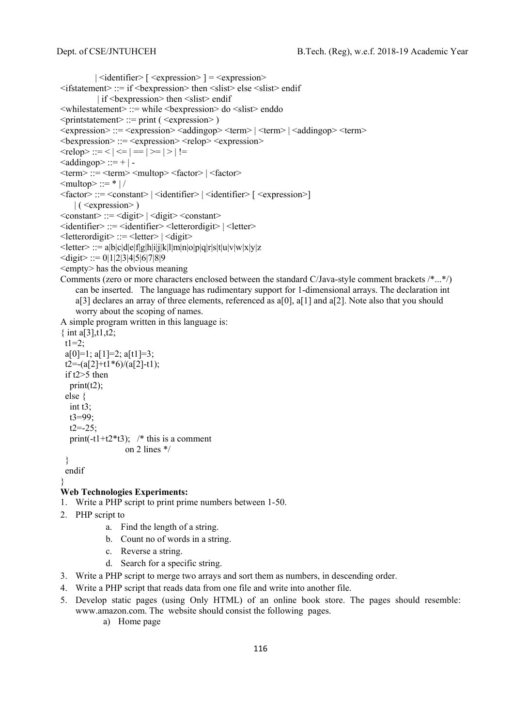```
            | <identifier> [ <expression> ] = <expression>
<ifstatement> ::= if <bexpression> then <slist> else <slist> endif
            | if <bexpression> then <slist> endif
<whilestatement> ::= while <bexpression> do <slist> enddo
<printstatement> ::= print ( <expression> )
<expression> ::= <expression> <addingop> <term> | <term> | <addingop> <term>
<bexpression> ::= <expression> <relop> <expression>
<relop> ::= < | <= | == | >= | > | !=
<addingop> ::= + | -
<term> ::= <term> <multop> <factor> | <factor>
<multop> ::= * | /
<factor> ::= <constant> | <identifier> | <identifier> [ <expression>]
     | ( <expression> )
<constant> ::= <digit> | <digit> <constant>
<identifier> ::= <identifier> <letterordigit> | <letter>
<letterordigit> ::= <letter> | <digit>
<letter> ::= a|b|c|d|e|f|g|h|i|j|k|l|m|n|o|p|q|r|s|t|u|v|w|x|y|z
<digit> ::= 0|1|2|3|4|5|6|7|8|9
<empty> has the obvious meaning
```

Comments (zero or more characters enclosed between the standard C/Java-style comment brackets /*...*/) can be inserted. The language has rudimentary support for 1-dimensional arrays. The declaration int a[3] declares an array of three elements, referenced as a[0], a[1] and a[2]. Note also that you should worry about the scoping of names.

A simple program written in this language is:

```
{ int a[3],t1,t2;
  t1=2;
  a[0]=1; a[1]=2; a[t1]=3;
  t2=-(a[2]+t1*6)/(a[2]-t1);
  if t2>5 then
    print(t2);
  else {
    int t3;
    t3=99;
    t2=-25;
    print(-t1+t2*t3);  /* this is a comment
                          on 2 lines */
  }
  endif
}
```

**Web Technologies Experiments:**

1. Write a PHP script to print prime numbers between 1-50.
2. PHP script to
   a. Find the length of a string.
   b. Count no of words in a string.
   c. Reverse a string.
   d. Search for a specific string.
3. Write a PHP script to merge two arrays and sort them as numbers, in descending order.
4. Write a PHP script that reads data from one file and write into another file.
5. Develop static pages (using Only HTML) of an online book store. The pages should resemble: www.amazon.com. The website should consist the following pages.
   a) Home page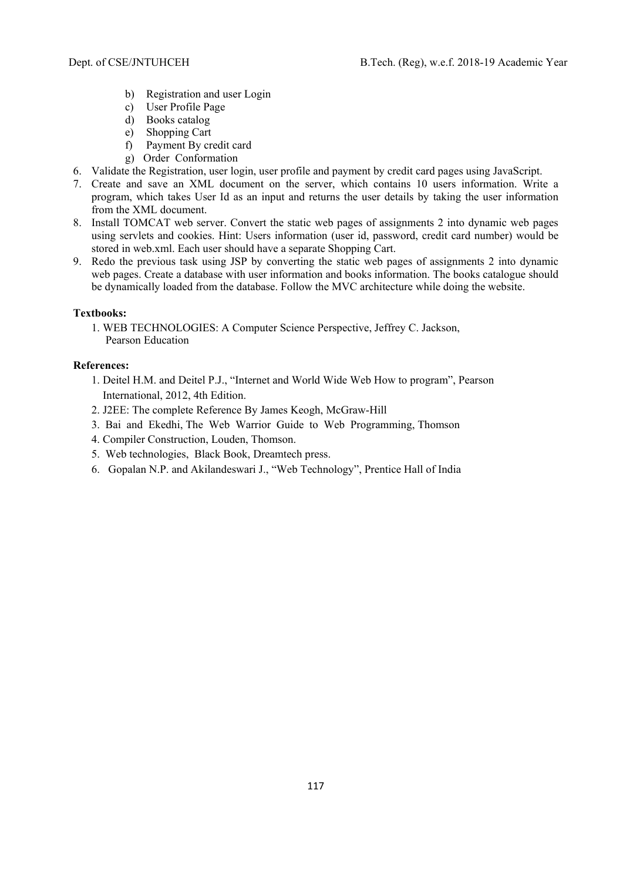- b) Registration and user Login
- c) User Profile Page
- d) Books catalog
- e) Shopping Cart
- f) Payment By credit card
- g) Order Conformation

6. Validate the Registration, user login, user profile and payment by credit card pages using JavaScript.
7. Create and save an XML document on the server, which contains 10 users information. Write a program, which takes User Id as an input and returns the user details by taking the user information from the XML document.
8. Install TOMCAT web server. Convert the static web pages of assignments 2 into dynamic web pages using servlets and cookies. Hint: Users information (user id, password, credit card number) would be stored in web.xml. Each user should have a separate Shopping Cart.
9. Redo the previous task using JSP by converting the static web pages of assignments 2 into dynamic web pages. Create a database with user information and books information. The books catalogue should be dynamically loaded from the database. Follow the MVC architecture while doing the website.

**Textbooks:**

1. WEB TECHNOLOGIES: A Computer Science Perspective, Jeffrey C. Jackson, Pearson Education

**References:**

1. Deitel H.M. and Deitel P.J., "Internet and World Wide Web How to program", Pearson International, 2012, 4th Edition.
2. J2EE: The complete Reference By James Keogh, McGraw-Hill
3. Bai and Ekedhi, The Web Warrior Guide to Web Programming, Thomson
4. Compiler Construction, Louden, Thomson.
5. Web technologies, Black Book, Dreamtech press.
6. Gopalan N.P. and Akilandeswari J., "Web Technology", Prentice Hall of India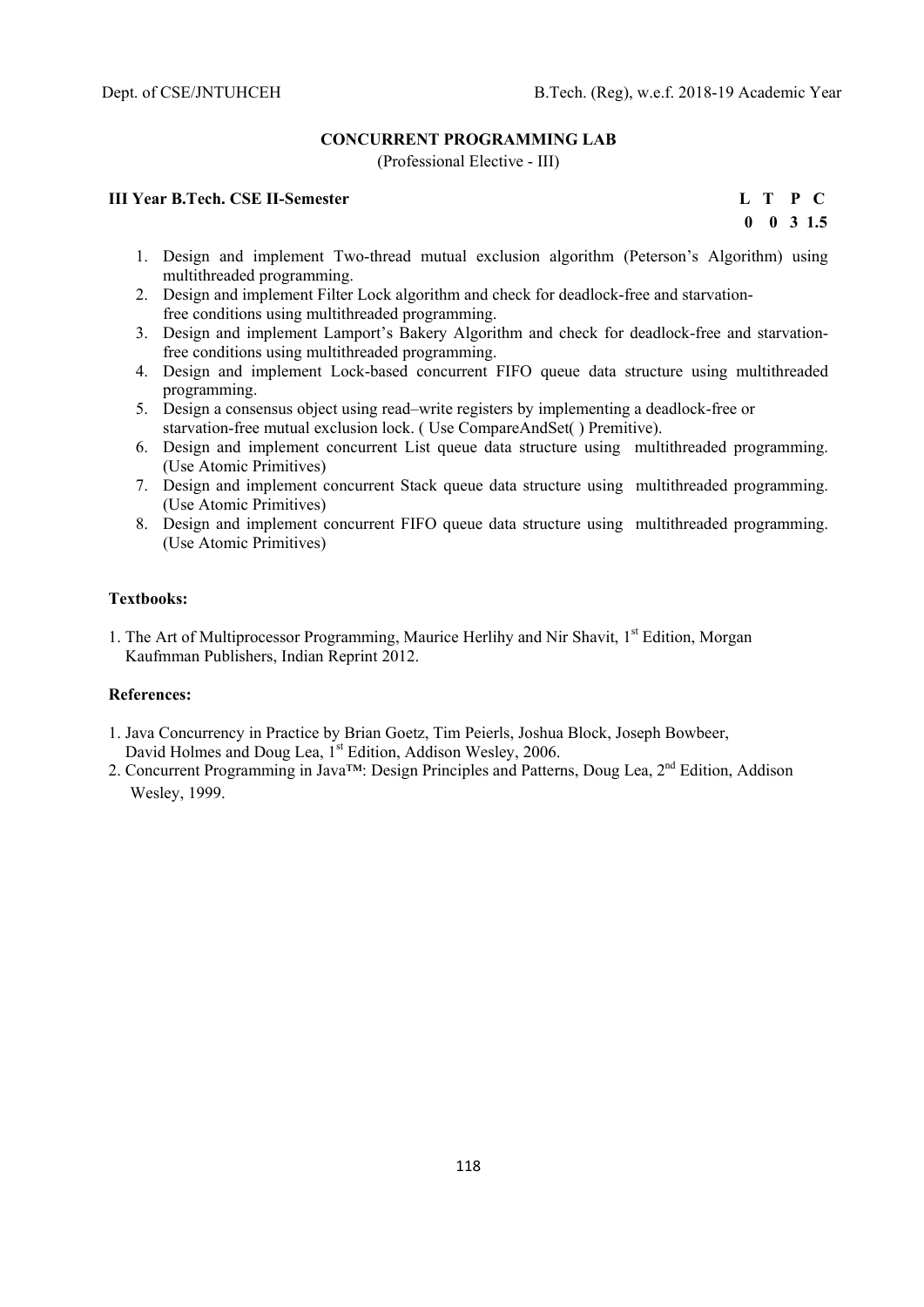## CONCURRENT PROGRAMMING LAB

(Professional Elective - III)

**III Year B.Tech. CSE II-Semester**

| L | T | P | C |
|---|---|---|---|
| 0 | 0 | 3 | 1.5 |

1. Design and implement Two-thread mutual exclusion algorithm (Peterson's Algorithm) using multithreaded programming.
2. Design and implement Filter Lock algorithm and check for deadlock-free and starvation-free conditions using multithreaded programming.
3. Design and implement Lamport's Bakery Algorithm and check for deadlock-free and starvation-free conditions using multithreaded programming.
4. Design and implement Lock-based concurrent FIFO queue data structure using multithreaded programming.
5. Design a consensus object using read–write registers by implementing a deadlock-free or starvation-free mutual exclusion lock. ( Use CompareAndSet( ) Premitive).
6. Design and implement concurrent List queue data structure using multithreaded programming. (Use Atomic Primitives)
7. Design and implement concurrent Stack queue data structure using multithreaded programming. (Use Atomic Primitives)
8. Design and implement concurrent FIFO queue data structure using multithreaded programming. (Use Atomic Primitives)

**Textbooks:**

1. The Art of Multiprocessor Programming, Maurice Herlihy and Nir Shavit, 1st Edition, Morgan Kaufmman Publishers, Indian Reprint 2012.

**References:**

1. Java Concurrency in Practice by Brian Goetz, Tim Peierls, Joshua Block, Joseph Bowbeer, David Holmes and Doug Lea, 1st Edition, Addison Wesley, 2006.
2. Concurrent Programming in Java™: Design Principles and Patterns, Doug Lea, 2nd Edition, Addison Wesley, 1999.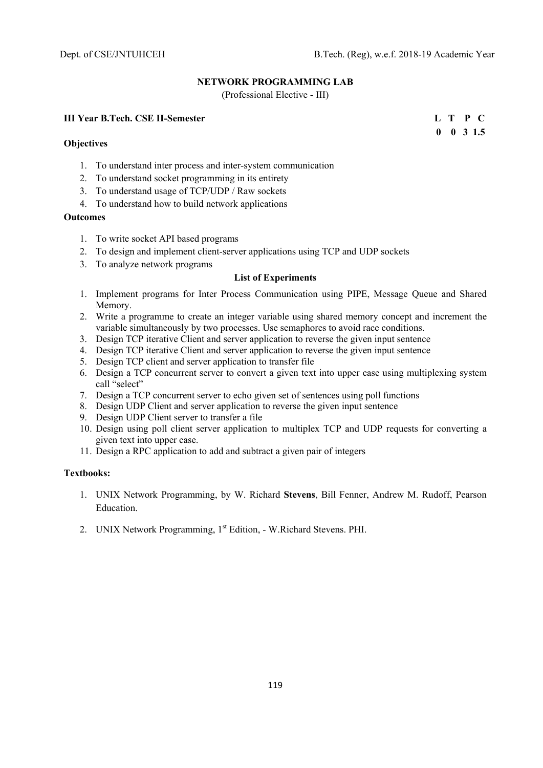## NETWORK PROGRAMMING LAB

(Professional Elective - III)

**III Year B.Tech. CSE II-Semester**

| L | T | P | C |
|---|---|---|---|
| 0 | 0 | 3 | 1.5 |

**Objectives**

1. To understand inter process and inter-system communication
2. To understand socket programming in its entirety
3. To understand usage of TCP/UDP / Raw sockets
4. To understand how to build network applications

**Outcomes**

1. To write socket API based programs
2. To design and implement client-server applications using TCP and UDP sockets
3. To analyze network programs

**List of Experiments**

1. Implement programs for Inter Process Communication using PIPE, Message Queue and Shared Memory.
2. Write a programme to create an integer variable using shared memory concept and increment the variable simultaneously by two processes. Use semaphores to avoid race conditions.
3. Design TCP iterative Client and server application to reverse the given input sentence
4. Design TCP iterative Client and server application to reverse the given input sentence
5. Design TCP client and server application to transfer file
6. Design a TCP concurrent server to convert a given text into upper case using multiplexing system call "select"
7. Design a TCP concurrent server to echo given set of sentences using poll functions
8. Design UDP Client and server application to reverse the given input sentence
9. Design UDP Client server to transfer a file
10. Design using poll client server application to multiplex TCP and UDP requests for converting a given text into upper case.
11. Design a RPC application to add and subtract a given pair of integers

**Textbooks:**

1. UNIX Network Programming, by W. Richard **Stevens**, Bill Fenner, Andrew M. Rudoff, Pearson Education.
2. UNIX Network Programming, 1st Edition, - W.Richard Stevens. PHI.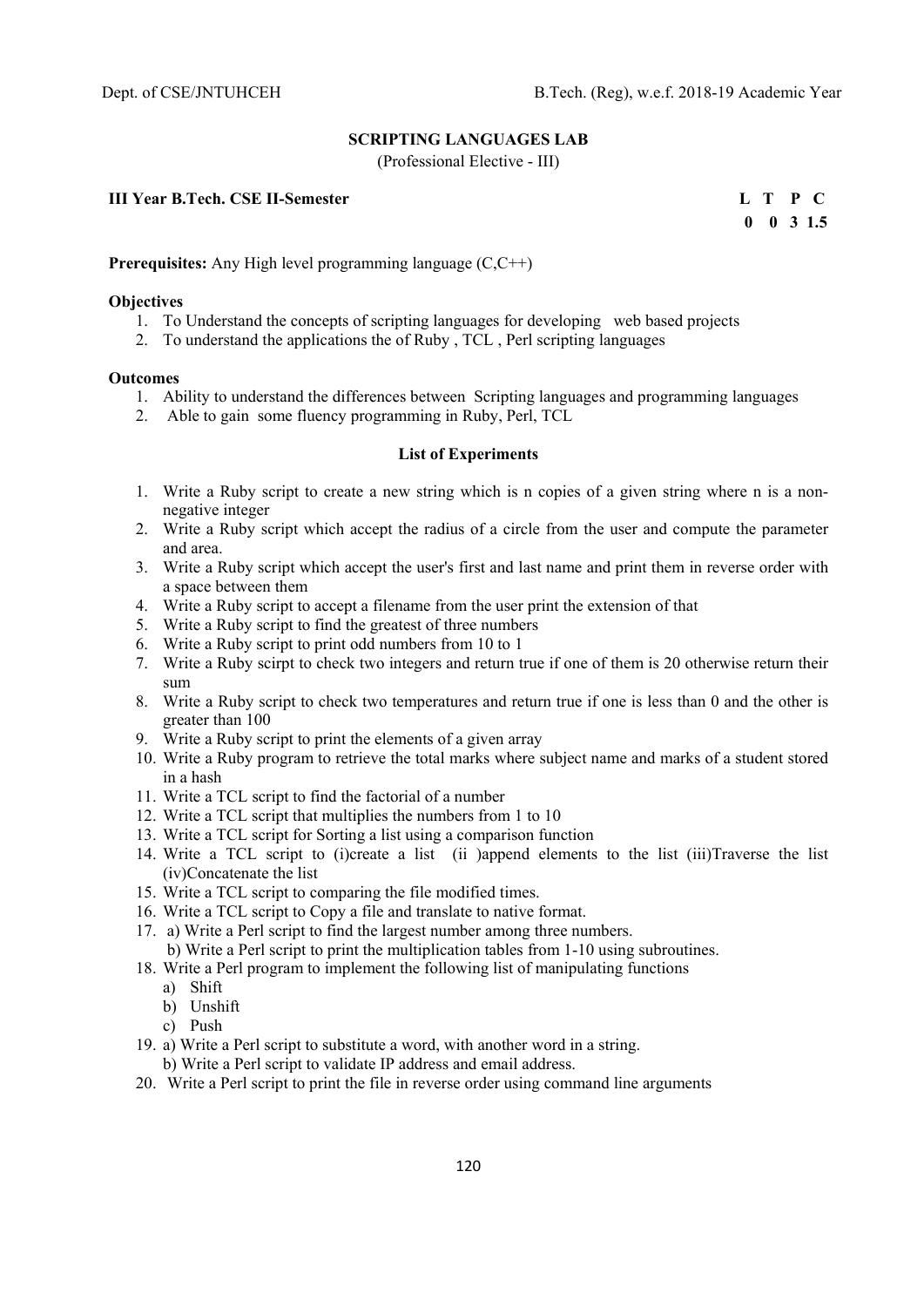## SCRIPTING LANGUAGES LAB

(Professional Elective - III)

**III Year B.Tech. CSE II-Semester**

| L | T | P | C |
|---|---|---|---|
| 0 | 0 | 3 | 1.5 |

**Prerequisites:** Any High level programming language (C,C++)

**Objectives**

1. To Understand the concepts of scripting languages for developing web based projects
2. To understand the applications the of Ruby , TCL , Perl scripting languages

**Outcomes**

1. Ability to understand the differences between Scripting languages and programming languages
2. Able to gain some fluency programming in Ruby, Perl, TCL

**List of Experiments**

1. Write a Ruby script to create a new string which is n copies of a given string where n is a non-negative integer
2. Write a Ruby script which accept the radius of a circle from the user and compute the parameter and area.
3. Write a Ruby script which accept the user's first and last name and print them in reverse order with a space between them
4. Write a Ruby script to accept a filename from the user print the extension of that
5. Write a Ruby script to find the greatest of three numbers
6. Write a Ruby script to print odd numbers from 10 to 1
7. Write a Ruby scirpt to check two integers and return true if one of them is 20 otherwise return their sum
8. Write a Ruby script to check two temperatures and return true if one is less than 0 and the other is greater than 100
9. Write a Ruby script to print the elements of a given array
10. Write a Ruby program to retrieve the total marks where subject name and marks of a student stored in a hash
11. Write a TCL script to find the factorial of a number
12. Write a TCL script that multiplies the numbers from 1 to 10
13. Write a TCL script for Sorting a list using a comparison function
14. Write a TCL script to (i)create a list (ii )append elements to the list (iii)Traverse the list (iv)Concatenate the list
15. Write a TCL script to comparing the file modified times.
16. Write a TCL script to Copy a file and translate to native format.
17. a) Write a Perl script to find the largest number among three numbers.
    b) Write a Perl script to print the multiplication tables from 1-10 using subroutines.
18. Write a Perl program to implement the following list of manipulating functions
    a) Shift
    b) Unshift
    c) Push
19. a) Write a Perl script to substitute a word, with another word in a string.
    b) Write a Perl script to validate IP address and email address.
20. Write a Perl script to print the file in reverse order using command line arguments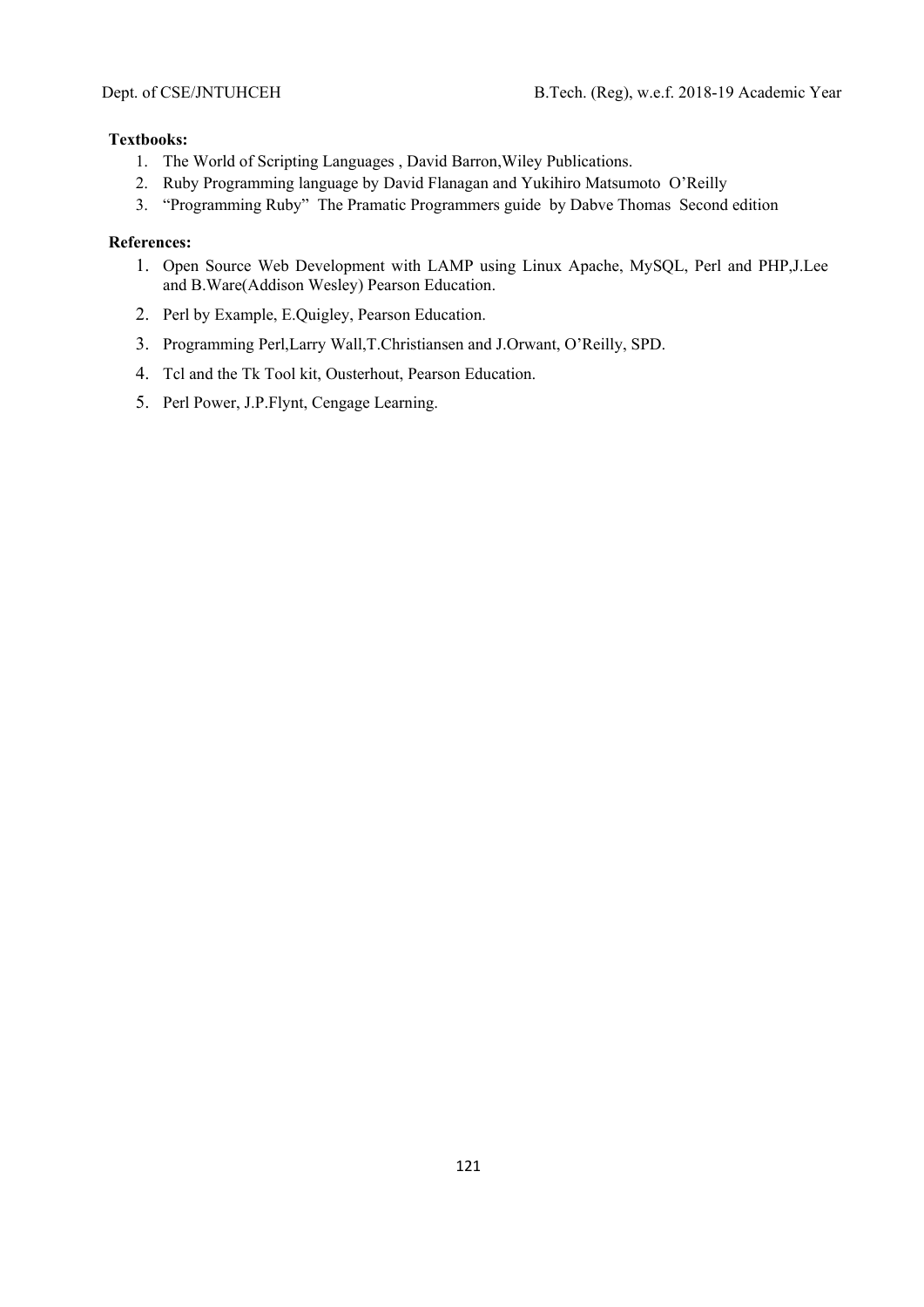**Textbooks:**

1. The World of Scripting Languages , David Barron,Wiley Publications.
2. Ruby Programming language by David Flanagan and Yukihiro Matsumoto O'Reilly
3. "Programming Ruby" The Pramatic Programmers guide by Dabve Thomas Second edition

**References:**

1. Open Source Web Development with LAMP using Linux Apache, MySQL, Perl and PHP,J.Lee and B.Ware(Addison Wesley) Pearson Education.
2. Perl by Example, E.Quigley, Pearson Education.
3. Programming Perl,Larry Wall,T.Christiansen and J.Orwant, O'Reilly, SPD.
4. Tcl and the Tk Tool kit, Ousterhout, Pearson Education.
5. Perl Power, J.P.Flynt, Cengage Learning.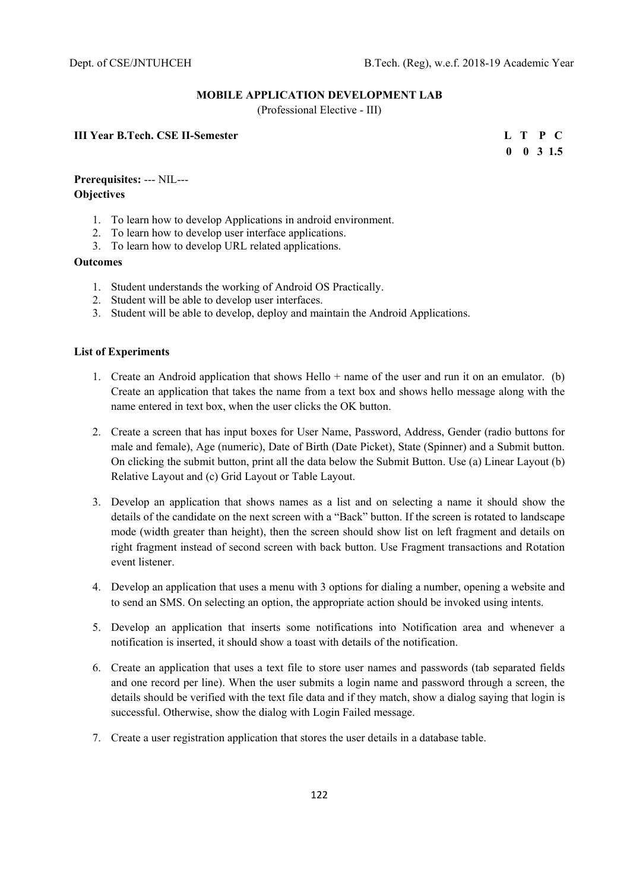## MOBILE APPLICATION DEVELOPMENT LAB

(Professional Elective - III)

**III Year B.Tech. CSE II-Semester**

| L | T | P | C |
|---|---|---|---|
| 0 | 0 | 3 | 1.5 |

**Prerequisites:** --- NIL---

**Objectives**

1. To learn how to develop Applications in android environment.
2. To learn how to develop user interface applications.
3. To learn how to develop URL related applications.

**Outcomes**

1. Student understands the working of Android OS Practically.
2. Student will be able to develop user interfaces.
3. Student will be able to develop, deploy and maintain the Android Applications.

**List of Experiments**

1. Create an Android application that shows Hello + name of the user and run it on an emulator. (b) Create an application that takes the name from a text box and shows hello message along with the name entered in text box, when the user clicks the OK button.
2. Create a screen that has input boxes for User Name, Password, Address, Gender (radio buttons for male and female), Age (numeric), Date of Birth (Date Picket), State (Spinner) and a Submit button. On clicking the submit button, print all the data below the Submit Button. Use (a) Linear Layout (b) Relative Layout and (c) Grid Layout or Table Layout.
3. Develop an application that shows names as a list and on selecting a name it should show the details of the candidate on the next screen with a "Back" button. If the screen is rotated to landscape mode (width greater than height), then the screen should show list on left fragment and details on right fragment instead of second screen with back button. Use Fragment transactions and Rotation event listener.
4. Develop an application that uses a menu with 3 options for dialing a number, opening a website and to send an SMS. On selecting an option, the appropriate action should be invoked using intents.
5. Develop an application that inserts some notifications into Notification area and whenever a notification is inserted, it should show a toast with details of the notification.
6. Create an application that uses a text file to store user names and passwords (tab separated fields and one record per line). When the user submits a login name and password through a screen, the details should be verified with the text file data and if they match, show a dialog saying that login is successful. Otherwise, show the dialog with Login Failed message.
7. Create a user registration application that stores the user details in a database table.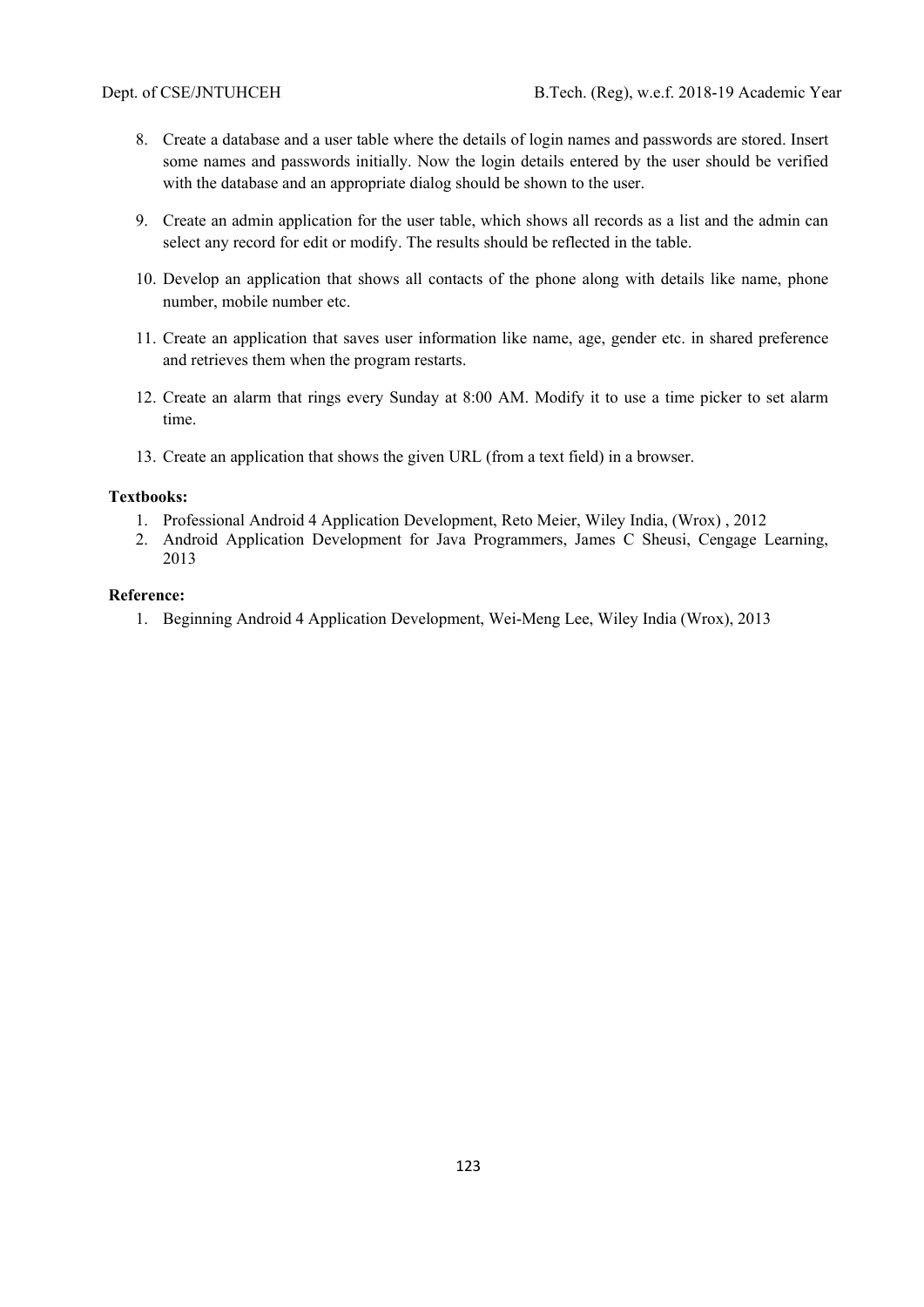8. Create a database and a user table where the details of login names and passwords are stored. Insert some names and passwords initially. Now the login details entered by the user should be verified with the database and an appropriate dialog should be shown to the user.

9. Create an admin application for the user table, which shows all records as a list and the admin can select any record for edit or modify. The results should be reflected in the table.

10. Develop an application that shows all contacts of the phone along with details like name, phone number, mobile number etc.

11. Create an application that saves user information like name, age, gender etc. in shared preference and retrieves them when the program restarts.

12. Create an alarm that rings every Sunday at 8:00 AM. Modify it to use a time picker to set alarm time.

13. Create an application that shows the given URL (from a text field) in a browser.

**Textbooks:**

1. Professional Android 4 Application Development, Reto Meier, Wiley India, (Wrox) , 2012
2. Android Application Development for Java Programmers, James C Sheusi, Cengage Learning, 2013

**Reference:**

1. Beginning Android 4 Application Development, Wei-Meng Lee, Wiley India (Wrox), 2013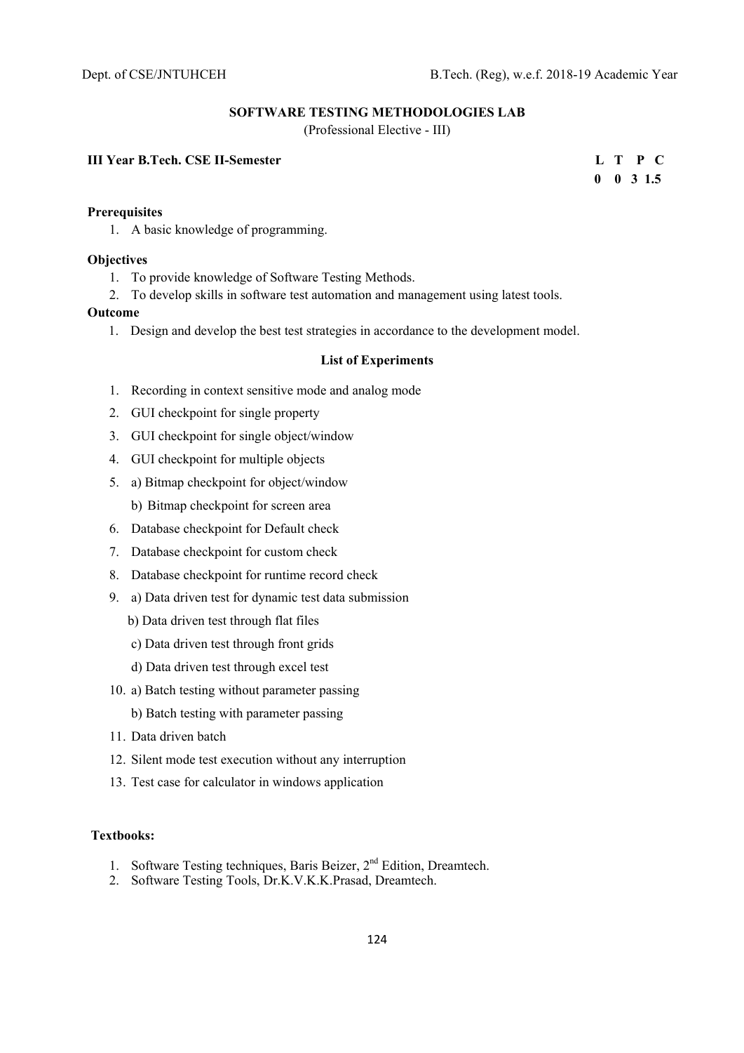## SOFTWARE TESTING METHODOLOGIES LAB

(Professional Elective - III)

**III Year B.Tech. CSE II-Semester**

| L | T | P | C |
|---|---|---|---|
| 0 | 0 | 3 | 1.5 |

**Prerequisites**

1. A basic knowledge of programming.

**Objectives**

1. To provide knowledge of Software Testing Methods.
2. To develop skills in software test automation and management using latest tools.

**Outcome**

1. Design and develop the best test strategies in accordance to the development model.

**List of Experiments**

1. Recording in context sensitive mode and analog mode
2. GUI checkpoint for single property
3. GUI checkpoint for single object/window
4. GUI checkpoint for multiple objects
5. a) Bitmap checkpoint for object/window
   b) Bitmap checkpoint for screen area
6. Database checkpoint for Default check
7. Database checkpoint for custom check
8. Database checkpoint for runtime record check
9. a) Data driven test for dynamic test data submission
   b) Data driven test through flat files
   c) Data driven test through front grids
   d) Data driven test through excel test
10. a) Batch testing without parameter passing
    b) Batch testing with parameter passing
11. Data driven batch
12. Silent mode test execution without any interruption
13. Test case for calculator in windows application

**Textbooks:**

1. Software Testing techniques, Baris Beizer, 2nd Edition, Dreamtech.
2. Software Testing Tools, Dr.K.V.K.K.Prasad, Dreamtech.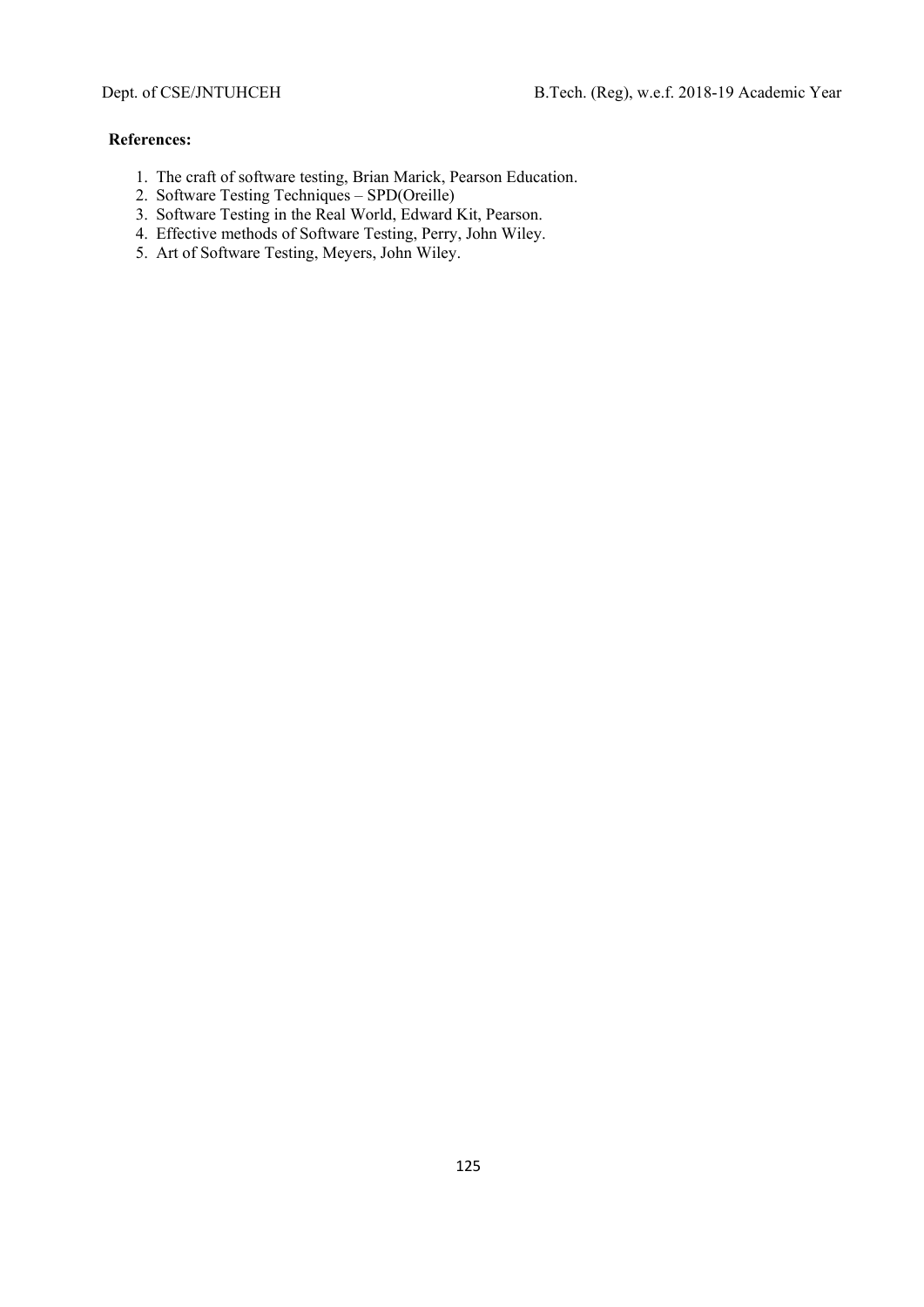**References:**

1. The craft of software testing, Brian Marick, Pearson Education.
2. Software Testing Techniques – SPD(Oreille)
3. Software Testing in the Real World, Edward Kit, Pearson.
4. Effective methods of Software Testing, Perry, John Wiley.
5. Art of Software Testing, Meyers, John Wiley.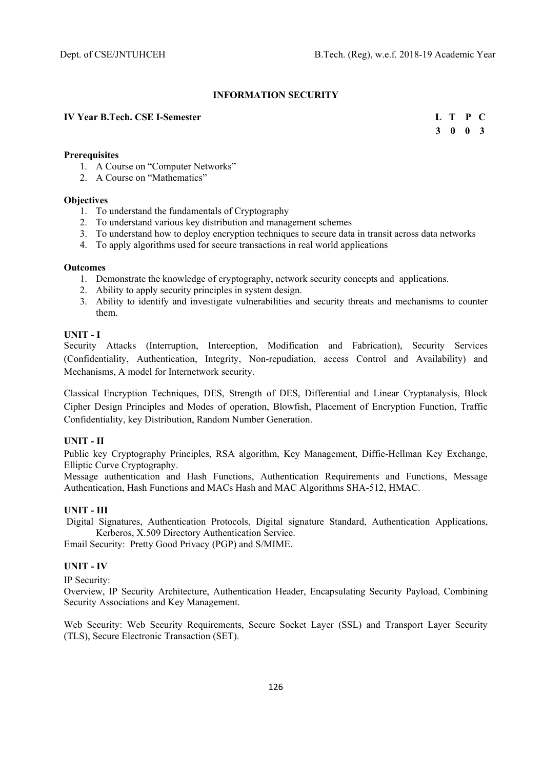# INFORMATION SECURITY

**IV Year B.Tech. CSE I-Semester**

| L | T | P | C |
|---|---|---|---|
| 3 | 0 | 0 | 3 |

**Prerequisites**

1. A Course on "Computer Networks"
2. A Course on "Mathematics"

**Objectives**

1. To understand the fundamentals of Cryptography
2. To understand various key distribution and management schemes
3. To understand how to deploy encryption techniques to secure data in transit across data networks
4. To apply algorithms used for secure transactions in real world applications

**Outcomes**

1. Demonstrate the knowledge of cryptography, network security concepts and applications.
2. Ability to apply security principles in system design.
3. Ability to identify and investigate vulnerabilities and security threats and mechanisms to counter them.

**UNIT - I**

Security Attacks (Interruption, Interception, Modification and Fabrication), Security Services (Confidentiality, Authentication, Integrity, Non-repudiation, access Control and Availability) and Mechanisms, A model for Internetwork security.

Classical Encryption Techniques, DES, Strength of DES, Differential and Linear Cryptanalysis, Block Cipher Design Principles and Modes of operation, Blowfish, Placement of Encryption Function, Traffic Confidentiality, key Distribution, Random Number Generation.

**UNIT - II**

Public key Cryptography Principles, RSA algorithm, Key Management, Diffie-Hellman Key Exchange, Elliptic Curve Cryptography.

Message authentication and Hash Functions, Authentication Requirements and Functions, Message Authentication, Hash Functions and MACs Hash and MAC Algorithms SHA-512, HMAC.

**UNIT - III**

Digital Signatures, Authentication Protocols, Digital signature Standard, Authentication Applications, Kerberos, X.509 Directory Authentication Service.

Email Security: Pretty Good Privacy (PGP) and S/MIME.

**UNIT - IV**

IP Security:

Overview, IP Security Architecture, Authentication Header, Encapsulating Security Payload, Combining Security Associations and Key Management.

Web Security: Web Security Requirements, Secure Socket Layer (SSL) and Transport Layer Security (TLS), Secure Electronic Transaction (SET).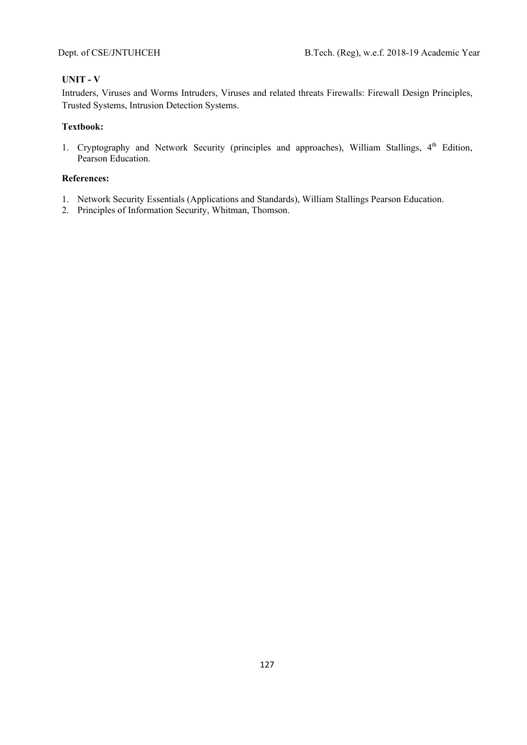**UNIT - V**

Intruders, Viruses and Worms Intruders, Viruses and related threats Firewalls: Firewall Design Principles, Trusted Systems, Intrusion Detection Systems.

**Textbook:**

1. Cryptography and Network Security (principles and approaches), William Stallings, 4th Edition, Pearson Education.

**References:**

1. Network Security Essentials (Applications and Standards), William Stallings Pearson Education.
2. Principles of Information Security, Whitman, Thomson.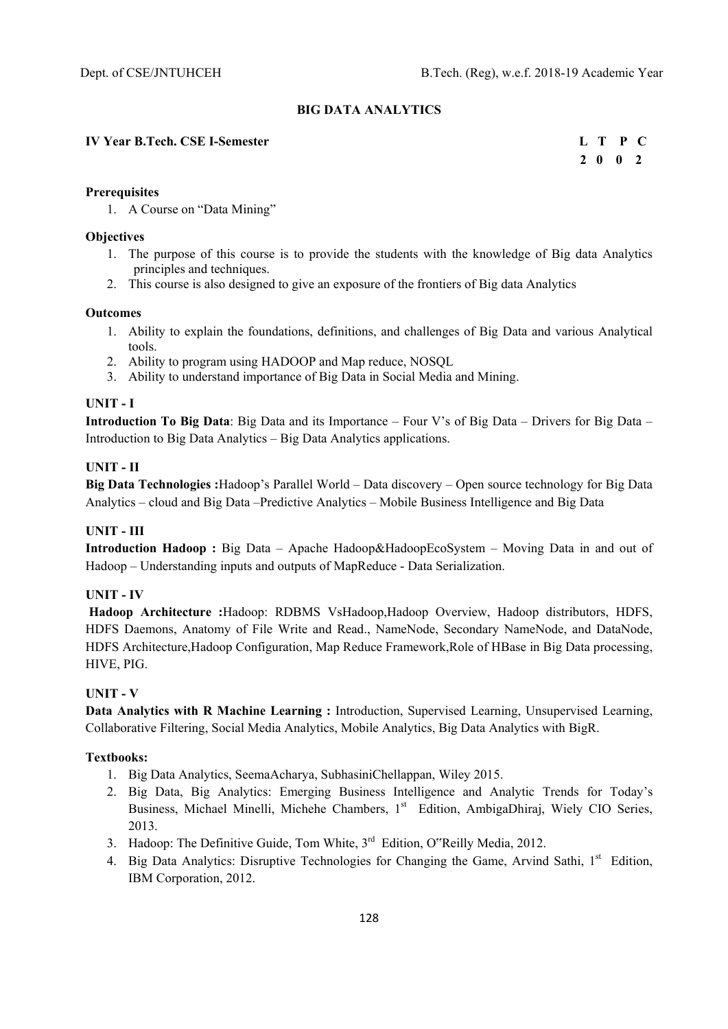## BIG DATA ANALYTICS

**IV Year B.Tech. CSE I-Semester**

| L | T | P | C |
|---|---|---|---|
| 2 | 0 | 0 | 2 |

**Prerequisites**

1. A Course on "Data Mining"

**Objectives**

1. The purpose of this course is to provide the students with the knowledge of Big data Analytics principles and techniques.
2. This course is also designed to give an exposure of the frontiers of Big data Analytics

**Outcomes**

1. Ability to explain the foundations, definitions, and challenges of Big Data and various Analytical tools.
2. Ability to program using HADOOP and Map reduce, NOSQL
3. Ability to understand importance of Big Data in Social Media and Mining.

**UNIT - I**

**Introduction To Big Data**: Big Data and its Importance – Four V's of Big Data – Drivers for Big Data – Introduction to Big Data Analytics – Big Data Analytics applications.

**UNIT - II**

**Big Data Technologies :**Hadoop's Parallel World – Data discovery – Open source technology for Big Data Analytics – cloud and Big Data –Predictive Analytics – Mobile Business Intelligence and Big Data

**UNIT - III**

**Introduction Hadoop :** Big Data – Apache Hadoop&HadoopEcoSystem – Moving Data in and out of Hadoop – Understanding inputs and outputs of MapReduce - Data Serialization.

**UNIT - IV**

**Hadoop Architecture :**Hadoop: RDBMS VsHadoop,Hadoop Overview, Hadoop distributors, HDFS, HDFS Daemons, Anatomy of File Write and Read., NameNode, Secondary NameNode, and DataNode, HDFS Architecture,Hadoop Configuration, Map Reduce Framework,Role of HBase in Big Data processing, HIVE, PIG.

**UNIT - V**

**Data Analytics with R Machine Learning :** Introduction, Supervised Learning, Unsupervised Learning, Collaborative Filtering, Social Media Analytics, Mobile Analytics, Big Data Analytics with BigR.

**Textbooks:**

1. Big Data Analytics, SeemaAcharya, SubhasiniChellappan, Wiley 2015.
2. Big Data, Big Analytics: Emerging Business Intelligence and Analytic Trends for Today's Business, Michael Minelli, Michehe Chambers, 1st Edition, AmbigaDhiraj, Wiely CIO Series, 2013.
3. Hadoop: The Definitive Guide, Tom White, 3rd Edition, O"Reilly Media, 2012.
4. Big Data Analytics: Disruptive Technologies for Changing the Game, Arvind Sathi, 1st Edition, IBM Corporation, 2012.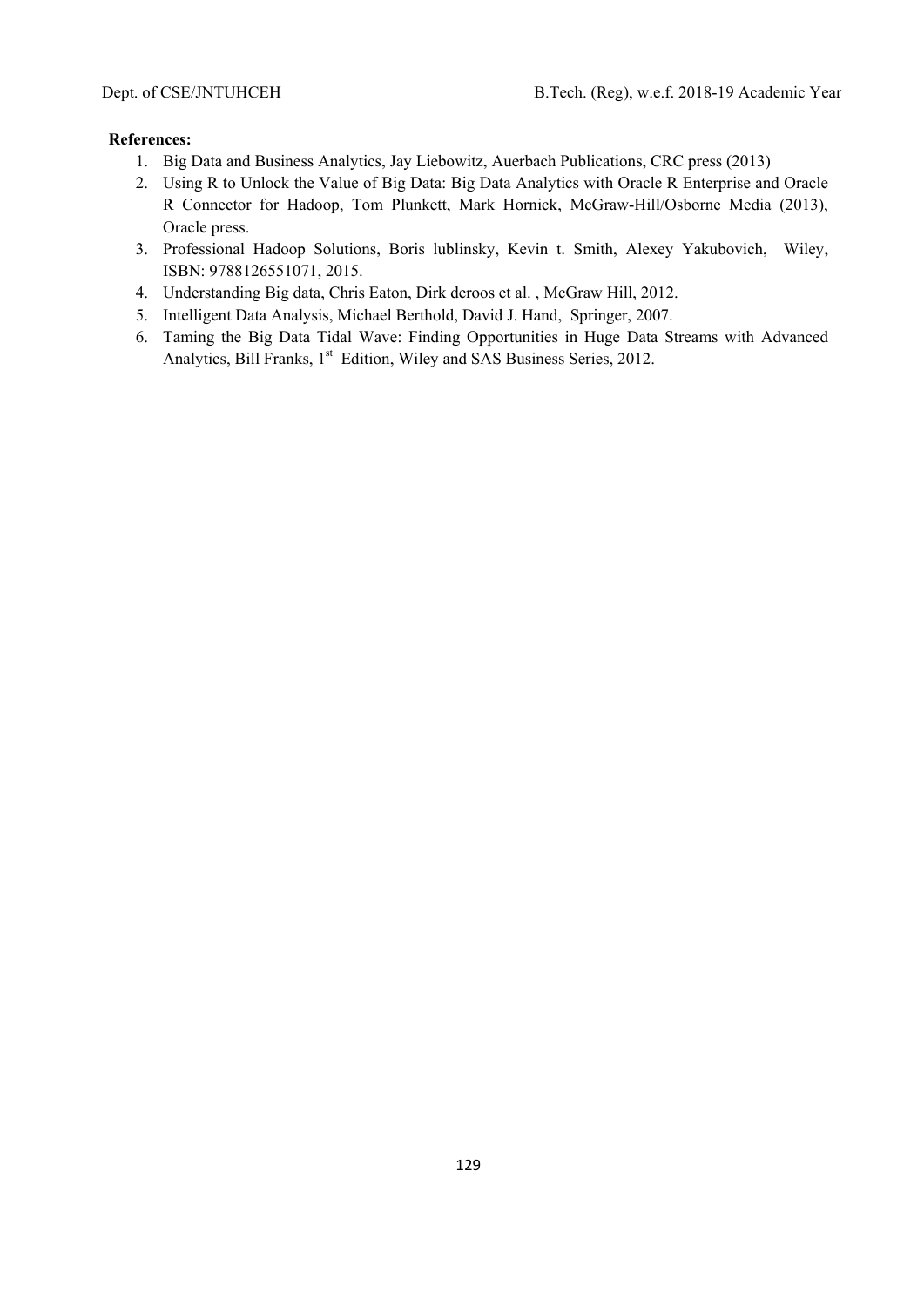**References:**

1. Big Data and Business Analytics, Jay Liebowitz, Auerbach Publications, CRC press (2013)
2. Using R to Unlock the Value of Big Data: Big Data Analytics with Oracle R Enterprise and Oracle R Connector for Hadoop, Tom Plunkett, Mark Hornick, McGraw-Hill/Osborne Media (2013), Oracle press.
3. Professional Hadoop Solutions, Boris lublinsky, Kevin t. Smith, Alexey Yakubovich, Wiley, ISBN: 9788126551071, 2015.
4. Understanding Big data, Chris Eaton, Dirk deroos et al. , McGraw Hill, 2012.
5. Intelligent Data Analysis, Michael Berthold, David J. Hand, Springer, 2007.
6. Taming the Big Data Tidal Wave: Finding Opportunities in Huge Data Streams with Advanced Analytics, Bill Franks, 1st Edition, Wiley and SAS Business Series, 2012.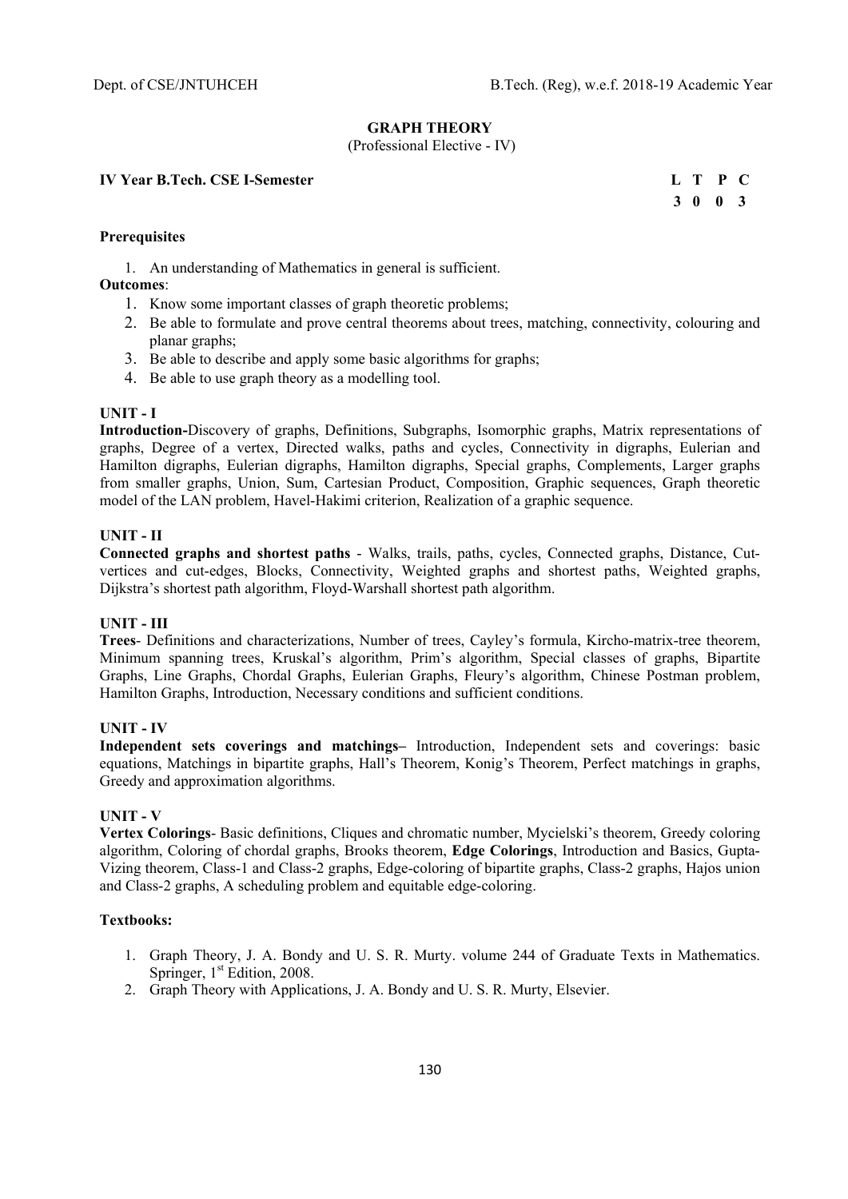## GRAPH THEORY

(Professional Elective - IV)

**IV Year B.Tech. CSE I-Semester**

| L | T | P | C |
|---|---|---|---|
| 3 | 0 | 0 | 3 |

**Prerequisites**

1. An understanding of Mathematics in general is sufficient.

**Outcomes**:

1. Know some important classes of graph theoretic problems;
2. Be able to formulate and prove central theorems about trees, matching, connectivity, colouring and planar graphs;
3. Be able to describe and apply some basic algorithms for graphs;
4. Be able to use graph theory as a modelling tool.

**UNIT - I**

**Introduction-**Discovery of graphs, Definitions, Subgraphs, Isomorphic graphs, Matrix representations of graphs, Degree of a vertex, Directed walks, paths and cycles, Connectivity in digraphs, Eulerian and Hamilton digraphs, Eulerian digraphs, Hamilton digraphs, Special graphs, Complements, Larger graphs from smaller graphs, Union, Sum, Cartesian Product, Composition, Graphic sequences, Graph theoretic model of the LAN problem, Havel-Hakimi criterion, Realization of a graphic sequence.

**UNIT - II**

**Connected graphs and shortest paths** - Walks, trails, paths, cycles, Connected graphs, Distance, Cut-vertices and cut-edges, Blocks, Connectivity, Weighted graphs and shortest paths, Weighted graphs, Dijkstra's shortest path algorithm, Floyd-Warshall shortest path algorithm.

**UNIT - III**

**Trees**- Definitions and characterizations, Number of trees, Cayley's formula, Kircho-matrix-tree theorem, Minimum spanning trees, Kruskal's algorithm, Prim's algorithm, Special classes of graphs, Bipartite Graphs, Line Graphs, Chordal Graphs, Eulerian Graphs, Fleury's algorithm, Chinese Postman problem, Hamilton Graphs, Introduction, Necessary conditions and sufficient conditions.

**UNIT - IV**

**Independent sets coverings and matchings–** Introduction, Independent sets and coverings: basic equations, Matchings in bipartite graphs, Hall's Theorem, Konig's Theorem, Perfect matchings in graphs, Greedy and approximation algorithms.

**UNIT - V**

**Vertex Colorings**- Basic definitions, Cliques and chromatic number, Mycielski's theorem, Greedy coloring algorithm, Coloring of chordal graphs, Brooks theorem, **Edge Colorings**, Introduction and Basics, Gupta-Vizing theorem, Class-1 and Class-2 graphs, Edge-coloring of bipartite graphs, Class-2 graphs, Hajos union and Class-2 graphs, A scheduling problem and equitable edge-coloring.

**Textbooks:**

1. Graph Theory, J. A. Bondy and U. S. R. Murty. volume 244 of Graduate Texts in Mathematics. Springer, 1st Edition, 2008.
2. Graph Theory with Applications, J. A. Bondy and U. S. R. Murty, Elsevier.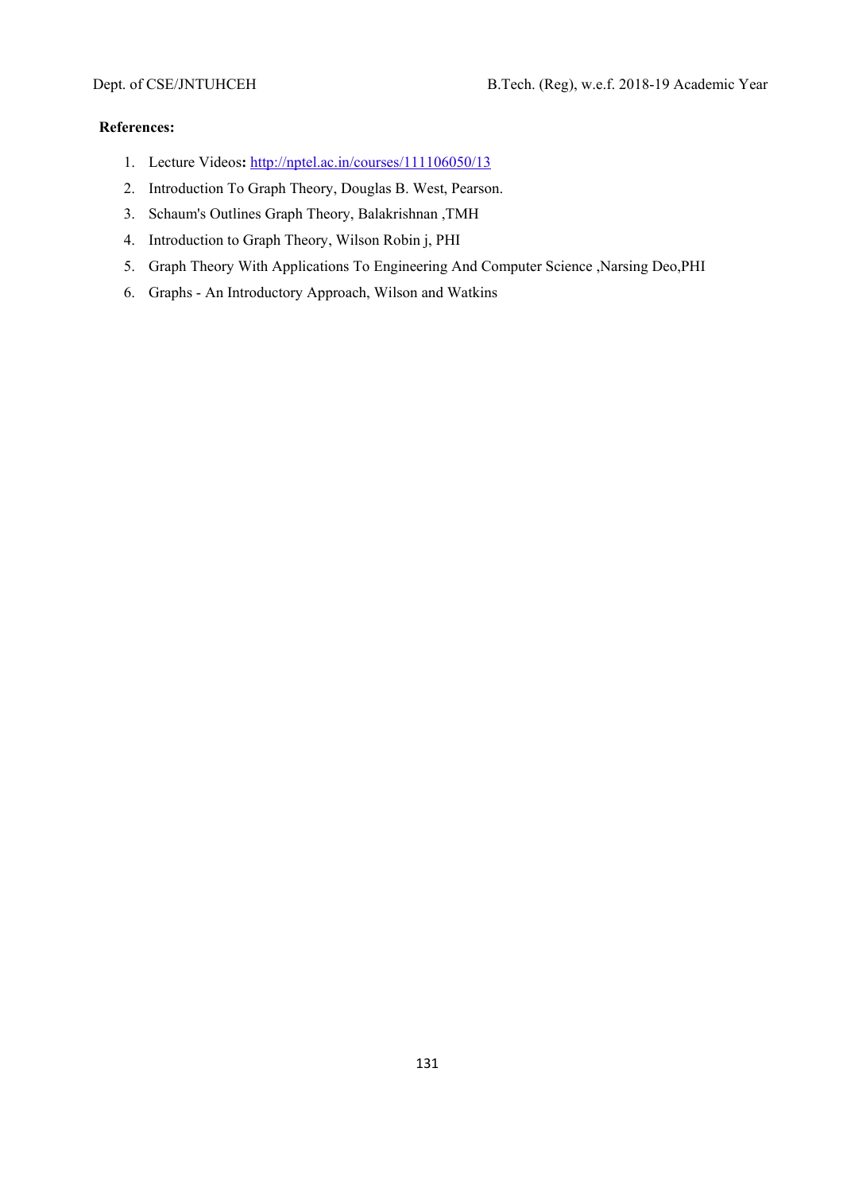**References:**

1. Lecture Videos**:** [http://nptel.ac.in/courses/111106050/13](http://nptel.ac.in/courses/111106050/13)
2. Introduction To Graph Theory, Douglas B. West, Pearson.
3. Schaum's Outlines Graph Theory, Balakrishnan ,TMH
4. Introduction to Graph Theory, Wilson Robin j, PHI
5. Graph Theory With Applications To Engineering And Computer Science ,Narsing Deo,PHI
6. Graphs - An Introductory Approach, Wilson and Watkins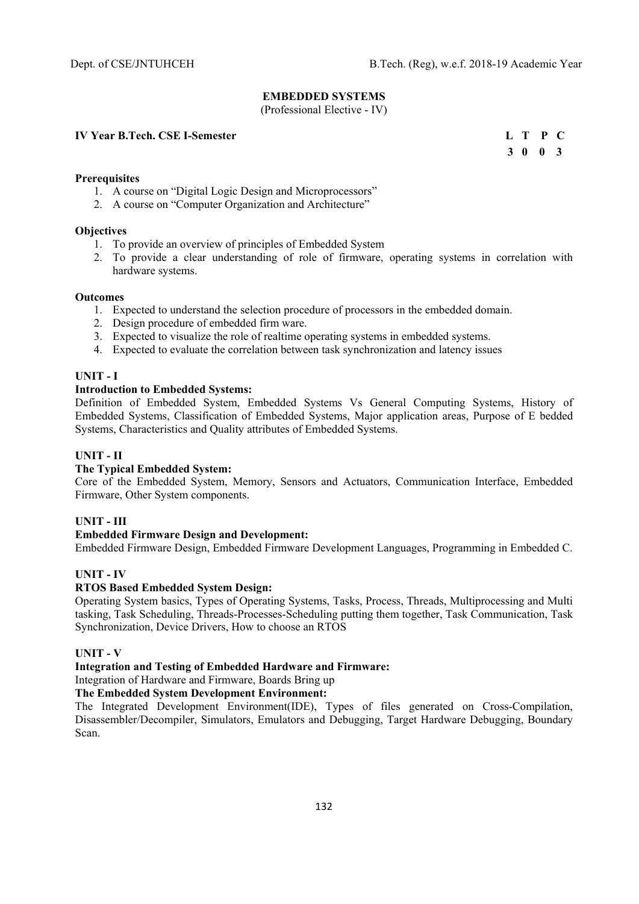# EMBEDDED SYSTEMS

(Professional Elective - IV)

**IV Year B.Tech. CSE I-Semester**

| L | T | P | C |
|---|---|---|---|
| 3 | 0 | 0 | 3 |

**Prerequisites**

1. A course on "Digital Logic Design and Microprocessors"
2. A course on "Computer Organization and Architecture"

**Objectives**

1. To provide an overview of principles of Embedded System
2. To provide a clear understanding of role of firmware, operating systems in correlation with hardware systems.

**Outcomes**

1. Expected to understand the selection procedure of processors in the embedded domain.
2. Design procedure of embedded firm ware.
3. Expected to visualize the role of realtime operating systems in embedded systems.
4. Expected to evaluate the correlation between task synchronization and latency issues

## UNIT - I

**Introduction to Embedded Systems:**

Definition of Embedded System, Embedded Systems Vs General Computing Systems, History of Embedded Systems, Classification of Embedded Systems, Major application areas, Purpose of E bedded Systems, Characteristics and Quality attributes of Embedded Systems.

## UNIT - II

**The Typical Embedded System:**

Core of the Embedded System, Memory, Sensors and Actuators, Communication Interface, Embedded Firmware, Other System components.

## UNIT - III

**Embedded Firmware Design and Development:**

Embedded Firmware Design, Embedded Firmware Development Languages, Programming in Embedded C.

## UNIT - IV

**RTOS Based Embedded System Design:**

Operating System basics, Types of Operating Systems, Tasks, Process, Threads, Multiprocessing and Multi tasking, Task Scheduling, Threads-Processes-Scheduling putting them together, Task Communication, Task Synchronization, Device Drivers, How to choose an RTOS

## UNIT - V

**Integration and Testing of Embedded Hardware and Firmware:**

Integration of Hardware and Firmware, Boards Bring up

**The Embedded System Development Environment:**

The Integrated Development Environment(IDE), Types of files generated on Cross-Compilation, Disassembler/Decompiler, Simulators, Emulators and Debugging, Target Hardware Debugging, Boundary Scan.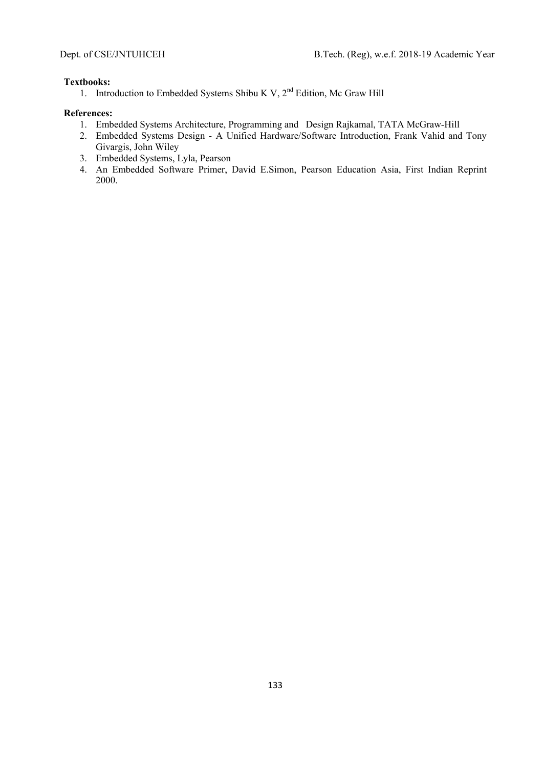**Textbooks:**

1. Introduction to Embedded Systems Shibu K V, 2nd Edition, Mc Graw Hill

**References:**

1. Embedded Systems Architecture, Programming and Design Rajkamal, TATA McGraw-Hill
2. Embedded Systems Design - A Unified Hardware/Software Introduction, Frank Vahid and Tony Givargis, John Wiley
3. Embedded Systems, Lyla, Pearson
4. An Embedded Software Primer, David E.Simon, Pearson Education Asia, First Indian Reprint 2000.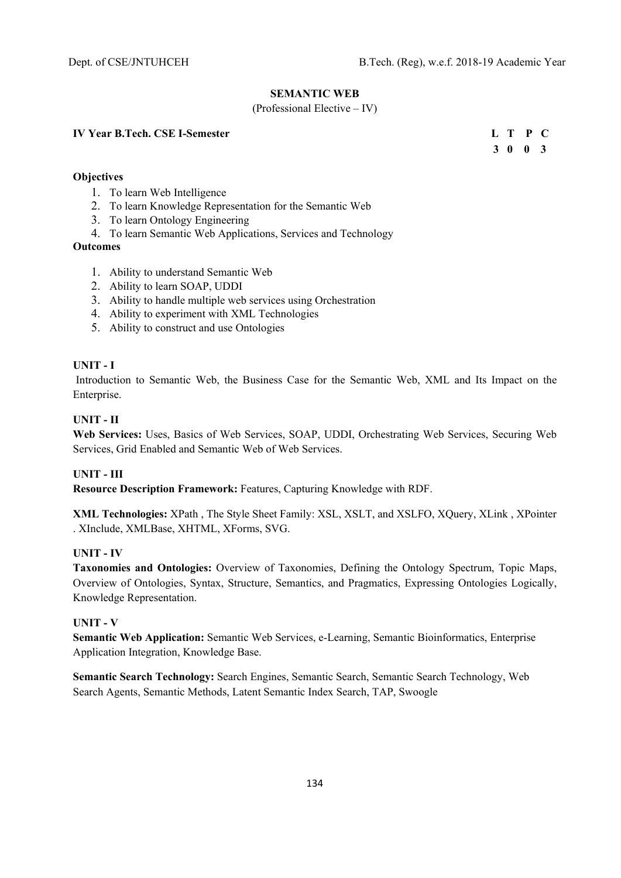## SEMANTIC WEB

(Professional Elective – IV)

**IV Year B.Tech. CSE I-Semester**

| L | T | P | C |
|---|---|---|---|
| 3 | 0 | 0 | 3 |

**Objectives**

1. To learn Web Intelligence
2. To learn Knowledge Representation for the Semantic Web
3. To learn Ontology Engineering
4. To learn Semantic Web Applications, Services and Technology

**Outcomes**

1. Ability to understand Semantic Web
2. Ability to learn SOAP, UDDI
3. Ability to handle multiple web services using Orchestration
4. Ability to experiment with XML Technologies
5. Ability to construct and use Ontologies

### UNIT - I

Introduction to Semantic Web, the Business Case for the Semantic Web, XML and Its Impact on the Enterprise.

### UNIT - II

**Web Services:** Uses, Basics of Web Services, SOAP, UDDI, Orchestrating Web Services, Securing Web Services, Grid Enabled and Semantic Web of Web Services.

### UNIT - III

**Resource Description Framework:** Features, Capturing Knowledge with RDF.

**XML Technologies:** XPath , The Style Sheet Family: XSL, XSLT, and XSLFO, XQuery, XLink , XPointer . XInclude, XMLBase, XHTML, XForms, SVG.

### UNIT - IV

**Taxonomies and Ontologies:** Overview of Taxonomies, Defining the Ontology Spectrum, Topic Maps, Overview of Ontologies, Syntax, Structure, Semantics, and Pragmatics, Expressing Ontologies Logically, Knowledge Representation.

### UNIT - V

**Semantic Web Application:** Semantic Web Services, e-Learning, Semantic Bioinformatics, Enterprise Application Integration, Knowledge Base.

**Semantic Search Technology:** Search Engines, Semantic Search, Semantic Search Technology, Web Search Agents, Semantic Methods, Latent Semantic Index Search, TAP, Swoogle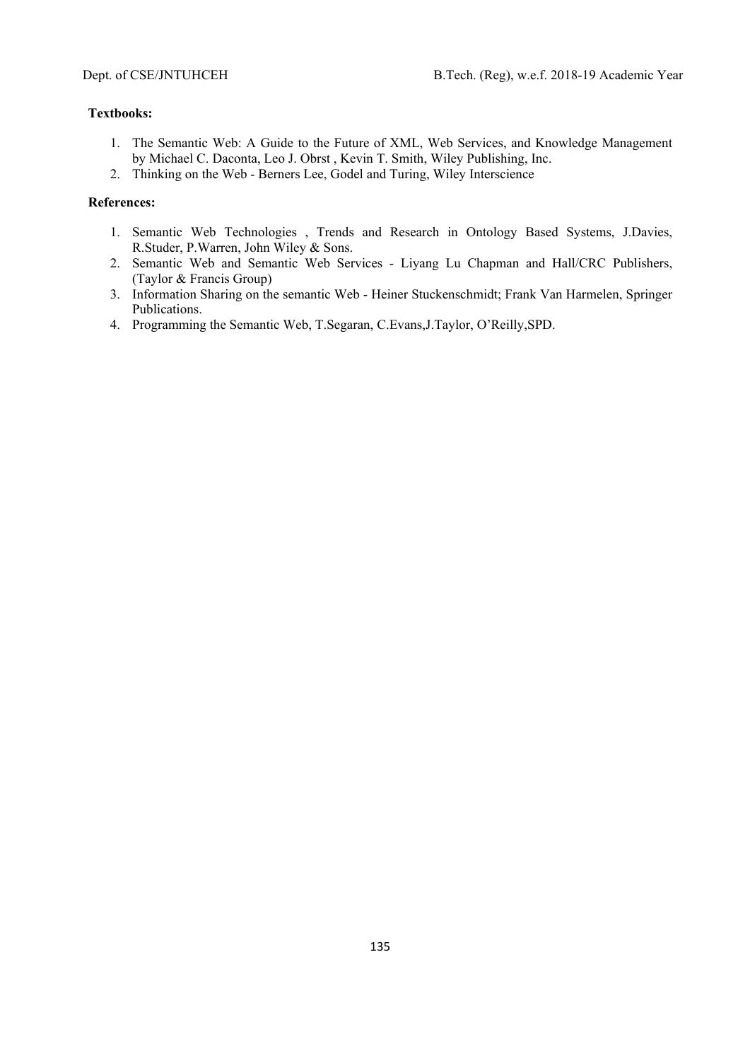**Textbooks:**

1. The Semantic Web: A Guide to the Future of XML, Web Services, and Knowledge Management by Michael C. Daconta, Leo J. Obrst , Kevin T. Smith, Wiley Publishing, Inc.
2. Thinking on the Web - Berners Lee, Godel and Turing, Wiley Interscience

**References:**

1. Semantic Web Technologies , Trends and Research in Ontology Based Systems, J.Davies, R.Studer, P.Warren, John Wiley & Sons.
2. Semantic Web and Semantic Web Services - Liyang Lu Chapman and Hall/CRC Publishers, (Taylor & Francis Group)
3. Information Sharing on the semantic Web - Heiner Stuckenschmidt; Frank Van Harmelen, Springer Publications.
4. Programming the Semantic Web, T.Segaran, C.Evans,J.Taylor, O'Reilly,SPD.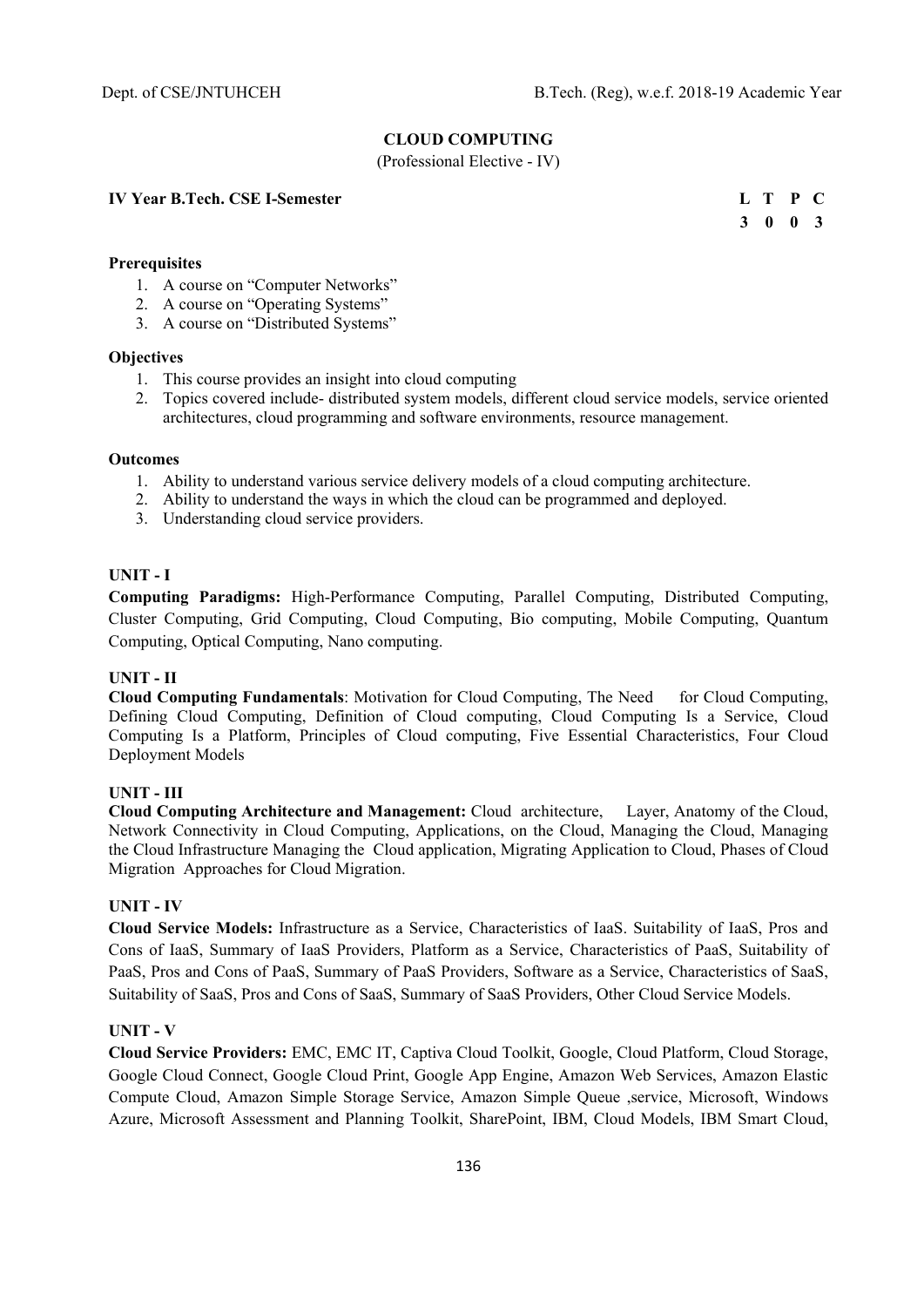## CLOUD COMPUTING

(Professional Elective - IV)

**IV Year B.Tech. CSE I-Semester**

| L | T | P | C |
|---|---|---|---|
| 3 | 0 | 0 | 3 |

**Prerequisites**

1. A course on "Computer Networks"
2. A course on "Operating Systems"
3. A course on "Distributed Systems"

**Objectives**

1. This course provides an insight into cloud computing
2. Topics covered include- distributed system models, different cloud service models, service oriented architectures, cloud programming and software environments, resource management.

**Outcomes**

1. Ability to understand various service delivery models of a cloud computing architecture.
2. Ability to understand the ways in which the cloud can be programmed and deployed.
3. Understanding cloud service providers.

**UNIT - I**

**Computing Paradigms:** High-Performance Computing, Parallel Computing, Distributed Computing, Cluster Computing, Grid Computing, Cloud Computing, Bio computing, Mobile Computing, Quantum Computing, Optical Computing, Nano computing.

**UNIT - II**

**Cloud Computing Fundamentals**: Motivation for Cloud Computing, The Need for Cloud Computing, Defining Cloud Computing, Definition of Cloud computing, Cloud Computing Is a Service, Cloud Computing Is a Platform, Principles of Cloud computing, Five Essential Characteristics, Four Cloud Deployment Models

**UNIT - III**

**Cloud Computing Architecture and Management:** Cloud architecture, Layer, Anatomy of the Cloud, Network Connectivity in Cloud Computing, Applications, on the Cloud, Managing the Cloud, Managing the Cloud Infrastructure Managing the Cloud application, Migrating Application to Cloud, Phases of Cloud Migration Approaches for Cloud Migration.

**UNIT - IV**

**Cloud Service Models:** Infrastructure as a Service, Characteristics of IaaS. Suitability of IaaS, Pros and Cons of IaaS, Summary of IaaS Providers, Platform as a Service, Characteristics of PaaS, Suitability of PaaS, Pros and Cons of PaaS, Summary of PaaS Providers, Software as a Service, Characteristics of SaaS, Suitability of SaaS, Pros and Cons of SaaS, Summary of SaaS Providers, Other Cloud Service Models.

**UNIT - V**

**Cloud Service Providers:** EMC, EMC IT, Captiva Cloud Toolkit, Google, Cloud Platform, Cloud Storage, Google Cloud Connect, Google Cloud Print, Google App Engine, Amazon Web Services, Amazon Elastic Compute Cloud, Amazon Simple Storage Service, Amazon Simple Queue ,service, Microsoft, Windows Azure, Microsoft Assessment and Planning Toolkit, SharePoint, IBM, Cloud Models, IBM Smart Cloud,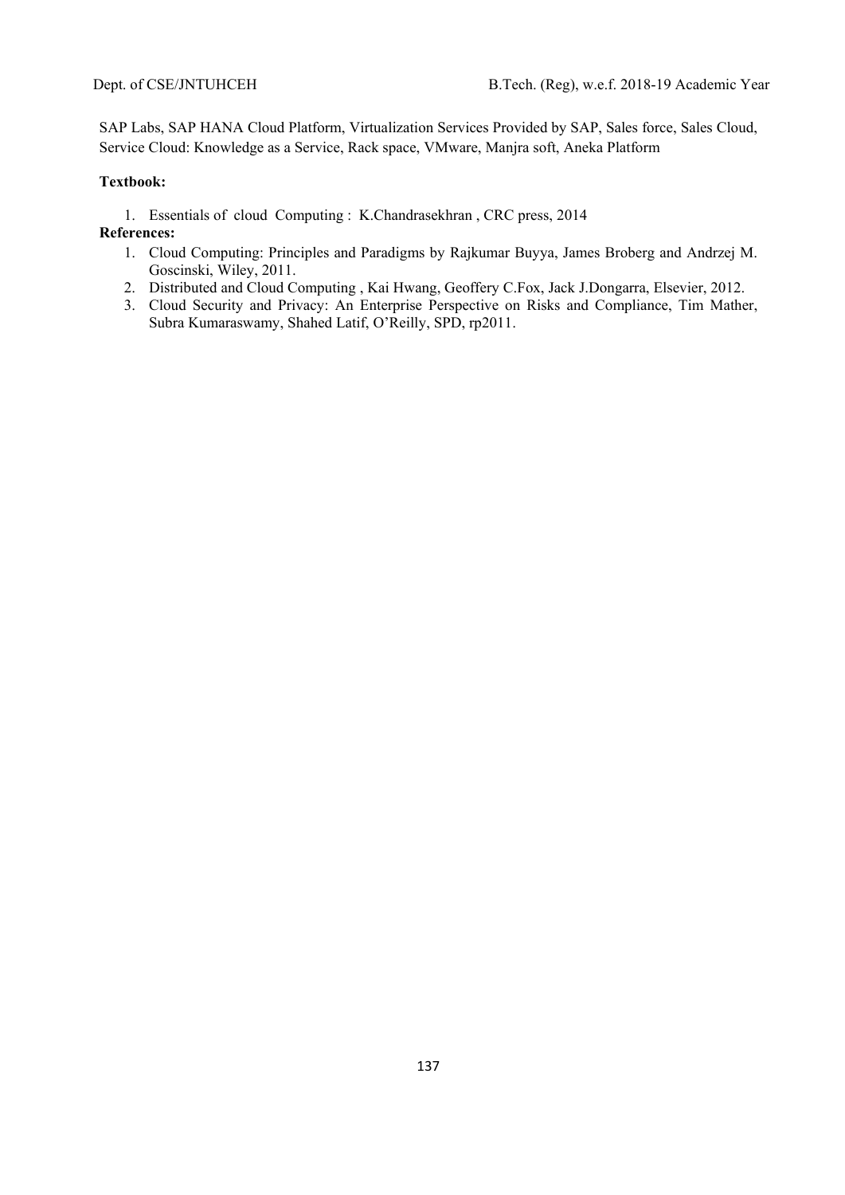SAP Labs, SAP HANA Cloud Platform, Virtualization Services Provided by SAP, Sales force, Sales Cloud, Service Cloud: Knowledge as a Service, Rack space, VMware, Manjra soft, Aneka Platform

**Textbook:**

1. Essentials of cloud Computing : K.Chandrasekhran , CRC press, 2014

**References:**

1. Cloud Computing: Principles and Paradigms by Rajkumar Buyya, James Broberg and Andrzej M. Goscinski, Wiley, 2011.
2. Distributed and Cloud Computing , Kai Hwang, Geoffery C.Fox, Jack J.Dongarra, Elsevier, 2012.
3. Cloud Security and Privacy: An Enterprise Perspective on Risks and Compliance, Tim Mather, Subra Kumaraswamy, Shahed Latif, O'Reilly, SPD, rp2011.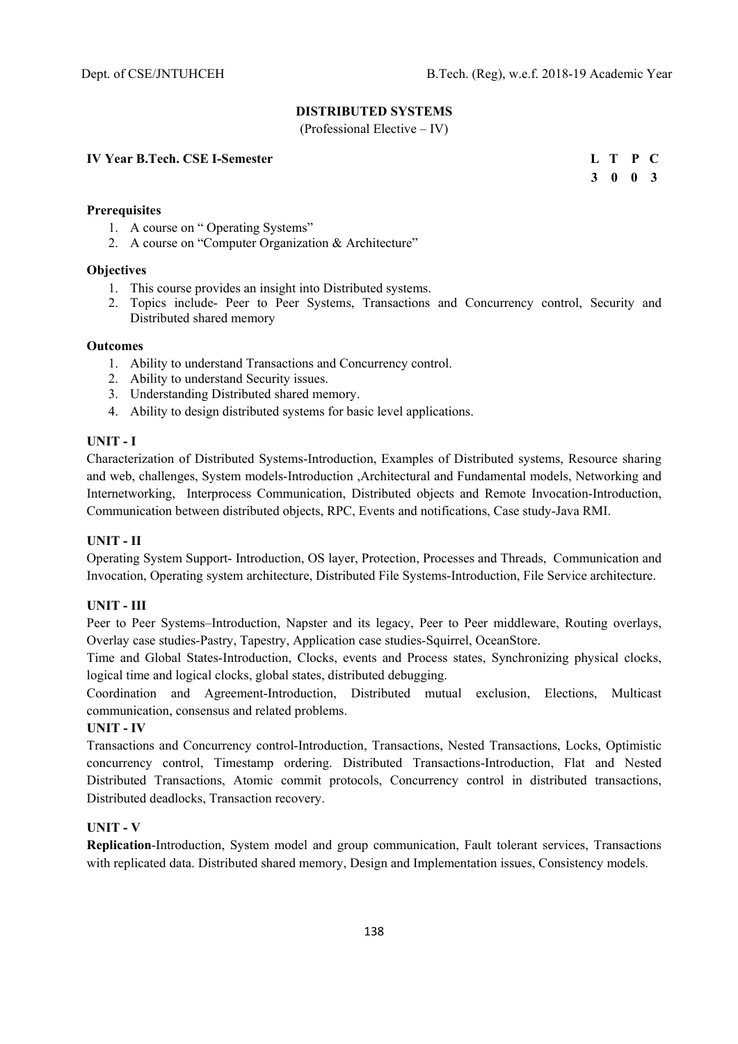## DISTRIBUTED SYSTEMS

(Professional Elective – IV)

**IV Year B.Tech. CSE I-Semester**

| L | T | P | C |
|---|---|---|---|
| 3 | 0 | 0 | 3 |

**Prerequisites**

1. A course on " Operating Systems"
2. A course on "Computer Organization & Architecture"

**Objectives**

1. This course provides an insight into Distributed systems.
2. Topics include- Peer to Peer Systems, Transactions and Concurrency control, Security and Distributed shared memory

**Outcomes**

1. Ability to understand Transactions and Concurrency control.
2. Ability to understand Security issues.
3. Understanding Distributed shared memory.
4. Ability to design distributed systems for basic level applications.

### UNIT - I

Characterization of Distributed Systems-Introduction, Examples of Distributed systems, Resource sharing and web, challenges, System models-Introduction ,Architectural and Fundamental models, Networking and Internetworking, Interprocess Communication, Distributed objects and Remote Invocation-Introduction, Communication between distributed objects, RPC, Events and notifications, Case study-Java RMI.

### UNIT - II

Operating System Support- Introduction, OS layer, Protection, Processes and Threads, Communication and Invocation, Operating system architecture, Distributed File Systems-Introduction, File Service architecture.

### UNIT - III

Peer to Peer Systems–Introduction, Napster and its legacy, Peer to Peer middleware, Routing overlays, Overlay case studies-Pastry, Tapestry, Application case studies-Squirrel, OceanStore.

Time and Global States-Introduction, Clocks, events and Process states, Synchronizing physical clocks, logical time and logical clocks, global states, distributed debugging.

Coordination and Agreement-Introduction, Distributed mutual exclusion, Elections, Multicast communication, consensus and related problems.

### UNIT - IV

Transactions and Concurrency control-Introduction, Transactions, Nested Transactions, Locks, Optimistic concurrency control, Timestamp ordering. Distributed Transactions-Introduction, Flat and Nested Distributed Transactions, Atomic commit protocols, Concurrency control in distributed transactions, Distributed deadlocks, Transaction recovery.

### UNIT - V

**Replication**-Introduction, System model and group communication, Fault tolerant services, Transactions with replicated data. Distributed shared memory, Design and Implementation issues, Consistency models.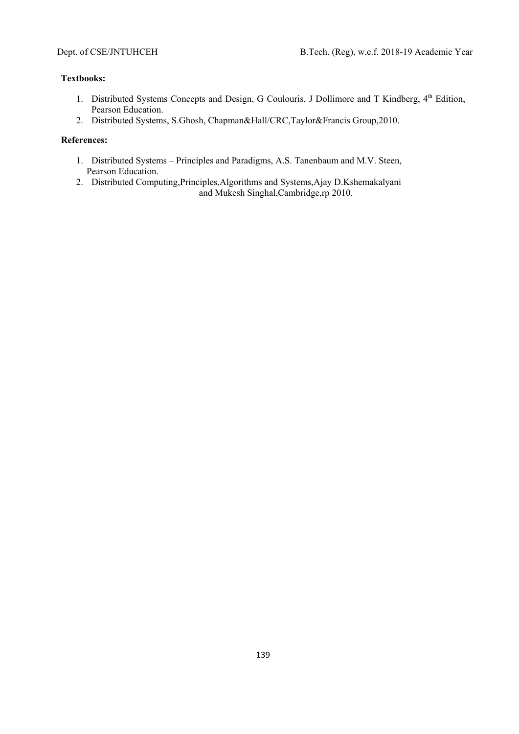**Textbooks:**

1. Distributed Systems Concepts and Design, G Coulouris, J Dollimore and T Kindberg, 4th Edition, Pearson Education.
2. Distributed Systems, S.Ghosh, Chapman&Hall/CRC,Taylor&Francis Group,2010.

**References:**

1. Distributed Systems – Principles and Paradigms, A.S. Tanenbaum and M.V. Steen, Pearson Education.
2. Distributed Computing,Principles,Algorithms and Systems,Ajay D.Kshemakalyani and Mukesh Singhal,Cambridge,rp 2010.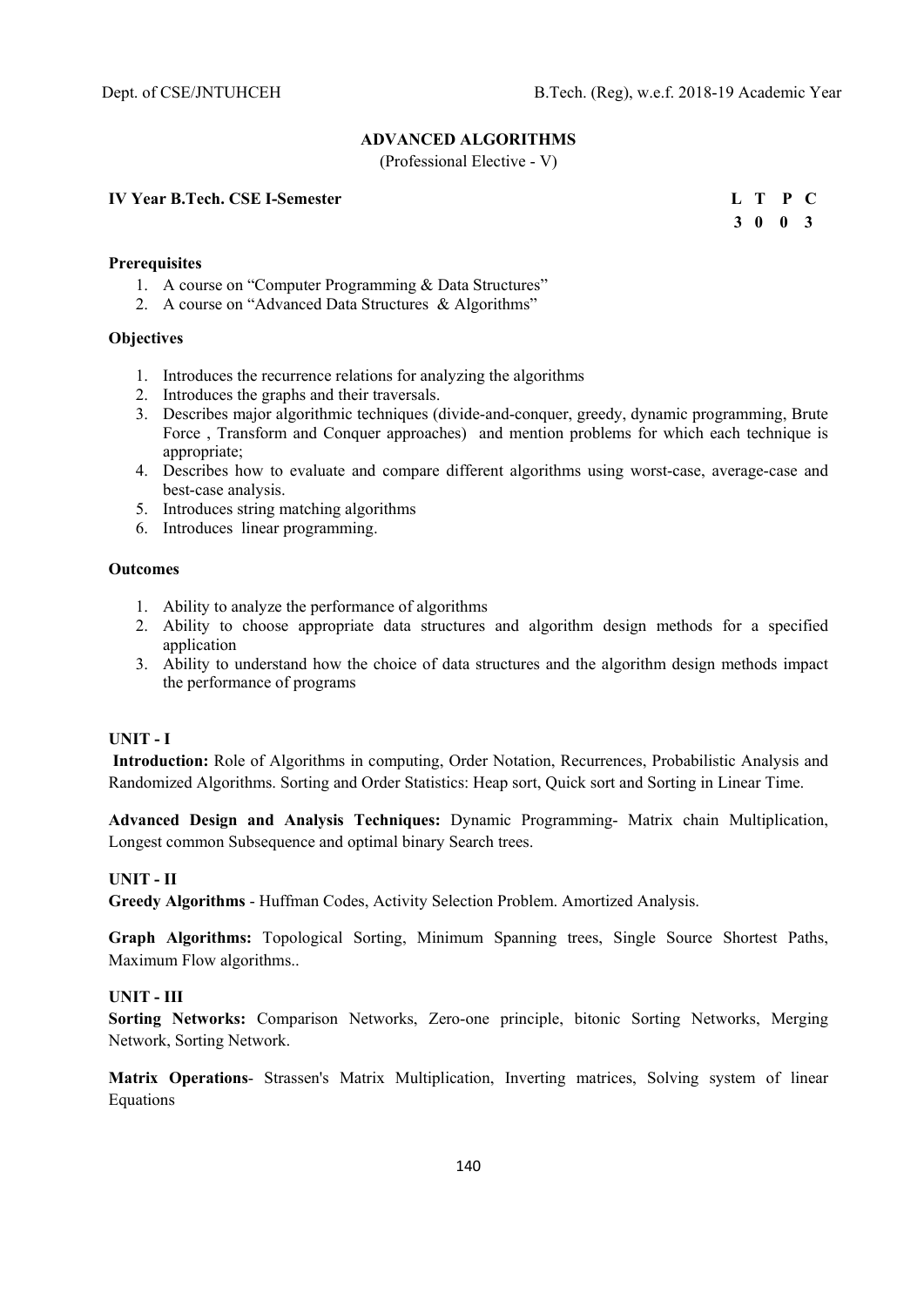## ADVANCED ALGORITHMS

(Professional Elective - V)

**IV Year B.Tech. CSE I-Semester**

| L | T | P | C |
|---|---|---|---|
| 3 | 0 | 0 | 3 |

### Prerequisites

1. A course on "Computer Programming & Data Structures"
2. A course on "Advanced Data Structures & Algorithms"

### Objectives

1. Introduces the recurrence relations for analyzing the algorithms
2. Introduces the graphs and their traversals.
3. Describes major algorithmic techniques (divide-and-conquer, greedy, dynamic programming, Brute Force , Transform and Conquer approaches) and mention problems for which each technique is appropriate;
4. Describes how to evaluate and compare different algorithms using worst-case, average-case and best-case analysis.
5. Introduces string matching algorithms
6. Introduces linear programming.

### Outcomes

1. Ability to analyze the performance of algorithms
2. Ability to choose appropriate data structures and algorithm design methods for a specified application
3. Ability to understand how the choice of data structures and the algorithm design methods impact the performance of programs

### UNIT - I

**Introduction:** Role of Algorithms in computing, Order Notation, Recurrences, Probabilistic Analysis and Randomized Algorithms. Sorting and Order Statistics: Heap sort, Quick sort and Sorting in Linear Time.

**Advanced Design and Analysis Techniques:** Dynamic Programming- Matrix chain Multiplication, Longest common Subsequence and optimal binary Search trees.

### UNIT - II

**Greedy Algorithms** - Huffman Codes, Activity Selection Problem. Amortized Analysis.

**Graph Algorithms:** Topological Sorting, Minimum Spanning trees, Single Source Shortest Paths, Maximum Flow algorithms..

### UNIT - III

**Sorting Networks:** Comparison Networks, Zero-one principle, bitonic Sorting Networks, Merging Network, Sorting Network.

**Matrix Operations**- Strassen's Matrix Multiplication, Inverting matrices, Solving system of linear Equations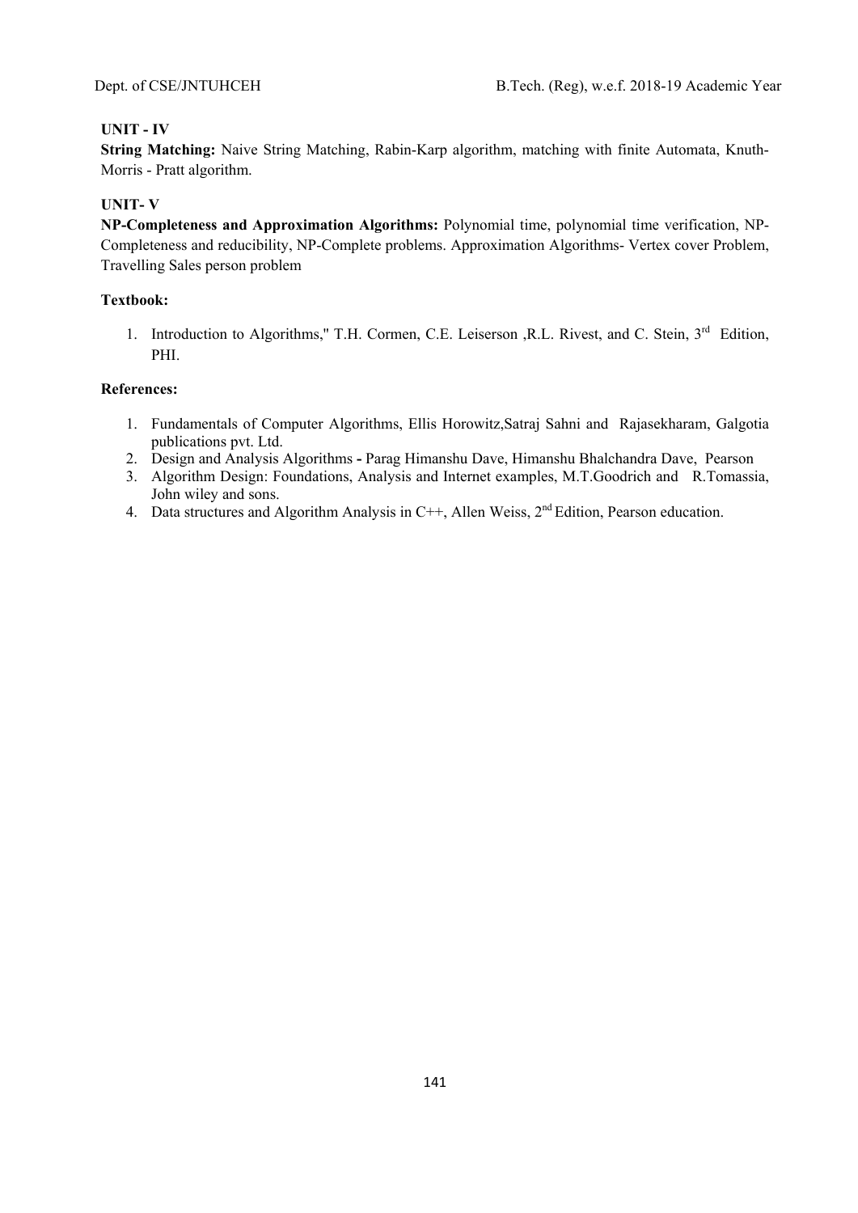**UNIT - IV**

**String Matching:** Naive String Matching, Rabin-Karp algorithm, matching with finite Automata, Knuth-Morris - Pratt algorithm.

**UNIT- V**

**NP-Completeness and Approximation Algorithms:** Polynomial time, polynomial time verification, NP-Completeness and reducibility, NP-Complete problems. Approximation Algorithms- Vertex cover Problem, Travelling Sales person problem

**Textbook:**

1. Introduction to Algorithms," T.H. Cormen, C.E. Leiserson ,R.L. Rivest, and C. Stein, 3rd Edition, PHI.

**References:**

1. Fundamentals of Computer Algorithms, Ellis Horowitz,Satraj Sahni and Rajasekharam, Galgotia publications pvt. Ltd.
2. Design and Analysis Algorithms **-** Parag Himanshu Dave, Himanshu Bhalchandra Dave, Pearson
3. Algorithm Design: Foundations, Analysis and Internet examples, M.T.Goodrich and R.Tomassia, John wiley and sons.
4. Data structures and Algorithm Analysis in C++, Allen Weiss, 2nd Edition, Pearson education.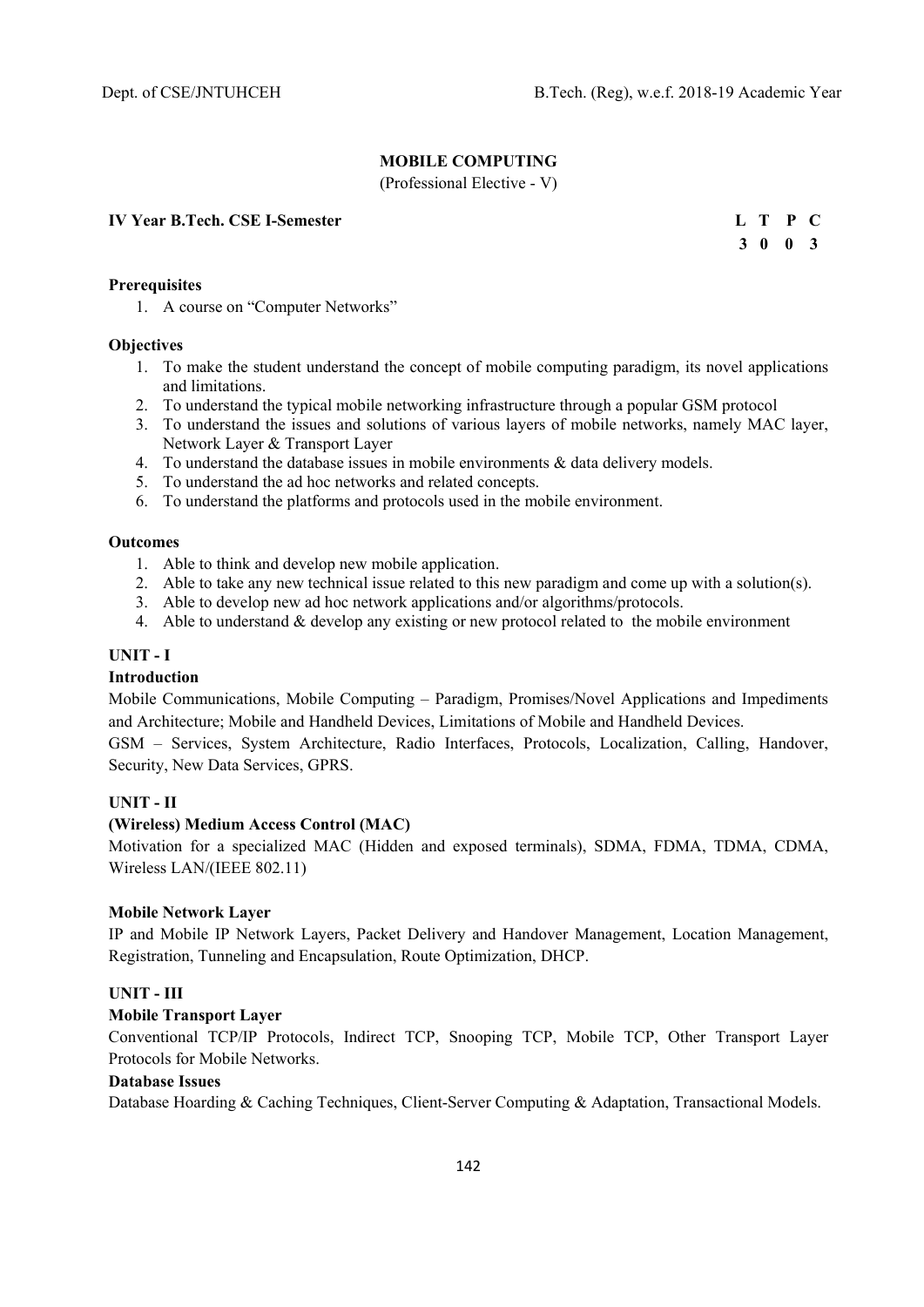# MOBILE COMPUTING

(Professional Elective - V)

**IV Year B.Tech. CSE I-Semester**

| L | T | P | C |
|---|---|---|---|
| 3 | 0 | 0 | 3 |

**Prerequisites**

1. A course on "Computer Networks"

**Objectives**

1. To make the student understand the concept of mobile computing paradigm, its novel applications and limitations.
2. To understand the typical mobile networking infrastructure through a popular GSM protocol
3. To understand the issues and solutions of various layers of mobile networks, namely MAC layer, Network Layer & Transport Layer
4. To understand the database issues in mobile environments & data delivery models.
5. To understand the ad hoc networks and related concepts.
6. To understand the platforms and protocols used in the mobile environment.

**Outcomes**

1. Able to think and develop new mobile application.
2. Able to take any new technical issue related to this new paradigm and come up with a solution(s).
3. Able to develop new ad hoc network applications and/or algorithms/protocols.
4. Able to understand & develop any existing or new protocol related to the mobile environment

## UNIT - I

**Introduction**

Mobile Communications, Mobile Computing – Paradigm, Promises/Novel Applications and Impediments and Architecture; Mobile and Handheld Devices, Limitations of Mobile and Handheld Devices.

GSM – Services, System Architecture, Radio Interfaces, Protocols, Localization, Calling, Handover, Security, New Data Services, GPRS.

## UNIT - II

**(Wireless) Medium Access Control (MAC)**

Motivation for a specialized MAC (Hidden and exposed terminals), SDMA, FDMA, TDMA, CDMA, Wireless LAN/(IEEE 802.11)

**Mobile Network Layer**

IP and Mobile IP Network Layers, Packet Delivery and Handover Management, Location Management, Registration, Tunneling and Encapsulation, Route Optimization, DHCP.

## UNIT - III

**Mobile Transport Layer**

Conventional TCP/IP Protocols, Indirect TCP, Snooping TCP, Mobile TCP, Other Transport Layer Protocols for Mobile Networks.

**Database Issues**

Database Hoarding & Caching Techniques, Client-Server Computing & Adaptation, Transactional Models.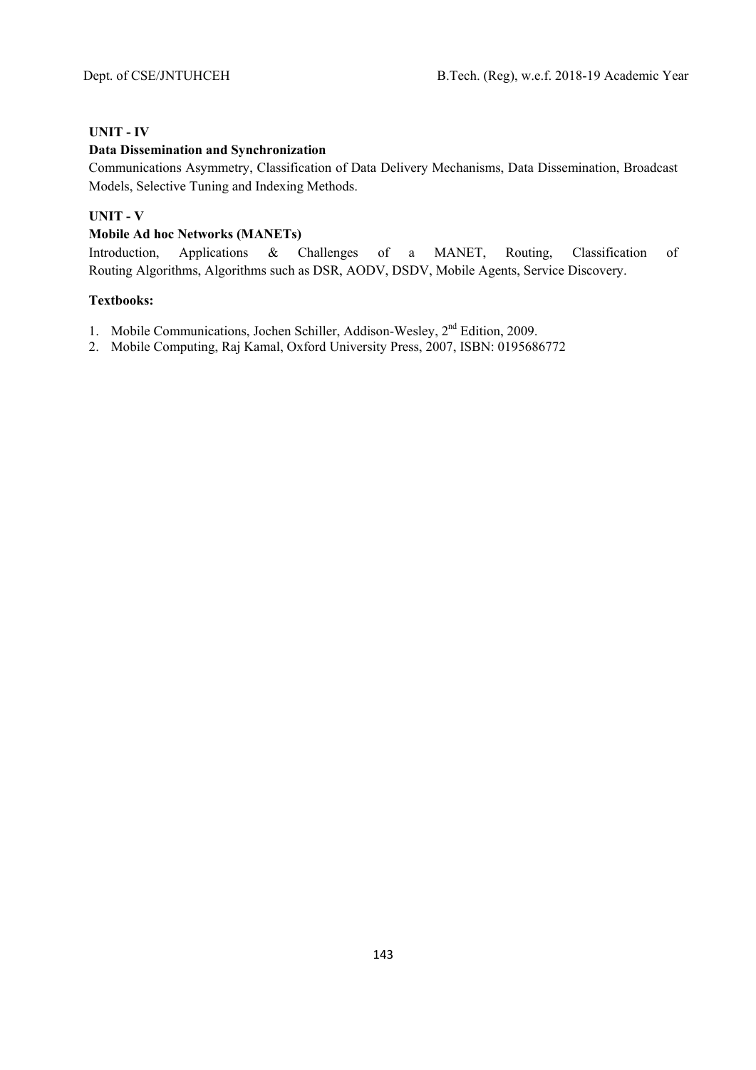**UNIT - IV**

**Data Dissemination and Synchronization**

Communications Asymmetry, Classification of Data Delivery Mechanisms, Data Dissemination, Broadcast Models, Selective Tuning and Indexing Methods.

**UNIT - V**

**Mobile Ad hoc Networks (MANETs)**

Introduction, Applications & Challenges of a MANET, Routing, Classification of Routing Algorithms, Algorithms such as DSR, AODV, DSDV, Mobile Agents, Service Discovery.

**Textbooks:**

1. Mobile Communications, Jochen Schiller, Addison-Wesley, 2nd Edition, 2009.
2. Mobile Computing, Raj Kamal, Oxford University Press, 2007, ISBN: 0195686772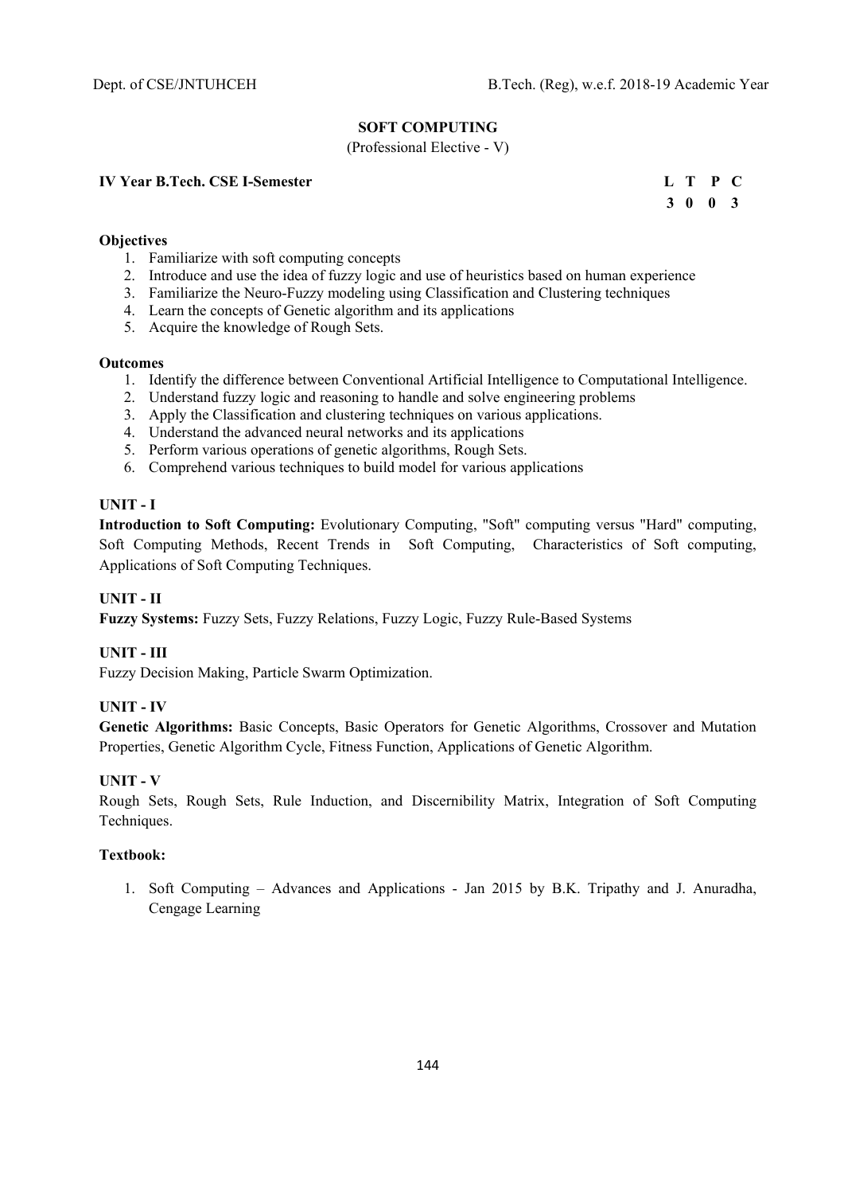## SOFT COMPUTING

(Professional Elective - V)

**IV Year B.Tech. CSE I-Semester**

| L | T | P | C |
|---|---|---|---|
| 3 | 0 | 0 | 3 |

**Objectives**

1. Familiarize with soft computing concepts
2. Introduce and use the idea of fuzzy logic and use of heuristics based on human experience
3. Familiarize the Neuro-Fuzzy modeling using Classification and Clustering techniques
4. Learn the concepts of Genetic algorithm and its applications
5. Acquire the knowledge of Rough Sets.

**Outcomes**

1. Identify the difference between Conventional Artificial Intelligence to Computational Intelligence.
2. Understand fuzzy logic and reasoning to handle and solve engineering problems
3. Apply the Classification and clustering techniques on various applications.
4. Understand the advanced neural networks and its applications
5. Perform various operations of genetic algorithms, Rough Sets.
6. Comprehend various techniques to build model for various applications

**UNIT - I**

**Introduction to Soft Computing:** Evolutionary Computing, "Soft" computing versus "Hard" computing, Soft Computing Methods, Recent Trends in Soft Computing, Characteristics of Soft computing, Applications of Soft Computing Techniques.

**UNIT - II**

**Fuzzy Systems:** Fuzzy Sets, Fuzzy Relations, Fuzzy Logic, Fuzzy Rule-Based Systems

**UNIT - III**

Fuzzy Decision Making, Particle Swarm Optimization.

**UNIT - IV**

**Genetic Algorithms:** Basic Concepts, Basic Operators for Genetic Algorithms, Crossover and Mutation Properties, Genetic Algorithm Cycle, Fitness Function, Applications of Genetic Algorithm.

**UNIT - V**

Rough Sets, Rough Sets, Rule Induction, and Discernibility Matrix, Integration of Soft Computing Techniques.

**Textbook:**

1. Soft Computing – Advances and Applications - Jan 2015 by B.K. Tripathy and J. Anuradha, Cengage Learning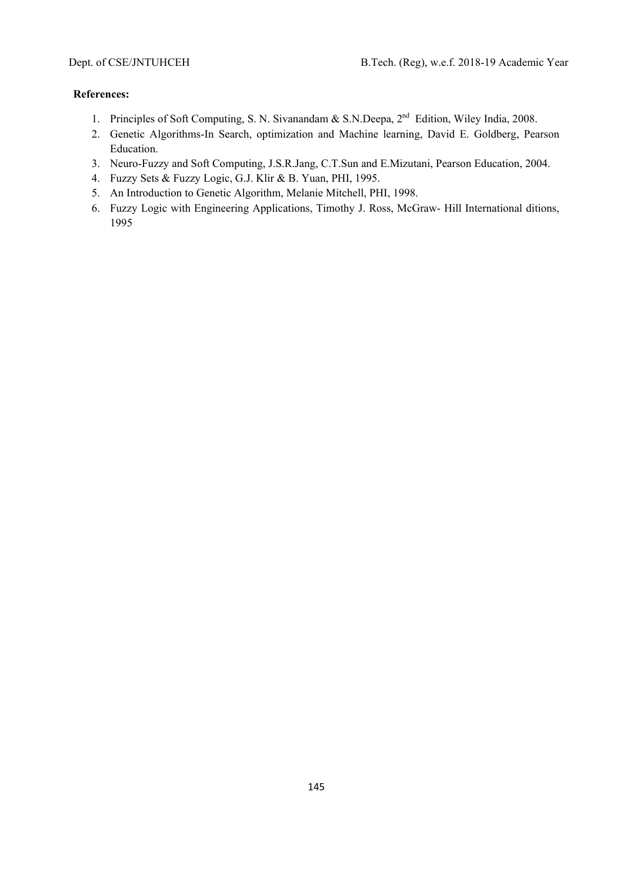**References:**

1. Principles of Soft Computing, S. N. Sivanandam & S.N.Deepa, 2nd Edition, Wiley India, 2008.
2. Genetic Algorithms-In Search, optimization and Machine learning, David E. Goldberg, Pearson Education.
3. Neuro-Fuzzy and Soft Computing, J.S.R.Jang, C.T.Sun and E.Mizutani, Pearson Education, 2004.
4. Fuzzy Sets & Fuzzy Logic, G.J. Klir & B. Yuan, PHI, 1995.
5. An Introduction to Genetic Algorithm, Melanie Mitchell, PHI, 1998.
6. Fuzzy Logic with Engineering Applications, Timothy J. Ross, McGraw- Hill International ditions, 1995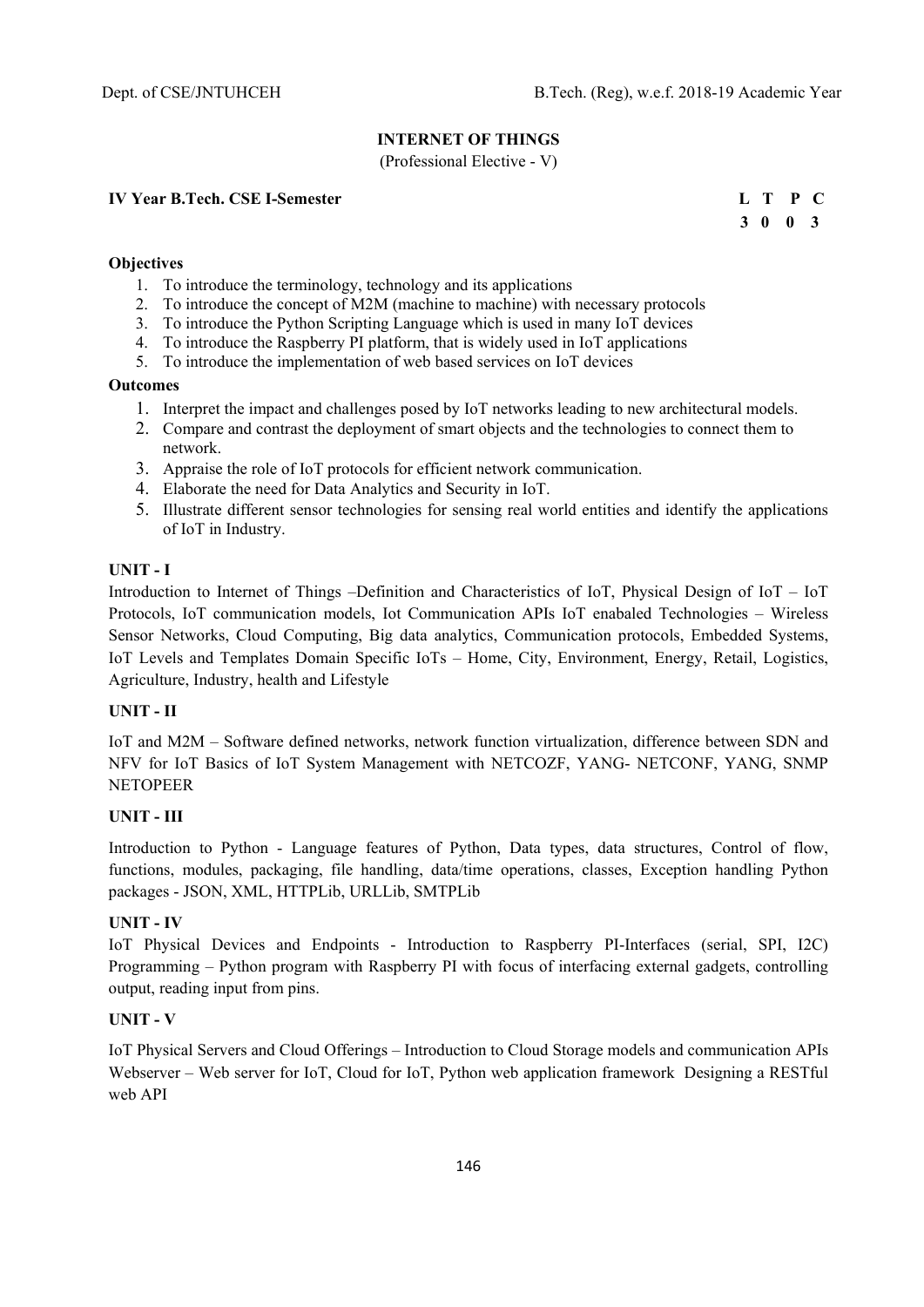## INTERNET OF THINGS

(Professional Elective - V)

**IV Year B.Tech. CSE I-Semester**

| L | T | P | C |
|---|---|---|---|
| 3 | 0 | 0 | 3 |

**Objectives**

1. To introduce the terminology, technology and its applications
2. To introduce the concept of M2M (machine to machine) with necessary protocols
3. To introduce the Python Scripting Language which is used in many IoT devices
4. To introduce the Raspberry PI platform, that is widely used in IoT applications
5. To introduce the implementation of web based services on IoT devices

**Outcomes**

1. Interpret the impact and challenges posed by IoT networks leading to new architectural models.
2. Compare and contrast the deployment of smart objects and the technologies to connect them to network.
3. Appraise the role of IoT protocols for efficient network communication.
4. Elaborate the need for Data Analytics and Security in IoT.
5. Illustrate different sensor technologies for sensing real world entities and identify the applications of IoT in Industry.

### UNIT - I

Introduction to Internet of Things –Definition and Characteristics of IoT, Physical Design of IoT – IoT Protocols, IoT communication models, Iot Communication APIs IoT enabaled Technologies – Wireless Sensor Networks, Cloud Computing, Big data analytics, Communication protocols, Embedded Systems, IoT Levels and Templates Domain Specific IoTs – Home, City, Environment, Energy, Retail, Logistics, Agriculture, Industry, health and Lifestyle

### UNIT - II

IoT and M2M – Software defined networks, network function virtualization, difference between SDN and NFV for IoT Basics of IoT System Management with NETCOZF, YANG- NETCONF, YANG, SNMP NETOPEER

### UNIT - III

Introduction to Python - Language features of Python, Data types, data structures, Control of flow, functions, modules, packaging, file handling, data/time operations, classes, Exception handling Python packages - JSON, XML, HTTPLib, URLLib, SMTPLib

### UNIT - IV

IoT Physical Devices and Endpoints - Introduction to Raspberry PI-Interfaces (serial, SPI, I2C) Programming – Python program with Raspberry PI with focus of interfacing external gadgets, controlling output, reading input from pins.

### UNIT - V

IoT Physical Servers and Cloud Offerings – Introduction to Cloud Storage models and communication APIs Webserver – Web server for IoT, Cloud for IoT, Python web application framework Designing a RESTful web API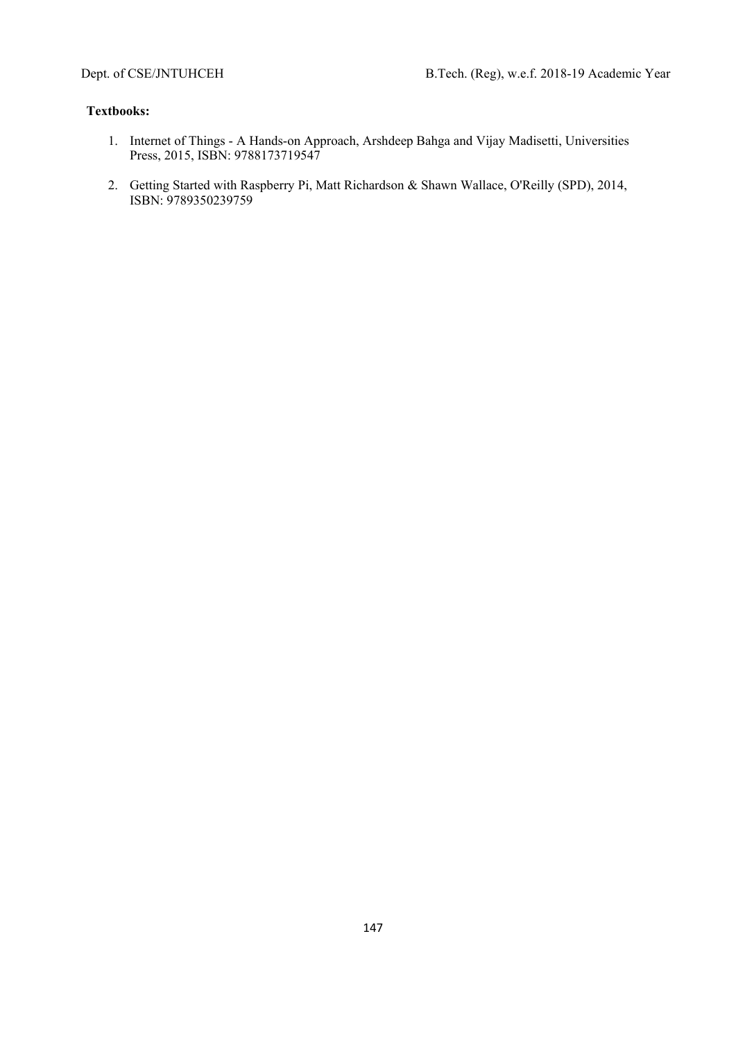**Textbooks:**

1. Internet of Things - A Hands-on Approach, Arshdeep Bahga and Vijay Madisetti, Universities Press, 2015, ISBN: 9788173719547
2. Getting Started with Raspberry Pi, Matt Richardson & Shawn Wallace, O'Reilly (SPD), 2014, ISBN: 9789350239759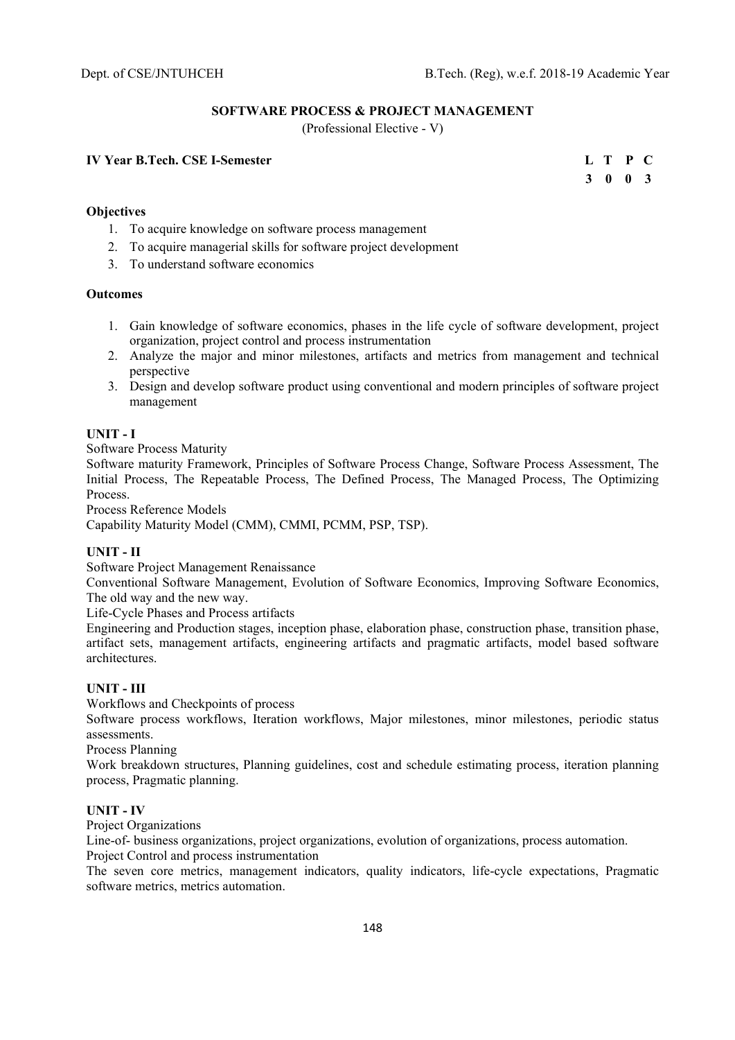## SOFTWARE PROCESS & PROJECT MANAGEMENT

(Professional Elective - V)

**IV Year B.Tech. CSE I-Semester**

| L | T | P | C |
|---|---|---|---|
| 3 | 0 | 0 | 3 |

**Objectives**

1. To acquire knowledge on software process management
2. To acquire managerial skills for software project development
3. To understand software economics

**Outcomes**

1. Gain knowledge of software economics, phases in the life cycle of software development, project organization, project control and process instrumentation
2. Analyze the major and minor milestones, artifacts and metrics from management and technical perspective
3. Design and develop software product using conventional and modern principles of software project management

**UNIT - I**

Software Process Maturity

Software maturity Framework, Principles of Software Process Change, Software Process Assessment, The Initial Process, The Repeatable Process, The Defined Process, The Managed Process, The Optimizing Process.

Process Reference Models

Capability Maturity Model (CMM), CMMI, PCMM, PSP, TSP).

**UNIT - II**

Software Project Management Renaissance

Conventional Software Management, Evolution of Software Economics, Improving Software Economics, The old way and the new way.

Life-Cycle Phases and Process artifacts

Engineering and Production stages, inception phase, elaboration phase, construction phase, transition phase, artifact sets, management artifacts, engineering artifacts and pragmatic artifacts, model based software architectures.

**UNIT - III**

Workflows and Checkpoints of process

Software process workflows, Iteration workflows, Major milestones, minor milestones, periodic status assessments.

Process Planning

Work breakdown structures, Planning guidelines, cost and schedule estimating process, iteration planning process, Pragmatic planning.

**UNIT - IV**

Project Organizations

Line-of- business organizations, project organizations, evolution of organizations, process automation.

Project Control and process instrumentation

The seven core metrics, management indicators, quality indicators, life-cycle expectations, Pragmatic software metrics, metrics automation.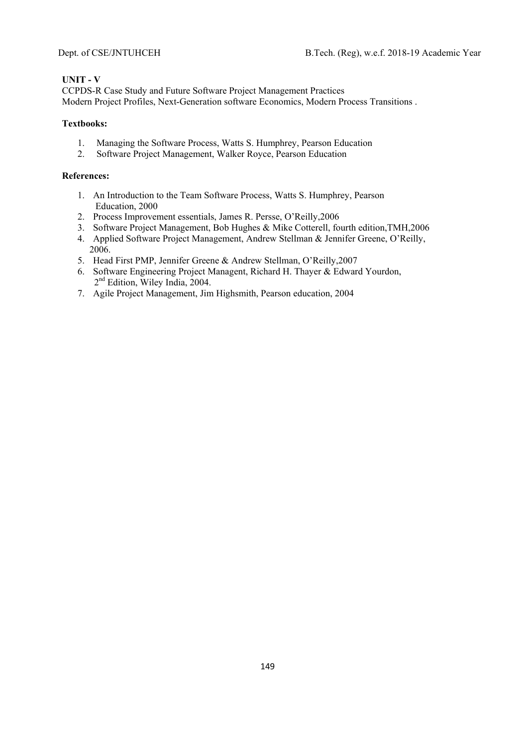**UNIT - V**

CCPDS-R Case Study and Future Software Project Management Practices
Modern Project Profiles, Next-Generation software Economics, Modern Process Transitions .

**Textbooks:**

1. Managing the Software Process, Watts S. Humphrey, Pearson Education
2. Software Project Management, Walker Royce, Pearson Education

**References:**

1. An Introduction to the Team Software Process, Watts S. Humphrey, Pearson Education, 2000
2. Process Improvement essentials, James R. Persse, O'Reilly,2006
3. Software Project Management, Bob Hughes & Mike Cotterell, fourth edition,TMH,2006
4. Applied Software Project Management, Andrew Stellman & Jennifer Greene, O'Reilly, 2006.
5. Head First PMP, Jennifer Greene & Andrew Stellman, O'Reilly,2007
6. Software Engineering Project Managent, Richard H. Thayer & Edward Yourdon, 2nd Edition, Wiley India, 2004.
7. Agile Project Management, Jim Highsmith, Pearson education, 2004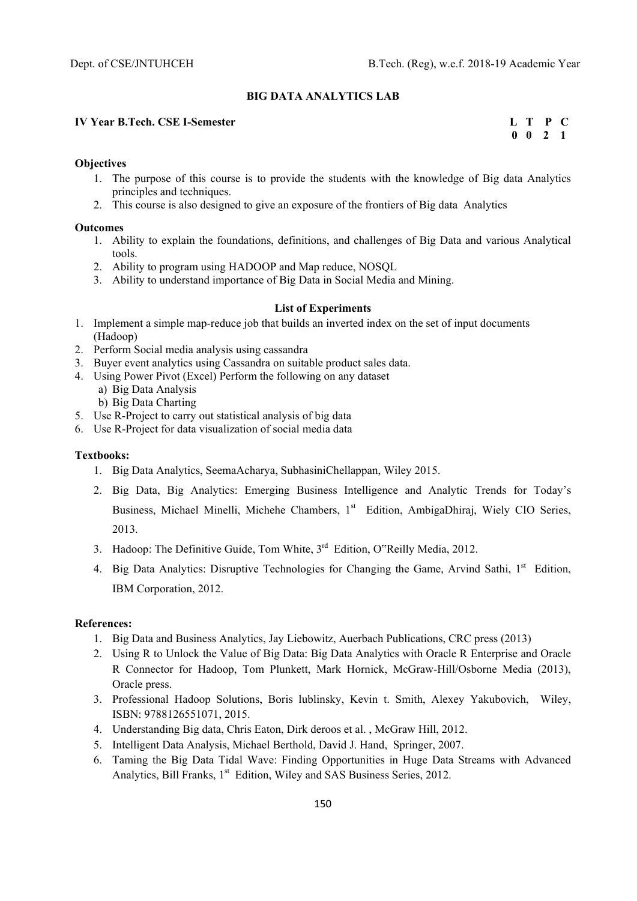## BIG DATA ANALYTICS LAB

**IV Year B.Tech. CSE I-Semester**

| L | T | P | C |
|---|---|---|---|
| 0 | 0 | 2 | 1 |

**Objectives**

1. The purpose of this course is to provide the students with the knowledge of Big data Analytics principles and techniques.
2. This course is also designed to give an exposure of the frontiers of Big data Analytics

**Outcomes**

1. Ability to explain the foundations, definitions, and challenges of Big Data and various Analytical tools.
2. Ability to program using HADOOP and Map reduce, NOSQL
3. Ability to understand importance of Big Data in Social Media and Mining.

**List of Experiments**

1. Implement a simple map-reduce job that builds an inverted index on the set of input documents (Hadoop)
2. Perform Social media analysis using cassandra
3. Buyer event analytics using Cassandra on suitable product sales data.
4. Using Power Pivot (Excel) Perform the following on any dataset
   a) Big Data Analysis
   b) Big Data Charting
5. Use R-Project to carry out statistical analysis of big data
6. Use R-Project for data visualization of social media data

**Textbooks:**

1. Big Data Analytics, SeemaAcharya, SubhasiniChellappan, Wiley 2015.
2. Big Data, Big Analytics: Emerging Business Intelligence and Analytic Trends for Today's Business, Michael Minelli, Michehe Chambers, 1st Edition, AmbigaDhiraj, Wiely CIO Series, 2013.
3. Hadoop: The Definitive Guide, Tom White, 3rd Edition, O"Reilly Media, 2012.
4. Big Data Analytics: Disruptive Technologies for Changing the Game, Arvind Sathi, 1st Edition, IBM Corporation, 2012.

**References:**

1. Big Data and Business Analytics, Jay Liebowitz, Auerbach Publications, CRC press (2013)
2. Using R to Unlock the Value of Big Data: Big Data Analytics with Oracle R Enterprise and Oracle R Connector for Hadoop, Tom Plunkett, Mark Hornick, McGraw-Hill/Osborne Media (2013), Oracle press.
3. Professional Hadoop Solutions, Boris lublinsky, Kevin t. Smith, Alexey Yakubovich, Wiley, ISBN: 9788126551071, 2015.
4. Understanding Big data, Chris Eaton, Dirk deroos et al. , McGraw Hill, 2012.
5. Intelligent Data Analysis, Michael Berthold, David J. Hand, Springer, 2007.
6. Taming the Big Data Tidal Wave: Finding Opportunities in Huge Data Streams with Advanced Analytics, Bill Franks, 1st Edition, Wiley and SAS Business Series, 2012.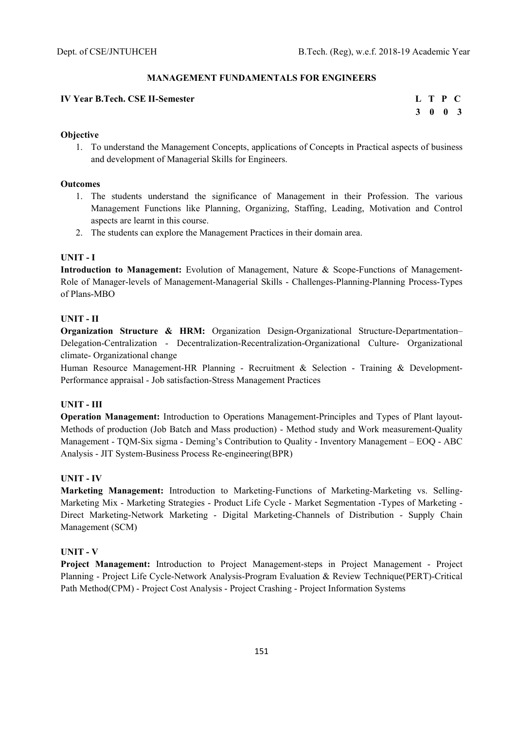## MANAGEMENT FUNDAMENTALS FOR ENGINEERS

**IV Year B.Tech. CSE II-Semester**

| L | T | P | C |
|---|---|---|---|
| 3 | 0 | 0 | 3 |

**Objective**

1. To understand the Management Concepts, applications of Concepts in Practical aspects of business and development of Managerial Skills for Engineers.

**Outcomes**

1. The students understand the significance of Management in their Profession. The various Management Functions like Planning, Organizing, Staffing, Leading, Motivation and Control aspects are learnt in this course.
2. The students can explore the Management Practices in their domain area.

**UNIT - I**

**Introduction to Management:** Evolution of Management, Nature & Scope-Functions of Management-Role of Manager-levels of Management-Managerial Skills - Challenges-Planning-Planning Process-Types of Plans-MBO

**UNIT - II**

**Organization Structure & HRM:** Organization Design-Organizational Structure-Departmentation–Delegation-Centralization - Decentralization-Recentralization-Organizational Culture- Organizational climate- Organizational change

Human Resource Management-HR Planning - Recruitment & Selection - Training & Development-Performance appraisal - Job satisfaction-Stress Management Practices

**UNIT - III**

**Operation Management:** Introduction to Operations Management-Principles and Types of Plant layout-Methods of production (Job Batch and Mass production) - Method study and Work measurement-Quality Management - TQM-Six sigma - Deming's Contribution to Quality - Inventory Management – EOQ - ABC Analysis - JIT System-Business Process Re-engineering(BPR)

**UNIT - IV**

**Marketing Management:** Introduction to Marketing-Functions of Marketing-Marketing vs. Selling-Marketing Mix - Marketing Strategies - Product Life Cycle - Market Segmentation -Types of Marketing - Direct Marketing-Network Marketing - Digital Marketing-Channels of Distribution - Supply Chain Management (SCM)

**UNIT - V**

**Project Management:** Introduction to Project Management-steps in Project Management - Project Planning - Project Life Cycle-Network Analysis-Program Evaluation & Review Technique(PERT)-Critical Path Method(CPM) - Project Cost Analysis - Project Crashing - Project Information Systems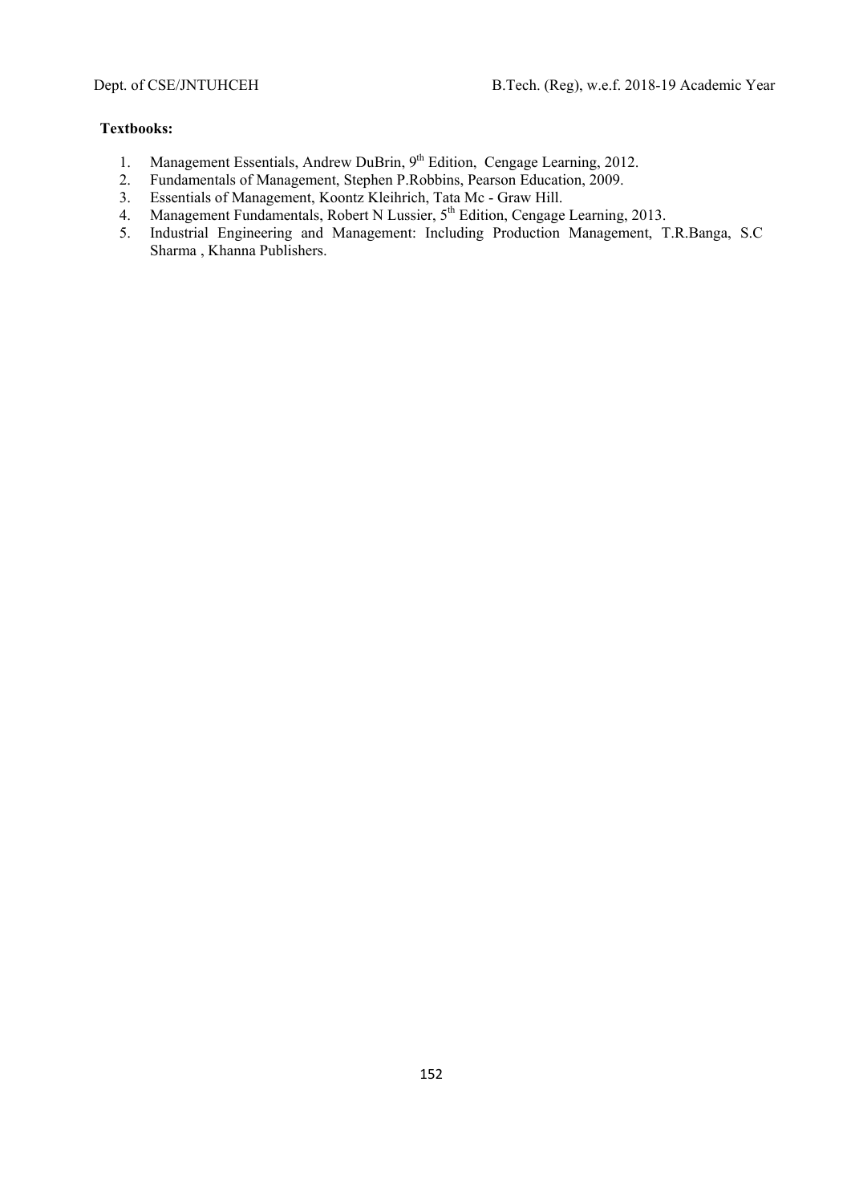**Textbooks:**

1. Management Essentials, Andrew DuBrin, 9th Edition, Cengage Learning, 2012.
2. Fundamentals of Management, Stephen P.Robbins, Pearson Education, 2009.
3. Essentials of Management, Koontz Kleihrich, Tata Mc - Graw Hill.
4. Management Fundamentals, Robert N Lussier, 5th Edition, Cengage Learning, 2013.
5. Industrial Engineering and Management: Including Production Management, T.R.Banga, S.C Sharma , Khanna Publishers.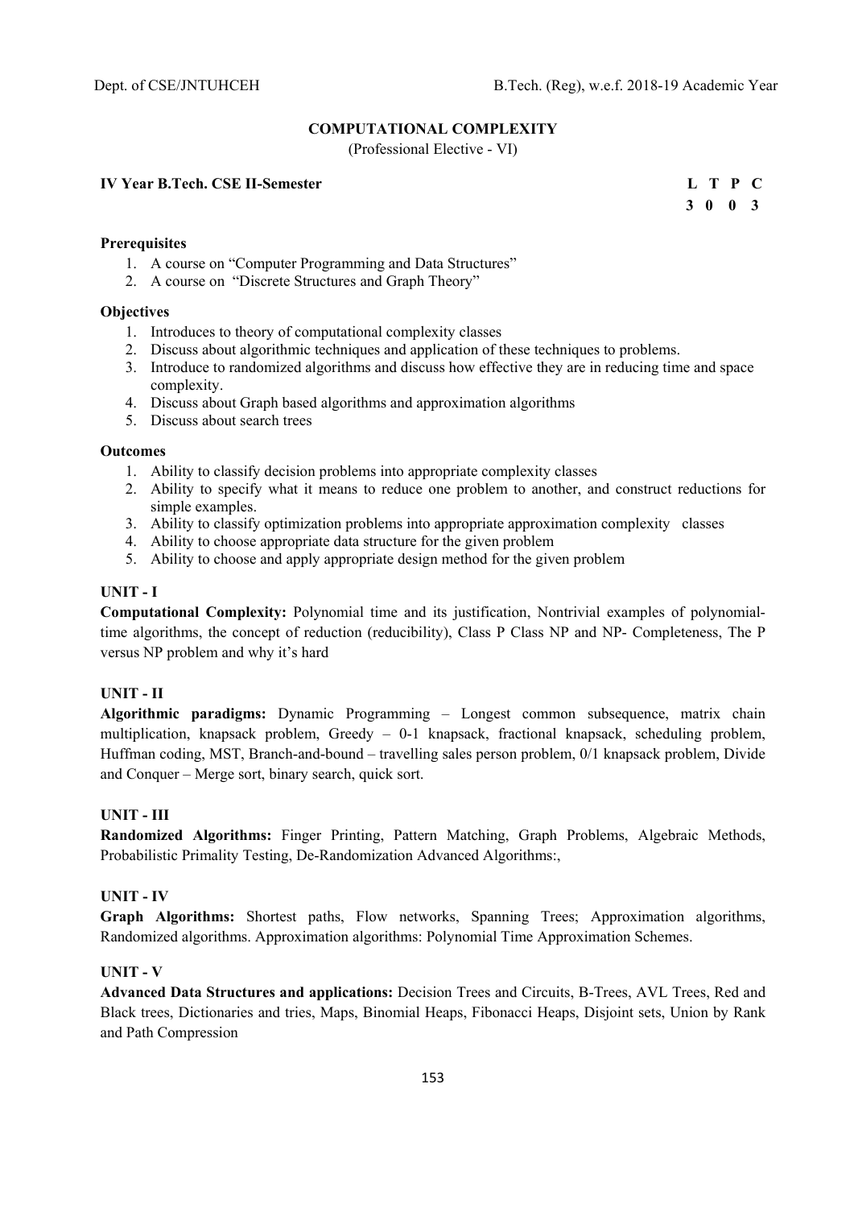## COMPUTATIONAL COMPLEXITY

(Professional Elective - VI)

**IV Year B.Tech. CSE II-Semester**

| L | T | P | C |
|---|---|---|---|
| 3 | 0 | 0 | 3 |

**Prerequisites**

1. A course on "Computer Programming and Data Structures"
2. A course on "Discrete Structures and Graph Theory"

**Objectives**

1. Introduces to theory of computational complexity classes
2. Discuss about algorithmic techniques and application of these techniques to problems.
3. Introduce to randomized algorithms and discuss how effective they are in reducing time and space complexity.
4. Discuss about Graph based algorithms and approximation algorithms
5. Discuss about search trees

**Outcomes**

1. Ability to classify decision problems into appropriate complexity classes
2. Ability to specify what it means to reduce one problem to another, and construct reductions for simple examples.
3. Ability to classify optimization problems into appropriate approximation complexity classes
4. Ability to choose appropriate data structure for the given problem
5. Ability to choose and apply appropriate design method for the given problem

**UNIT - I**

**Computational Complexity:** Polynomial time and its justification, Nontrivial examples of polynomial-time algorithms, the concept of reduction (reducibility), Class P Class NP and NP- Completeness, The P versus NP problem and why it's hard

**UNIT - II**

**Algorithmic paradigms:** Dynamic Programming – Longest common subsequence, matrix chain multiplication, knapsack problem, Greedy – 0-1 knapsack, fractional knapsack, scheduling problem, Huffman coding, MST, Branch-and-bound – travelling sales person problem, 0/1 knapsack problem, Divide and Conquer – Merge sort, binary search, quick sort.

**UNIT - III**

**Randomized Algorithms:** Finger Printing, Pattern Matching, Graph Problems, Algebraic Methods, Probabilistic Primality Testing, De-Randomization Advanced Algorithms:,

**UNIT - IV**

**Graph Algorithms:** Shortest paths, Flow networks, Spanning Trees; Approximation algorithms, Randomized algorithms. Approximation algorithms: Polynomial Time Approximation Schemes.

**UNIT - V**

**Advanced Data Structures and applications:** Decision Trees and Circuits, B-Trees, AVL Trees, Red and Black trees, Dictionaries and tries, Maps, Binomial Heaps, Fibonacci Heaps, Disjoint sets, Union by Rank and Path Compression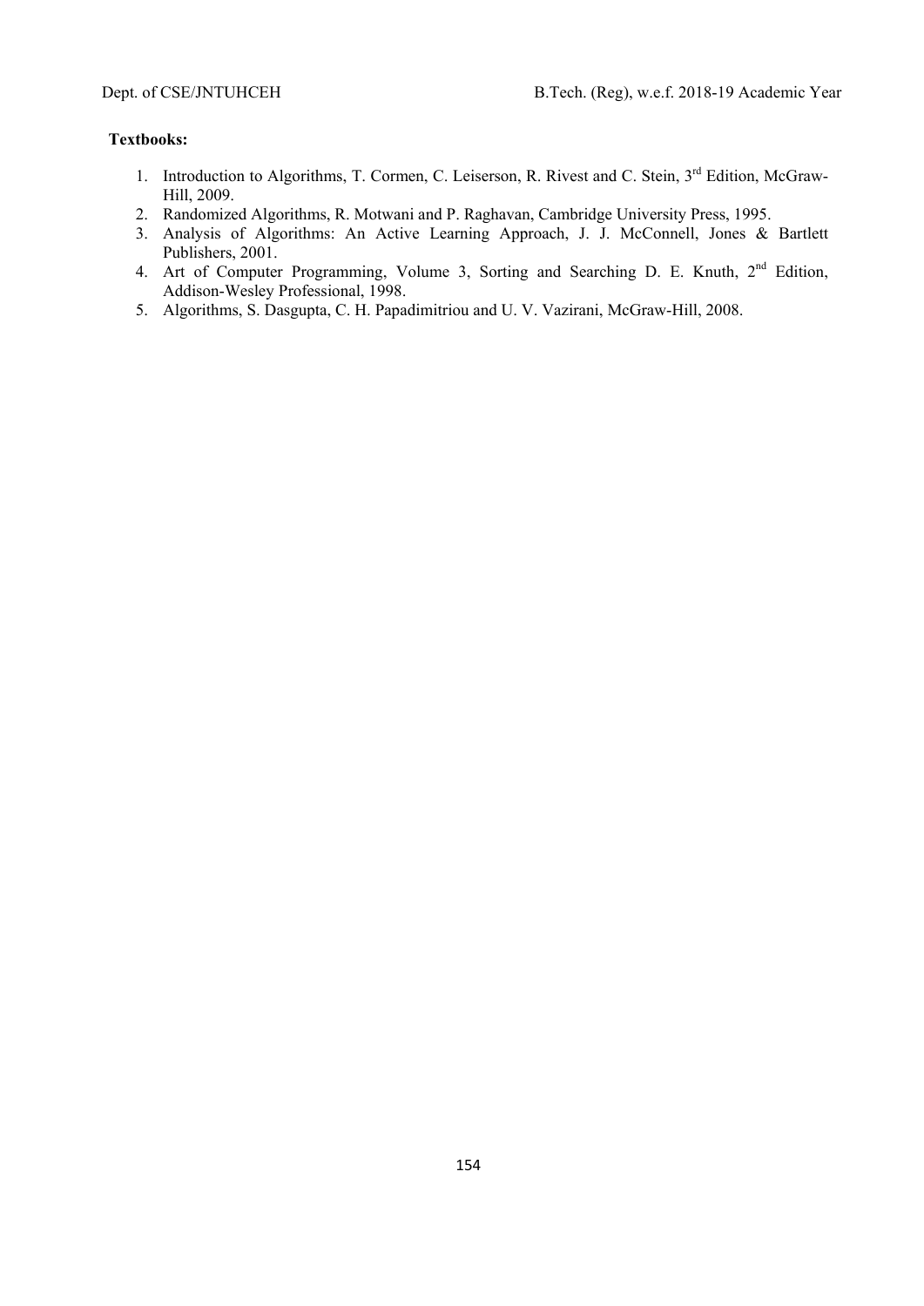**Textbooks:**

1. Introduction to Algorithms, T. Cormen, C. Leiserson, R. Rivest and C. Stein, 3rd Edition, McGraw-Hill, 2009.
2. Randomized Algorithms, R. Motwani and P. Raghavan, Cambridge University Press, 1995.
3. Analysis of Algorithms: An Active Learning Approach, J. J. McConnell, Jones & Bartlett Publishers, 2001.
4. Art of Computer Programming, Volume 3, Sorting and Searching D. E. Knuth, 2nd Edition, Addison-Wesley Professional, 1998.
5. Algorithms, S. Dasgupta, C. H. Papadimitriou and U. V. Vazirani, McGraw-Hill, 2008.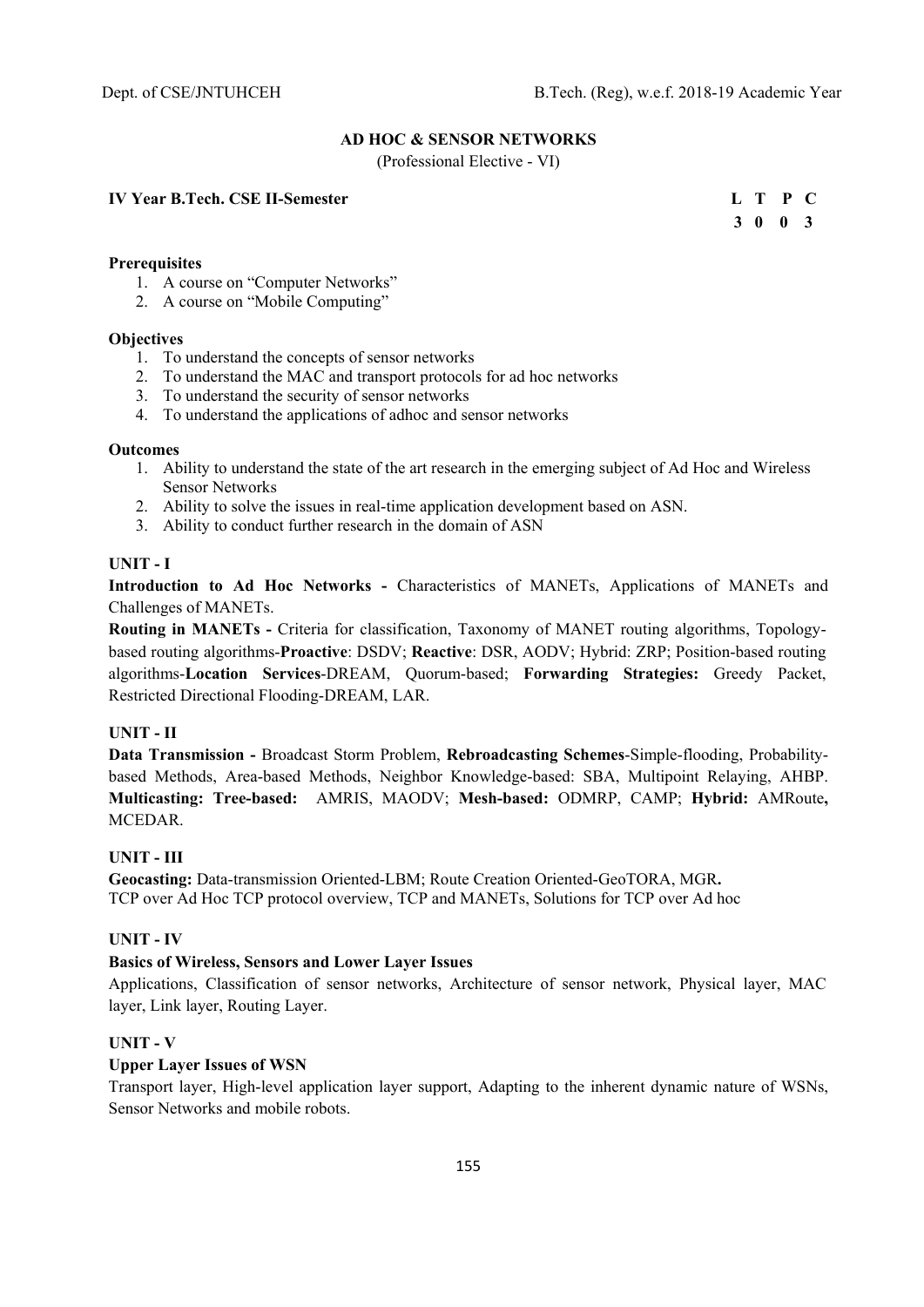## AD HOC & SENSOR NETWORKS

(Professional Elective - VI)

**IV Year B.Tech. CSE II-Semester**

| L | T | P | C |
|---|---|---|---|
| 3 | 0 | 0 | 3 |

**Prerequisites**

1. A course on "Computer Networks"
2. A course on "Mobile Computing"

**Objectives**

1. To understand the concepts of sensor networks
2. To understand the MAC and transport protocols for ad hoc networks
3. To understand the security of sensor networks
4. To understand the applications of adhoc and sensor networks

**Outcomes**

1. Ability to understand the state of the art research in the emerging subject of Ad Hoc and Wireless Sensor Networks
2. Ability to solve the issues in real-time application development based on ASN.
3. Ability to conduct further research in the domain of ASN

### UNIT - I

**Introduction to Ad Hoc Networks -** Characteristics of MANETs, Applications of MANETs and Challenges of MANETs.

**Routing in MANETs -** Criteria for classification, Taxonomy of MANET routing algorithms, Topology-based routing algorithms-**Proactive**: DSDV; **Reactive**: DSR, AODV; Hybrid: ZRP; Position-based routing algorithms-**Location Services**-DREAM, Quorum-based; **Forwarding Strategies:** Greedy Packet, Restricted Directional Flooding-DREAM, LAR.

### UNIT - II

**Data Transmission -** Broadcast Storm Problem, **Rebroadcasting Schemes**-Simple-flooding, Probability-based Methods, Area-based Methods, Neighbor Knowledge-based: SBA, Multipoint Relaying, AHBP. **Multicasting: Tree-based:** AMRIS, MAODV; **Mesh-based:** ODMRP, CAMP; **Hybrid:** AMRoute**,** MCEDAR.

### UNIT - III

**Geocasting:** Data-transmission Oriented-LBM; Route Creation Oriented-GeoTORA, MGR**.**
TCP over Ad Hoc TCP protocol overview, TCP and MANETs, Solutions for TCP over Ad hoc

### UNIT - IV

**Basics of Wireless, Sensors and Lower Layer Issues**

Applications, Classification of sensor networks, Architecture of sensor network, Physical layer, MAC layer, Link layer, Routing Layer.

### UNIT - V

**Upper Layer Issues of WSN**

Transport layer, High-level application layer support, Adapting to the inherent dynamic nature of WSNs, Sensor Networks and mobile robots.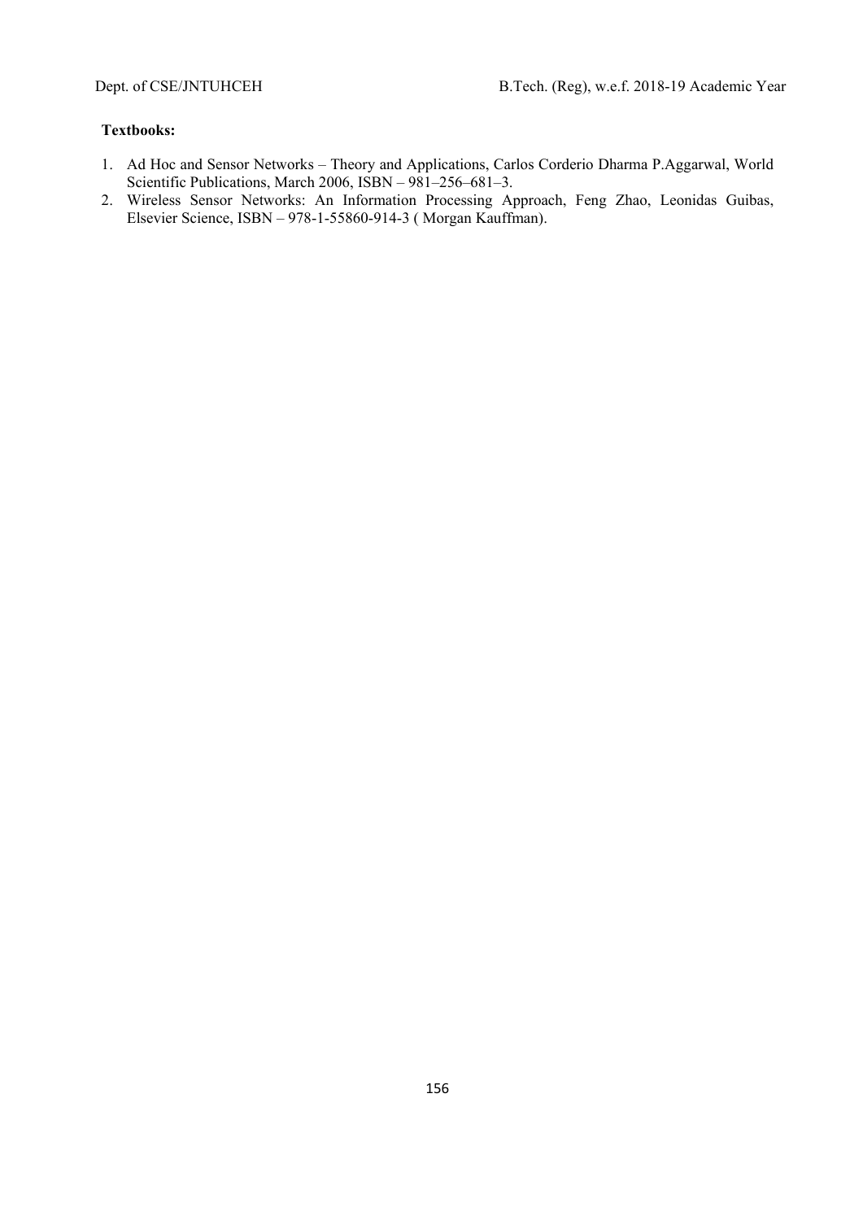**Textbooks:**

1. Ad Hoc and Sensor Networks – Theory and Applications, Carlos Corderio Dharma P.Aggarwal, World Scientific Publications, March 2006, ISBN – 981–256–681–3.
2. Wireless Sensor Networks: An Information Processing Approach, Feng Zhao, Leonidas Guibas, Elsevier Science, ISBN – 978-1-55860-914-3 ( Morgan Kauffman).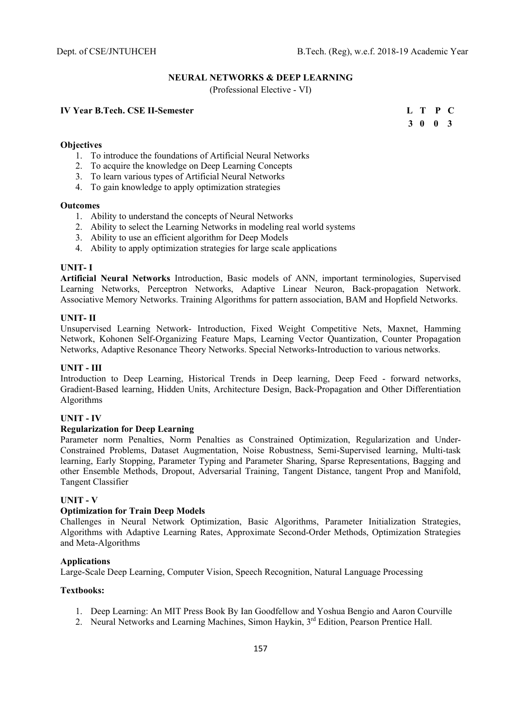# NEURAL NETWORKS & DEEP LEARNING

(Professional Elective - VI)

**IV Year B.Tech. CSE II-Semester**

| L | T | P | C |
|---|---|---|---|
| 3 | 0 | 0 | 3 |

**Objectives**

1. To introduce the foundations of Artificial Neural Networks
2. To acquire the knowledge on Deep Learning Concepts
3. To learn various types of Artificial Neural Networks
4. To gain knowledge to apply optimization strategies

**Outcomes**

1. Ability to understand the concepts of Neural Networks
2. Ability to select the Learning Networks in modeling real world systems
3. Ability to use an efficient algorithm for Deep Models
4. Ability to apply optimization strategies for large scale applications

**UNIT- I**

**Artificial Neural Networks** Introduction, Basic models of ANN, important terminologies, Supervised Learning Networks, Perceptron Networks, Adaptive Linear Neuron, Back-propagation Network. Associative Memory Networks. Training Algorithms for pattern association, BAM and Hopfield Networks.

**UNIT- II**

Unsupervised Learning Network- Introduction, Fixed Weight Competitive Nets, Maxnet, Hamming Network, Kohonen Self-Organizing Feature Maps, Learning Vector Quantization, Counter Propagation Networks, Adaptive Resonance Theory Networks. Special Networks-Introduction to various networks.

**UNIT - III**

Introduction to Deep Learning, Historical Trends in Deep learning, Deep Feed - forward networks, Gradient-Based learning, Hidden Units, Architecture Design, Back-Propagation and Other Differentiation Algorithms

**UNIT - IV**

**Regularization for Deep Learning**

Parameter norm Penalties, Norm Penalties as Constrained Optimization, Regularization and Under-Constrained Problems, Dataset Augmentation, Noise Robustness, Semi-Supervised learning, Multi-task learning, Early Stopping, Parameter Typing and Parameter Sharing, Sparse Representations, Bagging and other Ensemble Methods, Dropout, Adversarial Training, Tangent Distance, tangent Prop and Manifold, Tangent Classifier

**UNIT - V**

**Optimization for Train Deep Models**

Challenges in Neural Network Optimization, Basic Algorithms, Parameter Initialization Strategies, Algorithms with Adaptive Learning Rates, Approximate Second-Order Methods, Optimization Strategies and Meta-Algorithms

**Applications**

Large-Scale Deep Learning, Computer Vision, Speech Recognition, Natural Language Processing

**Textbooks:**

1. Deep Learning: An MIT Press Book By Ian Goodfellow and Yoshua Bengio and Aaron Courville
2. Neural Networks and Learning Machines, Simon Haykin, 3rd Edition, Pearson Prentice Hall.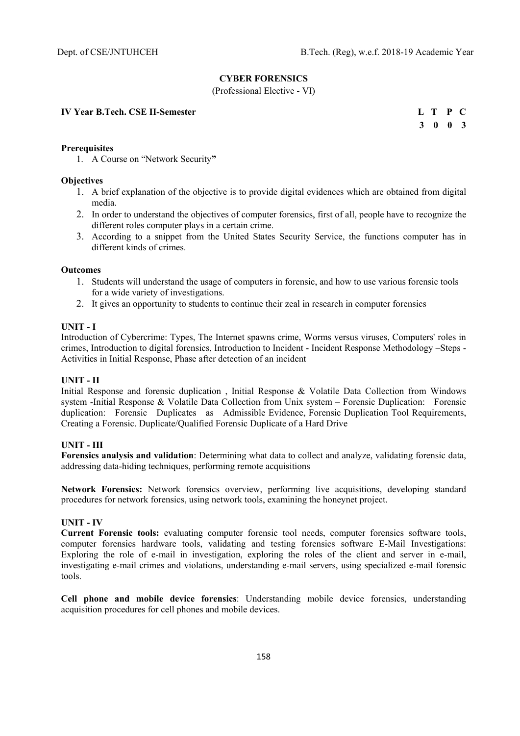## CYBER FORENSICS

(Professional Elective - VI)

**IV Year B.Tech. CSE II-Semester**

| L | T | P | C |
|---|---|---|---|
| 3 | 0 | 0 | 3 |

**Prerequisites**

1. A Course on "Network Security"

**Objectives**

1. A brief explanation of the objective is to provide digital evidences which are obtained from digital media.
2. In order to understand the objectives of computer forensics, first of all, people have to recognize the different roles computer plays in a certain crime.
3. According to a snippet from the United States Security Service, the functions computer has in different kinds of crimes.

**Outcomes**

1. Students will understand the usage of computers in forensic, and how to use various forensic tools for a wide variety of investigations.
2. It gives an opportunity to students to continue their zeal in research in computer forensics

**UNIT - I**

Introduction of Cybercrime: Types, The Internet spawns crime, Worms versus viruses, Computers' roles in crimes, Introduction to digital forensics, Introduction to Incident - Incident Response Methodology –Steps - Activities in Initial Response, Phase after detection of an incident

**UNIT - II**

Initial Response and forensic duplication , Initial Response & Volatile Data Collection from Windows system -Initial Response & Volatile Data Collection from Unix system – Forensic Duplication: Forensic duplication: Forensic Duplicates as Admissible Evidence, Forensic Duplication Tool Requirements, Creating a Forensic. Duplicate/Qualified Forensic Duplicate of a Hard Drive

**UNIT - III**

**Forensics analysis and validation**: Determining what data to collect and analyze, validating forensic data, addressing data-hiding techniques, performing remote acquisitions

**Network Forensics:** Network forensics overview, performing live acquisitions, developing standard procedures for network forensics, using network tools, examining the honeynet project.

**UNIT - IV**

**Current Forensic tools:** evaluating computer forensic tool needs, computer forensics software tools, computer forensics hardware tools, validating and testing forensics software E-Mail Investigations: Exploring the role of e-mail in investigation, exploring the roles of the client and server in e-mail, investigating e-mail crimes and violations, understanding e-mail servers, using specialized e-mail forensic tools.

**Cell phone and mobile device forensics**: Understanding mobile device forensics, understanding acquisition procedures for cell phones and mobile devices.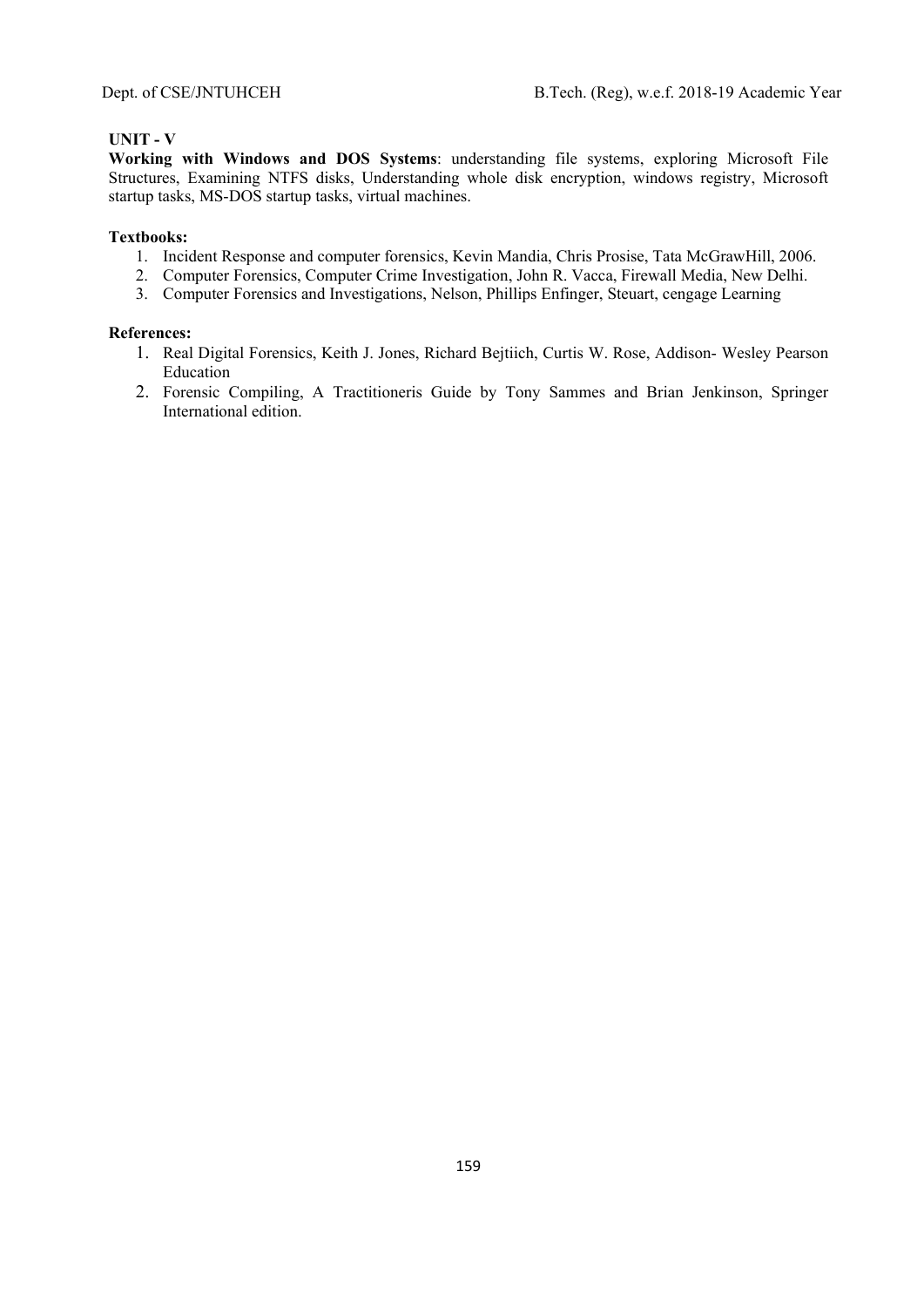**UNIT - V**

**Working with Windows and DOS Systems**: understanding file systems, exploring Microsoft File Structures, Examining NTFS disks, Understanding whole disk encryption, windows registry, Microsoft startup tasks, MS-DOS startup tasks, virtual machines.

**Textbooks:**

1. Incident Response and computer forensics, Kevin Mandia, Chris Prosise, Tata McGrawHill, 2006.
2. Computer Forensics, Computer Crime Investigation, John R. Vacca, Firewall Media, New Delhi.
3. Computer Forensics and Investigations, Nelson, Phillips Enfinger, Steuart, cengage Learning

**References:**

1. Real Digital Forensics, Keith J. Jones, Richard Bejtiich, Curtis W. Rose, Addison- Wesley Pearson Education
2. Forensic Compiling, A Tractitioneris Guide by Tony Sammes and Brian Jenkinson, Springer International edition.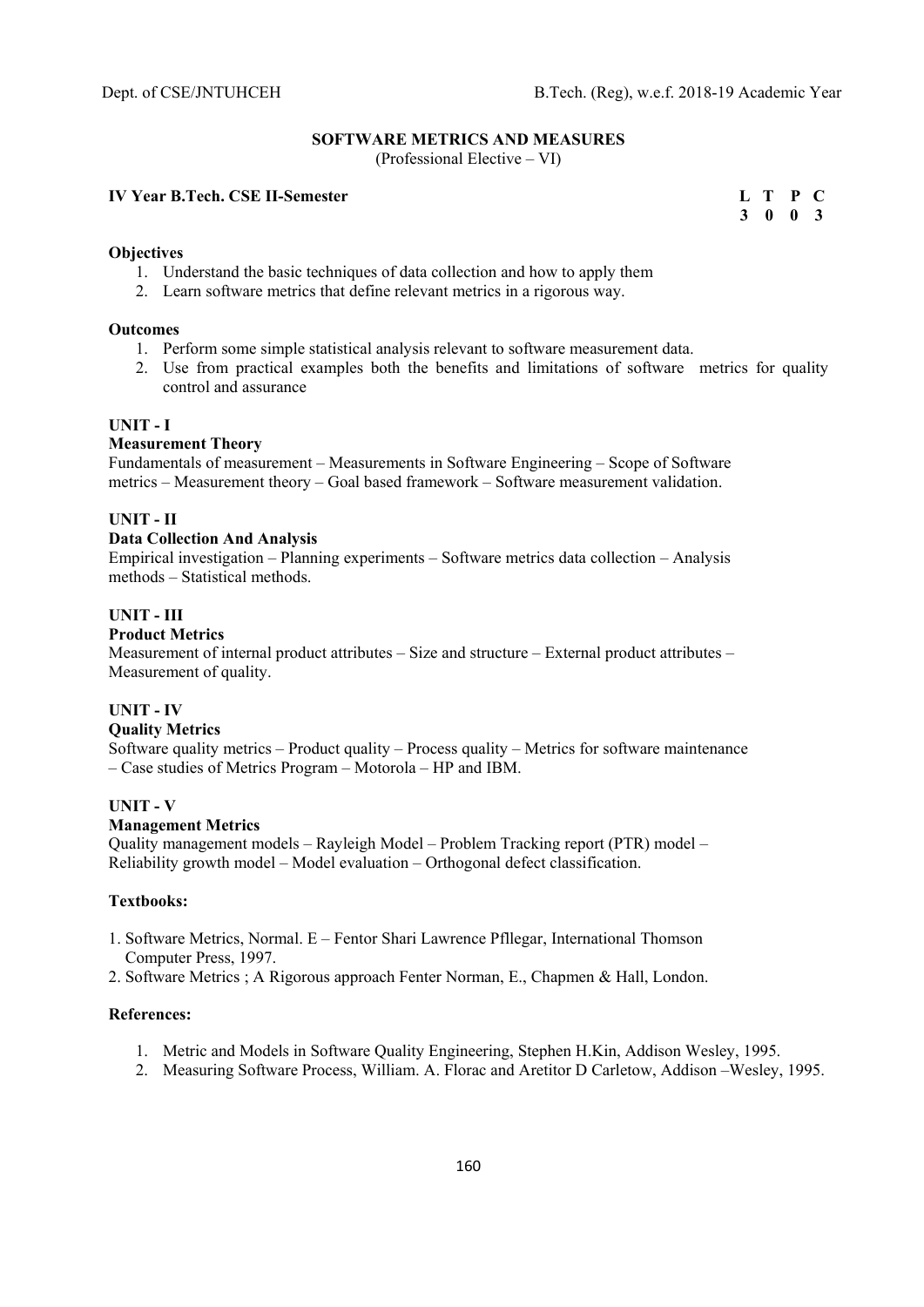# SOFTWARE METRICS AND MEASURES

(Professional Elective – VI)

**IV Year B.Tech. CSE II-Semester**

| L | T | P | C |
|---|---|---|---|
| 3 | 0 | 0 | 3 |

**Objectives**

1. Understand the basic techniques of data collection and how to apply them
2. Learn software metrics that define relevant metrics in a rigorous way.

**Outcomes**

1. Perform some simple statistical analysis relevant to software measurement data.
2. Use from practical examples both the benefits and limitations of software metrics for quality control and assurance

## UNIT - I

**Measurement Theory**

Fundamentals of measurement – Measurements in Software Engineering – Scope of Software metrics – Measurement theory – Goal based framework – Software measurement validation.

## UNIT - II

**Data Collection And Analysis**

Empirical investigation – Planning experiments – Software metrics data collection – Analysis methods – Statistical methods.

## UNIT - III

**Product Metrics**

Measurement of internal product attributes – Size and structure – External product attributes – Measurement of quality.

## UNIT - IV

**Quality Metrics**

Software quality metrics – Product quality – Process quality – Metrics for software maintenance – Case studies of Metrics Program – Motorola – HP and IBM.

## UNIT - V

**Management Metrics**

Quality management models – Rayleigh Model – Problem Tracking report (PTR) model – Reliability growth model – Model evaluation – Orthogonal defect classification.

**Textbooks:**

1. Software Metrics, Normal. E – Fentor Shari Lawrence Pfllegar, International Thomson Computer Press, 1997.
2. Software Metrics ; A Rigorous approach Fenter Norman, E., Chapmen & Hall, London.

**References:**

1. Metric and Models in Software Quality Engineering, Stephen H.Kin, Addison Wesley, 1995.
2. Measuring Software Process, William. A. Florac and Aretitor D Carletow, Addison –Wesley, 1995.